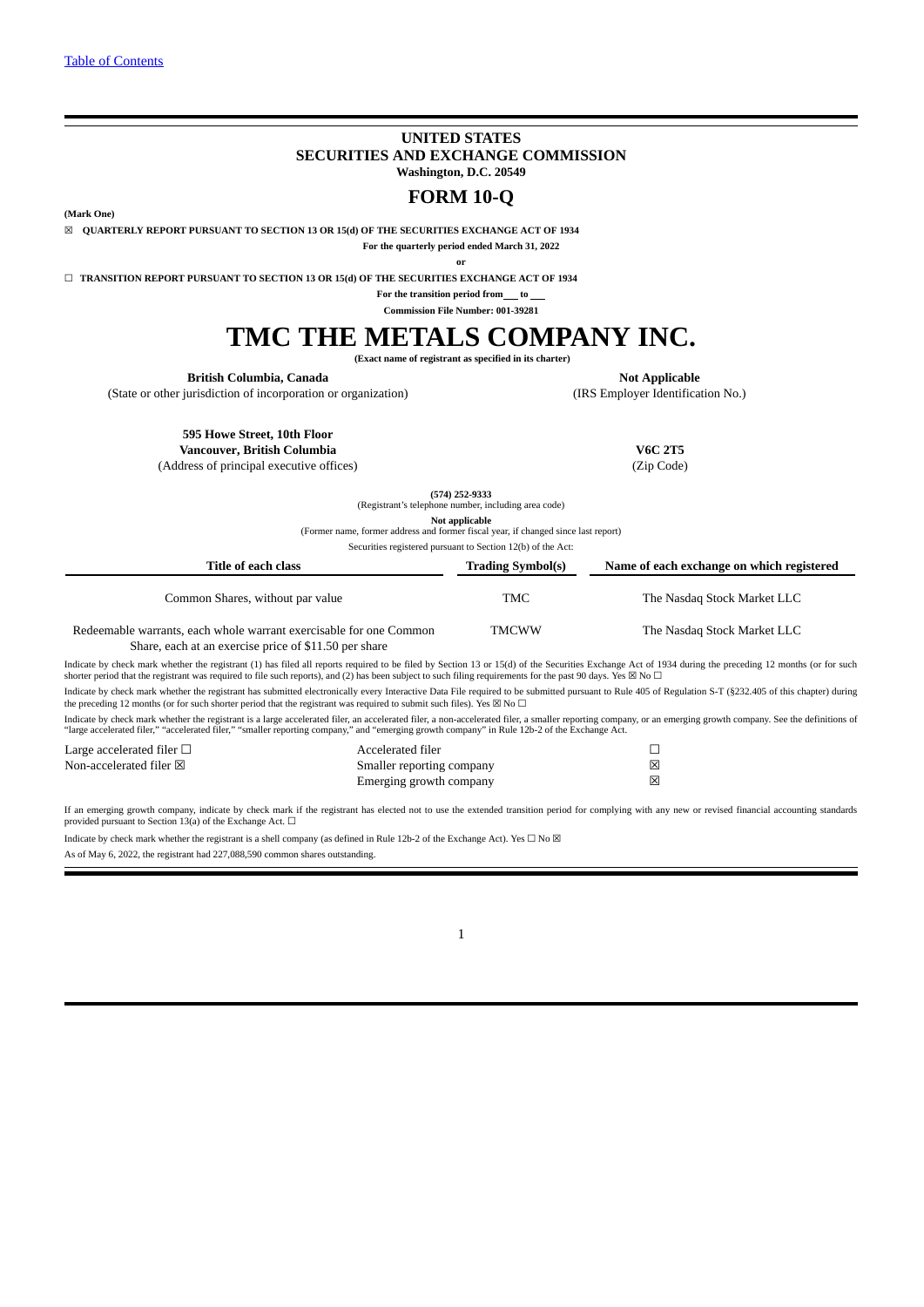[Table of Contents](#)

# UNITED STATES
# SECURITIES AND EXCHANGE COMMISSION
**Washington, D.C. 20549**

# FORM 10-Q

**(Mark One)**

☒ **QUARTERLY REPORT PURSUANT TO SECTION 13 OR 15(d) OF THE SECURITIES EXCHANGE ACT OF 1934**

**For the quarterly period ended March 31, 2022**

**or**

☐ **TRANSITION REPORT PURSUANT TO SECTION 13 OR 15(d) OF THE SECURITIES EXCHANGE ACT OF 1934**

**For the transition period from \_\_\_ to \_\_\_**

**Commission File Number: 001-39281**

# TMC THE METALS COMPANY INC.

**(Exact name of registrant as specified in its charter)**

| | |
|---|---|
| **British Columbia, Canada** | **Not Applicable** |
| (State or other jurisdiction of incorporation or organization) | (IRS Employer Identification No.) |
| **595 Howe Street, 10th Floor**<br>**Vancouver, British Columbia** | **V6C 2T5** |
| (Address of principal executive offices) | (Zip Code) |

**(574) 252-9333**
(Registrant's telephone number, including area code)

**Not applicable**
(Former name, former address and former fiscal year, if changed since last report)

Securities registered pursuant to Section 12(b) of the Act:

| Title of each class | Trading Symbol(s) | Name of each exchange on which registered |
|---|---|---|
| Common Shares, without par value | TMC | The Nasdaq Stock Market LLC |
| Redeemable warrants, each whole warrant exercisable for one Common Share, each at an exercise price of $11.50 per share | TMCWW | The Nasdaq Stock Market LLC |

Indicate by check mark whether the registrant (1) has filed all reports required to be filed by Section 13 or 15(d) of the Securities Exchange Act of 1934 during the preceding 12 months (or for such shorter period that the registrant was required to file such reports), and (2) has been subject to such filing requirements for the past 90 days. Yes ☒ No ☐

Indicate by check mark whether the registrant has submitted electronically every Interactive Data File required to be submitted pursuant to Rule 405 of Regulation S-T (§232.405 of this chapter) during the preceding 12 months (or for such shorter period that the registrant was required to submit such files). Yes ☒ No ☐

Indicate by check mark whether the registrant is a large accelerated filer, an accelerated filer, a non-accelerated filer, a smaller reporting company, or an emerging growth company. See the definitions of "large accelerated filer," "accelerated filer," "smaller reporting company," and "emerging growth company" in Rule 12b-2 of the Exchange Act.

| | | |
|---|---|---|
| Large accelerated filer ☐ | Accelerated filer | ☐ |
| Non-accelerated filer ☒ | Smaller reporting company | ☒ |
| | Emerging growth company | ☒ |

If an emerging growth company, indicate by check mark if the registrant has elected not to use the extended transition period for complying with any new or revised financial accounting standards provided pursuant to Section 13(a) of the Exchange Act. ☐

Indicate by check mark whether the registrant is a shell company (as defined in Rule 12b-2 of the Exchange Act). Yes ☐ No ☒

As of May 6, 2022, the registrant had 227,088,590 common shares outstanding.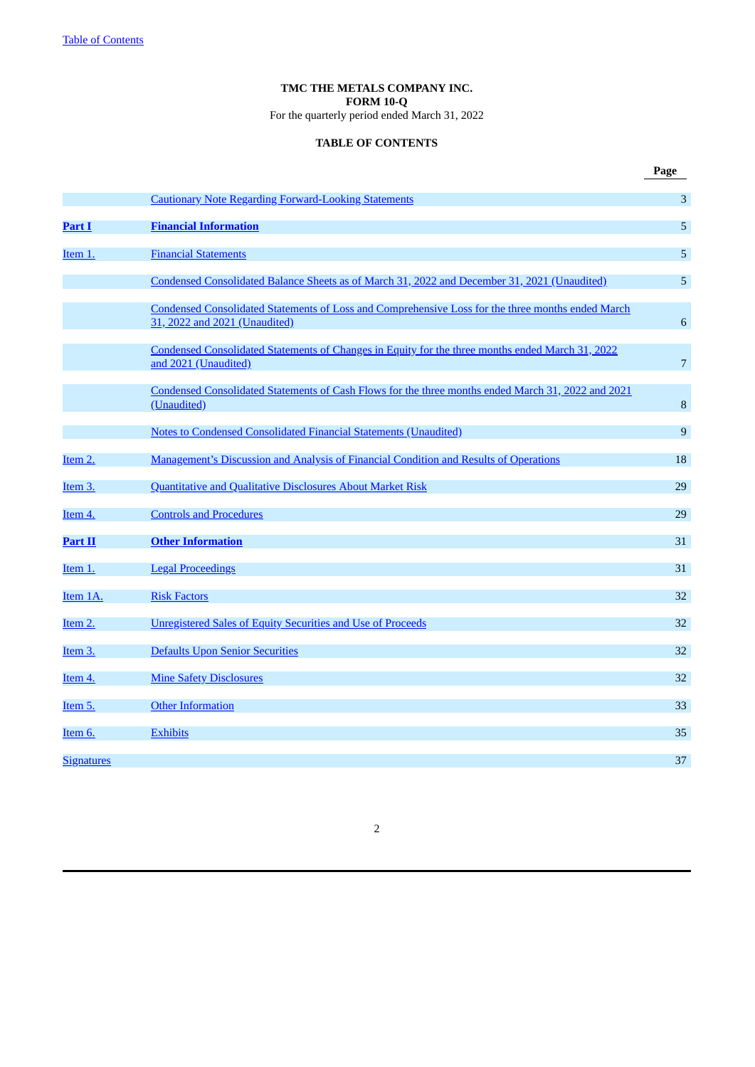**TMC THE METALS COMPANY INC.**
**FORM 10-Q**
For the quarterly period ended March 31, 2022

**TABLE OF CONTENTS**

| | | Page |
|---|---|---|
| | Cautionary Note Regarding Forward-Looking Statements | 3 |
| **Part I** | **Financial Information** | 5 |
| Item 1. | Financial Statements | 5 |
| | Condensed Consolidated Balance Sheets as of March 31, 2022 and December 31, 2021 (Unaudited) | 5 |
| | Condensed Consolidated Statements of Loss and Comprehensive Loss for the three months ended March 31, 2022 and 2021 (Unaudited) | 6 |
| | Condensed Consolidated Statements of Changes in Equity for the three months ended March 31, 2022 and 2021 (Unaudited) | 7 |
| | Condensed Consolidated Statements of Cash Flows for the three months ended March 31, 2022 and 2021 (Unaudited) | 8 |
| | Notes to Condensed Consolidated Financial Statements (Unaudited) | 9 |
| Item 2. | Management's Discussion and Analysis of Financial Condition and Results of Operations | 18 |
| Item 3. | Quantitative and Qualitative Disclosures About Market Risk | 29 |
| Item 4. | Controls and Procedures | 29 |
| **Part II** | **Other Information** | 31 |
| Item 1. | Legal Proceedings | 31 |
| Item 1A. | Risk Factors | 32 |
| Item 2. | Unregistered Sales of Equity Securities and Use of Proceeds | 32 |
| Item 3. | Defaults Upon Senior Securities | 32 |
| Item 4. | Mine Safety Disclosures | 32 |
| Item 5. | Other Information | 33 |
| Item 6. | Exhibits | 35 |
| Signatures | | 37 |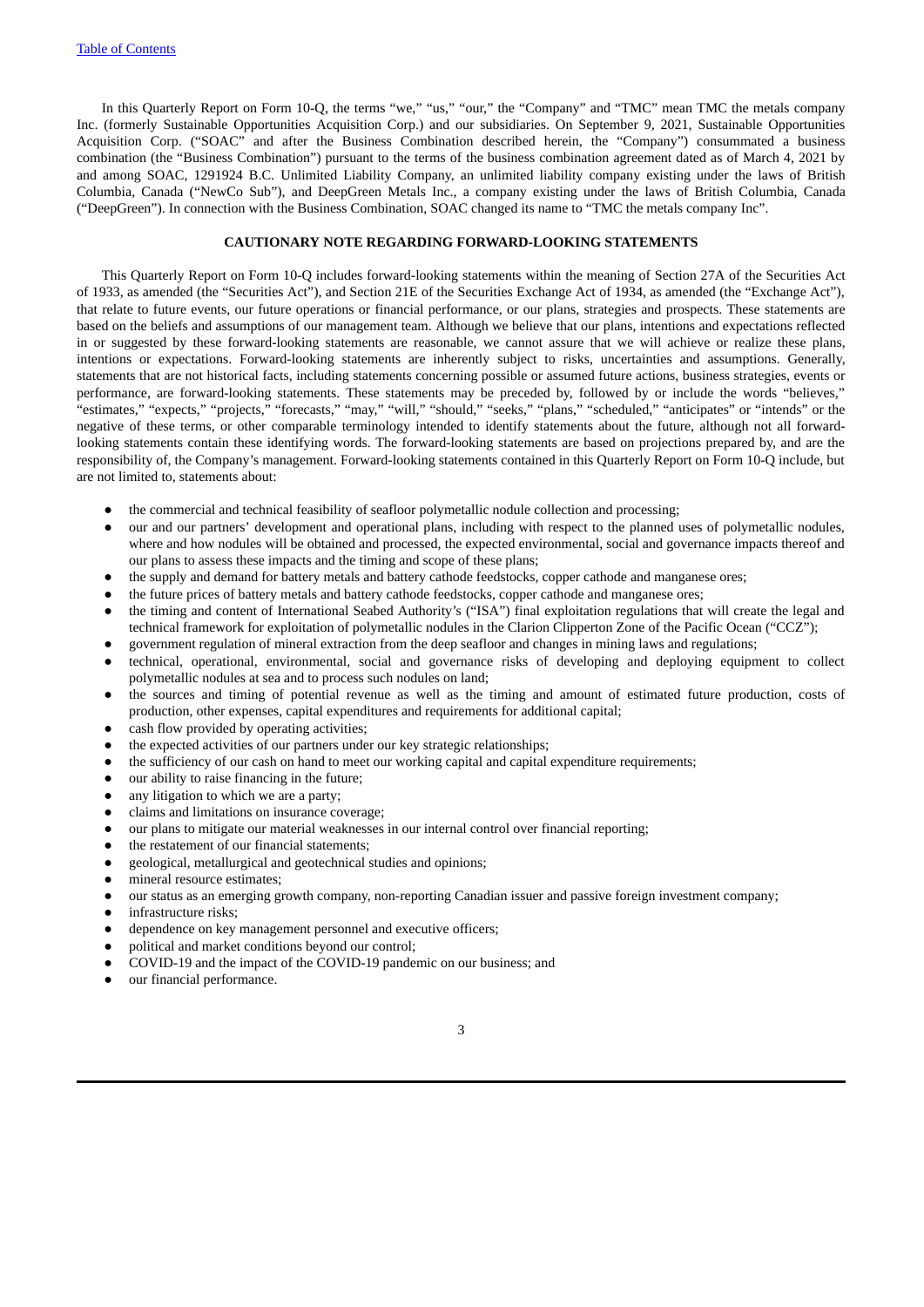In this Quarterly Report on Form 10-Q, the terms "we," "us," "our," the "Company" and "TMC" mean TMC the metals company Inc. (formerly Sustainable Opportunities Acquisition Corp.) and our subsidiaries. On September 9, 2021, Sustainable Opportunities Acquisition Corp. ("SOAC" and after the Business Combination described herein, the "Company") consummated a business combination (the "Business Combination") pursuant to the terms of the business combination agreement dated as of March 4, 2021 by and among SOAC, 1291924 B.C. Unlimited Liability Company, an unlimited liability company existing under the laws of British Columbia, Canada ("NewCo Sub"), and DeepGreen Metals Inc., a company existing under the laws of British Columbia, Canada ("DeepGreen"). In connection with the Business Combination, SOAC changed its name to "TMC the metals company Inc".

## CAUTIONARY NOTE REGARDING FORWARD-LOOKING STATEMENTS

This Quarterly Report on Form 10-Q includes forward-looking statements within the meaning of Section 27A of the Securities Act of 1933, as amended (the "Securities Act"), and Section 21E of the Securities Exchange Act of 1934, as amended (the "Exchange Act"), that relate to future events, our future operations or financial performance, or our plans, strategies and prospects. These statements are based on the beliefs and assumptions of our management team. Although we believe that our plans, intentions and expectations reflected in or suggested by these forward-looking statements are reasonable, we cannot assure that we will achieve or realize these plans, intentions or expectations. Forward-looking statements are inherently subject to risks, uncertainties and assumptions. Generally, statements that are not historical facts, including statements concerning possible or assumed future actions, business strategies, events or performance, are forward-looking statements. These statements may be preceded by, followed by or include the words "believes," "estimates," "expects," "projects," "forecasts," "may," "will," "should," "seeks," "plans," "scheduled," "anticipates" or "intends" or the negative of these terms, or other comparable terminology intended to identify statements about the future, although not all forward-looking statements contain these identifying words. The forward-looking statements are based on projections prepared by, and are the responsibility of, the Company's management. Forward-looking statements contained in this Quarterly Report on Form 10-Q include, but are not limited to, statements about:

- the commercial and technical feasibility of seafloor polymetallic nodule collection and processing;
- our and our partners' development and operational plans, including with respect to the planned uses of polymetallic nodules, where and how nodules will be obtained and processed, the expected environmental, social and governance impacts thereof and our plans to assess these impacts and the timing and scope of these plans;
- the supply and demand for battery metals and battery cathode feedstocks, copper cathode and manganese ores;
- the future prices of battery metals and battery cathode feedstocks, copper cathode and manganese ores;
- the timing and content of International Seabed Authority's ("ISA") final exploitation regulations that will create the legal and technical framework for exploitation of polymetallic nodules in the Clarion Clipperton Zone of the Pacific Ocean ("CCZ");
- government regulation of mineral extraction from the deep seafloor and changes in mining laws and regulations;
- technical, operational, environmental, social and governance risks of developing and deploying equipment to collect polymetallic nodules at sea and to process such nodules on land;
- the sources and timing of potential revenue as well as the timing and amount of estimated future production, costs of production, other expenses, capital expenditures and requirements for additional capital;
- cash flow provided by operating activities;
- the expected activities of our partners under our key strategic relationships;
- the sufficiency of our cash on hand to meet our working capital and capital expenditure requirements;
- our ability to raise financing in the future;
- any litigation to which we are a party;
- claims and limitations on insurance coverage;
- our plans to mitigate our material weaknesses in our internal control over financial reporting;
- the restatement of our financial statements;
- geological, metallurgical and geotechnical studies and opinions;
- mineral resource estimates;
- our status as an emerging growth company, non-reporting Canadian issuer and passive foreign investment company;
- infrastructure risks;
- dependence on key management personnel and executive officers;
- political and market conditions beyond our control;
- COVID-19 and the impact of the COVID-19 pandemic on our business; and
- our financial performance.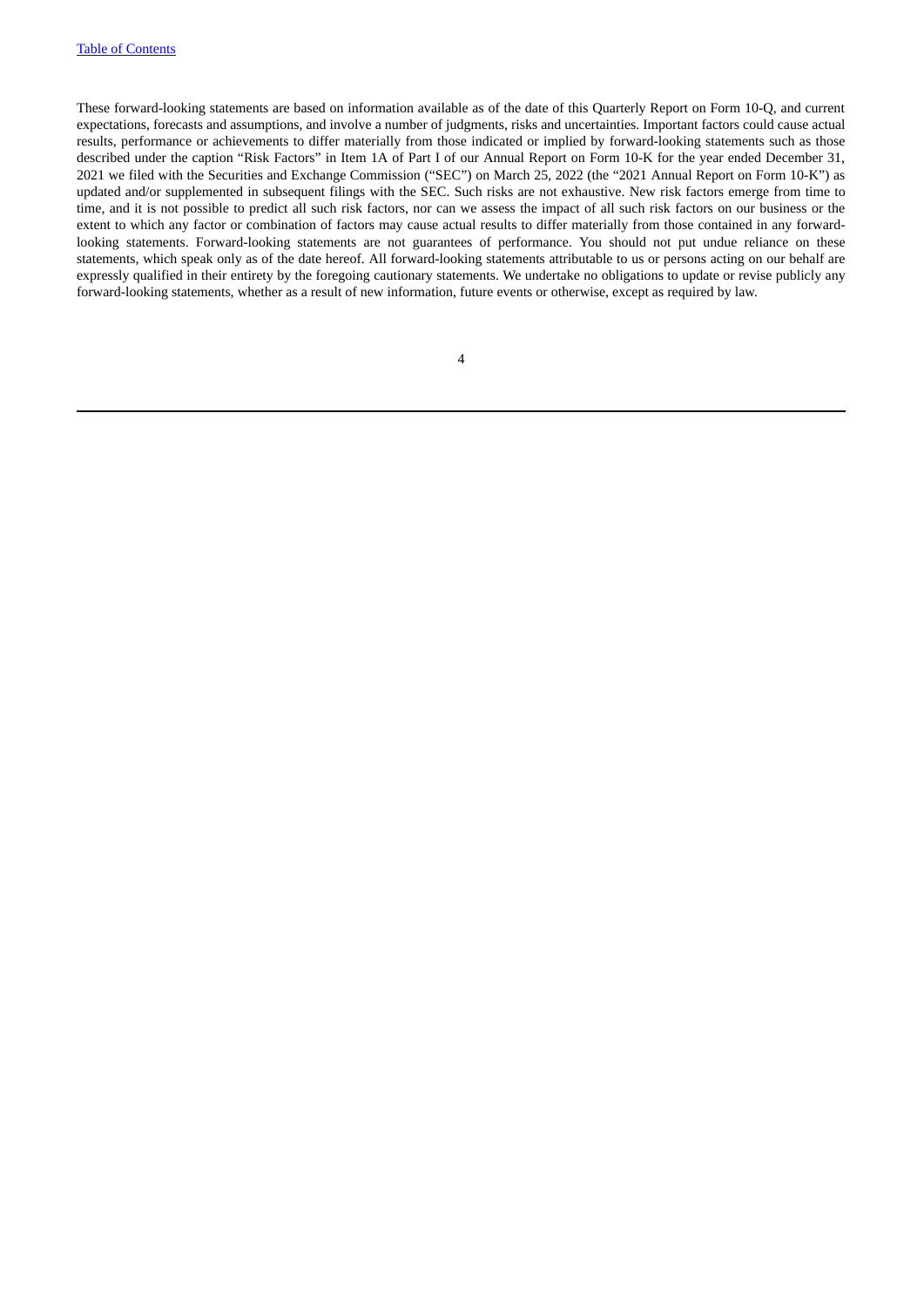These forward-looking statements are based on information available as of the date of this Quarterly Report on Form 10-Q, and current expectations, forecasts and assumptions, and involve a number of judgments, risks and uncertainties. Important factors could cause actual results, performance or achievements to differ materially from those indicated or implied by forward-looking statements such as those described under the caption "Risk Factors" in Item 1A of Part I of our Annual Report on Form 10-K for the year ended December 31, 2021 we filed with the Securities and Exchange Commission ("SEC") on March 25, 2022 (the "2021 Annual Report on Form 10-K") as updated and/or supplemented in subsequent filings with the SEC. Such risks are not exhaustive. New risk factors emerge from time to time, and it is not possible to predict all such risk factors, nor can we assess the impact of all such risk factors on our business or the extent to which any factor or combination of factors may cause actual results to differ materially from those contained in any forward-looking statements. Forward-looking statements are not guarantees of performance. You should not put undue reliance on these statements, which speak only as of the date hereof. All forward-looking statements attributable to us or persons acting on our behalf are expressly qualified in their entirety by the foregoing cautionary statements. We undertake no obligations to update or revise publicly any forward-looking statements, whether as a result of new information, future events or otherwise, except as required by law.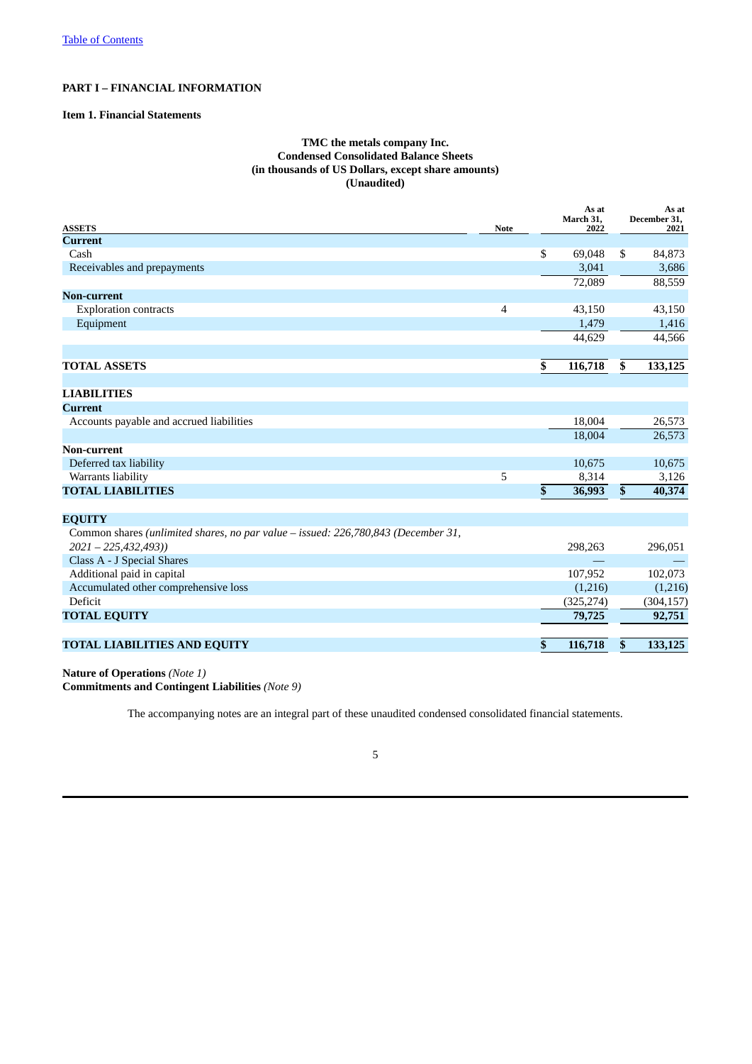[Table of Contents](#)

**PART I – FINANCIAL INFORMATION**

**Item 1. Financial Statements**

**TMC the metals company Inc.**
**Condensed Consolidated Balance Sheets**
**(in thousands of US Dollars, except share amounts)**
**(Unaudited)**

| ASSETS | Note | As at March 31, 2022 | As at December 31, 2021 |
|---|---|---|---|
| **Current** | | | |
| Cash | | $ 69,048 | $ 84,873 |
| Receivables and prepayments | | 3,041 | 3,686 |
| | | 72,089 | 88,559 |
| **Non-current** | | | |
| Exploration contracts | 4 | 43,150 | 43,150 |
| Equipment | | 1,479 | 1,416 |
| | | 44,629 | 44,566 |
| | | | |
| **TOTAL ASSETS** | | **$ 116,718** | **$ 133,125** |
| | | | |
| **LIABILITIES** | | | |
| **Current** | | | |
| Accounts payable and accrued liabilities | | 18,004 | 26,573 |
| | | 18,004 | 26,573 |
| **Non-current** | | | |
| Deferred tax liability | | 10,675 | 10,675 |
| Warrants liability | 5 | 8,314 | 3,126 |
| **TOTAL LIABILITIES** | | **$ 36,993** | **$ 40,374** |
| | | | |
| **EQUITY** | | | |
| Common shares *(unlimited shares, no par value – issued: 226,780,843 (December 31, 2021 – 225,432,493))* | | 298,263 | 296,051 |
| Class A - J Special Shares | | — | — |
| Additional paid in capital | | 107,952 | 102,073 |
| Accumulated other comprehensive loss | | (1,216) | (1,216) |
| Deficit | | (325,274) | (304,157) |
| **TOTAL EQUITY** | | **79,725** | **92,751** |
| | | | |
| **TOTAL LIABILITIES AND EQUITY** | | **$ 116,718** | **$ 133,125** |

**Nature of Operations** *(Note 1)*
**Commitments and Contingent Liabilities** *(Note 9)*

The accompanying notes are an integral part of these unaudited condensed consolidated financial statements.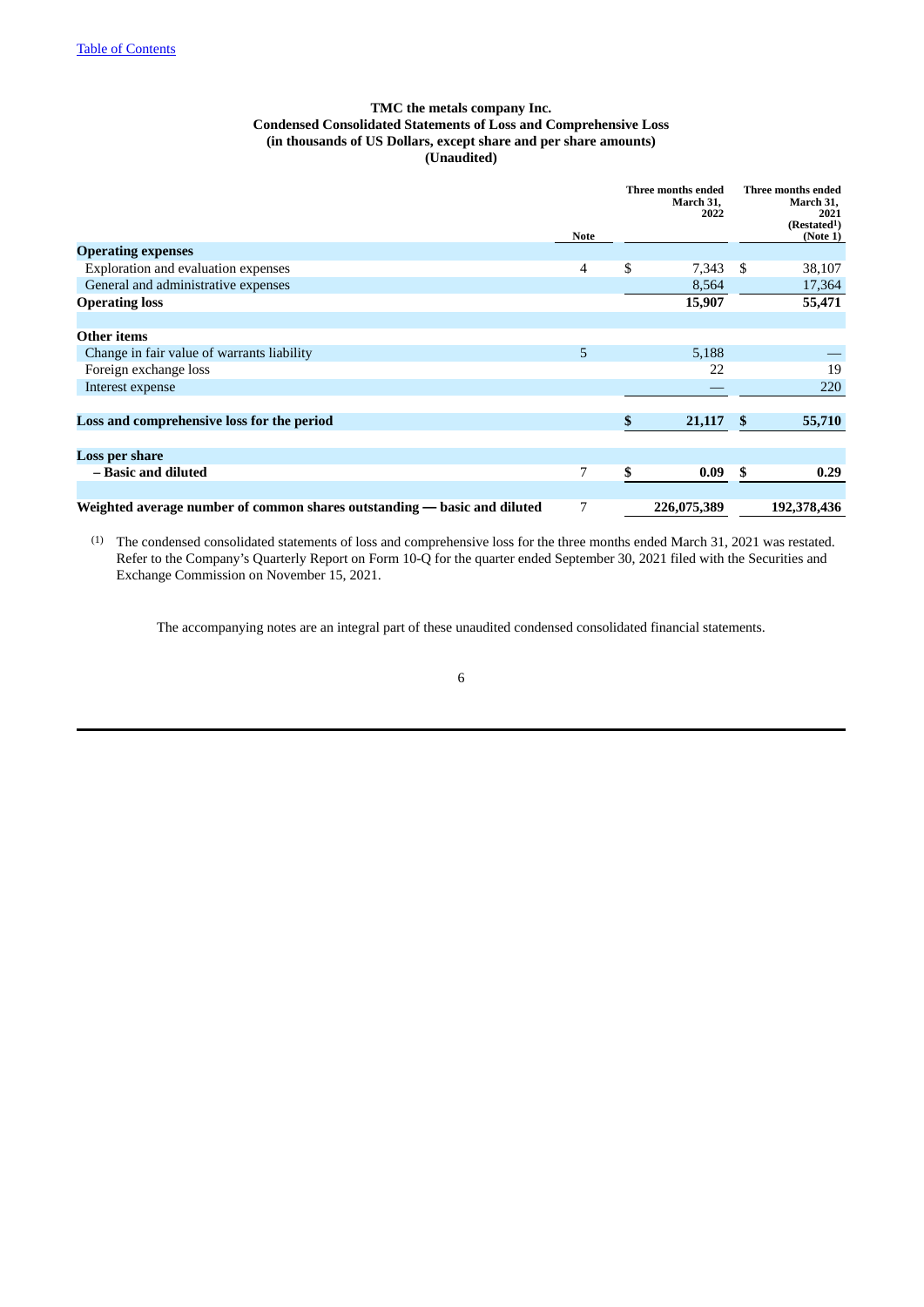**TMC the metals company Inc.**
**Condensed Consolidated Statements of Loss and Comprehensive Loss**
**(in thousands of US Dollars, except share and per share amounts)**
**(Unaudited)**

| | Note | Three months ended March 31, 2022 | Three months ended March 31, 2021 (Restated[1]) (Note 1) |
|---|---|---|---|
| **Operating expenses** | | | |
| Exploration and evaluation expenses | 4 | $ 7,343 | $ 38,107 |
| General and administrative expenses | | 8,564 | 17,364 |
| **Operating loss** | | **15,907** | **55,471** |
| | | | |
| **Other items** | | | |
| Change in fair value of warrants liability | 5 | 5,188 | — |
| Foreign exchange loss | | 22 | 19 |
| Interest expense | | — | 220 |
| | | | |
| **Loss and comprehensive loss for the period** | | **$ 21,117** | **$ 55,710** |
| | | | |
| **Loss per share** | | | |
| **– Basic and diluted** | 7 | **$ 0.09** | **$ 0.29** |
| | | | |
| **Weighted average number of common shares outstanding — basic and diluted** | 7 | **226,075,389** | **192,378,436** |

[1] The condensed consolidated statements of loss and comprehensive loss for the three months ended March 31, 2021 was restated. Refer to the Company's Quarterly Report on Form 10-Q for the quarter ended September 30, 2021 filed with the Securities and Exchange Commission on November 15, 2021.

The accompanying notes are an integral part of these unaudited condensed consolidated financial statements.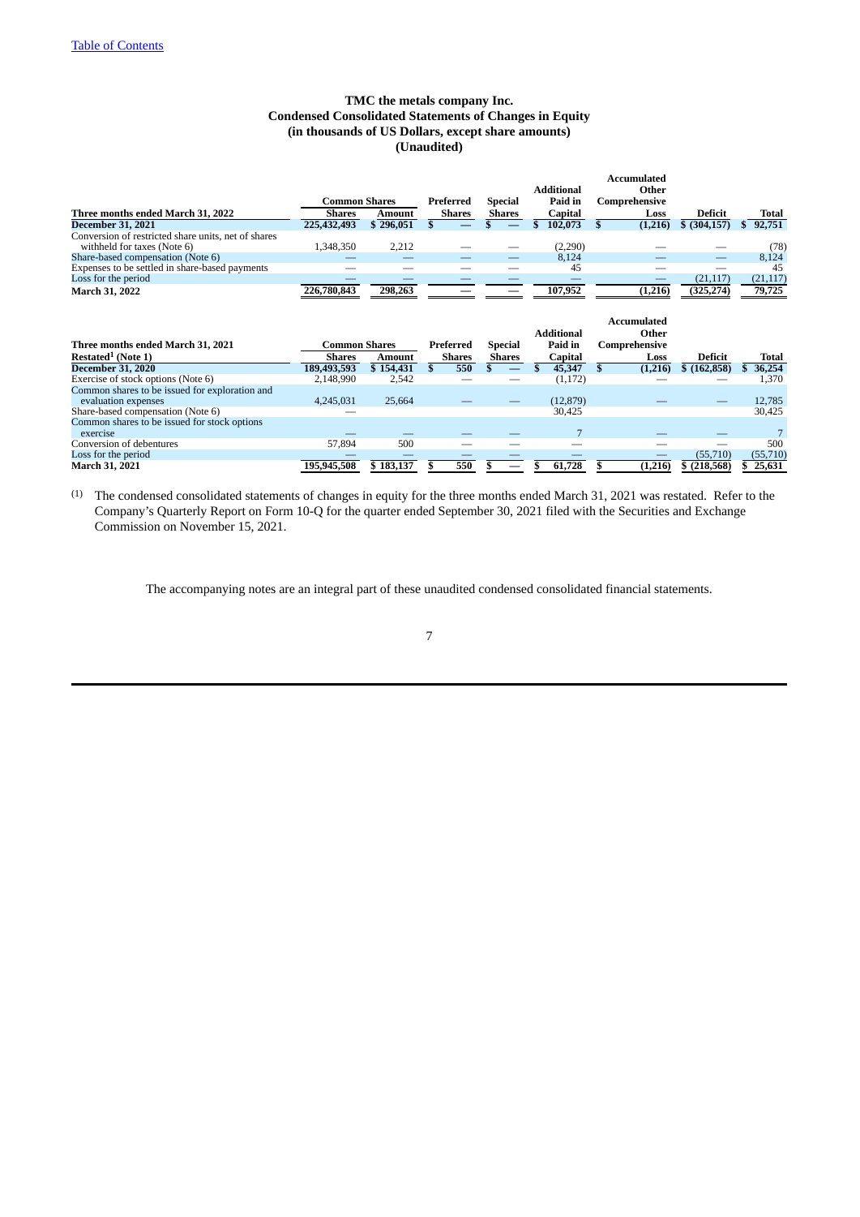[Table of Contents](#)

**TMC the metals company Inc.**
**Condensed Consolidated Statements of Changes in Equity**
**(in thousands of US Dollars, except share amounts)**
**(Unaudited)**

| Three months ended March 31, 2022 | Common Shares | | Preferred | Special | Additional Paid in | Accumulated Other Comprehensive | | |
|---|---|---|---|---|---|---|---|---|
| | Shares | Amount | Shares | Shares | Capital | Loss | Deficit | Total |
| **December 31, 2021** | **225,432,493** | **$ 296,051** | **$ —** | **$ —** | **$ 102,073** | **$ (1,216)** | **$ (304,157)** | **$ 92,751** |
| Conversion of restricted share units, net of shares withheld for taxes (Note 6) | 1,348,350 | 2,212 | — | — | (2,290) | — | — | (78) |
| Share-based compensation (Note 6) | — | — | — | — | 8,124 | — | — | 8,124 |
| Expenses to be settled in share-based payments | — | — | — | — | 45 | — | — | 45 |
| Loss for the period | — | — | — | — | — | — | (21,117) | (21,117) |
| **March 31, 2022** | **226,780,843** | **298,263** | **—** | **—** | **107,952** | **(1,216)** | **(325,274)** | **79,725** |

| Three months ended March 31, 2021 Restated[1] (Note 1) | Common Shares | | Preferred | Special | Additional Paid in | Accumulated Other Comprehensive | | |
|---|---|---|---|---|---|---|---|---|
| | Shares | Amount | Shares | Shares | Capital | Loss | Deficit | Total |
| **December 31, 2020** | **189,493,593** | **$ 154,431** | **$ 550** | **$ —** | **$ 45,347** | **$ (1,216)** | **$ (162,858)** | **$ 36,254** |
| Exercise of stock options (Note 6) | 2,148,990 | 2,542 | — | — | (1,172) | — | — | 1,370 |
| Common shares to be issued for exploration and evaluation expenses | 4,245,031 | 25,664 | — | — | (12,879) | — | — | 12,785 |
| Share-based compensation (Note 6) | — | | | | 30,425 | | | 30,425 |
| Common shares to be issued for stock options exercise | — | — | — | — | 7 | — | — | 7 |
| Conversion of debentures | 57,894 | 500 | — | — | — | — | — | 500 |
| Loss for the period | — | — | — | — | — | — | (55,710) | (55,710) |
| **March 31, 2021** | **195,945,508** | **$ 183,137** | **$ 550** | **$ —** | **$ 61,728** | **$ (1,216)** | **$ (218,568)** | **$ 25,631** |

(1) The condensed consolidated statements of changes in equity for the three months ended March 31, 2021 was restated. Refer to the Company's Quarterly Report on Form 10-Q for the quarter ended September 30, 2021 filed with the Securities and Exchange Commission on November 15, 2021.

The accompanying notes are an integral part of these unaudited condensed consolidated financial statements.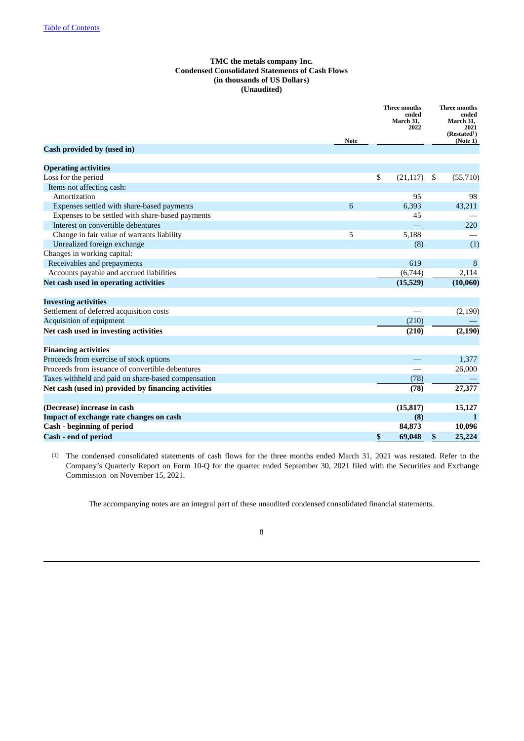[Table of Contents](#)

**TMC the metals company Inc.**
**Condensed Consolidated Statements of Cash Flows**
**(in thousands of US Dollars)**
**(Unaudited)**

| | Note | Three months ended March 31, 2022 | Three months ended March 31, 2021 (Restated[1]) (Note 1) |
|---|---|---|---|
| **Cash provided by (used in)** | | | |
| **Operating activities** | | | |
| Loss for the period | | $ (21,117) | $ (55,710) |
| Items not affecting cash: | | | |
| Amortization | | 95 | 98 |
| Expenses settled with share-based payments | 6 | 6,393 | 43,211 |
| Expenses to be settled with share-based payments | | 45 | — |
| Interest on convertible debentures | | — | 220 |
| Change in fair value of warrants liability | 5 | 5,188 | — |
| Unrealized foreign exchange | | (8) | (1) |
| Changes in working capital: | | | |
| Receivables and prepayments | | 619 | 8 |
| Accounts payable and accrued liabilities | | (6,744) | 2,114 |
| **Net cash used in operating activities** | | **(15,529)** | **(10,060)** |
| **Investing activities** | | | |
| Settlement of deferred acquisition costs | | — | (2,190) |
| Acquisition of equipment | | (210) | — |
| **Net cash used in investing activities** | | **(210)** | **(2,190)** |
| **Financing activities** | | | |
| Proceeds from exercise of stock options | | — | 1,377 |
| Proceeds from issuance of convertible debentures | | — | 26,000 |
| Taxes withheld and paid on share-based compensation | | (78) | — |
| **Net cash (used in) provided by financing activities** | | **(78)** | **27,377** |
| **(Decrease) increase in cash** | | **(15,817)** | **15,127** |
| **Impact of exchange rate changes on cash** | | **(8)** | **1** |
| **Cash - beginning of period** | | **84,873** | **10,096** |
| **Cash - end of period** | | **$ 69,048** | **$ 25,224** |

(1) The condensed consolidated statements of cash flows for the three months ended March 31, 2021 was restated. Refer to the Company's Quarterly Report on Form 10-Q for the quarter ended September 30, 2021 filed with the Securities and Exchange Commission on November 15, 2021.

The accompanying notes are an integral part of these unaudited condensed consolidated financial statements.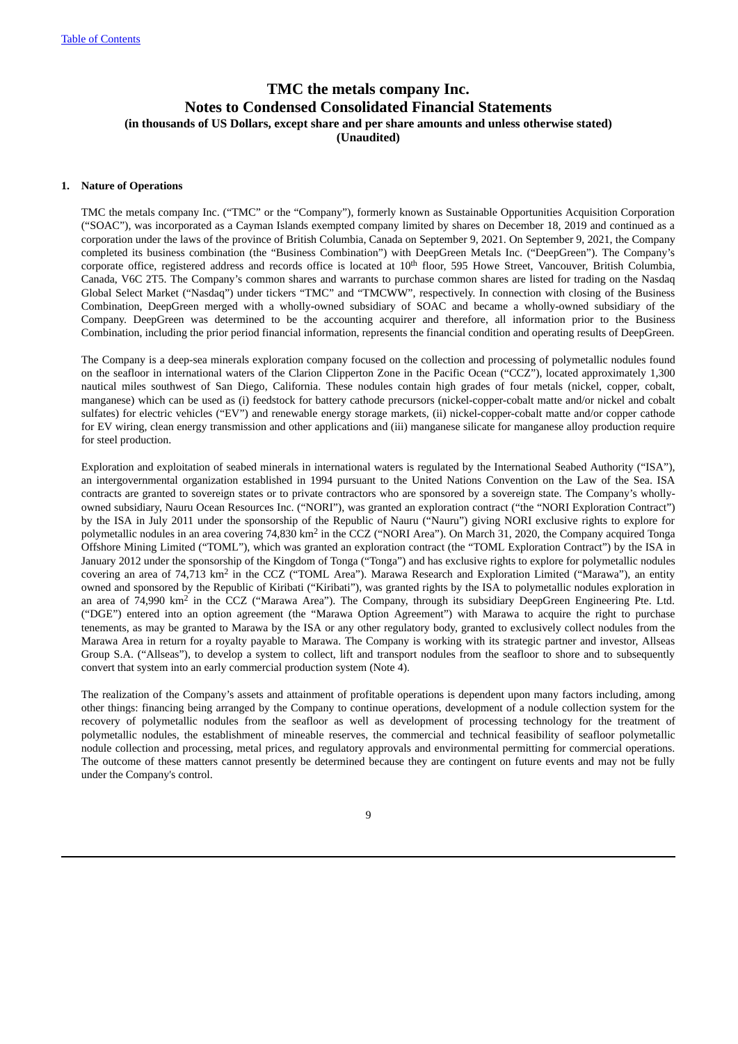# TMC the metals company Inc.
## Notes to Condensed Consolidated Financial Statements
**(in thousands of US Dollars, except share and per share amounts and unless otherwise stated)**
**(Unaudited)**

### 1. Nature of Operations

TMC the metals company Inc. ("TMC" or the "Company"), formerly known as Sustainable Opportunities Acquisition Corporation ("SOAC"), was incorporated as a Cayman Islands exempted company limited by shares on December 18, 2019 and continued as a corporation under the laws of the province of British Columbia, Canada on September 9, 2021. On September 9, 2021, the Company completed its business combination (the "Business Combination") with DeepGreen Metals Inc. ("DeepGreen"). The Company's corporate office, registered address and records office is located at 10th floor, 595 Howe Street, Vancouver, British Columbia, Canada, V6C 2T5. The Company's common shares and warrants to purchase common shares are listed for trading on the Nasdaq Global Select Market ("Nasdaq") under tickers "TMC" and "TMCWW", respectively. In connection with closing of the Business Combination, DeepGreen merged with a wholly-owned subsidiary of SOAC and became a wholly-owned subsidiary of the Company. DeepGreen was determined to be the accounting acquirer and therefore, all information prior to the Business Combination, including the prior period financial information, represents the financial condition and operating results of DeepGreen.

The Company is a deep-sea minerals exploration company focused on the collection and processing of polymetallic nodules found on the seafloor in international waters of the Clarion Clipperton Zone in the Pacific Ocean ("CCZ"), located approximately 1,300 nautical miles southwest of San Diego, California. These nodules contain high grades of four metals (nickel, copper, cobalt, manganese) which can be used as (i) feedstock for battery cathode precursors (nickel-copper-cobalt matte and/or nickel and cobalt sulfates) for electric vehicles ("EV") and renewable energy storage markets, (ii) nickel-copper-cobalt matte and/or copper cathode for EV wiring, clean energy transmission and other applications and (iii) manganese silicate for manganese alloy production require for steel production.

Exploration and exploitation of seabed minerals in international waters is regulated by the International Seabed Authority ("ISA"), an intergovernmental organization established in 1994 pursuant to the United Nations Convention on the Law of the Sea. ISA contracts are granted to sovereign states or to private contractors who are sponsored by a sovereign state. The Company's wholly-owned subsidiary, Nauru Ocean Resources Inc. ("NORI"), was granted an exploration contract ("the "NORI Exploration Contract") by the ISA in July 2011 under the sponsorship of the Republic of Nauru ("Nauru") giving NORI exclusive rights to explore for polymetallic nodules in an area covering 74,830 km$^2$ in the CCZ ("NORI Area"). On March 31, 2020, the Company acquired Tonga Offshore Mining Limited ("TOML"), which was granted an exploration contract (the "TOML Exploration Contract") by the ISA in January 2012 under the sponsorship of the Kingdom of Tonga ("Tonga") and has exclusive rights to explore for polymetallic nodules covering an area of 74,713 km$^2$ in the CCZ ("TOML Area"). Marawa Research and Exploration Limited ("Marawa"), an entity owned and sponsored by the Republic of Kiribati ("Kiribati"), was granted rights by the ISA to polymetallic nodules exploration in an area of 74,990 km$^2$ in the CCZ ("Marawa Area"). The Company, through its subsidiary DeepGreen Engineering Pte. Ltd. ("DGE") entered into an option agreement (the "Marawa Option Agreement") with Marawa to acquire the right to purchase tenements, as may be granted to Marawa by the ISA or any other regulatory body, granted to exclusively collect nodules from the Marawa Area in return for a royalty payable to Marawa. The Company is working with its strategic partner and investor, Allseas Group S.A. ("Allseas"), to develop a system to collect, lift and transport nodules from the seafloor to shore and to subsequently convert that system into an early commercial production system (Note 4).

The realization of the Company's assets and attainment of profitable operations is dependent upon many factors including, among other things: financing being arranged by the Company to continue operations, development of a nodule collection system for the recovery of polymetallic nodules from the seafloor as well as development of processing technology for the treatment of polymetallic nodules, the establishment of mineable reserves, the commercial and technical feasibility of seafloor polymetallic nodule collection and processing, metal prices, and regulatory approvals and environmental permitting for commercial operations. The outcome of these matters cannot presently be determined because they are contingent on future events and may not be fully under the Company's control.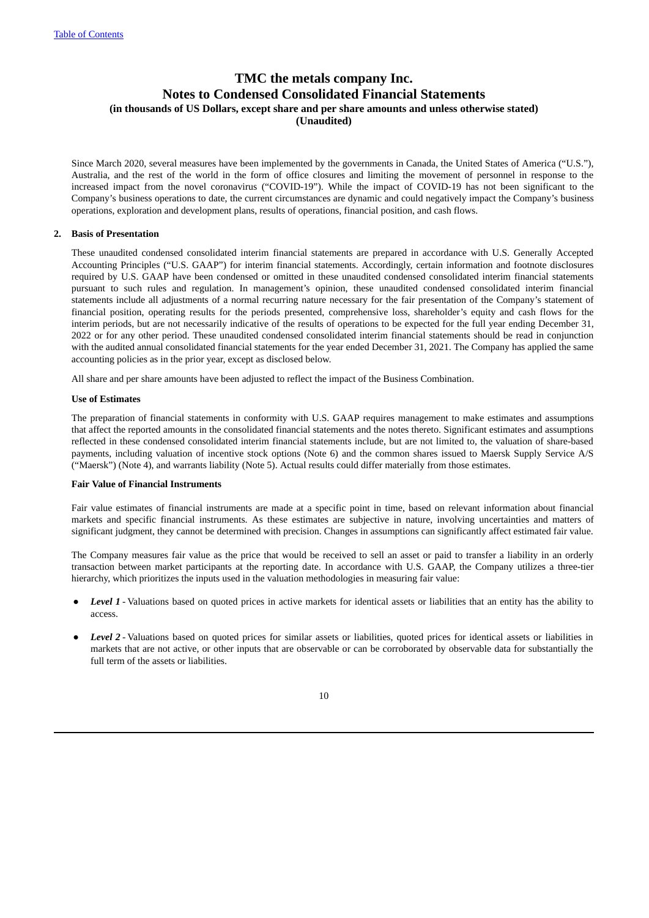Since March 2020, several measures have been implemented by the governments in Canada, the United States of America ("U.S."), Australia, and the rest of the world in the form of office closures and limiting the movement of personnel in response to the increased impact from the novel coronavirus ("COVID-19"). While the impact of COVID-19 has not been significant to the Company's business operations to date, the current circumstances are dynamic and could negatively impact the Company's business operations, exploration and development plans, results of operations, financial position, and cash flows.

## 2. Basis of Presentation

These unaudited condensed consolidated interim financial statements are prepared in accordance with U.S. Generally Accepted Accounting Principles ("U.S. GAAP") for interim financial statements. Accordingly, certain information and footnote disclosures required by U.S. GAAP have been condensed or omitted in these unaudited condensed consolidated interim financial statements pursuant to such rules and regulation. In management's opinion, these unaudited condensed consolidated interim financial statements include all adjustments of a normal recurring nature necessary for the fair presentation of the Company's statement of financial position, operating results for the periods presented, comprehensive loss, shareholder's equity and cash flows for the interim periods, but are not necessarily indicative of the results of operations to be expected for the full year ending December 31, 2022 or for any other period. These unaudited condensed consolidated interim financial statements should be read in conjunction with the audited annual consolidated financial statements for the year ended December 31, 2021. The Company has applied the same accounting policies as in the prior year, except as disclosed below.

All share and per share amounts have been adjusted to reflect the impact of the Business Combination.

### Use of Estimates

The preparation of financial statements in conformity with U.S. GAAP requires management to make estimates and assumptions that affect the reported amounts in the consolidated financial statements and the notes thereto. Significant estimates and assumptions reflected in these condensed consolidated interim financial statements include, but are not limited to, the valuation of share-based payments, including valuation of incentive stock options (Note 6) and the common shares issued to Maersk Supply Service A/S ("Maersk") (Note 4), and warrants liability (Note 5). Actual results could differ materially from those estimates.

### Fair Value of Financial Instruments

Fair value estimates of financial instruments are made at a specific point in time, based on relevant information about financial markets and specific financial instruments. As these estimates are subjective in nature, involving uncertainties and matters of significant judgment, they cannot be determined with precision. Changes in assumptions can significantly affect estimated fair value.

The Company measures fair value as the price that would be received to sell an asset or paid to transfer a liability in an orderly transaction between market participants at the reporting date. In accordance with U.S. GAAP, the Company utilizes a three-tier hierarchy, which prioritizes the inputs used in the valuation methodologies in measuring fair value:

- ***Level 1*** - Valuations based on quoted prices in active markets for identical assets or liabilities that an entity has the ability to access.
- ***Level 2*** - Valuations based on quoted prices for similar assets or liabilities, quoted prices for identical assets or liabilities in markets that are not active, or other inputs that are observable or can be corroborated by observable data for substantially the full term of the assets or liabilities.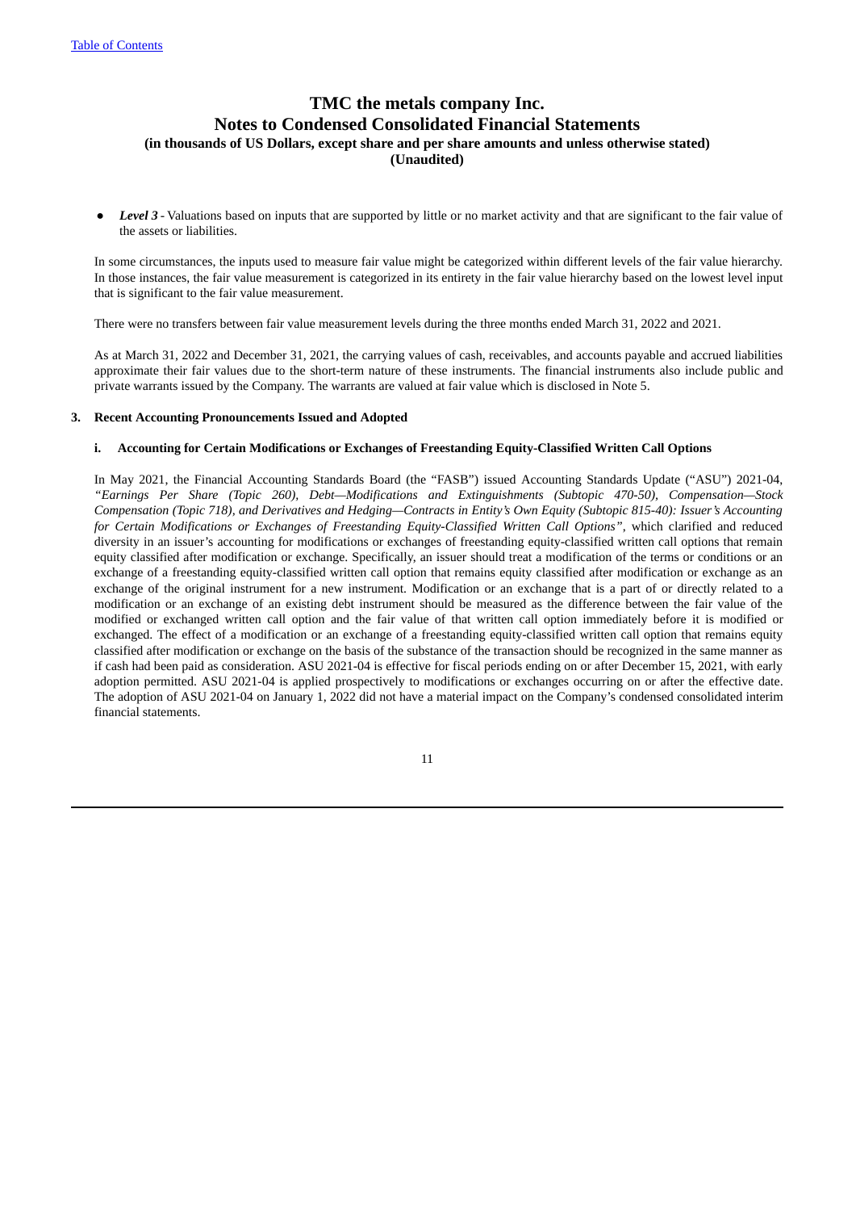- ***Level 3*** - Valuations based on inputs that are supported by little or no market activity and that are significant to the fair value of the assets or liabilities.

In some circumstances, the inputs used to measure fair value might be categorized within different levels of the fair value hierarchy. In those instances, the fair value measurement is categorized in its entirety in the fair value hierarchy based on the lowest level input that is significant to the fair value measurement.

There were no transfers between fair value measurement levels during the three months ended March 31, 2022 and 2021.

As at March 31, 2022 and December 31, 2021, the carrying values of cash, receivables, and accounts payable and accrued liabilities approximate their fair values due to the short-term nature of these instruments. The financial instruments also include public and private warrants issued by the Company. The warrants are valued at fair value which is disclosed in Note 5.

## 3. Recent Accounting Pronouncements Issued and Adopted

### i. Accounting for Certain Modifications or Exchanges of Freestanding Equity-Classified Written Call Options

In May 2021, the Financial Accounting Standards Board (the "FASB") issued Accounting Standards Update ("ASU") 2021-04, *"Earnings Per Share (Topic 260), Debt—Modifications and Extinguishments (Subtopic 470-50), Compensation—Stock Compensation (Topic 718), and Derivatives and Hedging—Contracts in Entity's Own Equity (Subtopic 815-40): Issuer's Accounting for Certain Modifications or Exchanges of Freestanding Equity-Classified Written Call Options"*, which clarified and reduced diversity in an issuer's accounting for modifications or exchanges of freestanding equity-classified written call options that remain equity classified after modification or exchange. Specifically, an issuer should treat a modification of the terms or conditions or an exchange of a freestanding equity-classified written call option that remains equity classified after modification or exchange as an exchange of the original instrument for a new instrument. Modification or an exchange that is a part of or directly related to a modification or an exchange of an existing debt instrument should be measured as the difference between the fair value of the modified or exchanged written call option and the fair value of that written call option immediately before it is modified or exchanged. The effect of a modification or an exchange of a freestanding equity-classified written call option that remains equity classified after modification or exchange on the basis of the substance of the transaction should be recognized in the same manner as if cash had been paid as consideration. ASU 2021-04 is effective for fiscal periods ending on or after December 15, 2021, with early adoption permitted. ASU 2021-04 is applied prospectively to modifications or exchanges occurring on or after the effective date. The adoption of ASU 2021-04 on January 1, 2022 did not have a material impact on the Company's condensed consolidated interim financial statements.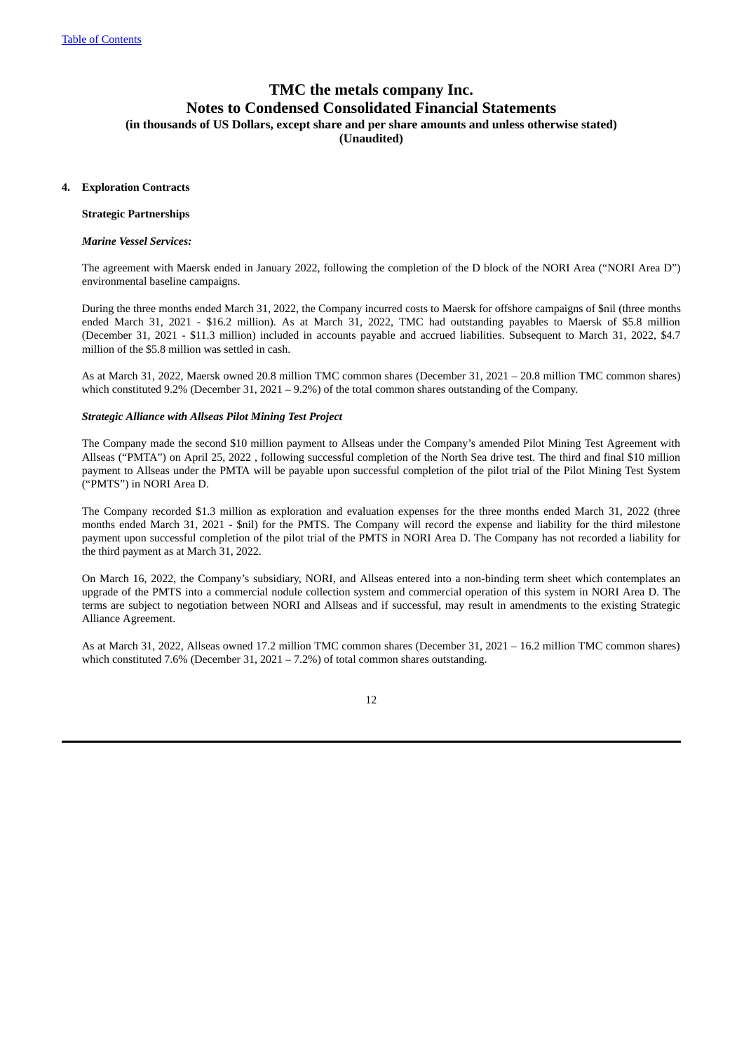# TMC the metals company Inc.
## Notes to Condensed Consolidated Financial Statements
### (in thousands of US Dollars, except share and per share amounts and unless otherwise stated)
### (Unaudited)

**4. Exploration Contracts**

**Strategic Partnerships**

***Marine Vessel Services:***

The agreement with Maersk ended in January 2022, following the completion of the D block of the NORI Area ("NORI Area D") environmental baseline campaigns.

During the three months ended March 31, 2022, the Company incurred costs to Maersk for offshore campaigns of $nil (three months ended March 31, 2021 - $16.2 million). As at March 31, 2022, TMC had outstanding payables to Maersk of $5.8 million (December 31, 2021 - $11.3 million) included in accounts payable and accrued liabilities. Subsequent to March 31, 2022, $4.7 million of the $5.8 million was settled in cash.

As at March 31, 2022, Maersk owned 20.8 million TMC common shares (December 31, 2021 – 20.8 million TMC common shares) which constituted 9.2% (December 31, 2021 – 9.2%) of the total common shares outstanding of the Company.

***Strategic Alliance with Allseas Pilot Mining Test Project***

The Company made the second $10 million payment to Allseas under the Company's amended Pilot Mining Test Agreement with Allseas ("PMTA") on April 25, 2022 , following successful completion of the North Sea drive test. The third and final $10 million payment to Allseas under the PMTA will be payable upon successful completion of the pilot trial of the Pilot Mining Test System ("PMTS") in NORI Area D.

The Company recorded $1.3 million as exploration and evaluation expenses for the three months ended March 31, 2022 (three months ended March 31, 2021 - $nil) for the PMTS. The Company will record the expense and liability for the third milestone payment upon successful completion of the pilot trial of the PMTS in NORI Area D. The Company has not recorded a liability for the third payment as at March 31, 2022.

On March 16, 2022, the Company's subsidiary, NORI, and Allseas entered into a non-binding term sheet which contemplates an upgrade of the PMTS into a commercial nodule collection system and commercial operation of this system in NORI Area D. The terms are subject to negotiation between NORI and Allseas and if successful, may result in amendments to the existing Strategic Alliance Agreement.

As at March 31, 2022, Allseas owned 17.2 million TMC common shares (December 31, 2021 – 16.2 million TMC common shares) which constituted 7.6% (December 31, 2021 – 7.2%) of total common shares outstanding.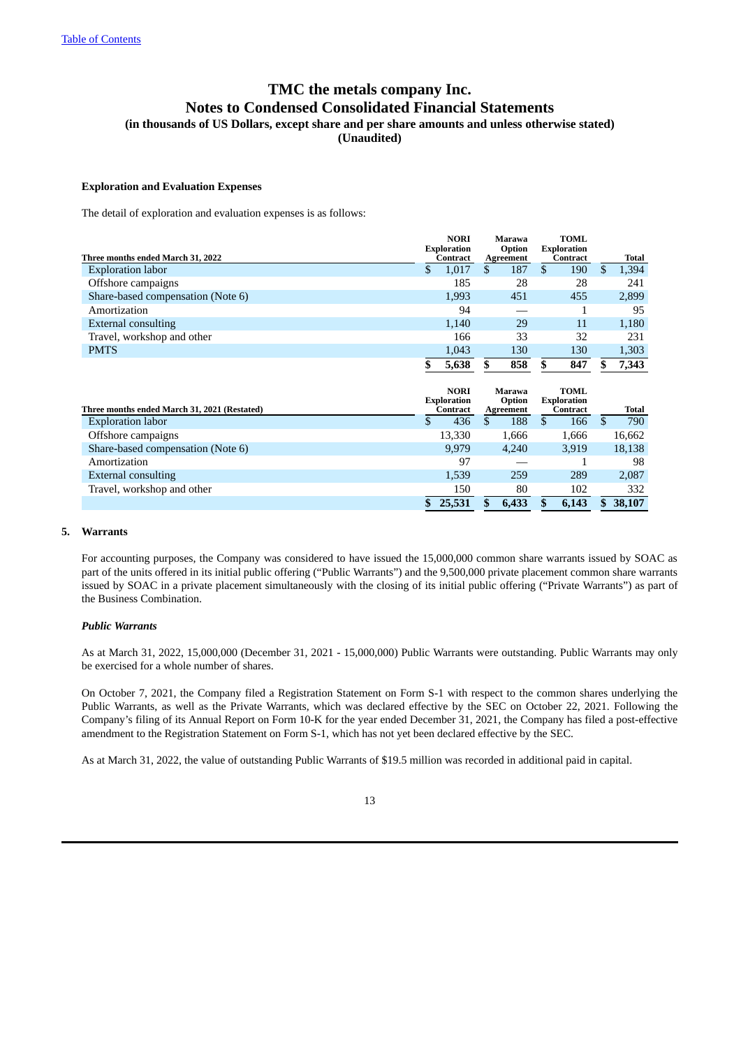# TMC the metals company Inc.
## Notes to Condensed Consolidated Financial Statements
### (in thousands of US Dollars, except share and per share amounts and unless otherwise stated)
### (Unaudited)

**Exploration and Evaluation Expenses**

The detail of exploration and evaluation expenses is as follows:

| Three months ended March 31, 2022 | NORI Exploration Contract | Marawa Option Agreement | TOML Exploration Contract | Total |
|---|---|---|---|---|
| Exploration labor | $ 1,017 | $ 187 | $ 190 | $ 1,394 |
| Offshore campaigns | 185 | 28 | 28 | 241 |
| Share-based compensation (Note 6) | 1,993 | 451 | 455 | 2,899 |
| Amortization | 94 | — | 1 | 95 |
| External consulting | 1,140 | 29 | 11 | 1,180 |
| Travel, workshop and other | 166 | 33 | 32 | 231 |
| PMTS | 1,043 | 130 | 130 | 1,303 |
| | **$ 5,638** | **$ 858** | **$ 847** | **$ 7,343** |

| Three months ended March 31, 2021 (Restated) | NORI Exploration Contract | Marawa Option Agreement | TOML Exploration Contract | Total |
|---|---|---|---|---|
| Exploration labor | $ 436 | $ 188 | $ 166 | $ 790 |
| Offshore campaigns | 13,330 | 1,666 | 1,666 | 16,662 |
| Share-based compensation (Note 6) | 9,979 | 4,240 | 3,919 | 18,138 |
| Amortization | 97 | — | 1 | 98 |
| External consulting | 1,539 | 259 | 289 | 2,087 |
| Travel, workshop and other | 150 | 80 | 102 | 332 |
| | **$ 25,531** | **$ 6,433** | **$ 6,143** | **$ 38,107** |

## 5. Warrants

For accounting purposes, the Company was considered to have issued the 15,000,000 common share warrants issued by SOAC as part of the units offered in its initial public offering ("Public Warrants") and the 9,500,000 private placement common share warrants issued by SOAC in a private placement simultaneously with the closing of its initial public offering ("Private Warrants") as part of the Business Combination.

### *Public Warrants*

As at March 31, 2022, 15,000,000 (December 31, 2021 - 15,000,000) Public Warrants were outstanding. Public Warrants may only be exercised for a whole number of shares.

On October 7, 2021, the Company filed a Registration Statement on Form S-1 with respect to the common shares underlying the Public Warrants, as well as the Private Warrants, which was declared effective by the SEC on October 22, 2021. Following the Company's filing of its Annual Report on Form 10-K for the year ended December 31, 2021, the Company has filed a post-effective amendment to the Registration Statement on Form S-1, which has not yet been declared effective by the SEC.

As at March 31, 2022, the value of outstanding Public Warrants of $19.5 million was recorded in additional paid in capital.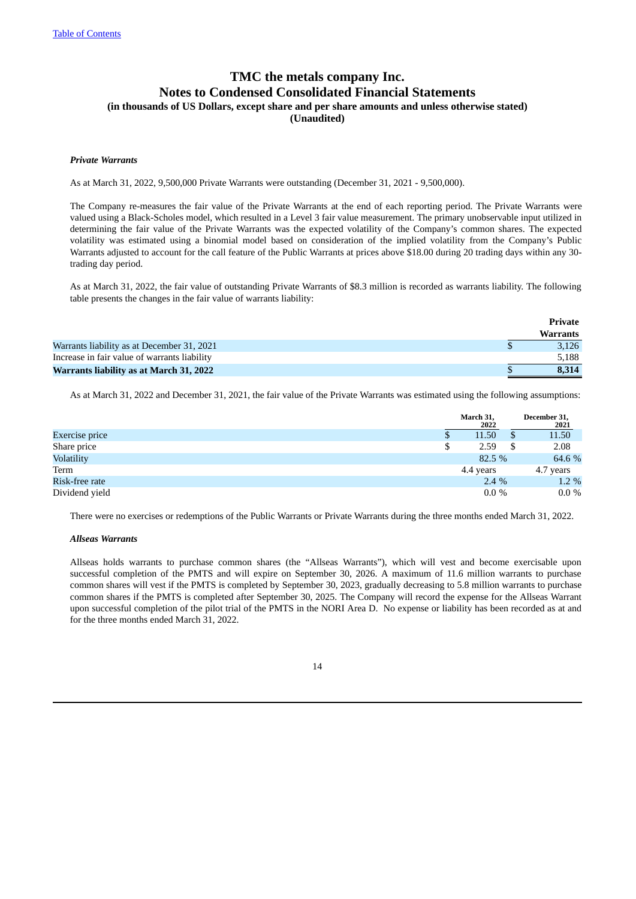# TMC the metals company Inc.
## Notes to Condensed Consolidated Financial Statements
### (in thousands of US Dollars, except share and per share amounts and unless otherwise stated)
### (Unaudited)

***Private Warrants***

As at March 31, 2022, 9,500,000 Private Warrants were outstanding (December 31, 2021 - 9,500,000).

The Company re-measures the fair value of the Private Warrants at the end of each reporting period. The Private Warrants were valued using a Black-Scholes model, which resulted in a Level 3 fair value measurement. The primary unobservable input utilized in determining the fair value of the Private Warrants was the expected volatility of the Company's common shares. The expected volatility was estimated using a binomial model based on consideration of the implied volatility from the Company's Public Warrants adjusted to account for the call feature of the Public Warrants at prices above $18.00 during 20 trading days within any 30-trading day period.

As at March 31, 2022, the fair value of outstanding Private Warrants of $8.3 million is recorded as warrants liability. The following table presents the changes in the fair value of warrants liability:

| | Private Warrants |
|---|---|
| Warrants liability as at December 31, 2021 | $ 3,126 |
| Increase in fair value of warrants liability | 5,188 |
| **Warrants liability as at March 31, 2022** | **$ 8,314** |

As at March 31, 2022 and December 31, 2021, the fair value of the Private Warrants was estimated using the following assumptions:

| | March 31, 2022 | December 31, 2021 |
|---|---|---|
| Exercise price | $ 11.50 | $ 11.50 |
| Share price | $ 2.59 | $ 2.08 |
| Volatility | 82.5 % | 64.6 % |
| Term | 4.4 years | 4.7 years |
| Risk-free rate | 2.4 % | 1.2 % |
| Dividend yield | 0.0 % | 0.0 % |

There were no exercises or redemptions of the Public Warrants or Private Warrants during the three months ended March 31, 2022.

***Allseas Warrants***

Allseas holds warrants to purchase common shares (the "Allseas Warrants"), which will vest and become exercisable upon successful completion of the PMTS and will expire on September 30, 2026. A maximum of 11.6 million warrants to purchase common shares will vest if the PMTS is completed by September 30, 2023, gradually decreasing to 5.8 million warrants to purchase common shares if the PMTS is completed after September 30, 2025. The Company will record the expense for the Allseas Warrant upon successful completion of the pilot trial of the PMTS in the NORI Area D. No expense or liability has been recorded as at and for the three months ended March 31, 2022.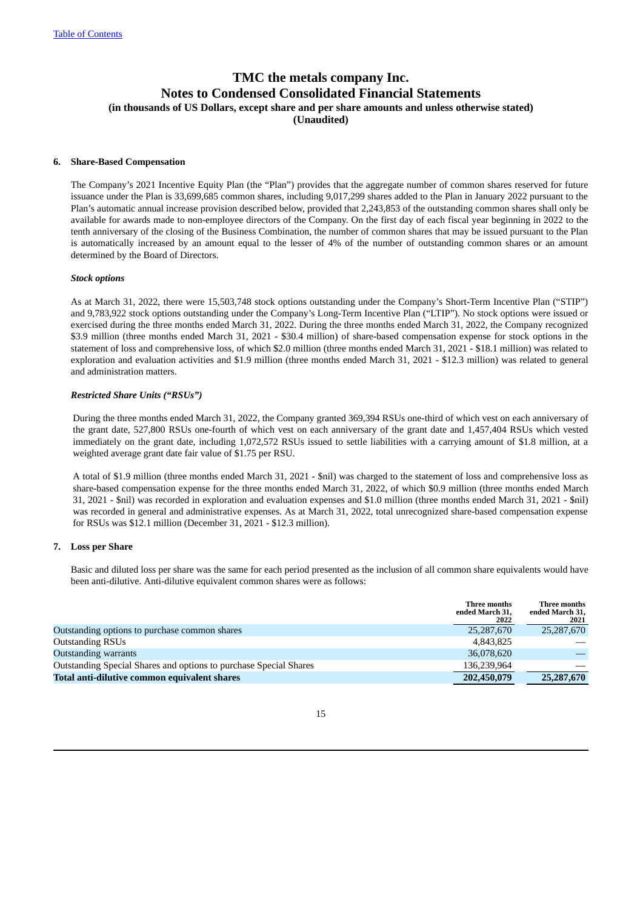# TMC the metals company Inc.
## Notes to Condensed Consolidated Financial Statements
**(in thousands of US Dollars, except share and per share amounts and unless otherwise stated)**
**(Unaudited)**

### 6. Share-Based Compensation

The Company's 2021 Incentive Equity Plan (the "Plan") provides that the aggregate number of common shares reserved for future issuance under the Plan is 33,699,685 common shares, including 9,017,299 shares added to the Plan in January 2022 pursuant to the Plan's automatic annual increase provision described below, provided that 2,243,853 of the outstanding common shares shall only be available for awards made to non-employee directors of the Company. On the first day of each fiscal year beginning in 2022 to the tenth anniversary of the closing of the Business Combination, the number of common shares that may be issued pursuant to the Plan is automatically increased by an amount equal to the lesser of 4% of the number of outstanding common shares or an amount determined by the Board of Directors.

***Stock options***

As at March 31, 2022, there were 15,503,748 stock options outstanding under the Company's Short-Term Incentive Plan ("STIP") and 9,783,922 stock options outstanding under the Company's Long-Term Incentive Plan ("LTIP"). No stock options were issued or exercised during the three months ended March 31, 2022. During the three months ended March 31, 2022, the Company recognized $3.9 million (three months ended March 31, 2021 - $30.4 million) of share-based compensation expense for stock options in the statement of loss and comprehensive loss, of which $2.0 million (three months ended March 31, 2021 - $18.1 million) was related to exploration and evaluation activities and $1.9 million (three months ended March 31, 2021 - $12.3 million) was related to general and administration matters.

***Restricted Share Units ("RSUs")***

During the three months ended March 31, 2022, the Company granted 369,394 RSUs one-third of which vest on each anniversary of the grant date, 527,800 RSUs one-fourth of which vest on each anniversary of the grant date and 1,457,404 RSUs which vested immediately on the grant date, including 1,072,572 RSUs issued to settle liabilities with a carrying amount of $1.8 million, at a weighted average grant date fair value of $1.75 per RSU.

A total of $1.9 million (three months ended March 31, 2021 - $nil) was charged to the statement of loss and comprehensive loss as share-based compensation expense for the three months ended March 31, 2022, of which $0.9 million (three months ended March 31, 2021 - $nil) was recorded in exploration and evaluation expenses and $1.0 million (three months ended March 31, 2021 - $nil) was recorded in general and administrative expenses. As at March 31, 2022, total unrecognized share-based compensation expense for RSUs was $12.1 million (December 31, 2021 - $12.3 million).

### 7. Loss per Share

Basic and diluted loss per share was the same for each period presented as the inclusion of all common share equivalents would have been anti-dilutive. Anti-dilutive equivalent common shares were as follows:

| | Three months ended March 31, 2022 | Three months ended March 31, 2021 |
|---|---|---|
| Outstanding options to purchase common shares | 25,287,670 | 25,287,670 |
| Outstanding RSUs | 4,843,825 | — |
| Outstanding warrants | 36,078,620 | — |
| Outstanding Special Shares and options to purchase Special Shares | 136,239,964 | — |
| **Total anti-dilutive common equivalent shares** | **202,450,079** | **25,287,670** |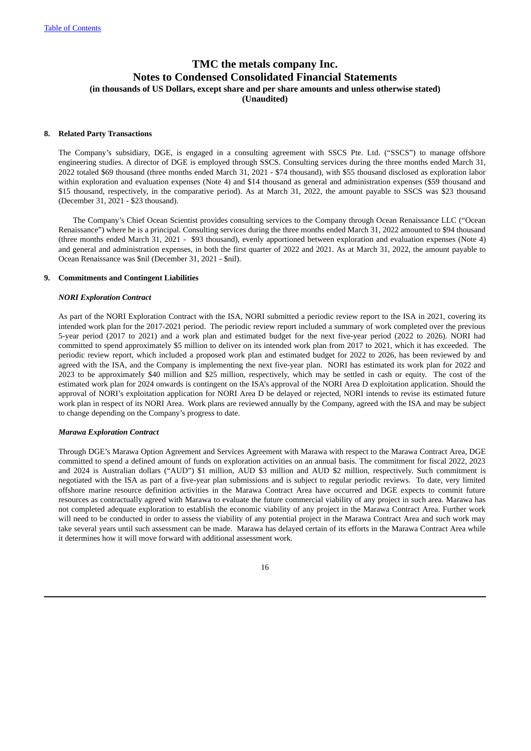# TMC the metals company Inc.
## Notes to Condensed Consolidated Financial Statements
**(in thousands of US Dollars, except share and per share amounts and unless otherwise stated)**
**(Unaudited)**

**8. Related Party Transactions**

The Company's subsidiary, DGE, is engaged in a consulting agreement with SSCS Pte. Ltd. ("SSCS") to manage offshore engineering studies. A director of DGE is employed through SSCS. Consulting services during the three months ended March 31, 2022 totaled $69 thousand (three months ended March 31, 2021 - $74 thousand), with $55 thousand disclosed as exploration labor within exploration and evaluation expenses (Note 4) and $14 thousand as general and administration expenses ($59 thousand and $15 thousand, respectively, in the comparative period). As at March 31, 2022, the amount payable to SSCS was $23 thousand (December 31, 2021 - $23 thousand).

The Company's Chief Ocean Scientist provides consulting services to the Company through Ocean Renaissance LLC ("Ocean Renaissance") where he is a principal. Consulting services during the three months ended March 31, 2022 amounted to $94 thousand (three months ended March 31, 2021 - $93 thousand), evenly apportioned between exploration and evaluation expenses (Note 4) and general and administration expenses, in both the first quarter of 2022 and 2021. As at March 31, 2022, the amount payable to Ocean Renaissance was $nil (December 31, 2021 - $nil).

**9. Commitments and Contingent Liabilities**

***NORI Exploration Contract***

As part of the NORI Exploration Contract with the ISA, NORI submitted a periodic review report to the ISA in 2021, covering its intended work plan for the 2017-2021 period. The periodic review report included a summary of work completed over the previous 5-year period (2017 to 2021) and a work plan and estimated budget for the next five-year period (2022 to 2026). NORI had committed to spend approximately $5 million to deliver on its intended work plan from 2017 to 2021, which it has exceeded. The periodic review report, which included a proposed work plan and estimated budget for 2022 to 2026, has been reviewed by and agreed with the ISA, and the Company is implementing the next five-year plan. NORI has estimated its work plan for 2022 and 2023 to be approximately $40 million and $25 million, respectively, which may be settled in cash or equity. The cost of the estimated work plan for 2024 onwards is contingent on the ISA's approval of the NORI Area D exploitation application. Should the approval of NORI's exploitation application for NORI Area D be delayed or rejected, NORI intends to revise its estimated future work plan in respect of its NORI Area. Work plans are reviewed annually by the Company, agreed with the ISA and may be subject to change depending on the Company's progress to date.

***Marawa Exploration Contract***

Through DGE's Marawa Option Agreement and Services Agreement with Marawa with respect to the Marawa Contract Area, DGE committed to spend a defined amount of funds on exploration activities on an annual basis. The commitment for fiscal 2022, 2023 and 2024 is Australian dollars ("AUD") $1 million, AUD $3 million and AUD $2 million, respectively. Such commitment is negotiated with the ISA as part of a five-year plan submissions and is subject to regular periodic reviews. To date, very limited offshore marine resource definition activities in the Marawa Contract Area have occurred and DGE expects to commit future resources as contractually agreed with Marawa to evaluate the future commercial viability of any project in such area. Marawa has not completed adequate exploration to establish the economic viability of any project in the Marawa Contract Area. Further work will need to be conducted in order to assess the viability of any potential project in the Marawa Contract Area and such work may take several years until such assessment can be made. Marawa has delayed certain of its efforts in the Marawa Contract Area while it determines how it will move forward with additional assessment work.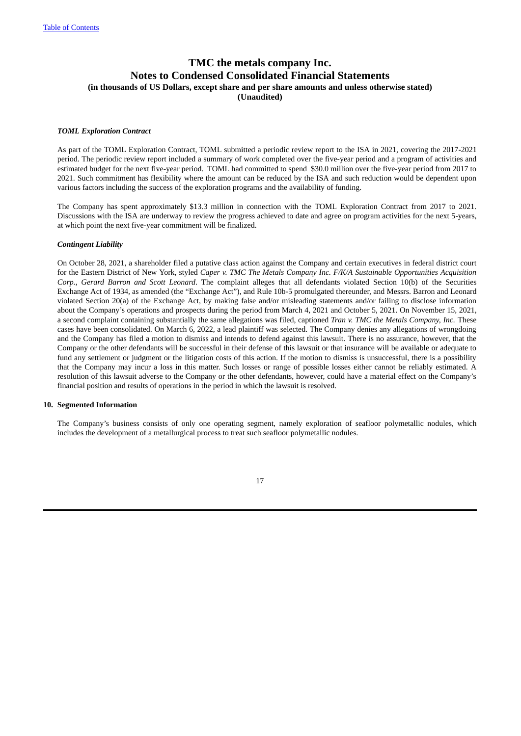### TOML Exploration Contract

As part of the TOML Exploration Contract, TOML submitted a periodic review report to the ISA in 2021, covering the 2017-2021 period. The periodic review report included a summary of work completed over the five-year period and a program of activities and estimated budget for the next five-year period. TOML had committed to spend $30.0 million over the five-year period from 2017 to 2021. Such commitment has flexibility where the amount can be reduced by the ISA and such reduction would be dependent upon various factors including the success of the exploration programs and the availability of funding.

The Company has spent approximately $13.3 million in connection with the TOML Exploration Contract from 2017 to 2021. Discussions with the ISA are underway to review the progress achieved to date and agree on program activities for the next 5-years, at which point the next five-year commitment will be finalized.

### Contingent Liability

On October 28, 2021, a shareholder filed a putative class action against the Company and certain executives in federal district court for the Eastern District of New York, styled *Caper v. TMC The Metals Company Inc. F/K/A Sustainable Opportunities Acquisition Corp., Gerard Barron and Scott Leonard*. The complaint alleges that all defendants violated Section 10(b) of the Securities Exchange Act of 1934, as amended (the "Exchange Act"), and Rule 10b-5 promulgated thereunder, and Messrs. Barron and Leonard violated Section 20(a) of the Exchange Act, by making false and/or misleading statements and/or failing to disclose information about the Company's operations and prospects during the period from March 4, 2021 and October 5, 2021. On November 15, 2021, a second complaint containing substantially the same allegations was filed, captioned *Tran v. TMC the Metals Company, Inc.* These cases have been consolidated. On March 6, 2022, a lead plaintiff was selected. The Company denies any allegations of wrongdoing and the Company has filed a motion to dismiss and intends to defend against this lawsuit. There is no assurance, however, that the Company or the other defendants will be successful in their defense of this lawsuit or that insurance will be available or adequate to fund any settlement or judgment or the litigation costs of this action. If the motion to dismiss is unsuccessful, there is a possibility that the Company may incur a loss in this matter. Such losses or range of possible losses either cannot be reliably estimated. A resolution of this lawsuit adverse to the Company or the other defendants, however, could have a material effect on the Company's financial position and results of operations in the period in which the lawsuit is resolved.

## 10. Segmented Information

The Company's business consists of only one operating segment, namely exploration of seafloor polymetallic nodules, which includes the development of a metallurgical process to treat such seafloor polymetallic nodules.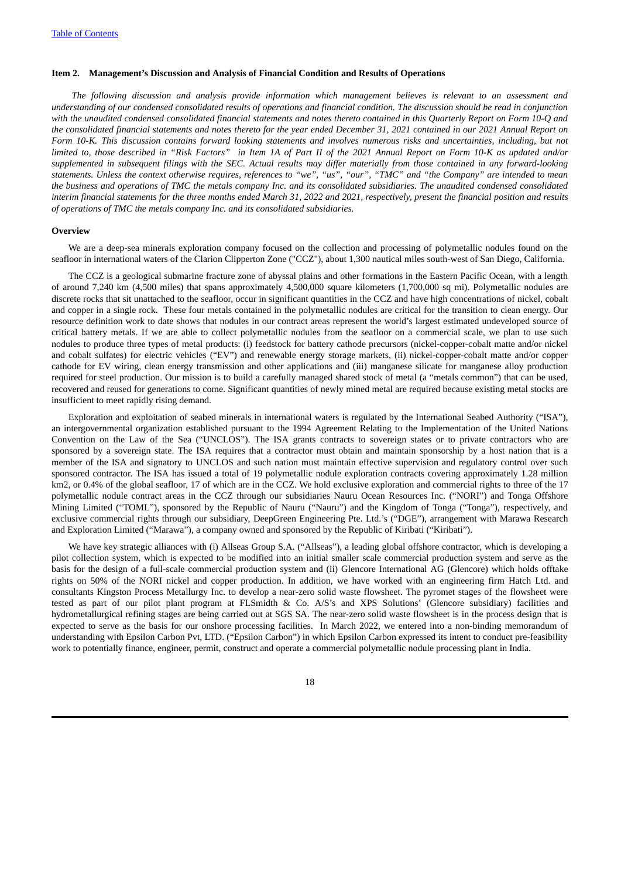### Item 2. Management's Discussion and Analysis of Financial Condition and Results of Operations

*The following discussion and analysis provide information which management believes is relevant to an assessment and understanding of our condensed consolidated results of operations and financial condition. The discussion should be read in conjunction with the unaudited condensed consolidated financial statements and notes thereto contained in this Quarterly Report on Form 10-Q and the consolidated financial statements and notes thereto for the year ended December 31, 2021 contained in our 2021 Annual Report on Form 10-K. This discussion contains forward looking statements and involves numerous risks and uncertainties, including, but not limited to, those described in "Risk Factors" in Item 1A of Part II of the 2021 Annual Report on Form 10-K as updated and/or supplemented in subsequent filings with the SEC. Actual results may differ materially from those contained in any forward-looking statements. Unless the context otherwise requires, references to "we", "us", "our", "TMC" and "the Company" are intended to mean the business and operations of TMC the metals company Inc. and its consolidated subsidiaries. The unaudited condensed consolidated interim financial statements for the three months ended March 31, 2022 and 2021, respectively, present the financial position and results of operations of TMC the metals company Inc. and its consolidated subsidiaries.*

#### Overview

We are a deep-sea minerals exploration company focused on the collection and processing of polymetallic nodules found on the seafloor in international waters of the Clarion Clipperton Zone ("CCZ"), about 1,300 nautical miles south-west of San Diego, California.

The CCZ is a geological submarine fracture zone of abyssal plains and other formations in the Eastern Pacific Ocean, with a length of around 7,240 km (4,500 miles) that spans approximately 4,500,000 square kilometers (1,700,000 sq mi). Polymetallic nodules are discrete rocks that sit unattached to the seafloor, occur in significant quantities in the CCZ and have high concentrations of nickel, cobalt and copper in a single rock. These four metals contained in the polymetallic nodules are critical for the transition to clean energy. Our resource definition work to date shows that nodules in our contract areas represent the world's largest estimated undeveloped source of critical battery metals. If we are able to collect polymetallic nodules from the seafloor on a commercial scale, we plan to use such nodules to produce three types of metal products: (i) feedstock for battery cathode precursors (nickel-copper-cobalt matte and/or nickel and cobalt sulfates) for electric vehicles ("EV") and renewable energy storage markets, (ii) nickel-copper-cobalt matte and/or copper cathode for EV wiring, clean energy transmission and other applications and (iii) manganese silicate for manganese alloy production required for steel production. Our mission is to build a carefully managed shared stock of metal (a "metals common") that can be used, recovered and reused for generations to come. Significant quantities of newly mined metal are required because existing metal stocks are insufficient to meet rapidly rising demand.

Exploration and exploitation of seabed minerals in international waters is regulated by the International Seabed Authority ("ISA"), an intergovernmental organization established pursuant to the 1994 Agreement Relating to the Implementation of the United Nations Convention on the Law of the Sea ("UNCLOS"). The ISA grants contracts to sovereign states or to private contractors who are sponsored by a sovereign state. The ISA requires that a contractor must obtain and maintain sponsorship by a host nation that is a member of the ISA and signatory to UNCLOS and such nation must maintain effective supervision and regulatory control over such sponsored contractor. The ISA has issued a total of 19 polymetallic nodule exploration contracts covering approximately 1.28 million km2, or 0.4% of the global seafloor, 17 of which are in the CCZ. We hold exclusive exploration and commercial rights to three of the 17 polymetallic nodule contract areas in the CCZ through our subsidiaries Nauru Ocean Resources Inc. ("NORI") and Tonga Offshore Mining Limited ("TOML"), sponsored by the Republic of Nauru ("Nauru") and the Kingdom of Tonga ("Tonga"), respectively, and exclusive commercial rights through our subsidiary, DeepGreen Engineering Pte. Ltd.'s ("DGE"), arrangement with Marawa Research and Exploration Limited ("Marawa"), a company owned and sponsored by the Republic of Kiribati ("Kiribati").

We have key strategic alliances with (i) Allseas Group S.A. ("Allseas"), a leading global offshore contractor, which is developing a pilot collection system, which is expected to be modified into an initial smaller scale commercial production system and serve as the basis for the design of a full-scale commercial production system and (ii) Glencore International AG (Glencore) which holds offtake rights on 50% of the NORI nickel and copper production. In addition, we have worked with an engineering firm Hatch Ltd. and consultants Kingston Process Metallurgy Inc. to develop a near-zero solid waste flowsheet. The pyromet stages of the flowsheet were tested as part of our pilot plant program at FLSmidth & Co. A/S's and XPS Solutions' (Glencore subsidiary) facilities and hydrometallurgical refining stages are being carried out at SGS SA. The near-zero solid waste flowsheet is in the process design that is expected to serve as the basis for our onshore processing facilities. In March 2022, we entered into a non-binding memorandum of understanding with Epsilon Carbon Pvt, LTD. ("Epsilon Carbon") in which Epsilon Carbon expressed its intent to conduct pre-feasibility work to potentially finance, engineer, permit, construct and operate a commercial polymetallic nodule processing plant in India.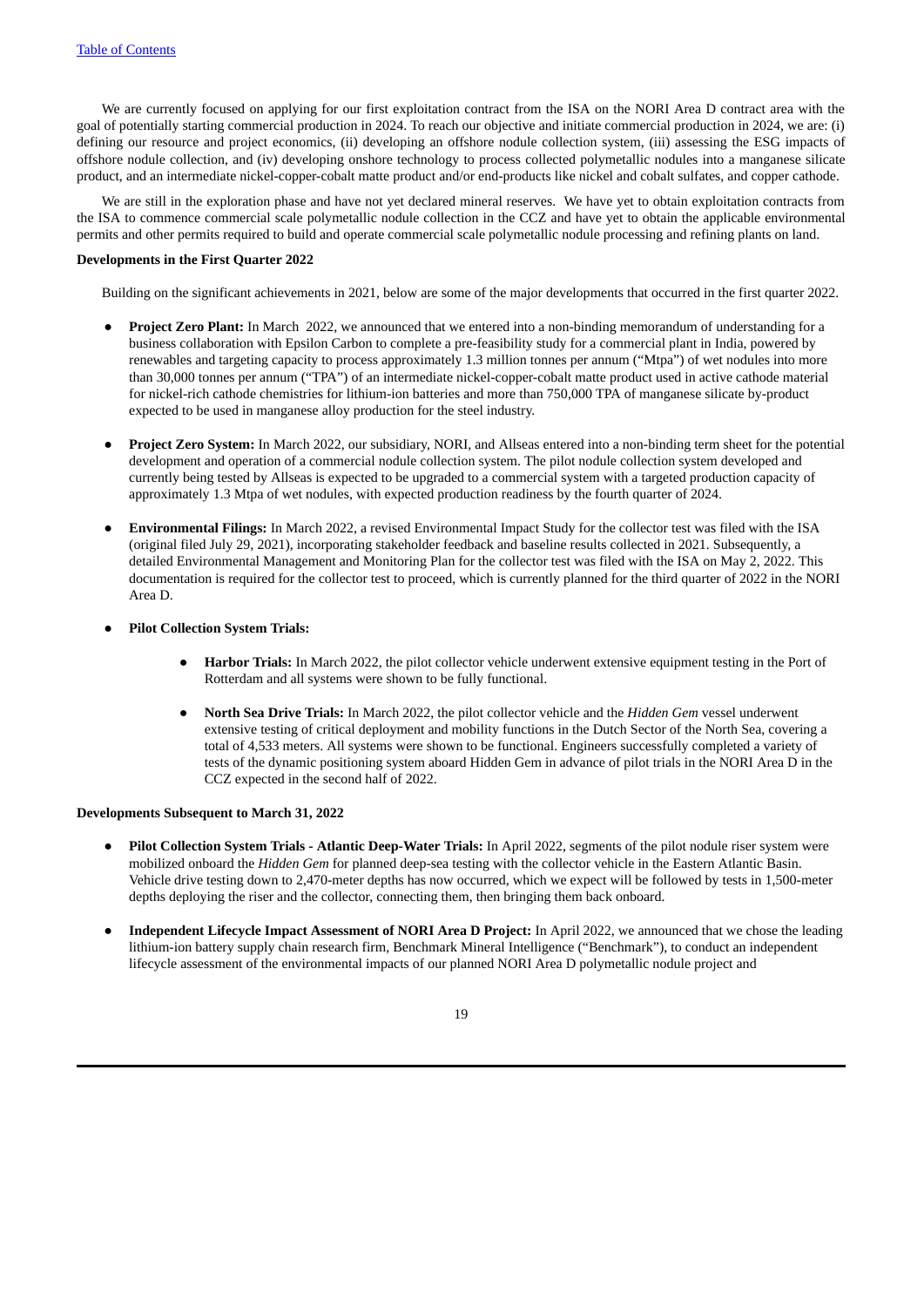We are currently focused on applying for our first exploitation contract from the ISA on the NORI Area D contract area with the goal of potentially starting commercial production in 2024. To reach our objective and initiate commercial production in 2024, we are: (i) defining our resource and project economics, (ii) developing an offshore nodule collection system, (iii) assessing the ESG impacts of offshore nodule collection, and (iv) developing onshore technology to process collected polymetallic nodules into a manganese silicate product, and an intermediate nickel-copper-cobalt matte product and/or end-products like nickel and cobalt sulfates, and copper cathode.

We are still in the exploration phase and have not yet declared mineral reserves. We have yet to obtain exploitation contracts from the ISA to commence commercial scale polymetallic nodule collection in the CCZ and have yet to obtain the applicable environmental permits and other permits required to build and operate commercial scale polymetallic nodule processing and refining plants on land.

**Developments in the First Quarter 2022**

Building on the significant achievements in 2021, below are some of the major developments that occurred in the first quarter 2022.

- **Project Zero Plant:** In March 2022, we announced that we entered into a non-binding memorandum of understanding for a business collaboration with Epsilon Carbon to complete a pre-feasibility study for a commercial plant in India, powered by renewables and targeting capacity to process approximately 1.3 million tonnes per annum ("Mtpa") of wet nodules into more than 30,000 tonnes per annum ("TPA") of an intermediate nickel-copper-cobalt matte product used in active cathode material for nickel-rich cathode chemistries for lithium-ion batteries and more than 750,000 TPA of manganese silicate by-product expected to be used in manganese alloy production for the steel industry.

- **Project Zero System:** In March 2022, our subsidiary, NORI, and Allseas entered into a non-binding term sheet for the potential development and operation of a commercial nodule collection system. The pilot nodule collection system developed and currently being tested by Allseas is expected to be upgraded to a commercial system with a targeted production capacity of approximately 1.3 Mtpa of wet nodules, with expected production readiness by the fourth quarter of 2024.

- **Environmental Filings:** In March 2022, a revised Environmental Impact Study for the collector test was filed with the ISA (original filed July 29, 2021), incorporating stakeholder feedback and baseline results collected in 2021. Subsequently, a detailed Environmental Management and Monitoring Plan for the collector test was filed with the ISA on May 2, 2022. This documentation is required for the collector test to proceed, which is currently planned for the third quarter of 2022 in the NORI Area D.

- **Pilot Collection System Trials:**

  - **Harbor Trials:** In March 2022, the pilot collector vehicle underwent extensive equipment testing in the Port of Rotterdam and all systems were shown to be fully functional.

  - **North Sea Drive Trials:** In March 2022, the pilot collector vehicle and the *Hidden Gem* vessel underwent extensive testing of critical deployment and mobility functions in the Dutch Sector of the North Sea, covering a total of 4,533 meters. All systems were shown to be functional. Engineers successfully completed a variety of tests of the dynamic positioning system aboard Hidden Gem in advance of pilot trials in the NORI Area D in the CCZ expected in the second half of 2022.

**Developments Subsequent to March 31, 2022**

- **Pilot Collection System Trials - Atlantic Deep-Water Trials:** In April 2022, segments of the pilot nodule riser system were mobilized onboard the *Hidden Gem* for planned deep-sea testing with the collector vehicle in the Eastern Atlantic Basin. Vehicle drive testing down to 2,470-meter depths has now occurred, which we expect will be followed by tests in 1,500-meter depths deploying the riser and the collector, connecting them, then bringing them back onboard.

- **Independent Lifecycle Impact Assessment of NORI Area D Project:** In April 2022, we announced that we chose the leading lithium-ion battery supply chain research firm, Benchmark Mineral Intelligence ("Benchmark"), to conduct an independent lifecycle assessment of the environmental impacts of our planned NORI Area D polymetallic nodule project and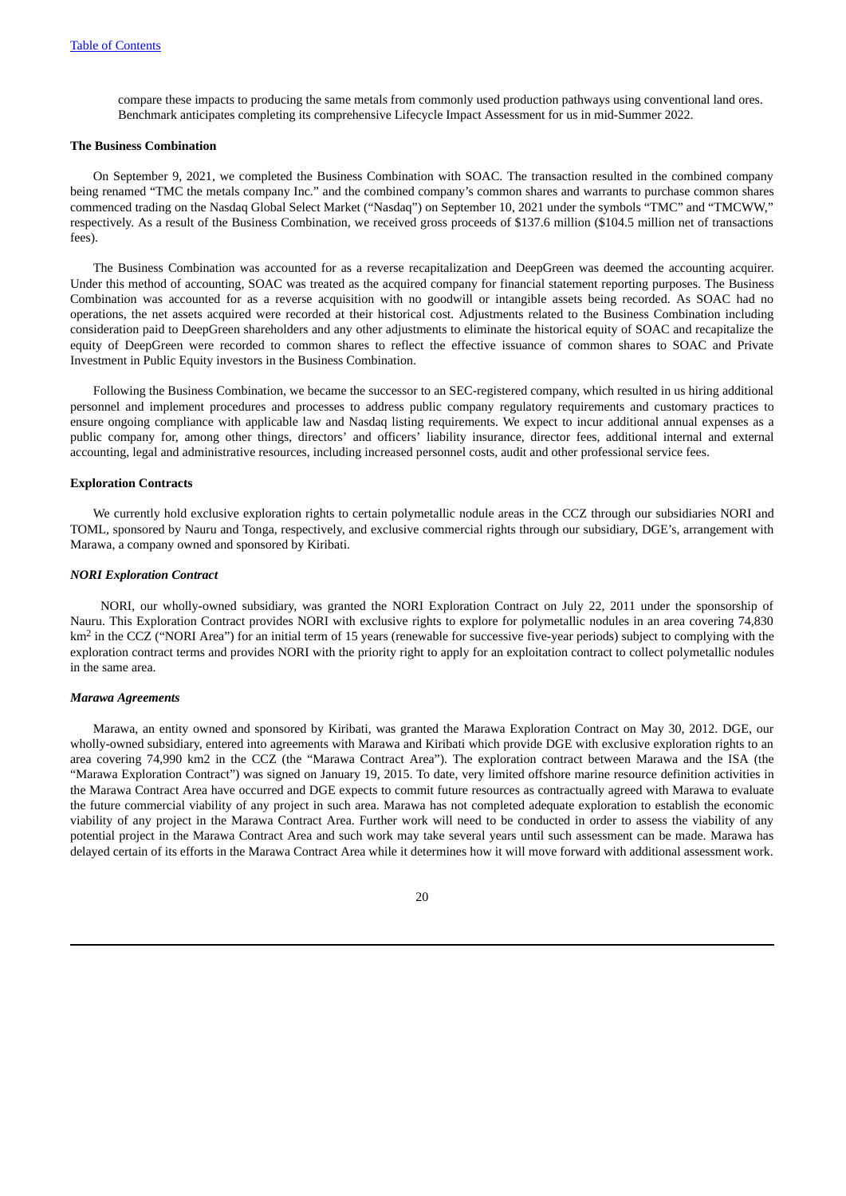compare these impacts to producing the same metals from commonly used production pathways using conventional land ores. Benchmark anticipates completing its comprehensive Lifecycle Impact Assessment for us in mid-Summer 2022.

**The Business Combination**

On September 9, 2021, we completed the Business Combination with SOAC. The transaction resulted in the combined company being renamed "TMC the metals company Inc." and the combined company's common shares and warrants to purchase common shares commenced trading on the Nasdaq Global Select Market ("Nasdaq") on September 10, 2021 under the symbols "TMC" and "TMCWW," respectively. As a result of the Business Combination, we received gross proceeds of \$137.6 million (\$104.5 million net of transactions fees).

The Business Combination was accounted for as a reverse recapitalization and DeepGreen was deemed the accounting acquirer. Under this method of accounting, SOAC was treated as the acquired company for financial statement reporting purposes. The Business Combination was accounted for as a reverse acquisition with no goodwill or intangible assets being recorded. As SOAC had no operations, the net assets acquired were recorded at their historical cost. Adjustments related to the Business Combination including consideration paid to DeepGreen shareholders and any other adjustments to eliminate the historical equity of SOAC and recapitalize the equity of DeepGreen were recorded to common shares to reflect the effective issuance of common shares to SOAC and Private Investment in Public Equity investors in the Business Combination.

Following the Business Combination, we became the successor to an SEC-registered company, which resulted in us hiring additional personnel and implement procedures and processes to address public company regulatory requirements and customary practices to ensure ongoing compliance with applicable law and Nasdaq listing requirements. We expect to incur additional annual expenses as a public company for, among other things, directors' and officers' liability insurance, director fees, additional internal and external accounting, legal and administrative resources, including increased personnel costs, audit and other professional service fees.

**Exploration Contracts**

We currently hold exclusive exploration rights to certain polymetallic nodule areas in the CCZ through our subsidiaries NORI and TOML, sponsored by Nauru and Tonga, respectively, and exclusive commercial rights through our subsidiary, DGE's, arrangement with Marawa, a company owned and sponsored by Kiribati.

***NORI Exploration Contract***

NORI, our wholly-owned subsidiary, was granted the NORI Exploration Contract on July 22, 2011 under the sponsorship of Nauru. This Exploration Contract provides NORI with exclusive rights to explore for polymetallic nodules in an area covering 74,830 $km^2$ in the CCZ ("NORI Area") for an initial term of 15 years (renewable for successive five-year periods) subject to complying with the exploration contract terms and provides NORI with the priority right to apply for an exploitation contract to collect polymetallic nodules in the same area.

***Marawa Agreements***

Marawa, an entity owned and sponsored by Kiribati, was granted the Marawa Exploration Contract on May 30, 2012. DGE, our wholly-owned subsidiary, entered into agreements with Marawa and Kiribati which provide DGE with exclusive exploration rights to an area covering 74,990 km2 in the CCZ (the "Marawa Contract Area"). The exploration contract between Marawa and the ISA (the "Marawa Exploration Contract") was signed on January 19, 2015. To date, very limited offshore marine resource definition activities in the Marawa Contract Area have occurred and DGE expects to commit future resources as contractually agreed with Marawa to evaluate the future commercial viability of any project in such area. Marawa has not completed adequate exploration to establish the economic viability of any project in the Marawa Contract Area. Further work will need to be conducted in order to assess the viability of any potential project in the Marawa Contract Area and such work may take several years until such assessment can be made. Marawa has delayed certain of its efforts in the Marawa Contract Area while it determines how it will move forward with additional assessment work.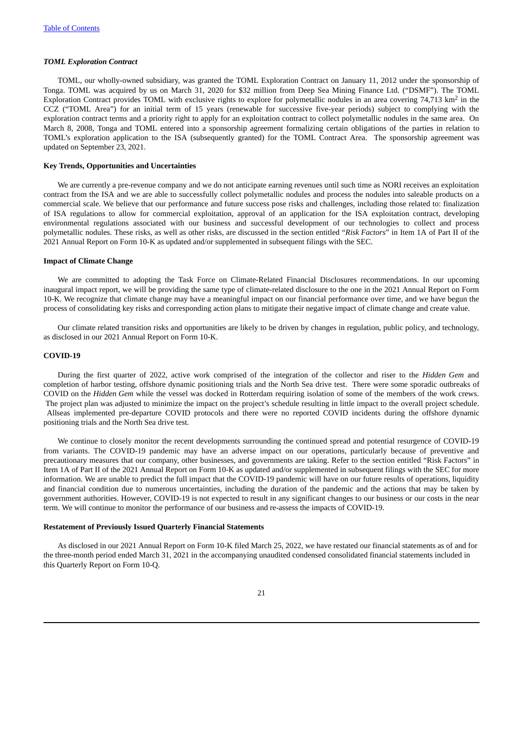[Table of Contents](#)

***TOML Exploration Contract***

TOML, our wholly-owned subsidiary, was granted the TOML Exploration Contract on January 11, 2012 under the sponsorship of Tonga. TOML was acquired by us on March 31, 2020 for $32 million from Deep Sea Mining Finance Ltd. ("DSMF"). The TOML Exploration Contract provides TOML with exclusive rights to explore for polymetallic nodules in an area covering 74,713 $km^2$ in the CCZ ("TOML Area") for an initial term of 15 years (renewable for successive five-year periods) subject to complying with the exploration contract terms and a priority right to apply for an exploitation contract to collect polymetallic nodules in the same area. On March 8, 2008, Tonga and TOML entered into a sponsorship agreement formalizing certain obligations of the parties in relation to TOML's exploration application to the ISA (subsequently granted) for the TOML Contract Area. The sponsorship agreement was updated on September 23, 2021.

**Key Trends, Opportunities and Uncertainties**

We are currently a pre-revenue company and we do not anticipate earning revenues until such time as NORI receives an exploitation contract from the ISA and we are able to successfully collect polymetallic nodules and process the nodules into saleable products on a commercial scale. We believe that our performance and future success pose risks and challenges, including those related to: finalization of ISA regulations to allow for commercial exploitation, approval of an application for the ISA exploitation contract, developing environmental regulations associated with our business and successful development of our technologies to collect and process polymetallic nodules. These risks, as well as other risks, are discussed in the section entitled "*Risk Factors*" in Item 1A of Part II of the 2021 Annual Report on Form 10-K as updated and/or supplemented in subsequent filings with the SEC.

**Impact of Climate Change**

We are committed to adopting the Task Force on Climate-Related Financial Disclosures recommendations. In our upcoming inaugural impact report, we will be providing the same type of climate-related disclosure to the one in the 2021 Annual Report on Form 10-K. We recognize that climate change may have a meaningful impact on our financial performance over time, and we have begun the process of consolidating key risks and corresponding action plans to mitigate their negative impact of climate change and create value.

Our climate related transition risks and opportunities are likely to be driven by changes in regulation, public policy, and technology, as disclosed in our 2021 Annual Report on Form 10-K.

**COVID-19**

During the first quarter of 2022, active work comprised of the integration of the collector and riser to the *Hidden Gem* and completion of harbor testing, offshore dynamic positioning trials and the North Sea drive test. There were some sporadic outbreaks of COVID on the *Hidden Gem* while the vessel was docked in Rotterdam requiring isolation of some of the members of the work crews. The project plan was adjusted to minimize the impact on the project's schedule resulting in little impact to the overall project schedule. Allseas implemented pre-departure COVID protocols and there were no reported COVID incidents during the offshore dynamic positioning trials and the North Sea drive test.

We continue to closely monitor the recent developments surrounding the continued spread and potential resurgence of COVID-19 from variants. The COVID-19 pandemic may have an adverse impact on our operations, particularly because of preventive and precautionary measures that our company, other businesses, and governments are taking. Refer to the section entitled "Risk Factors" in Item 1A of Part II of the 2021 Annual Report on Form 10-K as updated and/or supplemented in subsequent filings with the SEC for more information. We are unable to predict the full impact that the COVID-19 pandemic will have on our future results of operations, liquidity and financial condition due to numerous uncertainties, including the duration of the pandemic and the actions that may be taken by government authorities. However, COVID-19 is not expected to result in any significant changes to our business or our costs in the near term. We will continue to monitor the performance of our business and re-assess the impacts of COVID-19.

**Restatement of Previously Issued Quarterly Financial Statements**

As disclosed in our 2021 Annual Report on Form 10-K filed March 25, 2022, we have restated our financial statements as of and for the three-month period ended March 31, 2021 in the accompanying unaudited condensed consolidated financial statements included in this Quarterly Report on Form 10-Q.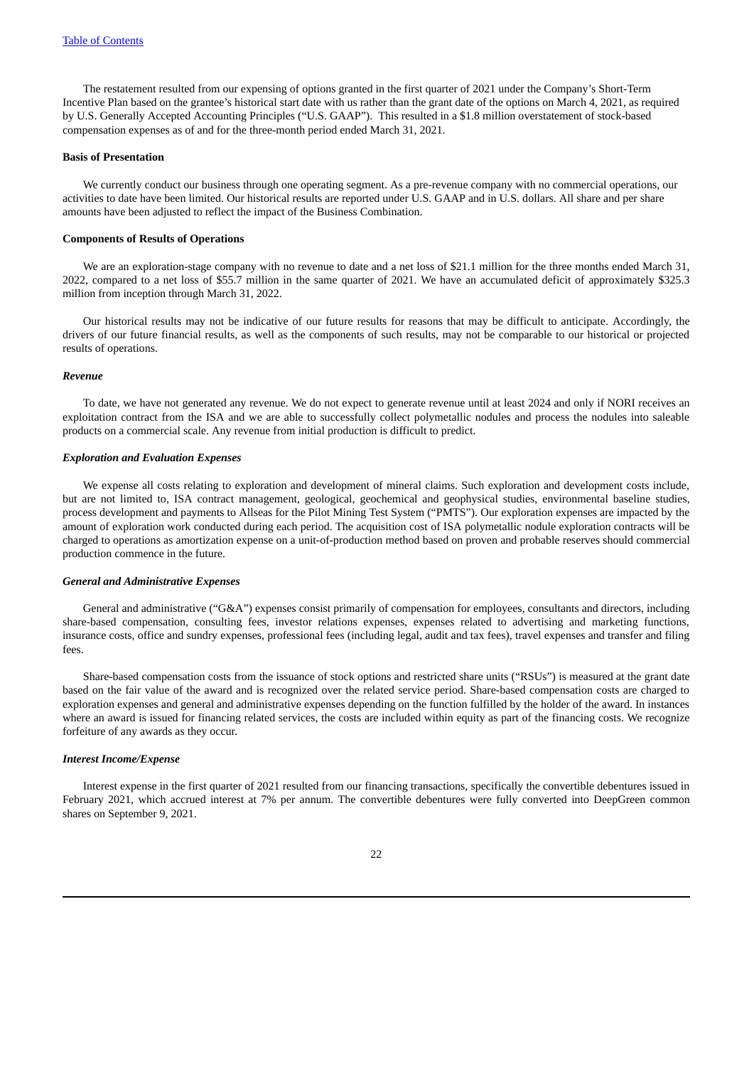The restatement resulted from our expensing of options granted in the first quarter of 2021 under the Company's Short-Term Incentive Plan based on the grantee's historical start date with us rather than the grant date of the options on March 4, 2021, as required by U.S. Generally Accepted Accounting Principles ("U.S. GAAP"). This resulted in a $1.8 million overstatement of stock-based compensation expenses as of and for the three-month period ended March 31, 2021.

**Basis of Presentation**

We currently conduct our business through one operating segment. As a pre-revenue company with no commercial operations, our activities to date have been limited. Our historical results are reported under U.S. GAAP and in U.S. dollars. All share and per share amounts have been adjusted to reflect the impact of the Business Combination.

**Components of Results of Operations**

We are an exploration-stage company with no revenue to date and a net loss of $21.1 million for the three months ended March 31, 2022, compared to a net loss of $55.7 million in the same quarter of 2021. We have an accumulated deficit of approximately $325.3 million from inception through March 31, 2022.

Our historical results may not be indicative of our future results for reasons that may be difficult to anticipate. Accordingly, the drivers of our future financial results, as well as the components of such results, may not be comparable to our historical or projected results of operations.

***Revenue***

To date, we have not generated any revenue. We do not expect to generate revenue until at least 2024 and only if NORI receives an exploitation contract from the ISA and we are able to successfully collect polymetallic nodules and process the nodules into saleable products on a commercial scale. Any revenue from initial production is difficult to predict.

***Exploration and Evaluation Expenses***

We expense all costs relating to exploration and development of mineral claims. Such exploration and development costs include, but are not limited to, ISA contract management, geological, geochemical and geophysical studies, environmental baseline studies, process development and payments to Allseas for the Pilot Mining Test System ("PMTS"). Our exploration expenses are impacted by the amount of exploration work conducted during each period. The acquisition cost of ISA polymetallic nodule exploration contracts will be charged to operations as amortization expense on a unit-of-production method based on proven and probable reserves should commercial production commence in the future.

***General and Administrative Expenses***

General and administrative ("G&A") expenses consist primarily of compensation for employees, consultants and directors, including share-based compensation, consulting fees, investor relations expenses, expenses related to advertising and marketing functions, insurance costs, office and sundry expenses, professional fees (including legal, audit and tax fees), travel expenses and transfer and filing fees.

Share-based compensation costs from the issuance of stock options and restricted share units ("RSUs") is measured at the grant date based on the fair value of the award and is recognized over the related service period. Share-based compensation costs are charged to exploration expenses and general and administrative expenses depending on the function fulfilled by the holder of the award. In instances where an award is issued for financing related services, the costs are included within equity as part of the financing costs. We recognize forfeiture of any awards as they occur.

***Interest Income/Expense***

Interest expense in the first quarter of 2021 resulted from our financing transactions, specifically the convertible debentures issued in February 2021, which accrued interest at 7% per annum. The convertible debentures were fully converted into DeepGreen common shares on September 9, 2021.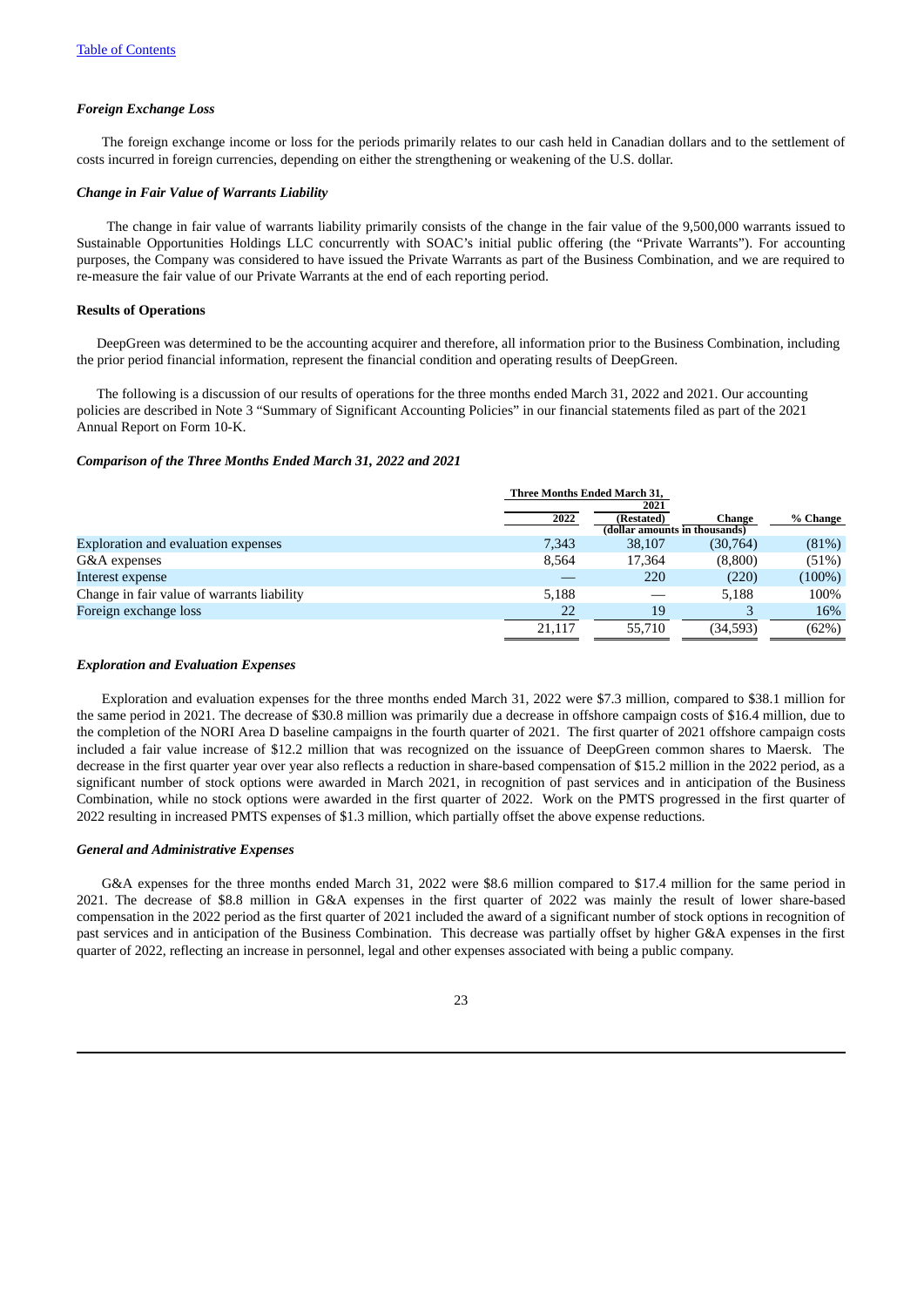### *Foreign Exchange Loss*

The foreign exchange income or loss for the periods primarily relates to our cash held in Canadian dollars and to the settlement of costs incurred in foreign currencies, depending on either the strengthening or weakening of the U.S. dollar.

### *Change in Fair Value of Warrants Liability*

The change in fair value of warrants liability primarily consists of the change in the fair value of the 9,500,000 warrants issued to Sustainable Opportunities Holdings LLC concurrently with SOAC's initial public offering (the "Private Warrants"). For accounting purposes, the Company was considered to have issued the Private Warrants as part of the Business Combination, and we are required to re-measure the fair value of our Private Warrants at the end of each reporting period.

### **Results of Operations**

DeepGreen was determined to be the accounting acquirer and therefore, all information prior to the Business Combination, including the prior period financial information, represent the financial condition and operating results of DeepGreen.

The following is a discussion of our results of operations for the three months ended March 31, 2022 and 2021. Our accounting policies are described in Note 3 "Summary of Significant Accounting Policies" in our financial statements filed as part of the 2021 Annual Report on Form 10-K.

### *Comparison of the Three Months Ended March 31, 2022 and 2021*

| | Three Months Ended March 31, | | | |
|---|---|---|---|---|
| | 2022 | 2021 (Restated) | Change | % Change |
| | (dollar amounts in thousands) | | | |
| Exploration and evaluation expenses | 7,343 | 38,107 | (30,764) | (81%) |
| G&A expenses | 8,564 | 17,364 | (8,800) | (51%) |
| Interest expense | — | 220 | (220) | (100%) |
| Change in fair value of warrants liability | 5,188 | — | 5,188 | 100% |
| Foreign exchange loss | 22 | 19 | 3 | 16% |
| | 21,117 | 55,710 | (34,593) | (62%) |

### *Exploration and Evaluation Expenses*

Exploration and evaluation expenses for the three months ended March 31, 2022 were $7.3 million, compared to $38.1 million for the same period in 2021. The decrease of $30.8 million was primarily due a decrease in offshore campaign costs of $16.4 million, due to the completion of the NORI Area D baseline campaigns in the fourth quarter of 2021. The first quarter of 2021 offshore campaign costs included a fair value increase of $12.2 million that was recognized on the issuance of DeepGreen common shares to Maersk. The decrease in the first quarter year over year also reflects a reduction in share-based compensation of $15.2 million in the 2022 period, as a significant number of stock options were awarded in March 2021, in recognition of past services and in anticipation of the Business Combination, while no stock options were awarded in the first quarter of 2022. Work on the PMTS progressed in the first quarter of 2022 resulting in increased PMTS expenses of $1.3 million, which partially offset the above expense reductions.

### *General and Administrative Expenses*

G&A expenses for the three months ended March 31, 2022 were $8.6 million compared to $17.4 million for the same period in 2021. The decrease of $8.8 million in G&A expenses in the first quarter of 2022 was mainly the result of lower share-based compensation in the 2022 period as the first quarter of 2021 included the award of a significant number of stock options in recognition of past services and in anticipation of the Business Combination. This decrease was partially offset by higher G&A expenses in the first quarter of 2022, reflecting an increase in personnel, legal and other expenses associated with being a public company.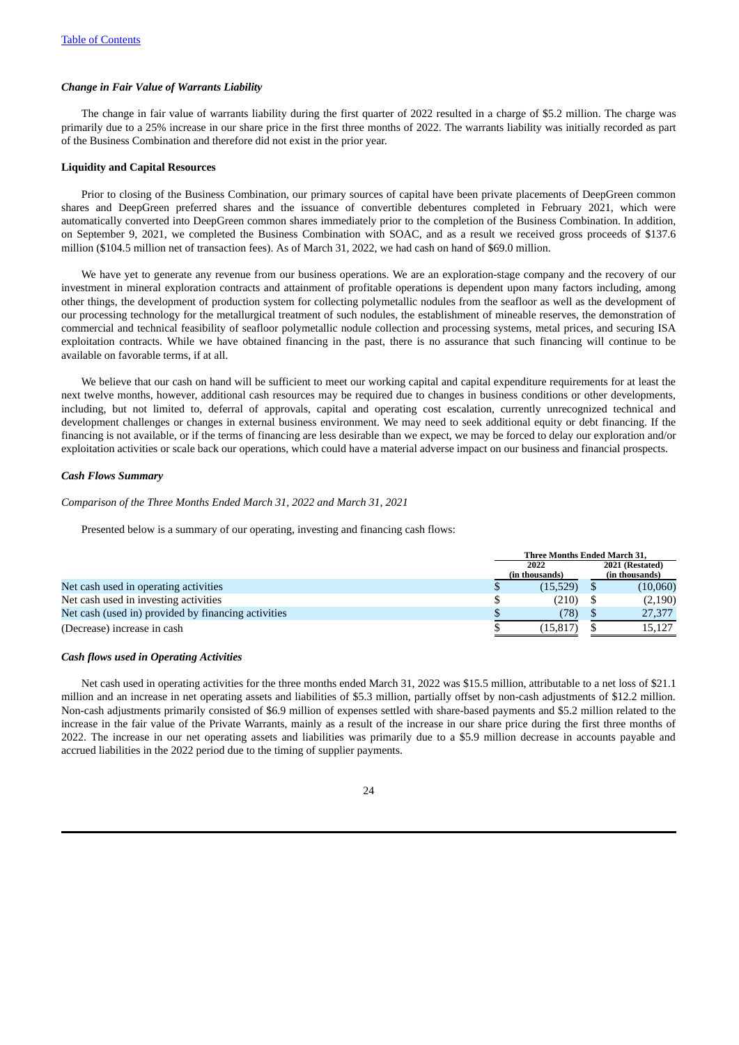*Change in Fair Value of Warrants Liability*

The change in fair value of warrants liability during the first quarter of 2022 resulted in a charge of $5.2 million. The charge was primarily due to a 25% increase in our share price in the first three months of 2022. The warrants liability was initially recorded as part of the Business Combination and therefore did not exist in the prior year.

**Liquidity and Capital Resources**

Prior to closing of the Business Combination, our primary sources of capital have been private placements of DeepGreen common shares and DeepGreen preferred shares and the issuance of convertible debentures completed in February 2021, which were automatically converted into DeepGreen common shares immediately prior to the completion of the Business Combination. In addition, on September 9, 2021, we completed the Business Combination with SOAC, and as a result we received gross proceeds of $137.6 million ($104.5 million net of transaction fees). As of March 31, 2022, we had cash on hand of $69.0 million.

We have yet to generate any revenue from our business operations. We are an exploration-stage company and the recovery of our investment in mineral exploration contracts and attainment of profitable operations is dependent upon many factors including, among other things, the development of production system for collecting polymetallic nodules from the seafloor as well as the development of our processing technology for the metallurgical treatment of such nodules, the establishment of mineable reserves, the demonstration of commercial and technical feasibility of seafloor polymetallic nodule collection and processing systems, metal prices, and securing ISA exploitation contracts. While we have obtained financing in the past, there is no assurance that such financing will continue to be available on favorable terms, if at all.

We believe that our cash on hand will be sufficient to meet our working capital and capital expenditure requirements for at least the next twelve months, however, additional cash resources may be required due to changes in business conditions or other developments, including, but not limited to, deferral of approvals, capital and operating cost escalation, currently unrecognized technical and development challenges or changes in external business environment. We may need to seek additional equity or debt financing. If the financing is not available, or if the terms of financing are less desirable than we expect, we may be forced to delay our exploration and/or exploitation activities or scale back our operations, which could have a material adverse impact on our business and financial prospects.

*Cash Flows Summary*

*Comparison of the Three Months Ended March 31, 2022 and March 31, 2021*

Presented below is a summary of our operating, investing and financing cash flows:

| | Three Months Ended March 31, | |
|---|---|---|
| | 2022 (in thousands) | 2021 (Restated) (in thousands) |
| Net cash used in operating activities | $ (15,529) | $ (10,060) |
| Net cash used in investing activities | $ (210) | $ (2,190) |
| Net cash (used in) provided by financing activities | $ (78) | $ 27,377 |
| (Decrease) increase in cash | $ (15,817) | $ 15,127 |

*Cash flows used in Operating Activities*

Net cash used in operating activities for the three months ended March 31, 2022 was $15.5 million, attributable to a net loss of $21.1 million and an increase in net operating assets and liabilities of $5.3 million, partially offset by non-cash adjustments of $12.2 million. Non-cash adjustments primarily consisted of $6.9 million of expenses settled with share-based payments and $5.2 million related to the increase in the fair value of the Private Warrants, mainly as a result of the increase in our share price during the first three months of 2022. The increase in our net operating assets and liabilities was primarily due to a $5.9 million decrease in accounts payable and accrued liabilities in the 2022 period due to the timing of supplier payments.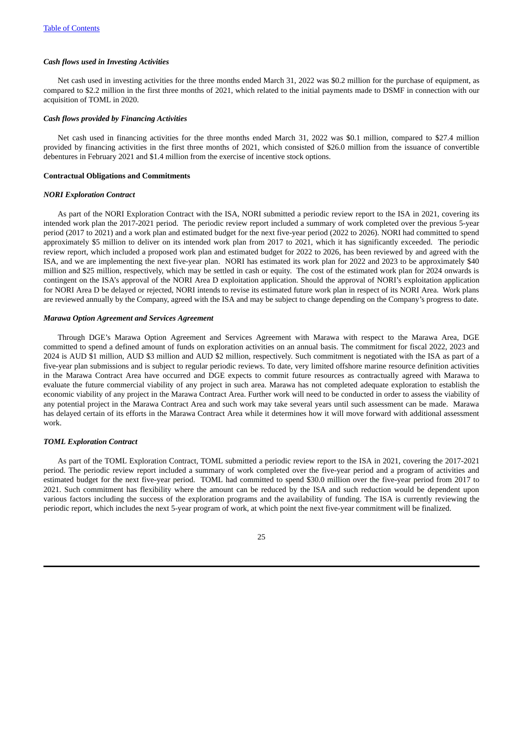### *Cash flows used in Investing Activities*

Net cash used in investing activities for the three months ended March 31, 2022 was $0.2 million for the purchase of equipment, as compared to $2.2 million in the first three months of 2021, which related to the initial payments made to DSMF in connection with our acquisition of TOML in 2020.

### *Cash flows provided by Financing Activities*

Net cash used in financing activities for the three months ended March 31, 2022 was $0.1 million, compared to $27.4 million provided by financing activities in the first three months of 2021, which consisted of $26.0 million from the issuance of convertible debentures in February 2021 and $1.4 million from the exercise of incentive stock options.

## **Contractual Obligations and Commitments**

### *NORI Exploration Contract*

As part of the NORI Exploration Contract with the ISA, NORI submitted a periodic review report to the ISA in 2021, covering its intended work plan the 2017-2021 period. The periodic review report included a summary of work completed over the previous 5-year period (2017 to 2021) and a work plan and estimated budget for the next five-year period (2022 to 2026). NORI had committed to spend approximately $5 million to deliver on its intended work plan from 2017 to 2021, which it has significantly exceeded. The periodic review report, which included a proposed work plan and estimated budget for 2022 to 2026, has been reviewed by and agreed with the ISA, and we are implementing the next five-year plan. NORI has estimated its work plan for 2022 and 2023 to be approximately $40 million and $25 million, respectively, which may be settled in cash or equity. The cost of the estimated work plan for 2024 onwards is contingent on the ISA's approval of the NORI Area D exploitation application. Should the approval of NORI's exploitation application for NORI Area D be delayed or rejected, NORI intends to revise its estimated future work plan in respect of its NORI Area. Work plans are reviewed annually by the Company, agreed with the ISA and may be subject to change depending on the Company's progress to date.

### *Marawa Option Agreement and Services Agreement*

Through DGE's Marawa Option Agreement and Services Agreement with Marawa with respect to the Marawa Area, DGE committed to spend a defined amount of funds on exploration activities on an annual basis. The commitment for fiscal 2022, 2023 and 2024 is AUD $1 million, AUD $3 million and AUD $2 million, respectively. Such commitment is negotiated with the ISA as part of a five-year plan submissions and is subject to regular periodic reviews. To date, very limited offshore marine resource definition activities in the Marawa Contract Area have occurred and DGE expects to commit future resources as contractually agreed with Marawa to evaluate the future commercial viability of any project in such area. Marawa has not completed adequate exploration to establish the economic viability of any project in the Marawa Contract Area. Further work will need to be conducted in order to assess the viability of any potential project in the Marawa Contract Area and such work may take several years until such assessment can be made. Marawa has delayed certain of its efforts in the Marawa Contract Area while it determines how it will move forward with additional assessment work.

### *TOML Exploration Contract*

As part of the TOML Exploration Contract, TOML submitted a periodic review report to the ISA in 2021, covering the 2017-2021 period. The periodic review report included a summary of work completed over the five-year period and a program of activities and estimated budget for the next five-year period. TOML had committed to spend $30.0 million over the five-year period from 2017 to 2021. Such commitment has flexibility where the amount can be reduced by the ISA and such reduction would be dependent upon various factors including the success of the exploration programs and the availability of funding. The ISA is currently reviewing the periodic report, which includes the next 5-year program of work, at which point the next five-year commitment will be finalized.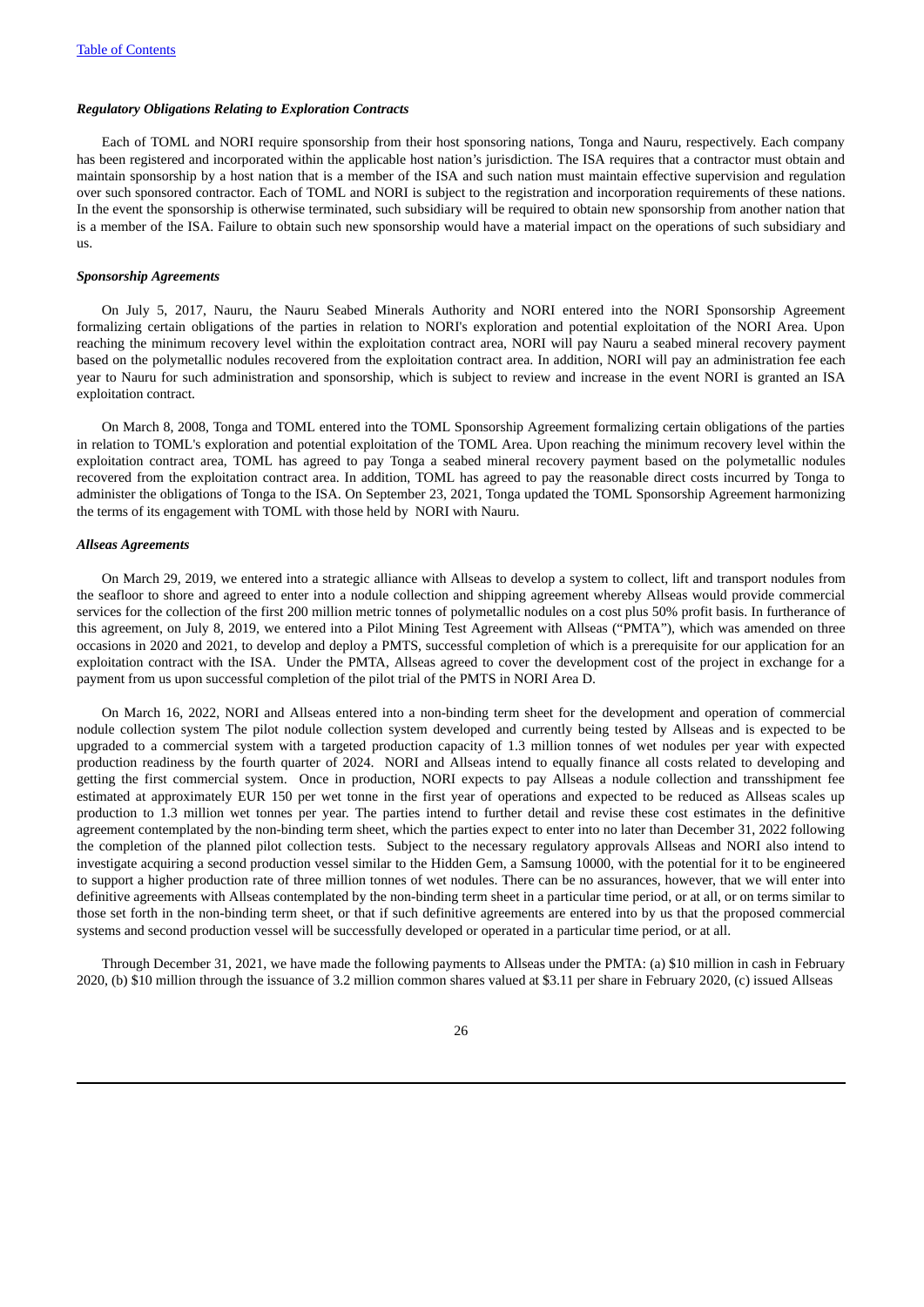***Regulatory Obligations Relating to Exploration Contracts***

Each of TOML and NORI require sponsorship from their host sponsoring nations, Tonga and Nauru, respectively. Each company has been registered and incorporated within the applicable host nation's jurisdiction. The ISA requires that a contractor must obtain and maintain sponsorship by a host nation that is a member of the ISA and such nation must maintain effective supervision and regulation over such sponsored contractor. Each of TOML and NORI is subject to the registration and incorporation requirements of these nations. In the event the sponsorship is otherwise terminated, such subsidiary will be required to obtain new sponsorship from another nation that is a member of the ISA. Failure to obtain such new sponsorship would have a material impact on the operations of such subsidiary and us.

***Sponsorship Agreements***

On July 5, 2017, Nauru, the Nauru Seabed Minerals Authority and NORI entered into the NORI Sponsorship Agreement formalizing certain obligations of the parties in relation to NORI's exploration and potential exploitation of the NORI Area. Upon reaching the minimum recovery level within the exploitation contract area, NORI will pay Nauru a seabed mineral recovery payment based on the polymetallic nodules recovered from the exploitation contract area. In addition, NORI will pay an administration fee each year to Nauru for such administration and sponsorship, which is subject to review and increase in the event NORI is granted an ISA exploitation contract.

On March 8, 2008, Tonga and TOML entered into the TOML Sponsorship Agreement formalizing certain obligations of the parties in relation to TOML's exploration and potential exploitation of the TOML Area. Upon reaching the minimum recovery level within the exploitation contract area, TOML has agreed to pay Tonga a seabed mineral recovery payment based on the polymetallic nodules recovered from the exploitation contract area. In addition, TOML has agreed to pay the reasonable direct costs incurred by Tonga to administer the obligations of Tonga to the ISA. On September 23, 2021, Tonga updated the TOML Sponsorship Agreement harmonizing the terms of its engagement with TOML with those held by NORI with Nauru.

***Allseas Agreements***

On March 29, 2019, we entered into a strategic alliance with Allseas to develop a system to collect, lift and transport nodules from the seafloor to shore and agreed to enter into a nodule collection and shipping agreement whereby Allseas would provide commercial services for the collection of the first 200 million metric tonnes of polymetallic nodules on a cost plus 50% profit basis. In furtherance of this agreement, on July 8, 2019, we entered into a Pilot Mining Test Agreement with Allseas ("PMTA"), which was amended on three occasions in 2020 and 2021, to develop and deploy a PMTS, successful completion of which is a prerequisite for our application for an exploitation contract with the ISA. Under the PMTA, Allseas agreed to cover the development cost of the project in exchange for a payment from us upon successful completion of the pilot trial of the PMTS in NORI Area D.

On March 16, 2022, NORI and Allseas entered into a non-binding term sheet for the development and operation of commercial nodule collection system The pilot nodule collection system developed and currently being tested by Allseas and is expected to be upgraded to a commercial system with a targeted production capacity of 1.3 million tonnes of wet nodules per year with expected production readiness by the fourth quarter of 2024. NORI and Allseas intend to equally finance all costs related to developing and getting the first commercial system. Once in production, NORI expects to pay Allseas a nodule collection and transshipment fee estimated at approximately EUR 150 per wet tonne in the first year of operations and expected to be reduced as Allseas scales up production to 1.3 million wet tonnes per year. The parties intend to further detail and revise these cost estimates in the definitive agreement contemplated by the non-binding term sheet, which the parties expect to enter into no later than December 31, 2022 following the completion of the planned pilot collection tests. Subject to the necessary regulatory approvals Allseas and NORI also intend to investigate acquiring a second production vessel similar to the Hidden Gem, a Samsung 10000, with the potential for it to be engineered to support a higher production rate of three million tonnes of wet nodules. There can be no assurances, however, that we will enter into definitive agreements with Allseas contemplated by the non-binding term sheet in a particular time period, or at all, or on terms similar to those set forth in the non-binding term sheet, or that if such definitive agreements are entered into by us that the proposed commercial systems and second production vessel will be successfully developed or operated in a particular time period, or at all.

Through December 31, 2021, we have made the following payments to Allseas under the PMTA: (a) $10 million in cash in February 2020, (b) $10 million through the issuance of 3.2 million common shares valued at $3.11 per share in February 2020, (c) issued Allseas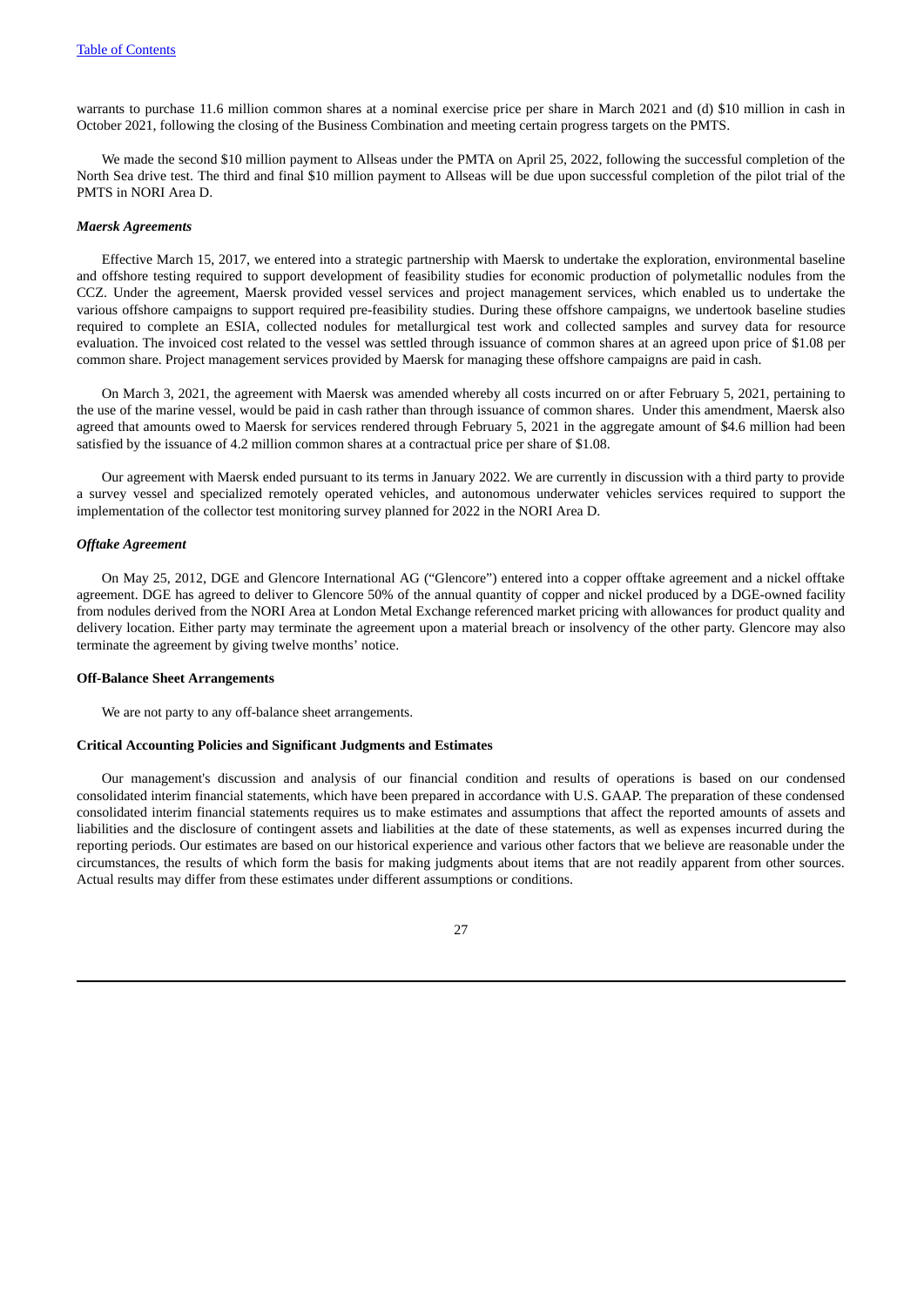warrants to purchase 11.6 million common shares at a nominal exercise price per share in March 2021 and (d) $10 million in cash in October 2021, following the closing of the Business Combination and meeting certain progress targets on the PMTS.

We made the second $10 million payment to Allseas under the PMTA on April 25, 2022, following the successful completion of the North Sea drive test. The third and final $10 million payment to Allseas will be due upon successful completion of the pilot trial of the PMTS in NORI Area D.

*Maersk Agreements*

Effective March 15, 2017, we entered into a strategic partnership with Maersk to undertake the exploration, environmental baseline and offshore testing required to support development of feasibility studies for economic production of polymetallic nodules from the CCZ. Under the agreement, Maersk provided vessel services and project management services, which enabled us to undertake the various offshore campaigns to support required pre-feasibility studies. During these offshore campaigns, we undertook baseline studies required to complete an ESIA, collected nodules for metallurgical test work and collected samples and survey data for resource evaluation. The invoiced cost related to the vessel was settled through issuance of common shares at an agreed upon price of $1.08 per common share. Project management services provided by Maersk for managing these offshore campaigns are paid in cash.

On March 3, 2021, the agreement with Maersk was amended whereby all costs incurred on or after February 5, 2021, pertaining to the use of the marine vessel, would be paid in cash rather than through issuance of common shares. Under this amendment, Maersk also agreed that amounts owed to Maersk for services rendered through February 5, 2021 in the aggregate amount of $4.6 million had been satisfied by the issuance of 4.2 million common shares at a contractual price per share of $1.08.

Our agreement with Maersk ended pursuant to its terms in January 2022. We are currently in discussion with a third party to provide a survey vessel and specialized remotely operated vehicles, and autonomous underwater vehicles services required to support the implementation of the collector test monitoring survey planned for 2022 in the NORI Area D.

*Offtake Agreement*

On May 25, 2012, DGE and Glencore International AG ("Glencore") entered into a copper offtake agreement and a nickel offtake agreement. DGE has agreed to deliver to Glencore 50% of the annual quantity of copper and nickel produced by a DGE-owned facility from nodules derived from the NORI Area at London Metal Exchange referenced market pricing with allowances for product quality and delivery location. Either party may terminate the agreement upon a material breach or insolvency of the other party. Glencore may also terminate the agreement by giving twelve months' notice.

**Off-Balance Sheet Arrangements**

We are not party to any off-balance sheet arrangements.

**Critical Accounting Policies and Significant Judgments and Estimates**

Our management's discussion and analysis of our financial condition and results of operations is based on our condensed consolidated interim financial statements, which have been prepared in accordance with U.S. GAAP. The preparation of these condensed consolidated interim financial statements requires us to make estimates and assumptions that affect the reported amounts of assets and liabilities and the disclosure of contingent assets and liabilities at the date of these statements, as well as expenses incurred during the reporting periods. Our estimates are based on our historical experience and various other factors that we believe are reasonable under the circumstances, the results of which form the basis for making judgments about items that are not readily apparent from other sources. Actual results may differ from these estimates under different assumptions or conditions.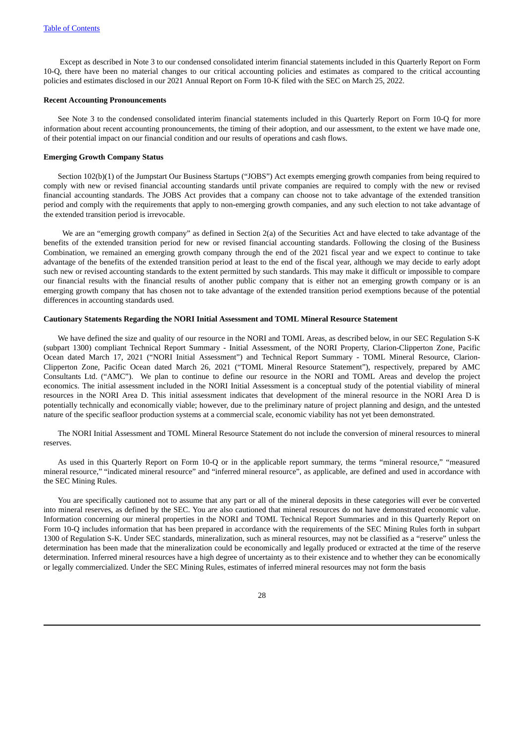Except as described in Note 3 to our condensed consolidated interim financial statements included in this Quarterly Report on Form 10-Q, there have been no material changes to our critical accounting policies and estimates as compared to the critical accounting policies and estimates disclosed in our 2021 Annual Report on Form 10-K filed with the SEC on March 25, 2022.

**Recent Accounting Pronouncements**

See Note 3 to the condensed consolidated interim financial statements included in this Quarterly Report on Form 10-Q for more information about recent accounting pronouncements, the timing of their adoption, and our assessment, to the extent we have made one, of their potential impact on our financial condition and our results of operations and cash flows.

**Emerging Growth Company Status**

Section 102(b)(1) of the Jumpstart Our Business Startups ("JOBS") Act exempts emerging growth companies from being required to comply with new or revised financial accounting standards until private companies are required to comply with the new or revised financial accounting standards. The JOBS Act provides that a company can choose not to take advantage of the extended transition period and comply with the requirements that apply to non-emerging growth companies, and any such election to not take advantage of the extended transition period is irrevocable.

We are an "emerging growth company" as defined in Section 2(a) of the Securities Act and have elected to take advantage of the benefits of the extended transition period for new or revised financial accounting standards. Following the closing of the Business Combination, we remained an emerging growth company through the end of the 2021 fiscal year and we expect to continue to take advantage of the benefits of the extended transition period at least to the end of the fiscal year, although we may decide to early adopt such new or revised accounting standards to the extent permitted by such standards. This may make it difficult or impossible to compare our financial results with the financial results of another public company that is either not an emerging growth company or is an emerging growth company that has chosen not to take advantage of the extended transition period exemptions because of the potential differences in accounting standards used.

**Cautionary Statements Regarding the NORI Initial Assessment and TOML Mineral Resource Statement**

We have defined the size and quality of our resource in the NORI and TOML Areas, as described below, in our SEC Regulation S-K (subpart 1300) compliant Technical Report Summary - Initial Assessment, of the NORI Property, Clarion-Clipperton Zone, Pacific Ocean dated March 17, 2021 ("NORI Initial Assessment") and Technical Report Summary - TOML Mineral Resource, Clarion-Clipperton Zone, Pacific Ocean dated March 26, 2021 ("TOML Mineral Resource Statement"), respectively, prepared by AMC Consultants Ltd. ("AMC"). We plan to continue to define our resource in the NORI and TOML Areas and develop the project economics. The initial assessment included in the NORI Initial Assessment is a conceptual study of the potential viability of mineral resources in the NORI Area D. This initial assessment indicates that development of the mineral resource in the NORI Area D is potentially technically and economically viable; however, due to the preliminary nature of project planning and design, and the untested nature of the specific seafloor production systems at a commercial scale, economic viability has not yet been demonstrated.

The NORI Initial Assessment and TOML Mineral Resource Statement do not include the conversion of mineral resources to mineral reserves.

As used in this Quarterly Report on Form 10-Q or in the applicable report summary, the terms "mineral resource," "measured mineral resource," "indicated mineral resource" and "inferred mineral resource", as applicable, are defined and used in accordance with the SEC Mining Rules.

You are specifically cautioned not to assume that any part or all of the mineral deposits in these categories will ever be converted into mineral reserves, as defined by the SEC. You are also cautioned that mineral resources do not have demonstrated economic value. Information concerning our mineral properties in the NORI and TOML Technical Report Summaries and in this Quarterly Report on Form 10-Q includes information that has been prepared in accordance with the requirements of the SEC Mining Rules forth in subpart 1300 of Regulation S-K. Under SEC standards, mineralization, such as mineral resources, may not be classified as a "reserve" unless the determination has been made that the mineralization could be economically and legally produced or extracted at the time of the reserve determination. Inferred mineral resources have a high degree of uncertainty as to their existence and to whether they can be economically or legally commercialized. Under the SEC Mining Rules, estimates of inferred mineral resources may not form the basis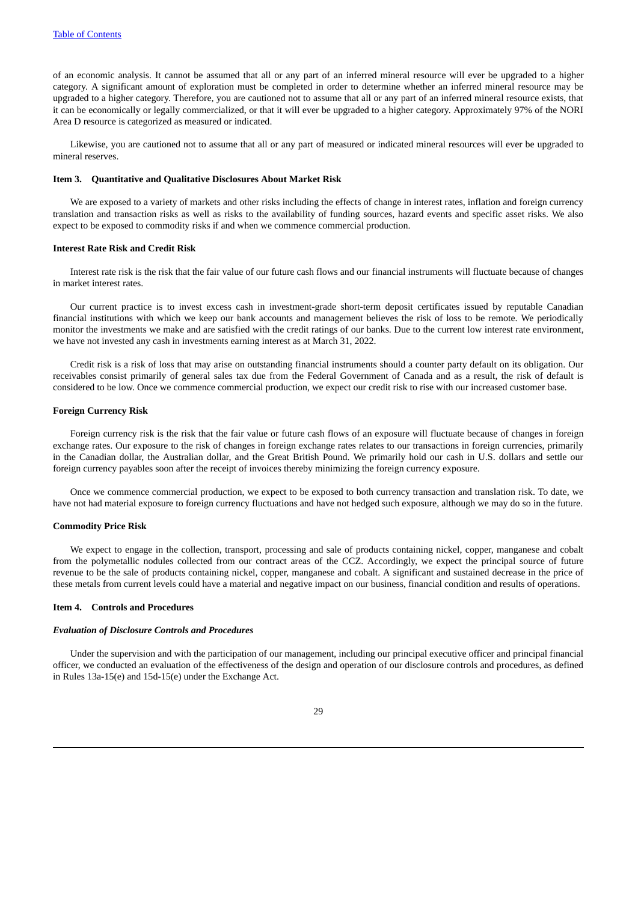of an economic analysis. It cannot be assumed that all or any part of an inferred mineral resource will ever be upgraded to a higher category. A significant amount of exploration must be completed in order to determine whether an inferred mineral resource may be upgraded to a higher category. Therefore, you are cautioned not to assume that all or any part of an inferred mineral resource exists, that it can be economically or legally commercialized, or that it will ever be upgraded to a higher category. Approximately 97% of the NORI Area D resource is categorized as measured or indicated.

Likewise, you are cautioned not to assume that all or any part of measured or indicated mineral resources will ever be upgraded to mineral reserves.

### Item 3. Quantitative and Qualitative Disclosures About Market Risk

We are exposed to a variety of markets and other risks including the effects of change in interest rates, inflation and foreign currency translation and transaction risks as well as risks to the availability of funding sources, hazard events and specific asset risks. We also expect to be exposed to commodity risks if and when we commence commercial production.

#### Interest Rate Risk and Credit Risk

Interest rate risk is the risk that the fair value of our future cash flows and our financial instruments will fluctuate because of changes in market interest rates.

Our current practice is to invest excess cash in investment-grade short-term deposit certificates issued by reputable Canadian financial institutions with which we keep our bank accounts and management believes the risk of loss to be remote. We periodically monitor the investments we make and are satisfied with the credit ratings of our banks. Due to the current low interest rate environment, we have not invested any cash in investments earning interest as at March 31, 2022.

Credit risk is a risk of loss that may arise on outstanding financial instruments should a counter party default on its obligation. Our receivables consist primarily of general sales tax due from the Federal Government of Canada and as a result, the risk of default is considered to be low. Once we commence commercial production, we expect our credit risk to rise with our increased customer base.

#### Foreign Currency Risk

Foreign currency risk is the risk that the fair value or future cash flows of an exposure will fluctuate because of changes in foreign exchange rates. Our exposure to the risk of changes in foreign exchange rates relates to our transactions in foreign currencies, primarily in the Canadian dollar, the Australian dollar, and the Great British Pound. We primarily hold our cash in U.S. dollars and settle our foreign currency payables soon after the receipt of invoices thereby minimizing the foreign currency exposure.

Once we commence commercial production, we expect to be exposed to both currency transaction and translation risk. To date, we have not had material exposure to foreign currency fluctuations and have not hedged such exposure, although we may do so in the future.

#### Commodity Price Risk

We expect to engage in the collection, transport, processing and sale of products containing nickel, copper, manganese and cobalt from the polymetallic nodules collected from our contract areas of the CCZ. Accordingly, we expect the principal source of future revenue to be the sale of products containing nickel, copper, manganese and cobalt. A significant and sustained decrease in the price of these metals from current levels could have a material and negative impact on our business, financial condition and results of operations.

### Item 4. Controls and Procedures

#### *Evaluation of Disclosure Controls and Procedures*

Under the supervision and with the participation of our management, including our principal executive officer and principal financial officer, we conducted an evaluation of the effectiveness of the design and operation of our disclosure controls and procedures, as defined in Rules 13a-15(e) and 15d-15(e) under the Exchange Act.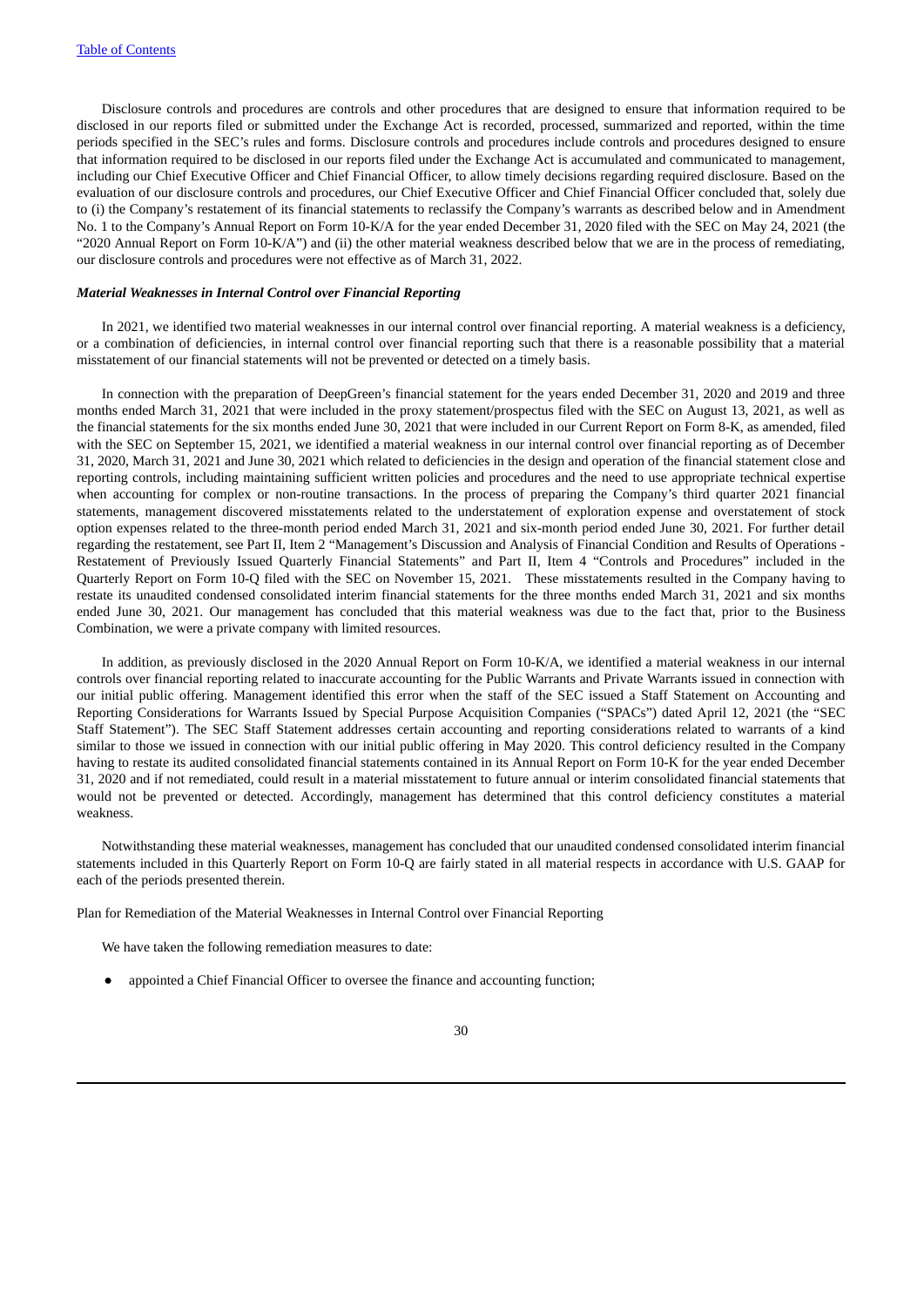Disclosure controls and procedures are controls and other procedures that are designed to ensure that information required to be disclosed in our reports filed or submitted under the Exchange Act is recorded, processed, summarized and reported, within the time periods specified in the SEC's rules and forms. Disclosure controls and procedures include controls and procedures designed to ensure that information required to be disclosed in our reports filed under the Exchange Act is accumulated and communicated to management, including our Chief Executive Officer and Chief Financial Officer, to allow timely decisions regarding required disclosure. Based on the evaluation of our disclosure controls and procedures, our Chief Executive Officer and Chief Financial Officer concluded that, solely due to (i) the Company's restatement of its financial statements to reclassify the Company's warrants as described below and in Amendment No. 1 to the Company's Annual Report on Form 10-K/A for the year ended December 31, 2020 filed with the SEC on May 24, 2021 (the "2020 Annual Report on Form 10-K/A") and (ii) the other material weakness described below that we are in the process of remediating, our disclosure controls and procedures were not effective as of March 31, 2022.

***Material Weaknesses in Internal Control over Financial Reporting***

In 2021, we identified two material weaknesses in our internal control over financial reporting. A material weakness is a deficiency, or a combination of deficiencies, in internal control over financial reporting such that there is a reasonable possibility that a material misstatement of our financial statements will not be prevented or detected on a timely basis.

In connection with the preparation of DeepGreen's financial statement for the years ended December 31, 2020 and 2019 and three months ended March 31, 2021 that were included in the proxy statement/prospectus filed with the SEC on August 13, 2021, as well as the financial statements for the six months ended June 30, 2021 that were included in our Current Report on Form 8-K, as amended, filed with the SEC on September 15, 2021, we identified a material weakness in our internal control over financial reporting as of December 31, 2020, March 31, 2021 and June 30, 2021 which related to deficiencies in the design and operation of the financial statement close and reporting controls, including maintaining sufficient written policies and procedures and the need to use appropriate technical expertise when accounting for complex or non-routine transactions. In the process of preparing the Company's third quarter 2021 financial statements, management discovered misstatements related to the understatement of exploration expense and overstatement of stock option expenses related to the three-month period ended March 31, 2021 and six-month period ended June 30, 2021. For further detail regarding the restatement, see Part II, Item 2 "Management's Discussion and Analysis of Financial Condition and Results of Operations - Restatement of Previously Issued Quarterly Financial Statements" and Part II, Item 4 "Controls and Procedures" included in the Quarterly Report on Form 10-Q filed with the SEC on November 15, 2021. These misstatements resulted in the Company having to restate its unaudited condensed consolidated interim financial statements for the three months ended March 31, 2021 and six months ended June 30, 2021. Our management has concluded that this material weakness was due to the fact that, prior to the Business Combination, we were a private company with limited resources.

In addition, as previously disclosed in the 2020 Annual Report on Form 10-K/A, we identified a material weakness in our internal controls over financial reporting related to inaccurate accounting for the Public Warrants and Private Warrants issued in connection with our initial public offering. Management identified this error when the staff of the SEC issued a Staff Statement on Accounting and Reporting Considerations for Warrants Issued by Special Purpose Acquisition Companies ("SPACs") dated April 12, 2021 (the "SEC Staff Statement"). The SEC Staff Statement addresses certain accounting and reporting considerations related to warrants of a kind similar to those we issued in connection with our initial public offering in May 2020. This control deficiency resulted in the Company having to restate its audited consolidated financial statements contained in its Annual Report on Form 10-K for the year ended December 31, 2020 and if not remediated, could result in a material misstatement to future annual or interim consolidated financial statements that would not be prevented or detected. Accordingly, management has determined that this control deficiency constitutes a material weakness.

Notwithstanding these material weaknesses, management has concluded that our unaudited condensed consolidated interim financial statements included in this Quarterly Report on Form 10-Q are fairly stated in all material respects in accordance with U.S. GAAP for each of the periods presented therein.

Plan for Remediation of the Material Weaknesses in Internal Control over Financial Reporting

We have taken the following remediation measures to date:

- appointed a Chief Financial Officer to oversee the finance and accounting function;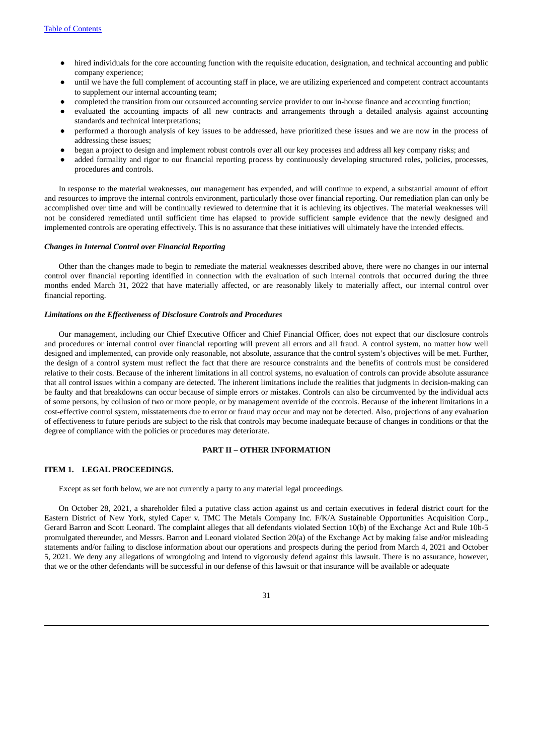- hired individuals for the core accounting function with the requisite education, designation, and technical accounting and public company experience;
- until we have the full complement of accounting staff in place, we are utilizing experienced and competent contract accountants to supplement our internal accounting team;
- completed the transition from our outsourced accounting service provider to our in-house finance and accounting function;
- evaluated the accounting impacts of all new contracts and arrangements through a detailed analysis against accounting standards and technical interpretations;
- performed a thorough analysis of key issues to be addressed, have prioritized these issues and we are now in the process of addressing these issues;
- began a project to design and implement robust controls over all our key processes and address all key company risks; and
- added formality and rigor to our financial reporting process by continuously developing structured roles, policies, processes, procedures and controls.

In response to the material weaknesses, our management has expended, and will continue to expend, a substantial amount of effort and resources to improve the internal controls environment, particularly those over financial reporting. Our remediation plan can only be accomplished over time and will be continually reviewed to determine that it is achieving its objectives. The material weaknesses will not be considered remediated until sufficient time has elapsed to provide sufficient sample evidence that the newly designed and implemented controls are operating effectively. This is no assurance that these initiatives will ultimately have the intended effects.

***Changes in Internal Control over Financial Reporting***

Other than the changes made to begin to remediate the material weaknesses described above, there were no changes in our internal control over financial reporting identified in connection with the evaluation of such internal controls that occurred during the three months ended March 31, 2022 that have materially affected, or are reasonably likely to materially affect, our internal control over financial reporting.

***Limitations on the Effectiveness of Disclosure Controls and Procedures***

Our management, including our Chief Executive Officer and Chief Financial Officer, does not expect that our disclosure controls and procedures or internal control over financial reporting will prevent all errors and all fraud. A control system, no matter how well designed and implemented, can provide only reasonable, not absolute, assurance that the control system's objectives will be met. Further, the design of a control system must reflect the fact that there are resource constraints and the benefits of controls must be considered relative to their costs. Because of the inherent limitations in all control systems, no evaluation of controls can provide absolute assurance that all control issues within a company are detected. The inherent limitations include the realities that judgments in decision-making can be faulty and that breakdowns can occur because of simple errors or mistakes. Controls can also be circumvented by the individual acts of some persons, by collusion of two or more people, or by management override of the controls. Because of the inherent limitations in a cost-effective control system, misstatements due to error or fraud may occur and may not be detected. Also, projections of any evaluation of effectiveness to future periods are subject to the risk that controls may become inadequate because of changes in conditions or that the degree of compliance with the policies or procedures may deteriorate.

## PART II – OTHER INFORMATION

### ITEM 1. LEGAL PROCEEDINGS.

Except as set forth below, we are not currently a party to any material legal proceedings.

On October 28, 2021, a shareholder filed a putative class action against us and certain executives in federal district court for the Eastern District of New York, styled Caper v. TMC The Metals Company Inc. F/K/A Sustainable Opportunities Acquisition Corp., Gerard Barron and Scott Leonard. The complaint alleges that all defendants violated Section 10(b) of the Exchange Act and Rule 10b-5 promulgated thereunder, and Messrs. Barron and Leonard violated Section 20(a) of the Exchange Act by making false and/or misleading statements and/or failing to disclose information about our operations and prospects during the period from March 4, 2021 and October 5, 2021. We deny any allegations of wrongdoing and intend to vigorously defend against this lawsuit. There is no assurance, however, that we or the other defendants will be successful in our defense of this lawsuit or that insurance will be available or adequate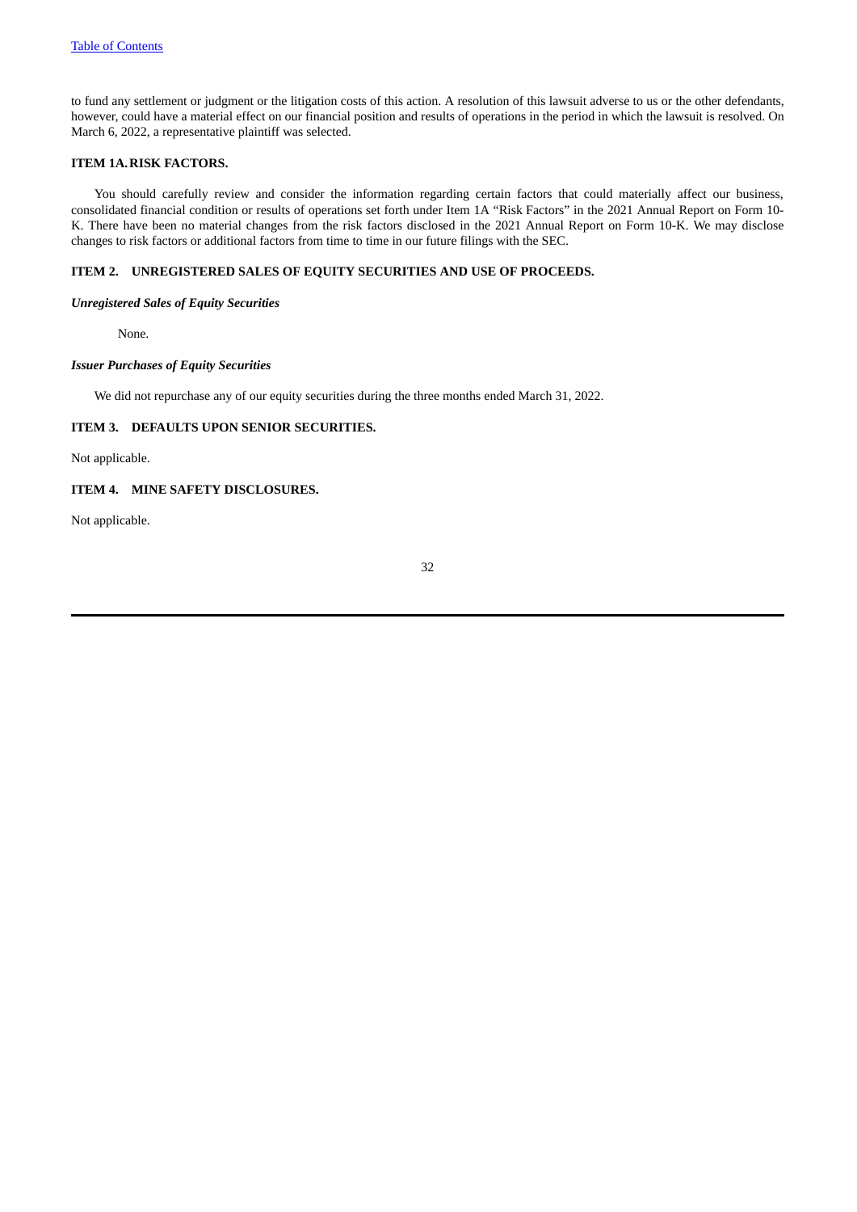to fund any settlement or judgment or the litigation costs of this action. A resolution of this lawsuit adverse to us or the other defendants, however, could have a material effect on our financial position and results of operations in the period in which the lawsuit is resolved. On March 6, 2022, a representative plaintiff was selected.

## ITEM 1A. RISK FACTORS.

You should carefully review and consider the information regarding certain factors that could materially affect our business, consolidated financial condition or results of operations set forth under Item 1A "Risk Factors" in the 2021 Annual Report on Form 10-K. There have been no material changes from the risk factors disclosed in the 2021 Annual Report on Form 10-K. We may disclose changes to risk factors or additional factors from time to time in our future filings with the SEC.

## ITEM 2. UNREGISTERED SALES OF EQUITY SECURITIES AND USE OF PROCEEDS.

***Unregistered Sales of Equity Securities***

None.

***Issuer Purchases of Equity Securities***

We did not repurchase any of our equity securities during the three months ended March 31, 2022.

## ITEM 3. DEFAULTS UPON SENIOR SECURITIES.

Not applicable.

## ITEM 4. MINE SAFETY DISCLOSURES.

Not applicable.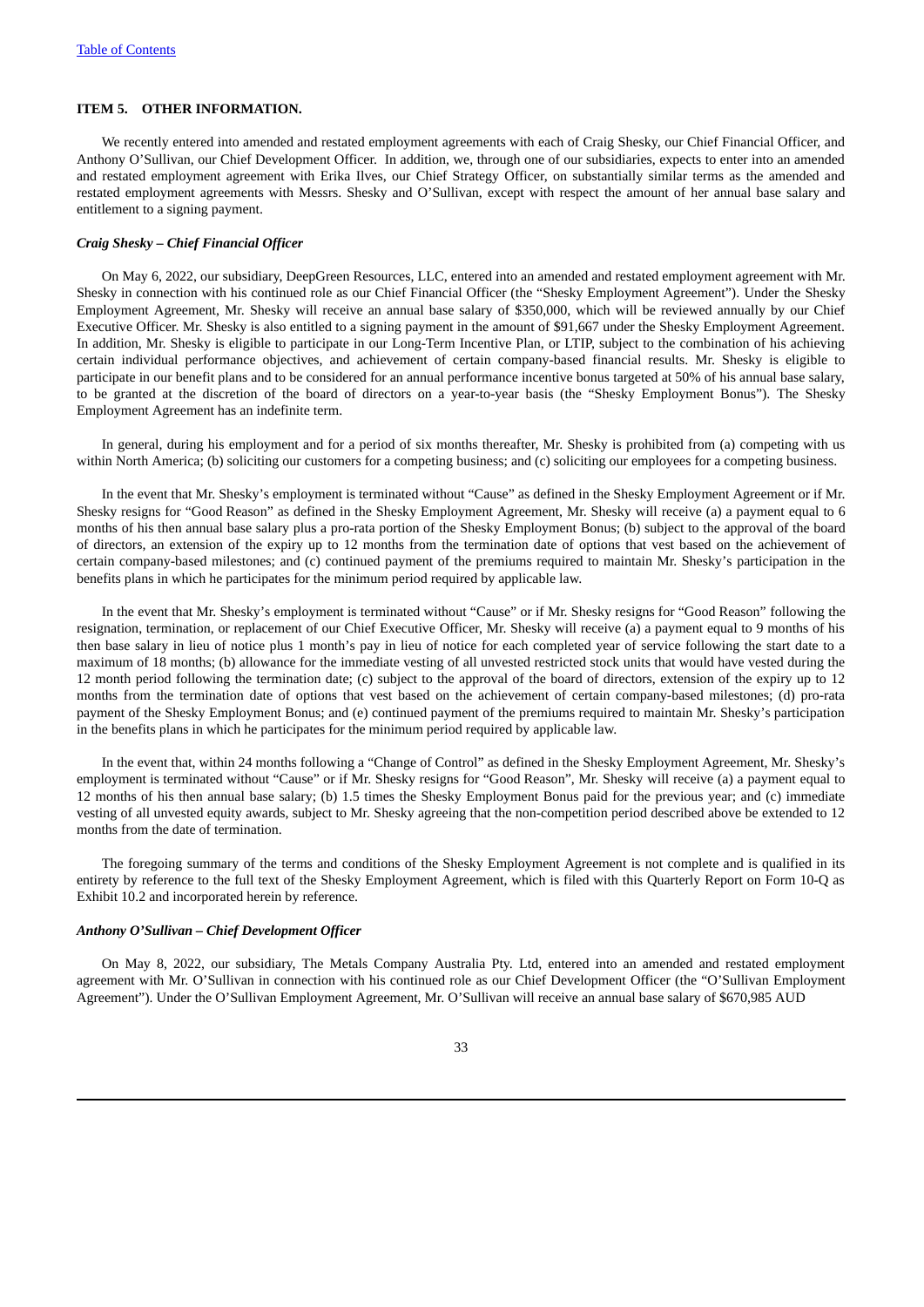## ITEM 5. OTHER INFORMATION.

We recently entered into amended and restated employment agreements with each of Craig Shesky, our Chief Financial Officer, and Anthony O'Sullivan, our Chief Development Officer. In addition, we, through one of our subsidiaries, expects to enter into an amended and restated employment agreement with Erika Ilves, our Chief Strategy Officer, on substantially similar terms as the amended and restated employment agreements with Messrs. Shesky and O'Sullivan, except with respect the amount of her annual base salary and entitlement to a signing payment.

***Craig Shesky – Chief Financial Officer***

On May 6, 2022, our subsidiary, DeepGreen Resources, LLC, entered into an amended and restated employment agreement with Mr. Shesky in connection with his continued role as our Chief Financial Officer (the "Shesky Employment Agreement"). Under the Shesky Employment Agreement, Mr. Shesky will receive an annual base salary of $350,000, which will be reviewed annually by our Chief Executive Officer. Mr. Shesky is also entitled to a signing payment in the amount of $91,667 under the Shesky Employment Agreement. In addition, Mr. Shesky is eligible to participate in our Long-Term Incentive Plan, or LTIP, subject to the combination of his achieving certain individual performance objectives, and achievement of certain company-based financial results. Mr. Shesky is eligible to participate in our benefit plans and to be considered for an annual performance incentive bonus targeted at 50% of his annual base salary, to be granted at the discretion of the board of directors on a year-to-year basis (the "Shesky Employment Bonus"). The Shesky Employment Agreement has an indefinite term.

In general, during his employment and for a period of six months thereafter, Mr. Shesky is prohibited from (a) competing with us within North America; (b) soliciting our customers for a competing business; and (c) soliciting our employees for a competing business.

In the event that Mr. Shesky's employment is terminated without "Cause" as defined in the Shesky Employment Agreement or if Mr. Shesky resigns for "Good Reason" as defined in the Shesky Employment Agreement, Mr. Shesky will receive (a) a payment equal to 6 months of his then annual base salary plus a pro-rata portion of the Shesky Employment Bonus; (b) subject to the approval of the board of directors, an extension of the expiry up to 12 months from the termination date of options that vest based on the achievement of certain company-based milestones; and (c) continued payment of the premiums required to maintain Mr. Shesky's participation in the benefits plans in which he participates for the minimum period required by applicable law.

In the event that Mr. Shesky's employment is terminated without "Cause" or if Mr. Shesky resigns for "Good Reason" following the resignation, termination, or replacement of our Chief Executive Officer, Mr. Shesky will receive (a) a payment equal to 9 months of his then base salary in lieu of notice plus 1 month's pay in lieu of notice for each completed year of service following the start date to a maximum of 18 months; (b) allowance for the immediate vesting of all unvested restricted stock units that would have vested during the 12 month period following the termination date; (c) subject to the approval of the board of directors, extension of the expiry up to 12 months from the termination date of options that vest based on the achievement of certain company-based milestones; (d) pro-rata payment of the Shesky Employment Bonus; and (e) continued payment of the premiums required to maintain Mr. Shesky's participation in the benefits plans in which he participates for the minimum period required by applicable law.

In the event that, within 24 months following a "Change of Control" as defined in the Shesky Employment Agreement, Mr. Shesky's employment is terminated without "Cause" or if Mr. Shesky resigns for "Good Reason", Mr. Shesky will receive (a) a payment equal to 12 months of his then annual base salary; (b) 1.5 times the Shesky Employment Bonus paid for the previous year; and (c) immediate vesting of all unvested equity awards, subject to Mr. Shesky agreeing that the non-competition period described above be extended to 12 months from the date of termination.

The foregoing summary of the terms and conditions of the Shesky Employment Agreement is not complete and is qualified in its entirety by reference to the full text of the Shesky Employment Agreement, which is filed with this Quarterly Report on Form 10-Q as Exhibit 10.2 and incorporated herein by reference.

***Anthony O'Sullivan – Chief Development Officer***

On May 8, 2022, our subsidiary, The Metals Company Australia Pty. Ltd, entered into an amended and restated employment agreement with Mr. O'Sullivan in connection with his continued role as our Chief Development Officer (the "O'Sullivan Employment Agreement"). Under the O'Sullivan Employment Agreement, Mr. O'Sullivan will receive an annual base salary of $670,985 AUD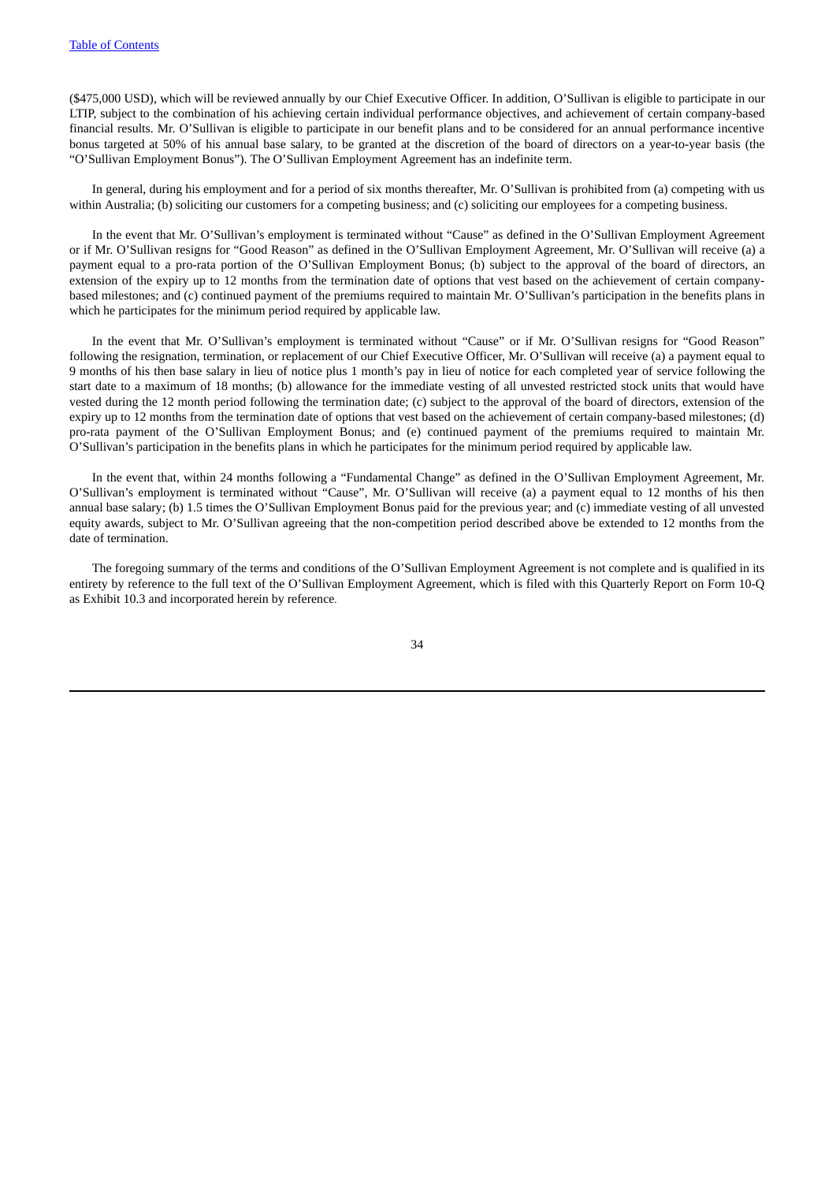($475,000 USD), which will be reviewed annually by our Chief Executive Officer. In addition, O'Sullivan is eligible to participate in our LTIP, subject to the combination of his achieving certain individual performance objectives, and achievement of certain company-based financial results. Mr. O'Sullivan is eligible to participate in our benefit plans and to be considered for an annual performance incentive bonus targeted at 50% of his annual base salary, to be granted at the discretion of the board of directors on a year-to-year basis (the "O'Sullivan Employment Bonus"). The O'Sullivan Employment Agreement has an indefinite term.

In general, during his employment and for a period of six months thereafter, Mr. O'Sullivan is prohibited from (a) competing with us within Australia; (b) soliciting our customers for a competing business; and (c) soliciting our employees for a competing business.

In the event that Mr. O'Sullivan's employment is terminated without "Cause" as defined in the O'Sullivan Employment Agreement or if Mr. O'Sullivan resigns for "Good Reason" as defined in the O'Sullivan Employment Agreement, Mr. O'Sullivan will receive (a) a payment equal to a pro-rata portion of the O'Sullivan Employment Bonus; (b) subject to the approval of the board of directors, an extension of the expiry up to 12 months from the termination date of options that vest based on the achievement of certain company-based milestones; and (c) continued payment of the premiums required to maintain Mr. O'Sullivan's participation in the benefits plans in which he participates for the minimum period required by applicable law.

In the event that Mr. O'Sullivan's employment is terminated without "Cause" or if Mr. O'Sullivan resigns for "Good Reason" following the resignation, termination, or replacement of our Chief Executive Officer, Mr. O'Sullivan will receive (a) a payment equal to 9 months of his then base salary in lieu of notice plus 1 month's pay in lieu of notice for each completed year of service following the start date to a maximum of 18 months; (b) allowance for the immediate vesting of all unvested restricted stock units that would have vested during the 12 month period following the termination date; (c) subject to the approval of the board of directors, extension of the expiry up to 12 months from the termination date of options that vest based on the achievement of certain company-based milestones; (d) pro-rata payment of the O'Sullivan Employment Bonus; and (e) continued payment of the premiums required to maintain Mr. O'Sullivan's participation in the benefits plans in which he participates for the minimum period required by applicable law.

In the event that, within 24 months following a "Fundamental Change" as defined in the O'Sullivan Employment Agreement, Mr. O'Sullivan's employment is terminated without "Cause", Mr. O'Sullivan will receive (a) a payment equal to 12 months of his then annual base salary; (b) 1.5 times the O'Sullivan Employment Bonus paid for the previous year; and (c) immediate vesting of all unvested equity awards, subject to Mr. O'Sullivan agreeing that the non-competition period described above be extended to 12 months from the date of termination.

The foregoing summary of the terms and conditions of the O'Sullivan Employment Agreement is not complete and is qualified in its entirety by reference to the full text of the O'Sullivan Employment Agreement, which is filed with this Quarterly Report on Form 10-Q as Exhibit 10.3 and incorporated herein by reference.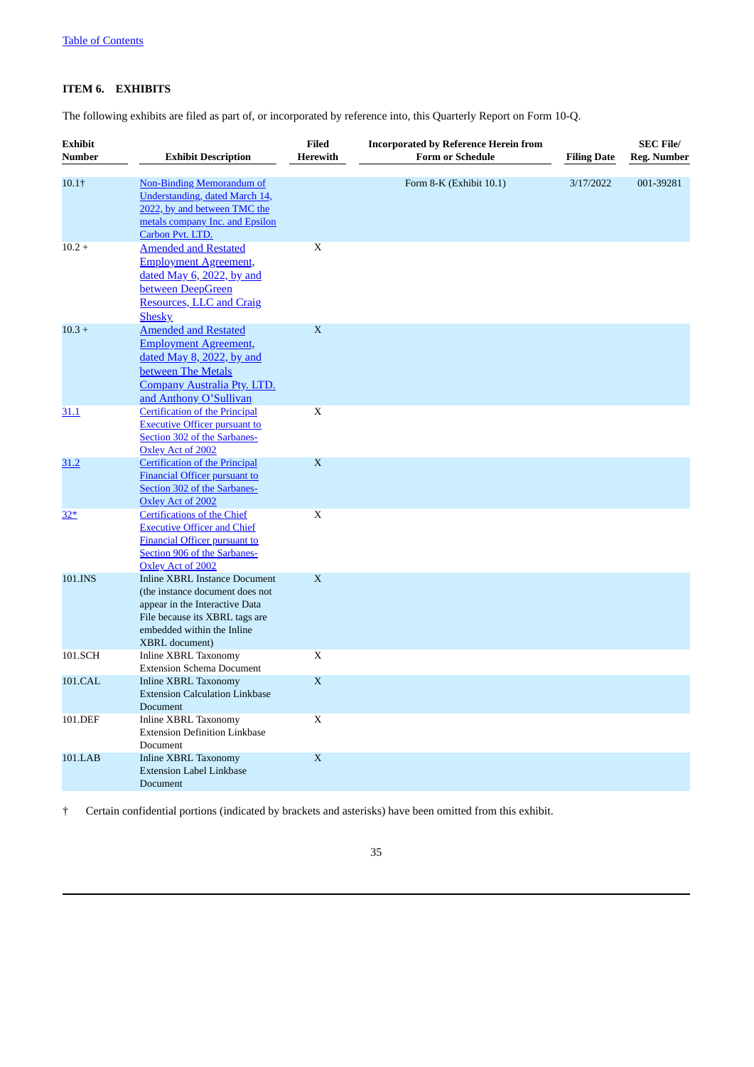Table of Contents

**ITEM 6. EXHIBITS**

The following exhibits are filed as part of, or incorporated by reference into, this Quarterly Report on Form 10-Q.

| Exhibit Number | Exhibit Description | Filed Herewith | Incorporated by Reference Herein from Form or Schedule | Filing Date | SEC File/ Reg. Number |
|---|---|---|---|---|---|
| 10.1† | Non-Binding Memorandum of Understanding, dated March 14, 2022, by and between TMC the metals company Inc. and Epsilon Carbon Pvt. LTD. | | Form 8-K (Exhibit 10.1) | 3/17/2022 | 001-39281 |
| 10.2 + | Amended and Restated Employment Agreement, dated May 6, 2022, by and between DeepGreen Resources, LLC and Craig Shesky | X | | | |
| 10.3 + | Amended and Restated Employment Agreement, dated May 8, 2022, by and between The Metals Company Australia Pty. LTD. and Anthony O'Sullivan | X | | | |
| 31.1 | Certification of the Principal Executive Officer pursuant to Section 302 of the Sarbanes-Oxley Act of 2002 | X | | | |
| 31.2 | Certification of the Principal Financial Officer pursuant to Section 302 of the Sarbanes-Oxley Act of 2002 | X | | | |
| 32* | Certifications of the Chief Executive Officer and Chief Financial Officer pursuant to Section 906 of the Sarbanes-Oxley Act of 2002 | X | | | |
| 101.INS | Inline XBRL Instance Document (the instance document does not appear in the Interactive Data File because its XBRL tags are embedded within the Inline XBRL document) | X | | | |
| 101.SCH | Inline XBRL Taxonomy Extension Schema Document | X | | | |
| 101.CAL | Inline XBRL Taxonomy Extension Calculation Linkbase Document | X | | | |
| 101.DEF | Inline XBRL Taxonomy Extension Definition Linkbase Document | X | | | |
| 101.LAB | Inline XBRL Taxonomy Extension Label Linkbase Document | X | | | |

† Certain confidential portions (indicated by brackets and asterisks) have been omitted from this exhibit.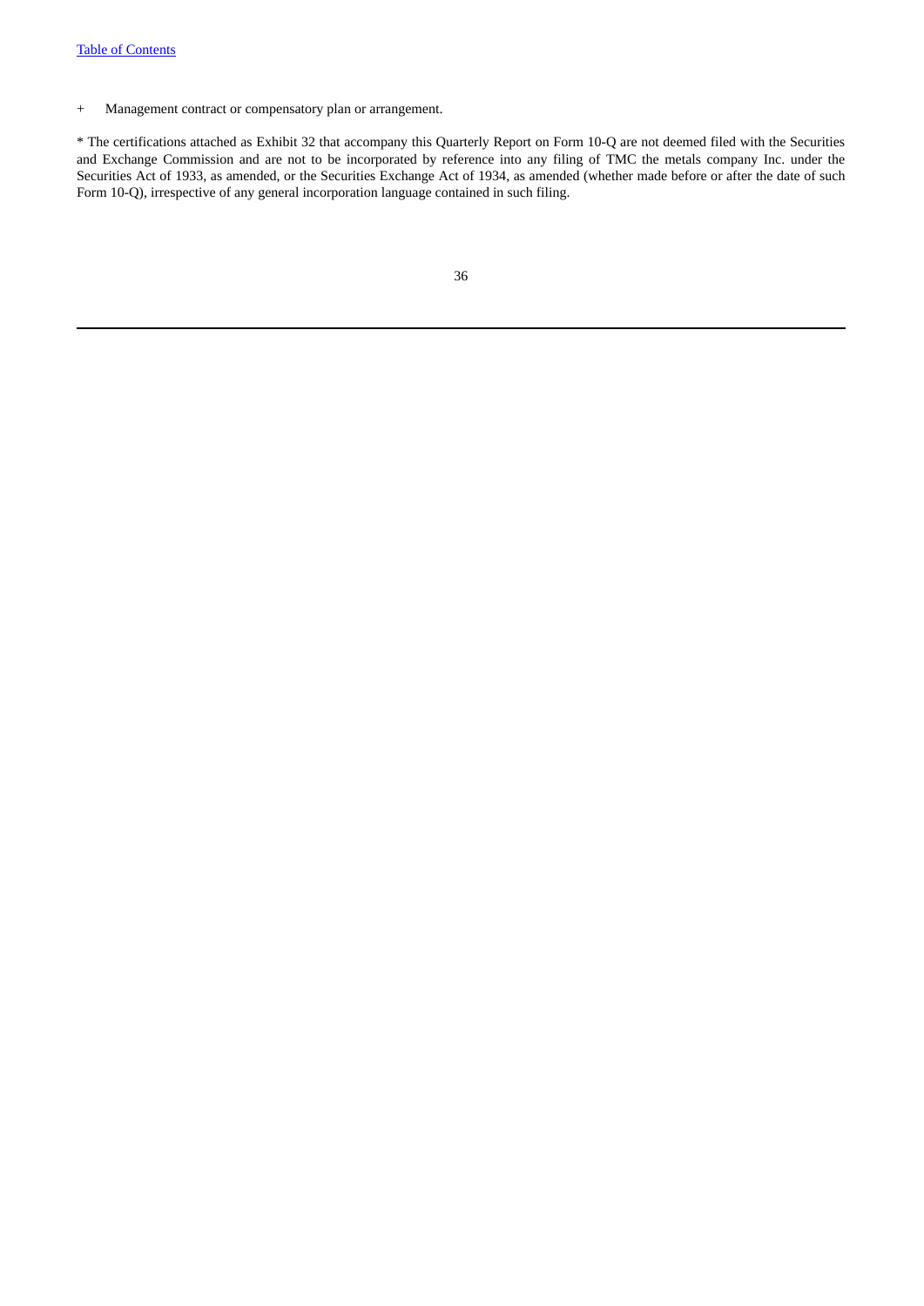+ Management contract or compensatory plan or arrangement.

* The certifications attached as Exhibit 32 that accompany this Quarterly Report on Form 10-Q are not deemed filed with the Securities and Exchange Commission and are not to be incorporated by reference into any filing of TMC the metals company Inc. under the Securities Act of 1933, as amended, or the Securities Exchange Act of 1934, as amended (whether made before or after the date of such Form 10-Q), irrespective of any general incorporation language contained in such filing.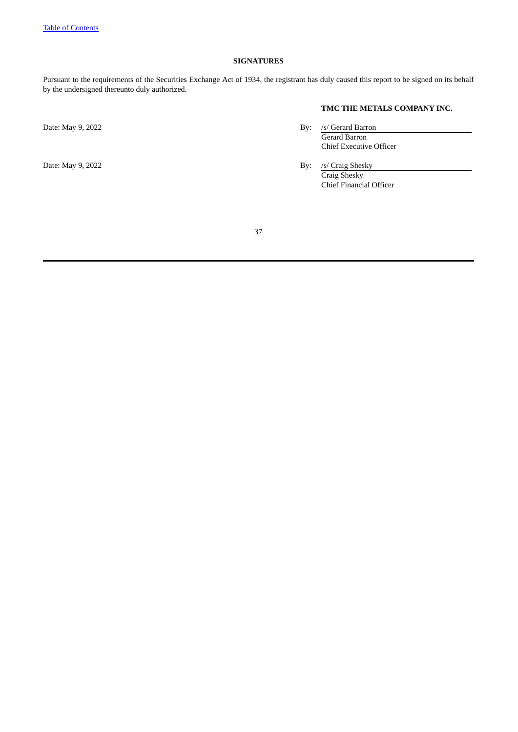## SIGNATURES

Pursuant to the requirements of the Securities Exchange Act of 1934, the registrant has duly caused this report to be signed on its behalf by the undersigned thereunto duly authorized.

**TMC THE METALS COMPANY INC.**

| | |
|---|---|
| Date: May 9, 2022 | By: /s/ Gerard Barron<br>Gerard Barron<br>Chief Executive Officer |
| Date: May 9, 2022 | By: /s/ Craig Shesky<br>Craig Shesky<br>Chief Financial Officer |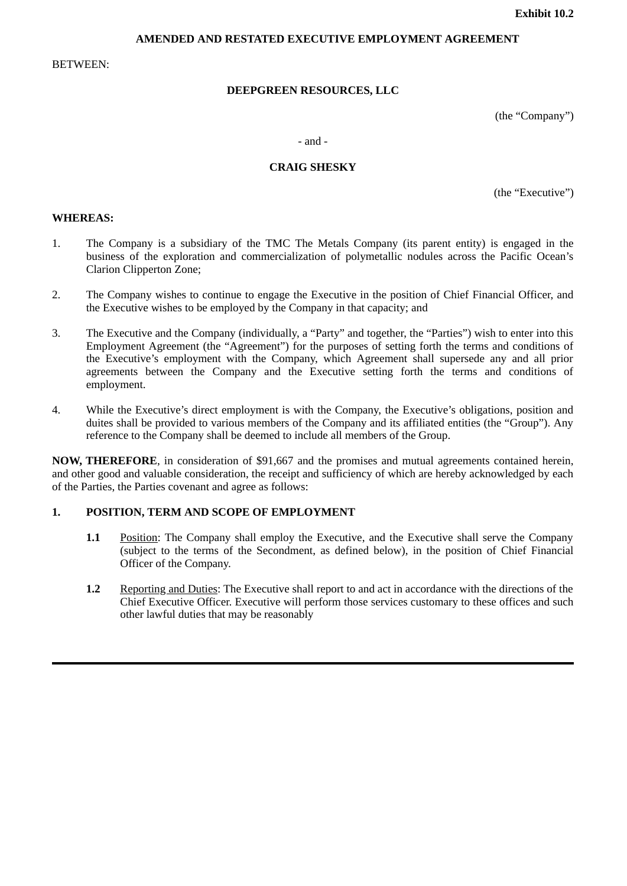**Exhibit 10.2**

**AMENDED AND RESTATED EXECUTIVE EMPLOYMENT AGREEMENT**

BETWEEN:

**DEEPGREEN RESOURCES, LLC**

(the "Company")

\- and -

**CRAIG SHESKY**

(the "Executive")

**WHEREAS:**

1. The Company is a subsidiary of the TMC The Metals Company (its parent entity) is engaged in the business of the exploration and commercialization of polymetallic nodules across the Pacific Ocean's Clarion Clipperton Zone;

2. The Company wishes to continue to engage the Executive in the position of Chief Financial Officer, and the Executive wishes to be employed by the Company in that capacity; and

3. The Executive and the Company (individually, a "Party" and together, the "Parties") wish to enter into this Employment Agreement (the "Agreement") for the purposes of setting forth the terms and conditions of the Executive's employment with the Company, which Agreement shall supersede any and all prior agreements between the Company and the Executive setting forth the terms and conditions of employment.

4. While the Executive's direct employment is with the Company, the Executive's obligations, position and duites shall be provided to various members of the Company and its affiliated entities (the "Group"). Any reference to the Company shall be deemed to include all members of the Group.

**NOW, THEREFORE**, in consideration of $91,667 and the promises and mutual agreements contained herein, and other good and valuable consideration, the receipt and sufficiency of which are hereby acknowledged by each of the Parties, the Parties covenant and agree as follows:

**1. POSITION, TERM AND SCOPE OF EMPLOYMENT**

**1.1** Position: The Company shall employ the Executive, and the Executive shall serve the Company (subject to the terms of the Secondment, as defined below), in the position of Chief Financial Officer of the Company.

**1.2** Reporting and Duties: The Executive shall report to and act in accordance with the directions of the Chief Executive Officer. Executive will perform those services customary to these offices and such other lawful duties that may be reasonably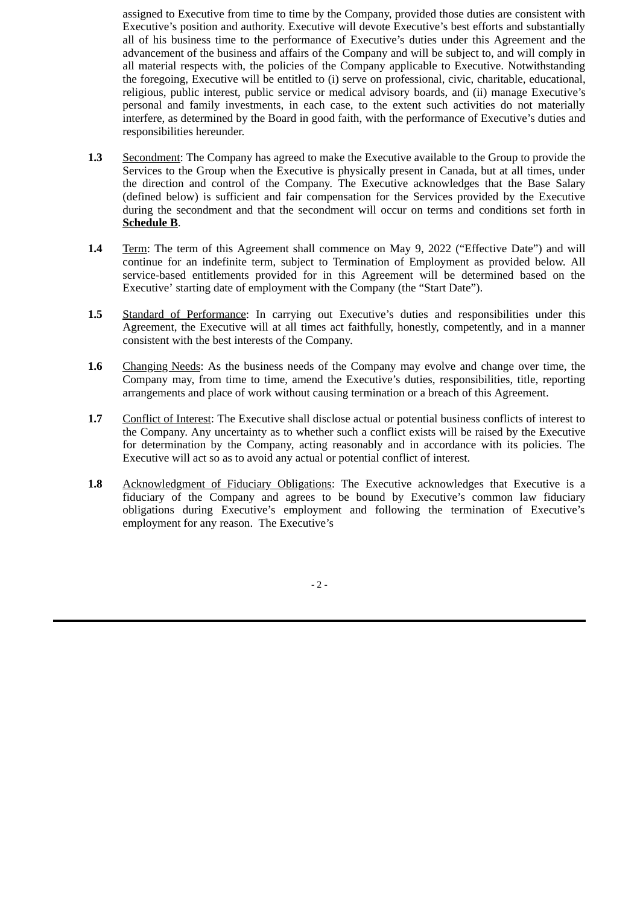assigned to Executive from time to time by the Company, provided those duties are consistent with Executive's position and authority. Executive will devote Executive's best efforts and substantially all of his business time to the performance of Executive's duties under this Agreement and the advancement of the business and affairs of the Company and will be subject to, and will comply in all material respects with, the policies of the Company applicable to Executive. Notwithstanding the foregoing, Executive will be entitled to (i) serve on professional, civic, charitable, educational, religious, public interest, public service or medical advisory boards, and (ii) manage Executive's personal and family investments, in each case, to the extent such activities do not materially interfere, as determined by the Board in good faith, with the performance of Executive's duties and responsibilities hereunder.

**1.3** Secondment: The Company has agreed to make the Executive available to the Group to provide the Services to the Group when the Executive is physically present in Canada, but at all times, under the direction and control of the Company. The Executive acknowledges that the Base Salary (defined below) is sufficient and fair compensation for the Services provided by the Executive during the secondment and that the secondment will occur on terms and conditions set forth in **Schedule B**.

**1.4** Term: The term of this Agreement shall commence on May 9, 2022 ("Effective Date") and will continue for an indefinite term, subject to Termination of Employment as provided below. All service-based entitlements provided for in this Agreement will be determined based on the Executive' starting date of employment with the Company (the "Start Date").

**1.5** Standard of Performance: In carrying out Executive's duties and responsibilities under this Agreement, the Executive will at all times act faithfully, honestly, competently, and in a manner consistent with the best interests of the Company.

**1.6** Changing Needs: As the business needs of the Company may evolve and change over time, the Company may, from time to time, amend the Executive's duties, responsibilities, title, reporting arrangements and place of work without causing termination or a breach of this Agreement.

**1.7** Conflict of Interest: The Executive shall disclose actual or potential business conflicts of interest to the Company. Any uncertainty as to whether such a conflict exists will be raised by the Executive for determination by the Company, acting reasonably and in accordance with its policies. The Executive will act so as to avoid any actual or potential conflict of interest.

**1.8** Acknowledgment of Fiduciary Obligations: The Executive acknowledges that Executive is a fiduciary of the Company and agrees to be bound by Executive's common law fiduciary obligations during Executive's employment and following the termination of Executive's employment for any reason. The Executive's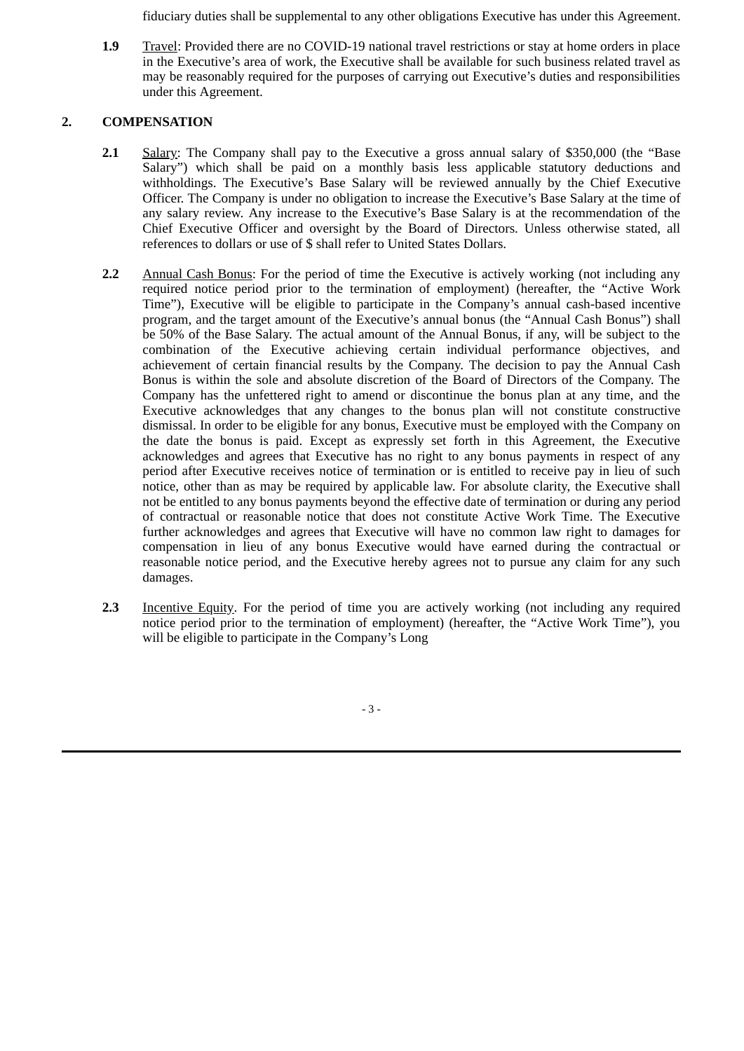fiduciary duties shall be supplemental to any other obligations Executive has under this Agreement.

**1.9** Travel: Provided there are no COVID-19 national travel restrictions or stay at home orders in place in the Executive's area of work, the Executive shall be available for such business related travel as may be reasonably required for the purposes of carrying out Executive's duties and responsibilities under this Agreement.

## 2. COMPENSATION

**2.1** Salary: The Company shall pay to the Executive a gross annual salary of $350,000 (the "Base Salary") which shall be paid on a monthly basis less applicable statutory deductions and withholdings. The Executive's Base Salary will be reviewed annually by the Chief Executive Officer. The Company is under no obligation to increase the Executive's Base Salary at the time of any salary review. Any increase to the Executive's Base Salary is at the recommendation of the Chief Executive Officer and oversight by the Board of Directors. Unless otherwise stated, all references to dollars or use of $ shall refer to United States Dollars.

**2.2** Annual Cash Bonus: For the period of time the Executive is actively working (not including any required notice period prior to the termination of employment) (hereafter, the "Active Work Time"), Executive will be eligible to participate in the Company's annual cash-based incentive program, and the target amount of the Executive's annual bonus (the "Annual Cash Bonus") shall be 50% of the Base Salary. The actual amount of the Annual Bonus, if any, will be subject to the combination of the Executive achieving certain individual performance objectives, and achievement of certain financial results by the Company. The decision to pay the Annual Cash Bonus is within the sole and absolute discretion of the Board of Directors of the Company. The Company has the unfettered right to amend or discontinue the bonus plan at any time, and the Executive acknowledges that any changes to the bonus plan will not constitute constructive dismissal. In order to be eligible for any bonus, Executive must be employed with the Company on the date the bonus is paid. Except as expressly set forth in this Agreement, the Executive acknowledges and agrees that Executive has no right to any bonus payments in respect of any period after Executive receives notice of termination or is entitled to receive pay in lieu of such notice, other than as may be required by applicable law. For absolute clarity, the Executive shall not be entitled to any bonus payments beyond the effective date of termination or during any period of contractual or reasonable notice that does not constitute Active Work Time. The Executive further acknowledges and agrees that Executive will have no common law right to damages for compensation in lieu of any bonus Executive would have earned during the contractual or reasonable notice period, and the Executive hereby agrees not to pursue any claim for any such damages.

**2.3** Incentive Equity. For the period of time you are actively working (not including any required notice period prior to the termination of employment) (hereafter, the "Active Work Time"), you will be eligible to participate in the Company's Long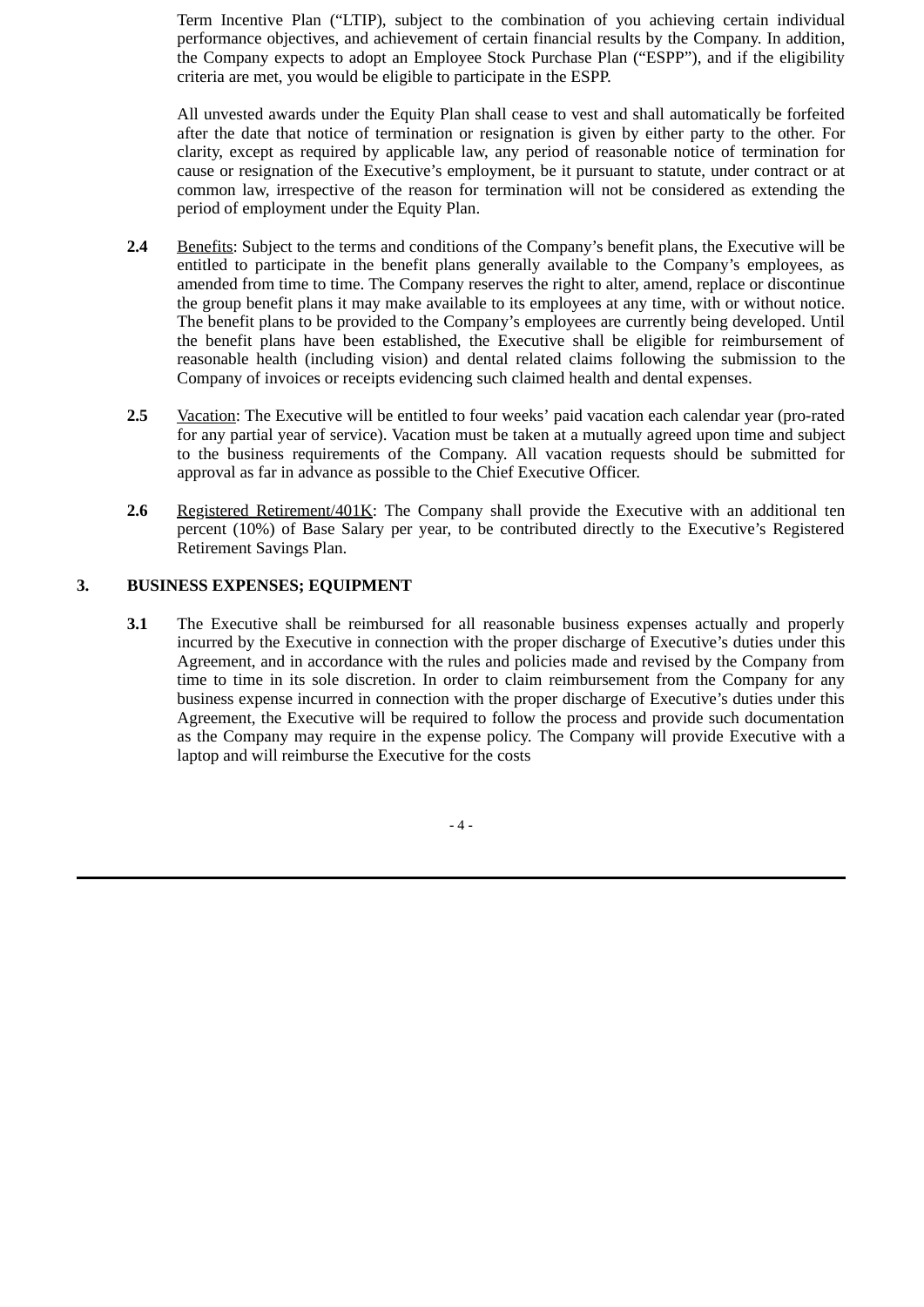Term Incentive Plan (“LTIP), subject to the combination of you achieving certain individual performance objectives, and achievement of certain financial results by the Company. In addition, the Company expects to adopt an Employee Stock Purchase Plan (“ESPP”), and if the eligibility criteria are met, you would be eligible to participate in the ESPP.

All unvested awards under the Equity Plan shall cease to vest and shall automatically be forfeited after the date that notice of termination or resignation is given by either party to the other. For clarity, except as required by applicable law, any period of reasonable notice of termination for cause or resignation of the Executive’s employment, be it pursuant to statute, under contract or at common law, irrespective of the reason for termination will not be considered as extending the period of employment under the Equity Plan.

**2.4** Benefits: Subject to the terms and conditions of the Company’s benefit plans, the Executive will be entitled to participate in the benefit plans generally available to the Company’s employees, as amended from time to time. The Company reserves the right to alter, amend, replace or discontinue the group benefit plans it may make available to its employees at any time, with or without notice. The benefit plans to be provided to the Company’s employees are currently being developed. Until the benefit plans have been established, the Executive shall be eligible for reimbursement of reasonable health (including vision) and dental related claims following the submission to the Company of invoices or receipts evidencing such claimed health and dental expenses.

**2.5** Vacation: The Executive will be entitled to four weeks’ paid vacation each calendar year (pro-rated for any partial year of service). Vacation must be taken at a mutually agreed upon time and subject to the business requirements of the Company. All vacation requests should be submitted for approval as far in advance as possible to the Chief Executive Officer.

**2.6** Registered Retirement/401K: The Company shall provide the Executive with an additional ten percent (10%) of Base Salary per year, to be contributed directly to the Executive’s Registered Retirement Savings Plan.

## 3. BUSINESS EXPENSES; EQUIPMENT

**3.1** The Executive shall be reimbursed for all reasonable business expenses actually and properly incurred by the Executive in connection with the proper discharge of Executive’s duties under this Agreement, and in accordance with the rules and policies made and revised by the Company from time to time in its sole discretion. In order to claim reimbursement from the Company for any business expense incurred in connection with the proper discharge of Executive’s duties under this Agreement, the Executive will be required to follow the process and provide such documentation as the Company may require in the expense policy. The Company will provide Executive with a laptop and will reimburse the Executive for the costs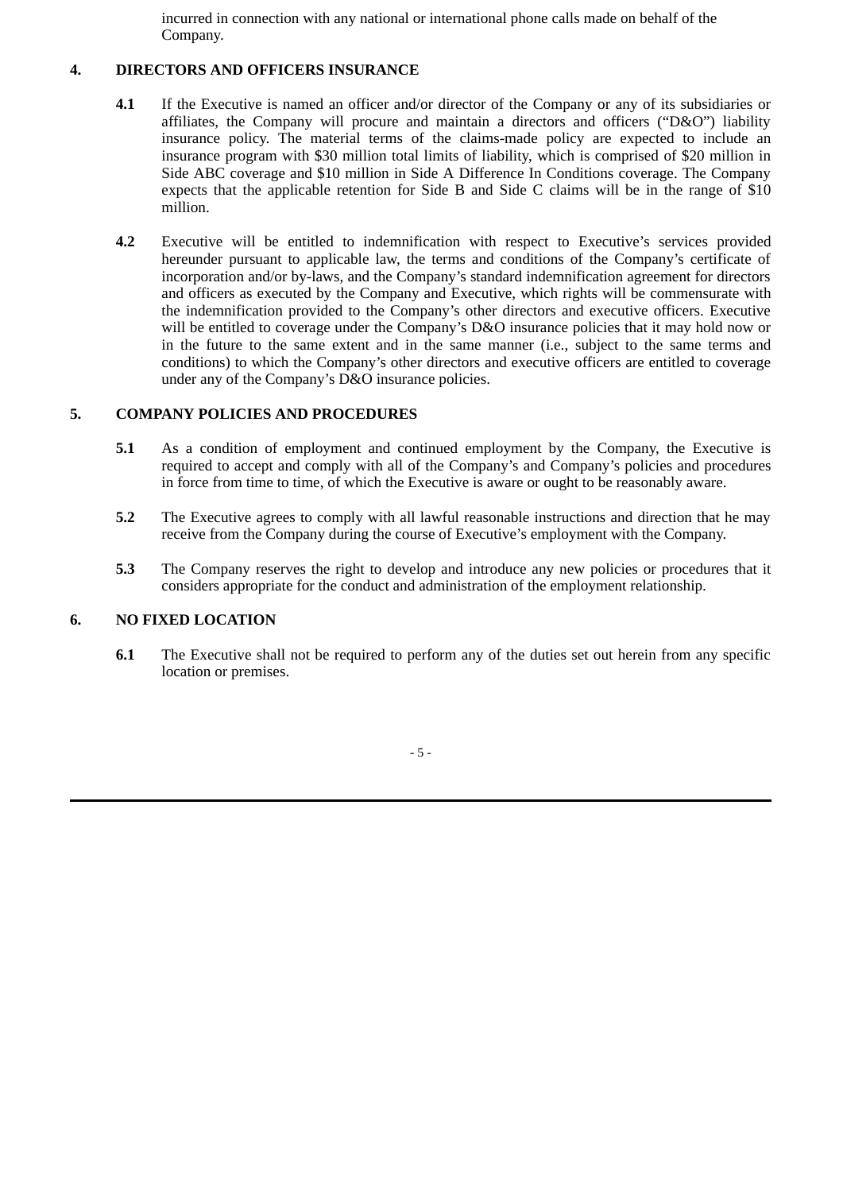incurred in connection with any national or international phone calls made on behalf of the Company.

## 4. DIRECTORS AND OFFICERS INSURANCE

**4.1** If the Executive is named an officer and/or director of the Company or any of its subsidiaries or affiliates, the Company will procure and maintain a directors and officers ("D&O") liability insurance policy. The material terms of the claims-made policy are expected to include an insurance program with $30 million total limits of liability, which is comprised of $20 million in Side ABC coverage and $10 million in Side A Difference In Conditions coverage. The Company expects that the applicable retention for Side B and Side C claims will be in the range of $10 million.

**4.2** Executive will be entitled to indemnification with respect to Executive's services provided hereunder pursuant to applicable law, the terms and conditions of the Company's certificate of incorporation and/or by-laws, and the Company's standard indemnification agreement for directors and officers as executed by the Company and Executive, which rights will be commensurate with the indemnification provided to the Company's other directors and executive officers. Executive will be entitled to coverage under the Company's D&O insurance policies that it may hold now or in the future to the same extent and in the same manner (i.e., subject to the same terms and conditions) to which the Company's other directors and executive officers are entitled to coverage under any of the Company's D&O insurance policies.

## 5. COMPANY POLICIES AND PROCEDURES

**5.1** As a condition of employment and continued employment by the Company, the Executive is required to accept and comply with all of the Company's and Company's policies and procedures in force from time to time, of which the Executive is aware or ought to be reasonably aware.

**5.2** The Executive agrees to comply with all lawful reasonable instructions and direction that he may receive from the Company during the course of Executive's employment with the Company.

**5.3** The Company reserves the right to develop and introduce any new policies or procedures that it considers appropriate for the conduct and administration of the employment relationship.

## 6. NO FIXED LOCATION

**6.1** The Executive shall not be required to perform any of the duties set out herein from any specific location or premises.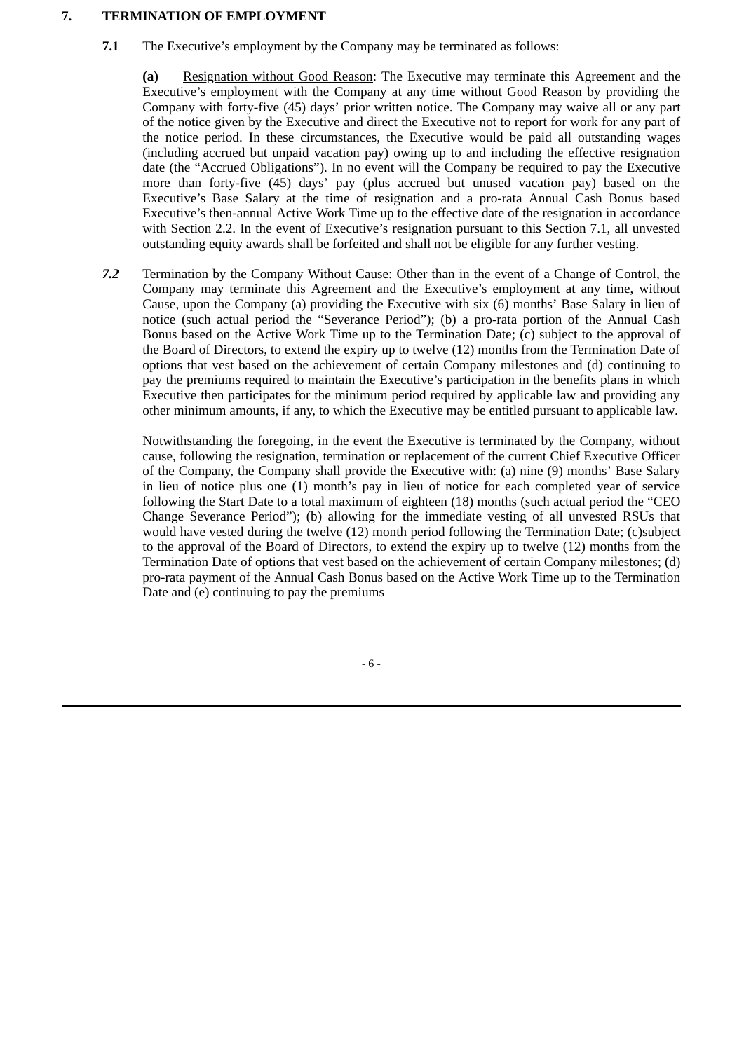## 7. TERMINATION OF EMPLOYMENT

**7.1** The Executive's employment by the Company may be terminated as follows:

**(a)** Resignation without Good Reason: The Executive may terminate this Agreement and the Executive's employment with the Company at any time without Good Reason by providing the Company with forty-five (45) days' prior written notice. The Company may waive all or any part of the notice given by the Executive and direct the Executive not to report for work for any part of the notice period. In these circumstances, the Executive would be paid all outstanding wages (including accrued but unpaid vacation pay) owing up to and including the effective resignation date (the "Accrued Obligations"). In no event will the Company be required to pay the Executive more than forty-five (45) days' pay (plus accrued but unused vacation pay) based on the Executive's Base Salary at the time of resignation and a pro-rata Annual Cash Bonus based Executive's then-annual Active Work Time up to the effective date of the resignation in accordance with Section 2.2. In the event of Executive's resignation pursuant to this Section 7.1, all unvested outstanding equity awards shall be forfeited and shall not be eligible for any further vesting.

***7.2*** Termination by the Company Without Cause: Other than in the event of a Change of Control, the Company may terminate this Agreement and the Executive's employment at any time, without Cause, upon the Company (a) providing the Executive with six (6) months' Base Salary in lieu of notice (such actual period the "Severance Period"); (b) a pro-rata portion of the Annual Cash Bonus based on the Active Work Time up to the Termination Date; (c) subject to the approval of the Board of Directors, to extend the expiry up to twelve (12) months from the Termination Date of options that vest based on the achievement of certain Company milestones and (d) continuing to pay the premiums required to maintain the Executive's participation in the benefits plans in which Executive then participates for the minimum period required by applicable law and providing any other minimum amounts, if any, to which the Executive may be entitled pursuant to applicable law.

Notwithstanding the foregoing, in the event the Executive is terminated by the Company, without cause, following the resignation, termination or replacement of the current Chief Executive Officer of the Company, the Company shall provide the Executive with: (a) nine (9) months' Base Salary in lieu of notice plus one (1) month's pay in lieu of notice for each completed year of service following the Start Date to a total maximum of eighteen (18) months (such actual period the "CEO Change Severance Period"); (b) allowing for the immediate vesting of all unvested RSUs that would have vested during the twelve (12) month period following the Termination Date; (c)subject to the approval of the Board of Directors, to extend the expiry up to twelve (12) months from the Termination Date of options that vest based on the achievement of certain Company milestones; (d) pro-rata payment of the Annual Cash Bonus based on the Active Work Time up to the Termination Date and (e) continuing to pay the premiums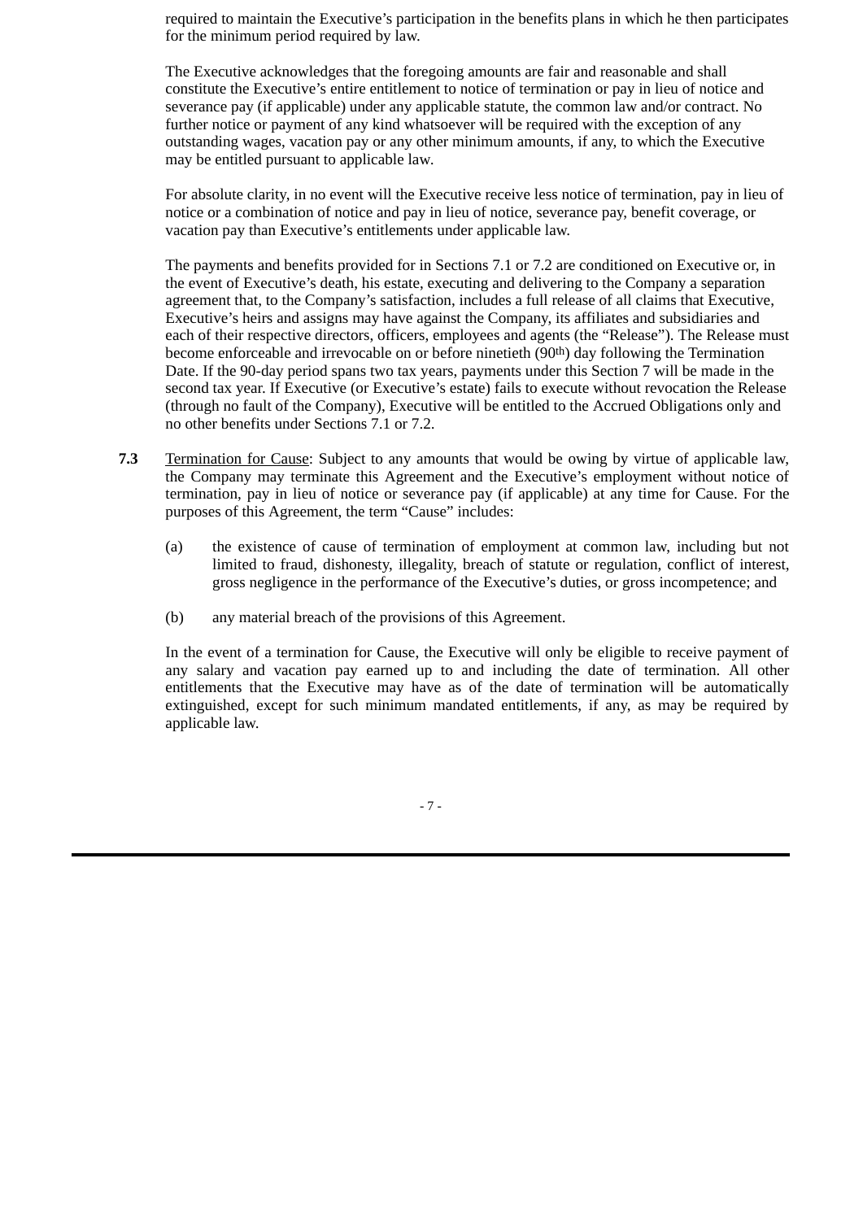required to maintain the Executive's participation in the benefits plans in which he then participates for the minimum period required by law.

The Executive acknowledges that the foregoing amounts are fair and reasonable and shall constitute the Executive's entire entitlement to notice of termination or pay in lieu of notice and severance pay (if applicable) under any applicable statute, the common law and/or contract. No further notice or payment of any kind whatsoever will be required with the exception of any outstanding wages, vacation pay or any other minimum amounts, if any, to which the Executive may be entitled pursuant to applicable law.

For absolute clarity, in no event will the Executive receive less notice of termination, pay in lieu of notice or a combination of notice and pay in lieu of notice, severance pay, benefit coverage, or vacation pay than Executive's entitlements under applicable law.

The payments and benefits provided for in Sections 7.1 or 7.2 are conditioned on Executive or, in the event of Executive's death, his estate, executing and delivering to the Company a separation agreement that, to the Company's satisfaction, includes a full release of all claims that Executive, Executive's heirs and assigns may have against the Company, its affiliates and subsidiaries and each of their respective directors, officers, employees and agents (the "Release"). The Release must become enforceable and irrevocable on or before ninetieth (90th) day following the Termination Date. If the 90-day period spans two tax years, payments under this Section 7 will be made in the second tax year. If Executive (or Executive's estate) fails to execute without revocation the Release (through no fault of the Company), Executive will be entitled to the Accrued Obligations only and no other benefits under Sections 7.1 or 7.2.

**7.3** Termination for Cause: Subject to any amounts that would be owing by virtue of applicable law, the Company may terminate this Agreement and the Executive's employment without notice of termination, pay in lieu of notice or severance pay (if applicable) at any time for Cause. For the purposes of this Agreement, the term "Cause" includes:

(a) the existence of cause of termination of employment at common law, including but not limited to fraud, dishonesty, illegality, breach of statute or regulation, conflict of interest, gross negligence in the performance of the Executive's duties, or gross incompetence; and

(b) any material breach of the provisions of this Agreement.

In the event of a termination for Cause, the Executive will only be eligible to receive payment of any salary and vacation pay earned up to and including the date of termination. All other entitlements that the Executive may have as of the date of termination will be automatically extinguished, except for such minimum mandated entitlements, if any, as may be required by applicable law.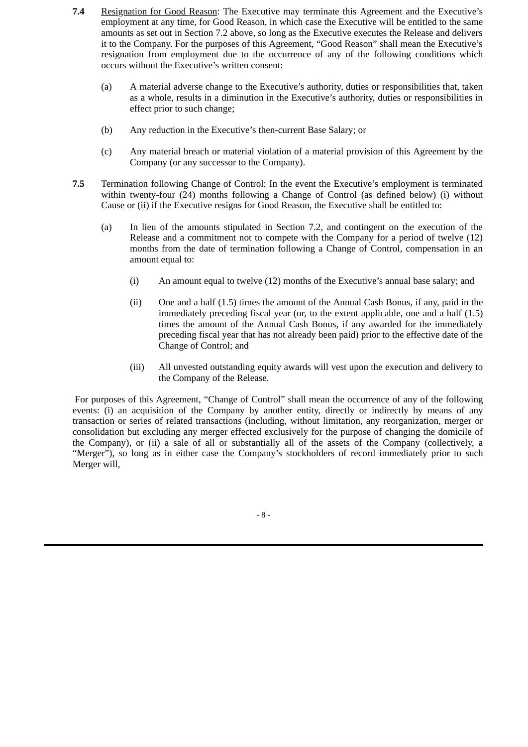**7.4** Resignation for Good Reason: The Executive may terminate this Agreement and the Executive's employment at any time, for Good Reason, in which case the Executive will be entitled to the same amounts as set out in Section 7.2 above, so long as the Executive executes the Release and delivers it to the Company. For the purposes of this Agreement, "Good Reason" shall mean the Executive's resignation from employment due to the occurrence of any of the following conditions which occurs without the Executive's written consent:

(a) A material adverse change to the Executive's authority, duties or responsibilities that, taken as a whole, results in a diminution in the Executive's authority, duties or responsibilities in effect prior to such change;

(b) Any reduction in the Executive's then-current Base Salary; or

(c) Any material breach or material violation of a material provision of this Agreement by the Company (or any successor to the Company).

**7.5** Termination following Change of Control: In the event the Executive's employment is terminated within twenty-four (24) months following a Change of Control (as defined below) (i) without Cause or (ii) if the Executive resigns for Good Reason, the Executive shall be entitled to:

(a) In lieu of the amounts stipulated in Section 7.2, and contingent on the execution of the Release and a commitment not to compete with the Company for a period of twelve (12) months from the date of termination following a Change of Control, compensation in an amount equal to:

(i) An amount equal to twelve (12) months of the Executive's annual base salary; and

(ii) One and a half (1.5) times the amount of the Annual Cash Bonus, if any, paid in the immediately preceding fiscal year (or, to the extent applicable, one and a half (1.5) times the amount of the Annual Cash Bonus, if any awarded for the immediately preceding fiscal year that has not already been paid) prior to the effective date of the Change of Control; and

(iii) All unvested outstanding equity awards will vest upon the execution and delivery to the Company of the Release.

For purposes of this Agreement, "Change of Control" shall mean the occurrence of any of the following events: (i) an acquisition of the Company by another entity, directly or indirectly by means of any transaction or series of related transactions (including, without limitation, any reorganization, merger or consolidation but excluding any merger effected exclusively for the purpose of changing the domicile of the Company), or (ii) a sale of all or substantially all of the assets of the Company (collectively, a "Merger"), so long as in either case the Company's stockholders of record immediately prior to such Merger will,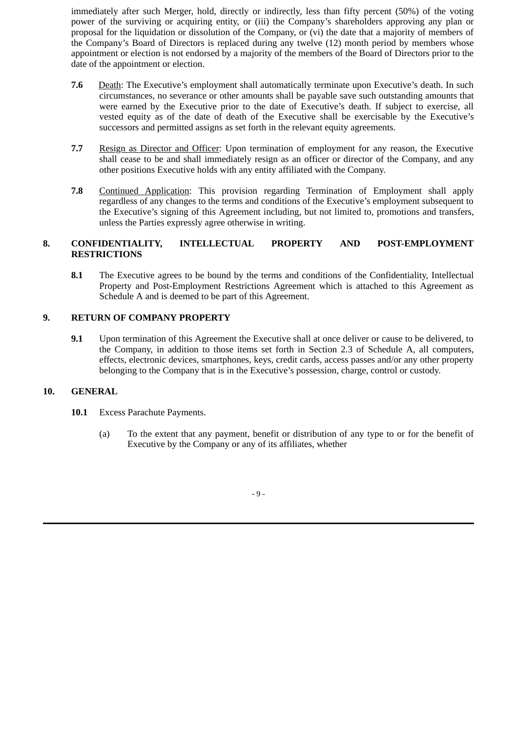immediately after such Merger, hold, directly or indirectly, less than fifty percent (50%) of the voting power of the surviving or acquiring entity, or (iii) the Company's shareholders approving any plan or proposal for the liquidation or dissolution of the Company, or (vi) the date that a majority of members of the Company's Board of Directors is replaced during any twelve (12) month period by members whose appointment or election is not endorsed by a majority of the members of the Board of Directors prior to the date of the appointment or election.

**7.6** Death: The Executive's employment shall automatically terminate upon Executive's death. In such circumstances, no severance or other amounts shall be payable save such outstanding amounts that were earned by the Executive prior to the date of Executive's death. If subject to exercise, all vested equity as of the date of death of the Executive shall be exercisable by the Executive's successors and permitted assigns as set forth in the relevant equity agreements.

**7.7** Resign as Director and Officer: Upon termination of employment for any reason, the Executive shall cease to be and shall immediately resign as an officer or director of the Company, and any other positions Executive holds with any entity affiliated with the Company.

**7.8** Continued Application: This provision regarding Termination of Employment shall apply regardless of any changes to the terms and conditions of the Executive's employment subsequent to the Executive's signing of this Agreement including, but not limited to, promotions and transfers, unless the Parties expressly agree otherwise in writing.

## 8. CONFIDENTIALITY, INTELLECTUAL PROPERTY AND POST-EMPLOYMENT RESTRICTIONS

**8.1** The Executive agrees to be bound by the terms and conditions of the Confidentiality, Intellectual Property and Post-Employment Restrictions Agreement which is attached to this Agreement as Schedule A and is deemed to be part of this Agreement.

## 9. RETURN OF COMPANY PROPERTY

**9.1** Upon termination of this Agreement the Executive shall at once deliver or cause to be delivered, to the Company, in addition to those items set forth in Section 2.3 of Schedule A, all computers, effects, electronic devices, smartphones, keys, credit cards, access passes and/or any other property belonging to the Company that is in the Executive's possession, charge, control or custody.

## 10. GENERAL

**10.1** Excess Parachute Payments.

(a) To the extent that any payment, benefit or distribution of any type to or for the benefit of Executive by the Company or any of its affiliates, whether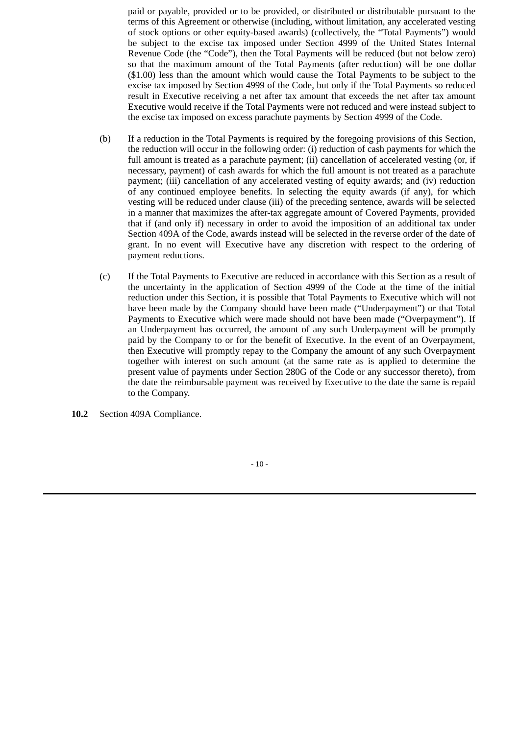paid or payable, provided or to be provided, or distributed or distributable pursuant to the terms of this Agreement or otherwise (including, without limitation, any accelerated vesting of stock options or other equity-based awards) (collectively, the "Total Payments") would be subject to the excise tax imposed under Section 4999 of the United States Internal Revenue Code (the "Code"), then the Total Payments will be reduced (but not below zero) so that the maximum amount of the Total Payments (after reduction) will be one dollar ($1.00) less than the amount which would cause the Total Payments to be subject to the excise tax imposed by Section 4999 of the Code, but only if the Total Payments so reduced result in Executive receiving a net after tax amount that exceeds the net after tax amount Executive would receive if the Total Payments were not reduced and were instead subject to the excise tax imposed on excess parachute payments by Section 4999 of the Code.

(b) If a reduction in the Total Payments is required by the foregoing provisions of this Section, the reduction will occur in the following order: (i) reduction of cash payments for which the full amount is treated as a parachute payment; (ii) cancellation of accelerated vesting (or, if necessary, payment) of cash awards for which the full amount is not treated as a parachute payment; (iii) cancellation of any accelerated vesting of equity awards; and (iv) reduction of any continued employee benefits. In selecting the equity awards (if any), for which vesting will be reduced under clause (iii) of the preceding sentence, awards will be selected in a manner that maximizes the after-tax aggregate amount of Covered Payments, provided that if (and only if) necessary in order to avoid the imposition of an additional tax under Section 409A of the Code, awards instead will be selected in the reverse order of the date of grant. In no event will Executive have any discretion with respect to the ordering of payment reductions.

(c) If the Total Payments to Executive are reduced in accordance with this Section as a result of the uncertainty in the application of Section 4999 of the Code at the time of the initial reduction under this Section, it is possible that Total Payments to Executive which will not have been made by the Company should have been made ("Underpayment") or that Total Payments to Executive which were made should not have been made ("Overpayment"). If an Underpayment has occurred, the amount of any such Underpayment will be promptly paid by the Company to or for the benefit of Executive. In the event of an Overpayment, then Executive will promptly repay to the Company the amount of any such Overpayment together with interest on such amount (at the same rate as is applied to determine the present value of payments under Section 280G of the Code or any successor thereto), from the date the reimbursable payment was received by Executive to the date the same is repaid to the Company.

**10.2** Section 409A Compliance.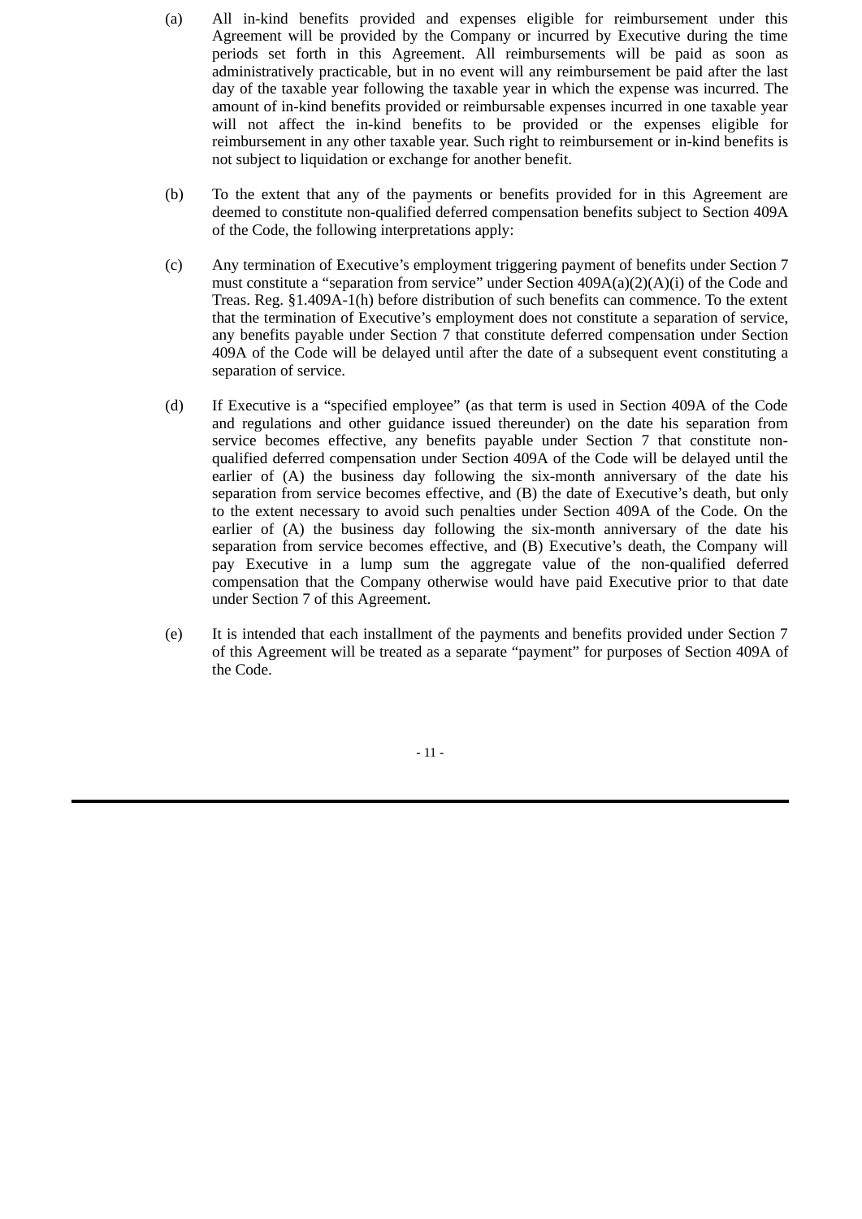(a) All in-kind benefits provided and expenses eligible for reimbursement under this Agreement will be provided by the Company or incurred by Executive during the time periods set forth in this Agreement. All reimbursements will be paid as soon as administratively practicable, but in no event will any reimbursement be paid after the last day of the taxable year following the taxable year in which the expense was incurred. The amount of in-kind benefits provided or reimbursable expenses incurred in one taxable year will not affect the in-kind benefits to be provided or the expenses eligible for reimbursement in any other taxable year. Such right to reimbursement or in-kind benefits is not subject to liquidation or exchange for another benefit.

(b) To the extent that any of the payments or benefits provided for in this Agreement are deemed to constitute non-qualified deferred compensation benefits subject to Section 409A of the Code, the following interpretations apply:

(c) Any termination of Executive's employment triggering payment of benefits under Section 7 must constitute a "separation from service" under Section 409A(a)(2)(A)(i) of the Code and Treas. Reg. §1.409A-1(h) before distribution of such benefits can commence. To the extent that the termination of Executive's employment does not constitute a separation of service, any benefits payable under Section 7 that constitute deferred compensation under Section 409A of the Code will be delayed until after the date of a subsequent event constituting a separation of service.

(d) If Executive is a "specified employee" (as that term is used in Section 409A of the Code and regulations and other guidance issued thereunder) on the date his separation from service becomes effective, any benefits payable under Section 7 that constitute non-qualified deferred compensation under Section 409A of the Code will be delayed until the earlier of (A) the business day following the six-month anniversary of the date his separation from service becomes effective, and (B) the date of Executive's death, but only to the extent necessary to avoid such penalties under Section 409A of the Code. On the earlier of (A) the business day following the six-month anniversary of the date his separation from service becomes effective, and (B) Executive's death, the Company will pay Executive in a lump sum the aggregate value of the non-qualified deferred compensation that the Company otherwise would have paid Executive prior to that date under Section 7 of this Agreement.

(e) It is intended that each installment of the payments and benefits provided under Section 7 of this Agreement will be treated as a separate "payment" for purposes of Section 409A of the Code.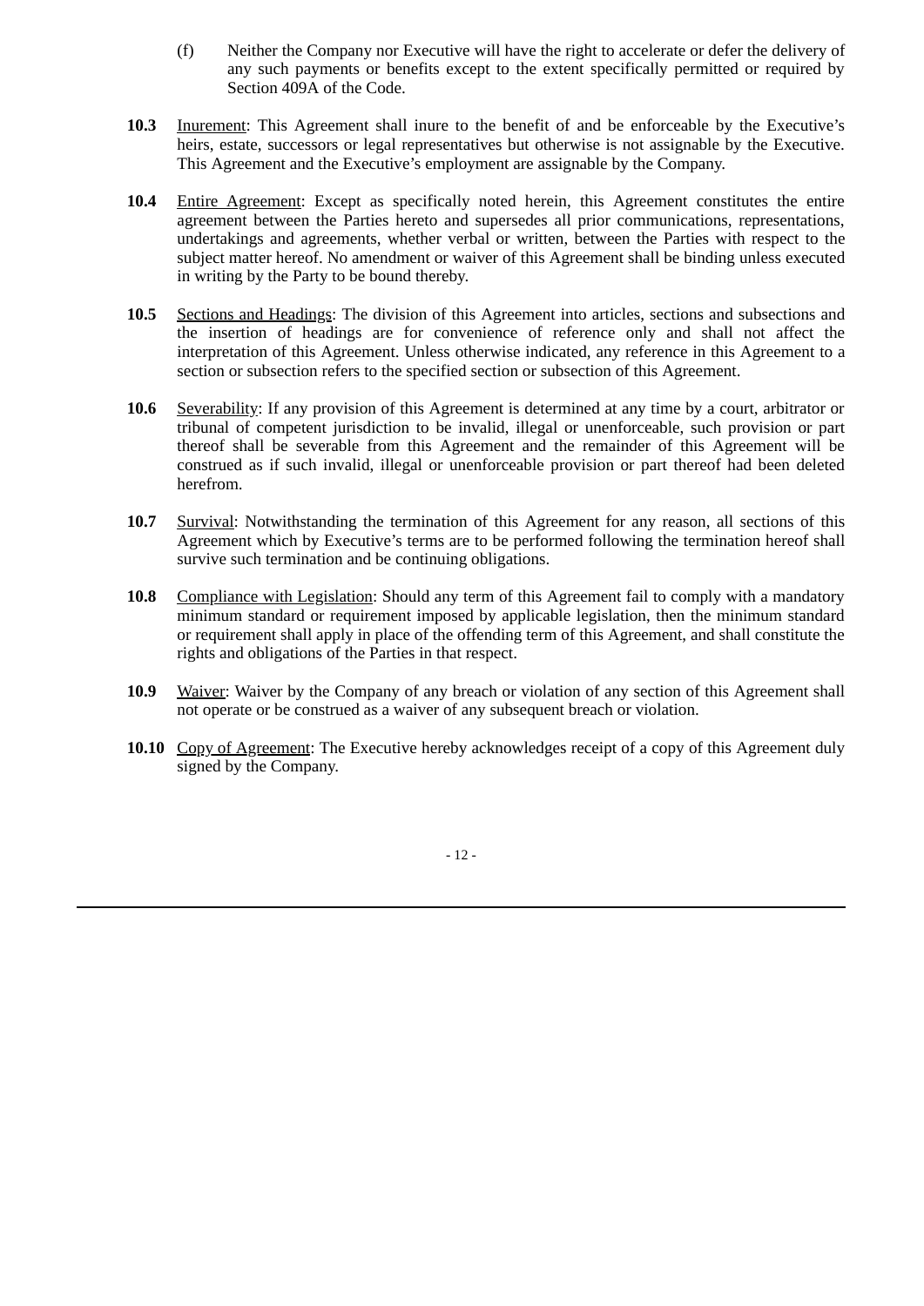(f) Neither the Company nor Executive will have the right to accelerate or defer the delivery of any such payments or benefits except to the extent specifically permitted or required by Section 409A of the Code.

**10.3** Inurement: This Agreement shall inure to the benefit of and be enforceable by the Executive's heirs, estate, successors or legal representatives but otherwise is not assignable by the Executive. This Agreement and the Executive's employment are assignable by the Company.

**10.4** Entire Agreement: Except as specifically noted herein, this Agreement constitutes the entire agreement between the Parties hereto and supersedes all prior communications, representations, undertakings and agreements, whether verbal or written, between the Parties with respect to the subject matter hereof. No amendment or waiver of this Agreement shall be binding unless executed in writing by the Party to be bound thereby.

**10.5** Sections and Headings: The division of this Agreement into articles, sections and subsections and the insertion of headings are for convenience of reference only and shall not affect the interpretation of this Agreement. Unless otherwise indicated, any reference in this Agreement to a section or subsection refers to the specified section or subsection of this Agreement.

**10.6** Severability: If any provision of this Agreement is determined at any time by a court, arbitrator or tribunal of competent jurisdiction to be invalid, illegal or unenforceable, such provision or part thereof shall be severable from this Agreement and the remainder of this Agreement will be construed as if such invalid, illegal or unenforceable provision or part thereof had been deleted herefrom.

**10.7** Survival: Notwithstanding the termination of this Agreement for any reason, all sections of this Agreement which by Executive's terms are to be performed following the termination hereof shall survive such termination and be continuing obligations.

**10.8** Compliance with Legislation: Should any term of this Agreement fail to comply with a mandatory minimum standard or requirement imposed by applicable legislation, then the minimum standard or requirement shall apply in place of the offending term of this Agreement, and shall constitute the rights and obligations of the Parties in that respect.

**10.9** Waiver: Waiver by the Company of any breach or violation of any section of this Agreement shall not operate or be construed as a waiver of any subsequent breach or violation.

**10.10** Copy of Agreement: The Executive hereby acknowledges receipt of a copy of this Agreement duly signed by the Company.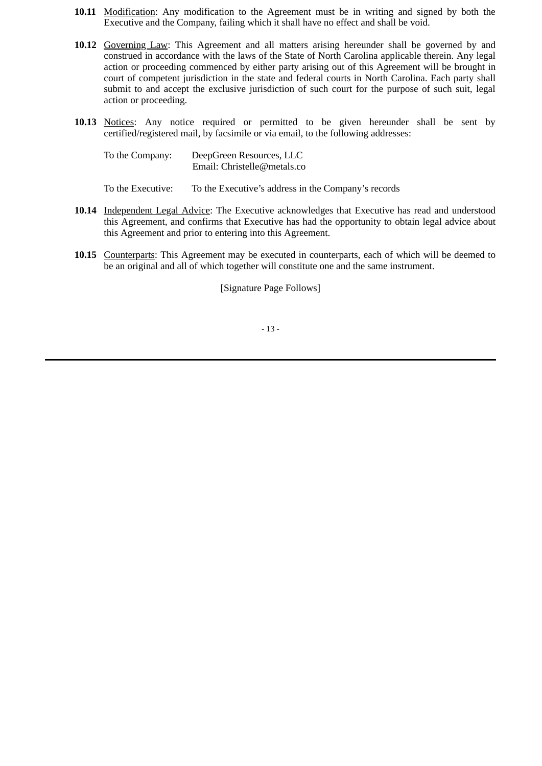**10.11** Modification: Any modification to the Agreement must be in writing and signed by both the Executive and the Company, failing which it shall have no effect and shall be void.

**10.12** Governing Law: This Agreement and all matters arising hereunder shall be governed by and construed in accordance with the laws of the State of North Carolina applicable therein. Any legal action or proceeding commenced by either party arising out of this Agreement will be brought in court of competent jurisdiction in the state and federal courts in North Carolina. Each party shall submit to and accept the exclusive jurisdiction of such court for the purpose of such suit, legal action or proceeding.

**10.13** Notices: Any notice required or permitted to be given hereunder shall be sent by certified/registered mail, by facsimile or via email, to the following addresses:

To the Company: DeepGreen Resources, LLC
Email: Christelle@metals.co

To the Executive: To the Executive's address in the Company's records

**10.14** Independent Legal Advice: The Executive acknowledges that Executive has read and understood this Agreement, and confirms that Executive has had the opportunity to obtain legal advice about this Agreement and prior to entering into this Agreement.

**10.15** Counterparts: This Agreement may be executed in counterparts, each of which will be deemed to be an original and all of which together will constitute one and the same instrument.

[Signature Page Follows]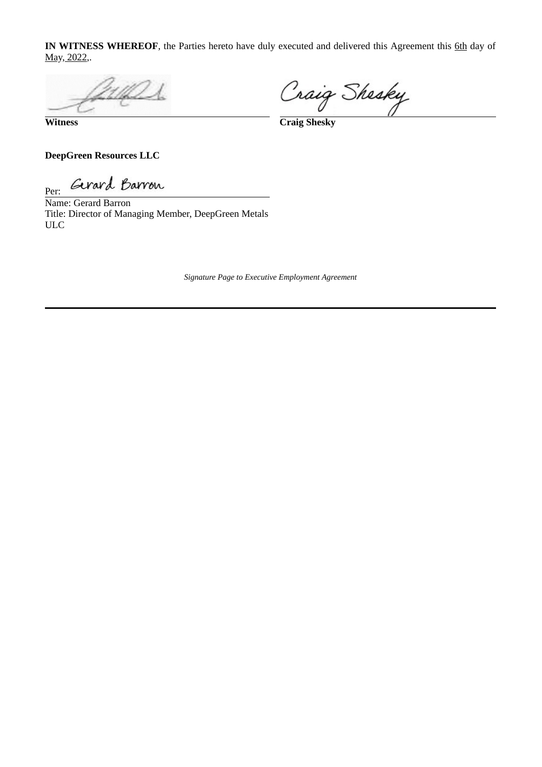**IN WITNESS WHEREOF**, the Parties hereto have duly executed and delivered this Agreement this 6th day of May, 2022,.

| | |
|---|---|
| **Witness** | **Craig Shesky** |

**DeepGreen Resources LLC**

Per: Gerard Barron

Name: Gerard Barron
Title: Director of Managing Member, DeepGreen Metals ULC

*Signature Page to Executive Employment Agreement*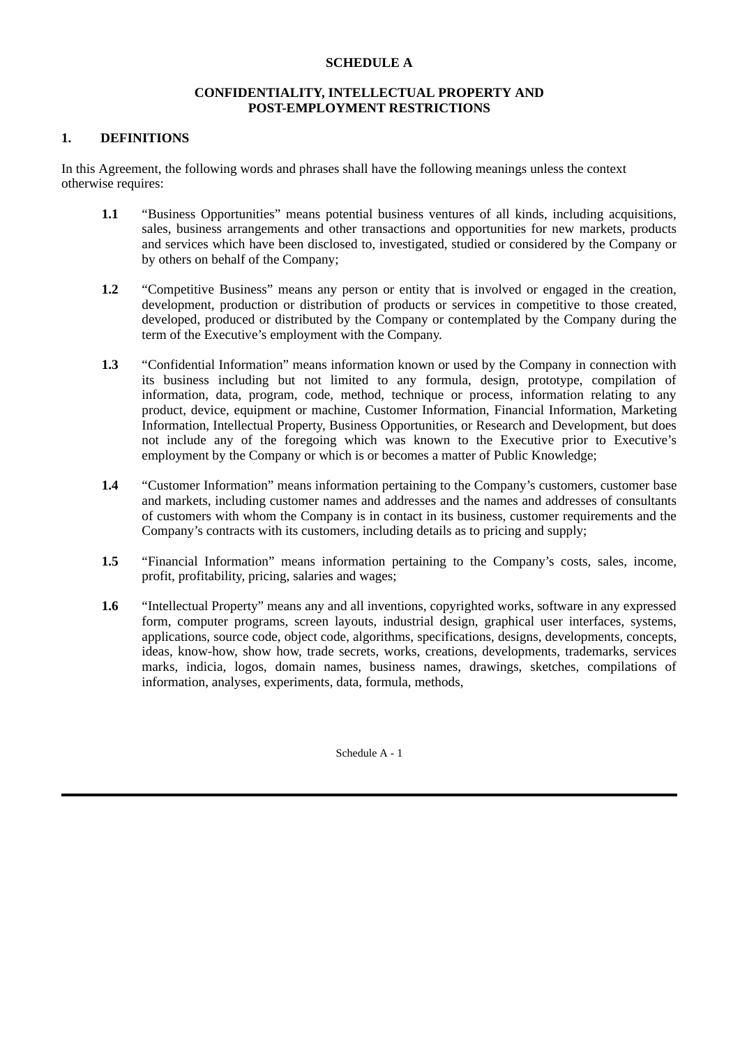**SCHEDULE A**

**CONFIDENTIALITY, INTELLECTUAL PROPERTY AND POST-EMPLOYMENT RESTRICTIONS**

## 1. DEFINITIONS

In this Agreement, the following words and phrases shall have the following meanings unless the context otherwise requires:

**1.1** "Business Opportunities" means potential business ventures of all kinds, including acquisitions, sales, business arrangements and other transactions and opportunities for new markets, products and services which have been disclosed to, investigated, studied or considered by the Company or by others on behalf of the Company;

**1.2** "Competitive Business" means any person or entity that is involved or engaged in the creation, development, production or distribution of products or services in competitive to those created, developed, produced or distributed by the Company or contemplated by the Company during the term of the Executive's employment with the Company.

**1.3** "Confidential Information" means information known or used by the Company in connection with its business including but not limited to any formula, design, prototype, compilation of information, data, program, code, method, technique or process, information relating to any product, device, equipment or machine, Customer Information, Financial Information, Marketing Information, Intellectual Property, Business Opportunities, or Research and Development, but does not include any of the foregoing which was known to the Executive prior to Executive's employment by the Company or which is or becomes a matter of Public Knowledge;

**1.4** "Customer Information" means information pertaining to the Company's customers, customer base and markets, including customer names and addresses and the names and addresses of consultants of customers with whom the Company is in contact in its business, customer requirements and the Company's contracts with its customers, including details as to pricing and supply;

**1.5** "Financial Information" means information pertaining to the Company's costs, sales, income, profit, profitability, pricing, salaries and wages;

**1.6** "Intellectual Property" means any and all inventions, copyrighted works, software in any expressed form, computer programs, screen layouts, industrial design, graphical user interfaces, systems, applications, source code, object code, algorithms, specifications, designs, developments, concepts, ideas, know-how, show how, trade secrets, works, creations, developments, trademarks, services marks, indicia, logos, domain names, business names, drawings, sketches, compilations of information, analyses, experiments, data, formula, methods,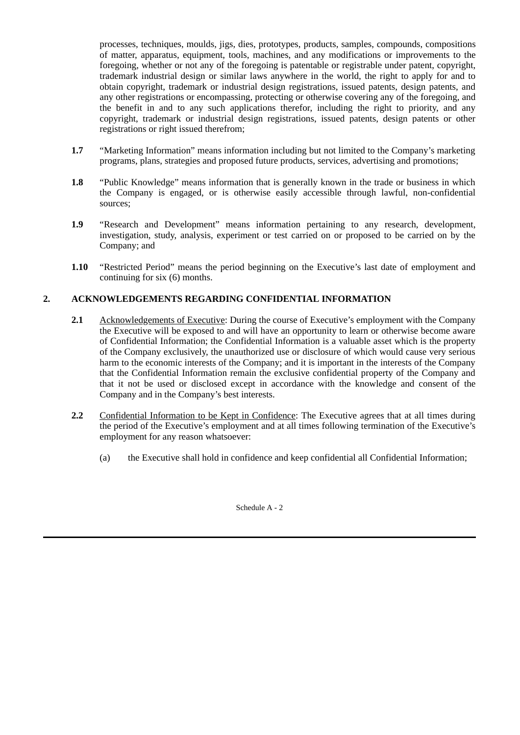processes, techniques, moulds, jigs, dies, prototypes, products, samples, compounds, compositions of matter, apparatus, equipment, tools, machines, and any modifications or improvements to the foregoing, whether or not any of the foregoing is patentable or registrable under patent, copyright, trademark industrial design or similar laws anywhere in the world, the right to apply for and to obtain copyright, trademark or industrial design registrations, issued patents, design patents, and any other registrations or encompassing, protecting or otherwise covering any of the foregoing, and the benefit in and to any such applications therefor, including the right to priority, and any copyright, trademark or industrial design registrations, issued patents, design patents or other registrations or right issued therefrom;

**1.7** "Marketing Information" means information including but not limited to the Company's marketing programs, plans, strategies and proposed future products, services, advertising and promotions;

**1.8** "Public Knowledge" means information that is generally known in the trade or business in which the Company is engaged, or is otherwise easily accessible through lawful, non-confidential sources;

**1.9** "Research and Development" means information pertaining to any research, development, investigation, study, analysis, experiment or test carried on or proposed to be carried on by the Company; and

**1.10** "Restricted Period" means the period beginning on the Executive's last date of employment and continuing for six (6) months.

## 2. ACKNOWLEDGEMENTS REGARDING CONFIDENTIAL INFORMATION

**2.1** Acknowledgements of Executive: During the course of Executive's employment with the Company the Executive will be exposed to and will have an opportunity to learn or otherwise become aware of Confidential Information; the Confidential Information is a valuable asset which is the property of the Company exclusively, the unauthorized use or disclosure of which would cause very serious harm to the economic interests of the Company; and it is important in the interests of the Company that the Confidential Information remain the exclusive confidential property of the Company and that it not be used or disclosed except in accordance with the knowledge and consent of the Company and in the Company's best interests.

**2.2** Confidential Information to be Kept in Confidence: The Executive agrees that at all times during the period of the Executive's employment and at all times following termination of the Executive's employment for any reason whatsoever:

(a) the Executive shall hold in confidence and keep confidential all Confidential Information;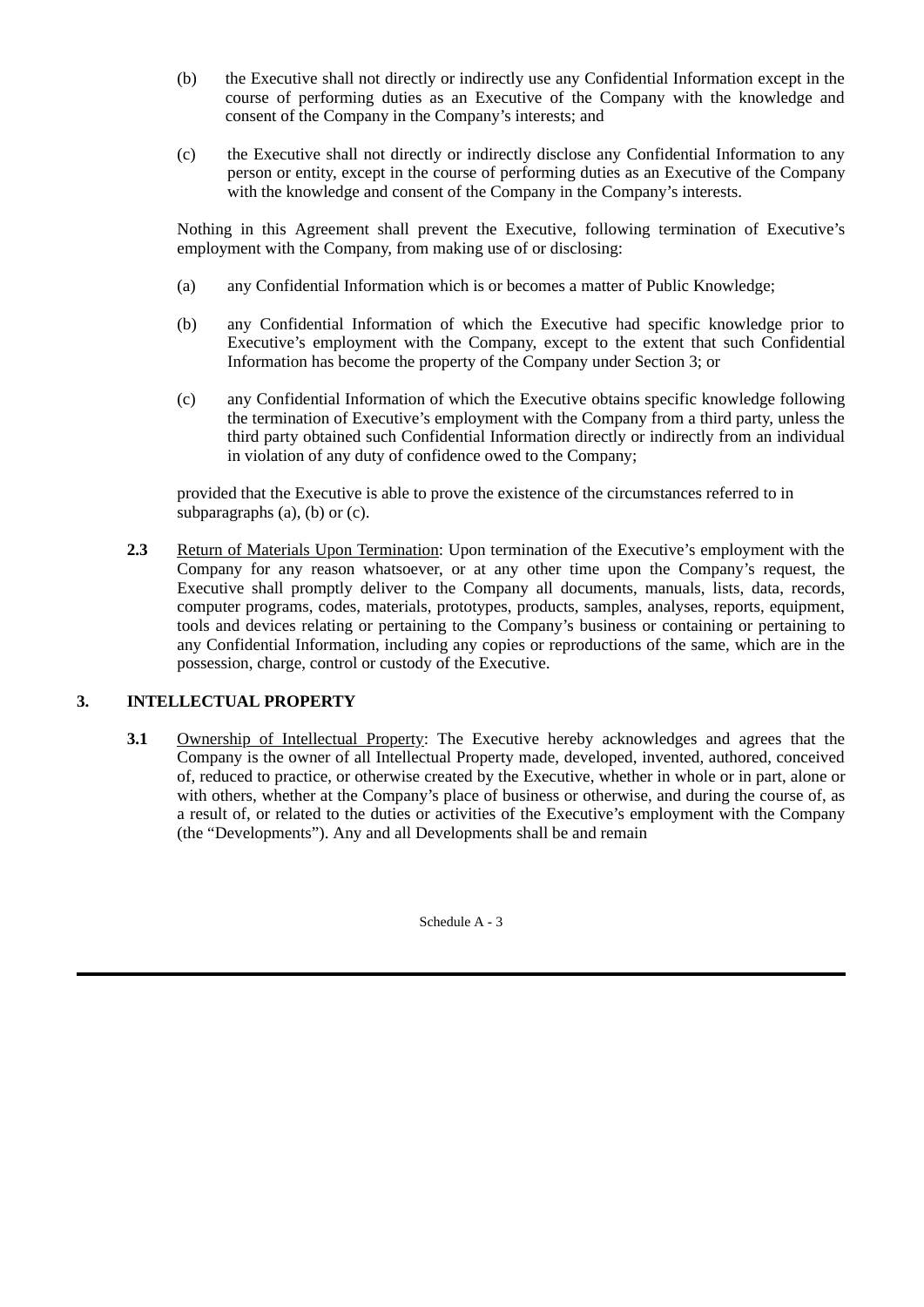(b) the Executive shall not directly or indirectly use any Confidential Information except in the course of performing duties as an Executive of the Company with the knowledge and consent of the Company in the Company's interests; and

(c) the Executive shall not directly or indirectly disclose any Confidential Information to any person or entity, except in the course of performing duties as an Executive of the Company with the knowledge and consent of the Company in the Company's interests.

Nothing in this Agreement shall prevent the Executive, following termination of Executive's employment with the Company, from making use of or disclosing:

(a) any Confidential Information which is or becomes a matter of Public Knowledge;

(b) any Confidential Information of which the Executive had specific knowledge prior to Executive's employment with the Company, except to the extent that such Confidential Information has become the property of the Company under Section 3; or

(c) any Confidential Information of which the Executive obtains specific knowledge following the termination of Executive's employment with the Company from a third party, unless the third party obtained such Confidential Information directly or indirectly from an individual in violation of any duty of confidence owed to the Company;

provided that the Executive is able to prove the existence of the circumstances referred to in subparagraphs (a), (b) or (c).

**2.3** Return of Materials Upon Termination: Upon termination of the Executive's employment with the Company for any reason whatsoever, or at any other time upon the Company's request, the Executive shall promptly deliver to the Company all documents, manuals, lists, data, records, computer programs, codes, materials, prototypes, products, samples, analyses, reports, equipment, tools and devices relating or pertaining to the Company's business or containing or pertaining to any Confidential Information, including any copies or reproductions of the same, which are in the possession, charge, control or custody of the Executive.

## 3. INTELLECTUAL PROPERTY

**3.1** Ownership of Intellectual Property: The Executive hereby acknowledges and agrees that the Company is the owner of all Intellectual Property made, developed, invented, authored, conceived of, reduced to practice, or otherwise created by the Executive, whether in whole or in part, alone or with others, whether at the Company's place of business or otherwise, and during the course of, as a result of, or related to the duties or activities of the Executive's employment with the Company (the "Developments"). Any and all Developments shall be and remain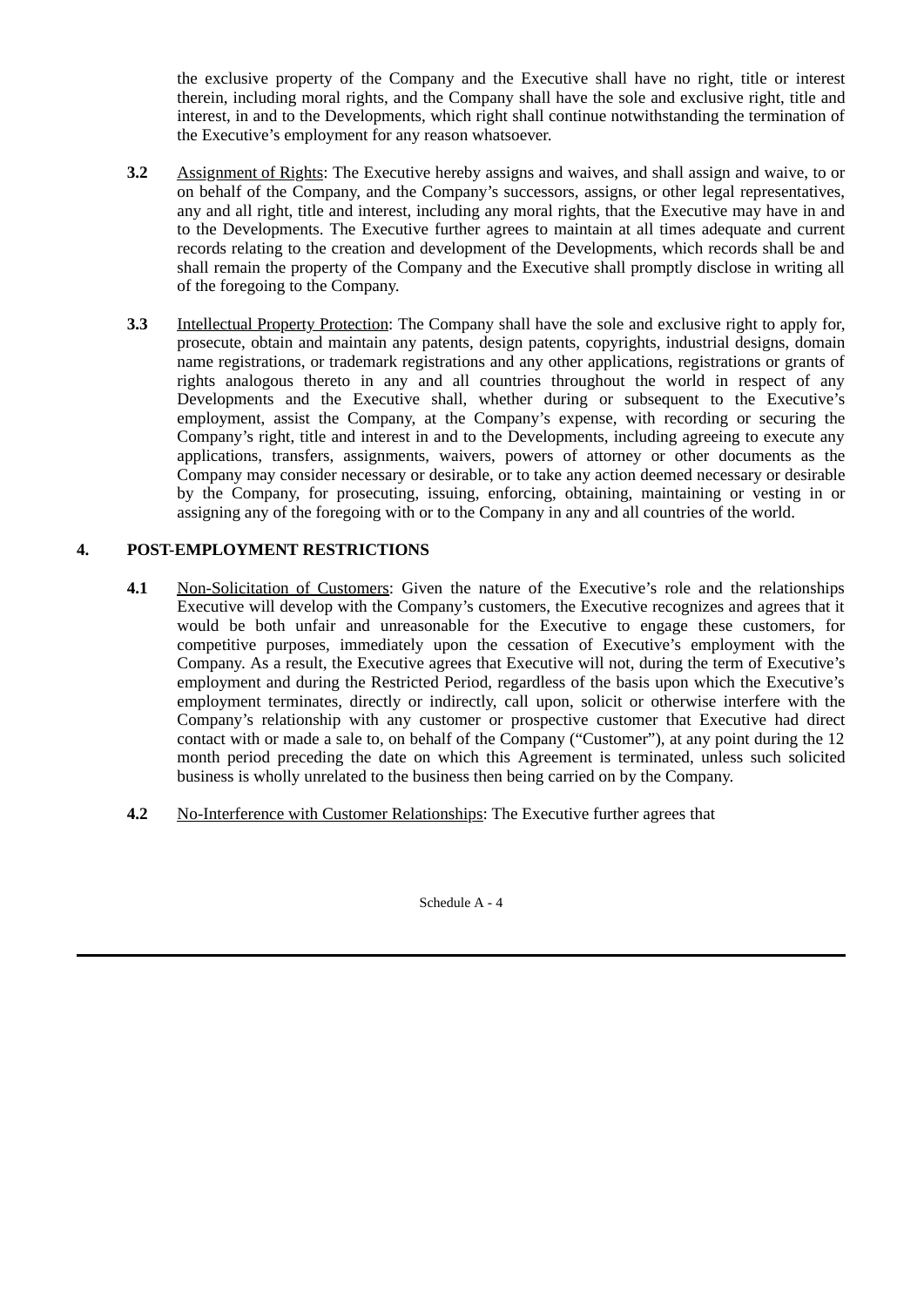the exclusive property of the Company and the Executive shall have no right, title or interest therein, including moral rights, and the Company shall have the sole and exclusive right, title and interest, in and to the Developments, which right shall continue notwithstanding the termination of the Executive's employment for any reason whatsoever.

**3.2** Assignment of Rights: The Executive hereby assigns and waives, and shall assign and waive, to or on behalf of the Company, and the Company's successors, assigns, or other legal representatives, any and all right, title and interest, including any moral rights, that the Executive may have in and to the Developments. The Executive further agrees to maintain at all times adequate and current records relating to the creation and development of the Developments, which records shall be and shall remain the property of the Company and the Executive shall promptly disclose in writing all of the foregoing to the Company.

**3.3** Intellectual Property Protection: The Company shall have the sole and exclusive right to apply for, prosecute, obtain and maintain any patents, design patents, copyrights, industrial designs, domain name registrations, or trademark registrations and any other applications, registrations or grants of rights analogous thereto in any and all countries throughout the world in respect of any Developments and the Executive shall, whether during or subsequent to the Executive's employment, assist the Company, at the Company's expense, with recording or securing the Company's right, title and interest in and to the Developments, including agreeing to execute any applications, transfers, assignments, waivers, powers of attorney or other documents as the Company may consider necessary or desirable, or to take any action deemed necessary or desirable by the Company, for prosecuting, issuing, enforcing, obtaining, maintaining or vesting in or assigning any of the foregoing with or to the Company in any and all countries of the world.

## 4. POST-EMPLOYMENT RESTRICTIONS

**4.1** Non-Solicitation of Customers: Given the nature of the Executive's role and the relationships Executive will develop with the Company's customers, the Executive recognizes and agrees that it would be both unfair and unreasonable for the Executive to engage these customers, for competitive purposes, immediately upon the cessation of Executive's employment with the Company. As a result, the Executive agrees that Executive will not, during the term of Executive's employment and during the Restricted Period, regardless of the basis upon which the Executive's employment terminates, directly or indirectly, call upon, solicit or otherwise interfere with the Company's relationship with any customer or prospective customer that Executive had direct contact with or made a sale to, on behalf of the Company ("Customer"), at any point during the 12 month period preceding the date on which this Agreement is terminated, unless such solicited business is wholly unrelated to the business then being carried on by the Company.

**4.2** No-Interference with Customer Relationships: The Executive further agrees that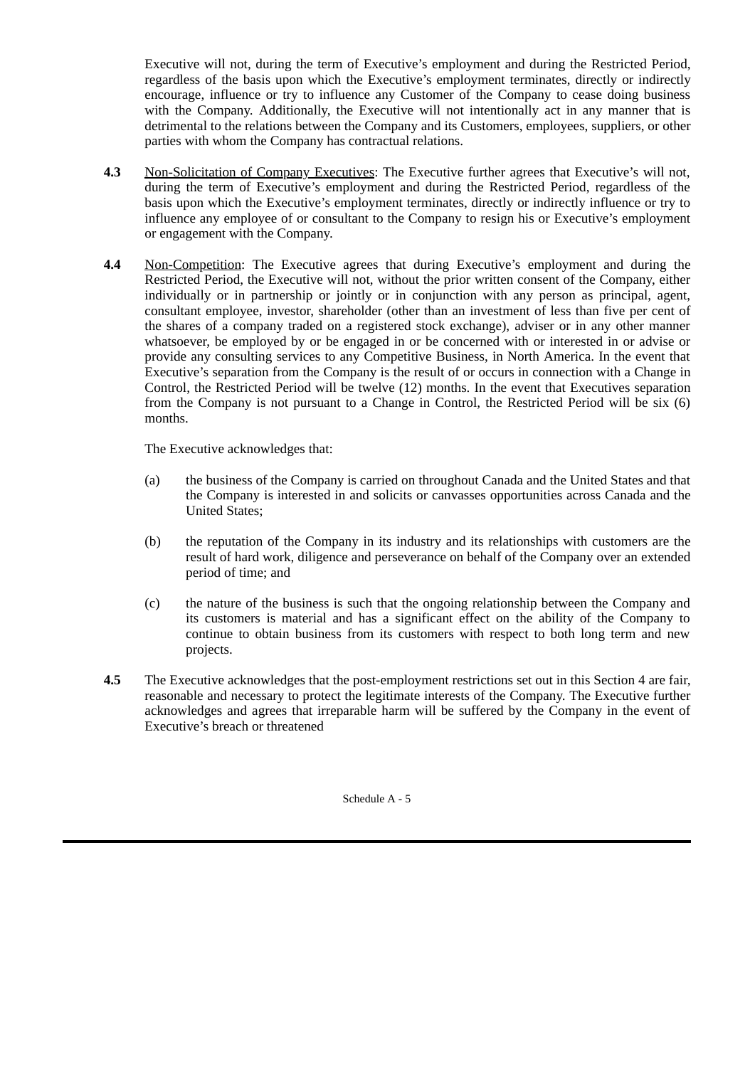Executive will not, during the term of Executive's employment and during the Restricted Period, regardless of the basis upon which the Executive's employment terminates, directly or indirectly encourage, influence or try to influence any Customer of the Company to cease doing business with the Company. Additionally, the Executive will not intentionally act in any manner that is detrimental to the relations between the Company and its Customers, employees, suppliers, or other parties with whom the Company has contractual relations.

**4.3** Non-Solicitation of Company Executives: The Executive further agrees that Executive's will not, during the term of Executive's employment and during the Restricted Period, regardless of the basis upon which the Executive's employment terminates, directly or indirectly influence or try to influence any employee of or consultant to the Company to resign his or Executive's employment or engagement with the Company.

**4.4** Non-Competition: The Executive agrees that during Executive's employment and during the Restricted Period, the Executive will not, without the prior written consent of the Company, either individually or in partnership or jointly or in conjunction with any person as principal, agent, consultant employee, investor, shareholder (other than an investment of less than five per cent of the shares of a company traded on a registered stock exchange), adviser or in any other manner whatsoever, be employed by or be engaged in or be concerned with or interested in or advise or provide any consulting services to any Competitive Business, in North America. In the event that Executive's separation from the Company is the result of or occurs in connection with a Change in Control, the Restricted Period will be twelve (12) months. In the event that Executives separation from the Company is not pursuant to a Change in Control, the Restricted Period will be six (6) months.

The Executive acknowledges that:

(a) the business of the Company is carried on throughout Canada and the United States and that the Company is interested in and solicits or canvasses opportunities across Canada and the United States;

(b) the reputation of the Company in its industry and its relationships with customers are the result of hard work, diligence and perseverance on behalf of the Company over an extended period of time; and

(c) the nature of the business is such that the ongoing relationship between the Company and its customers is material and has a significant effect on the ability of the Company to continue to obtain business from its customers with respect to both long term and new projects.

**4.5** The Executive acknowledges that the post-employment restrictions set out in this Section 4 are fair, reasonable and necessary to protect the legitimate interests of the Company. The Executive further acknowledges and agrees that irreparable harm will be suffered by the Company in the event of Executive's breach or threatened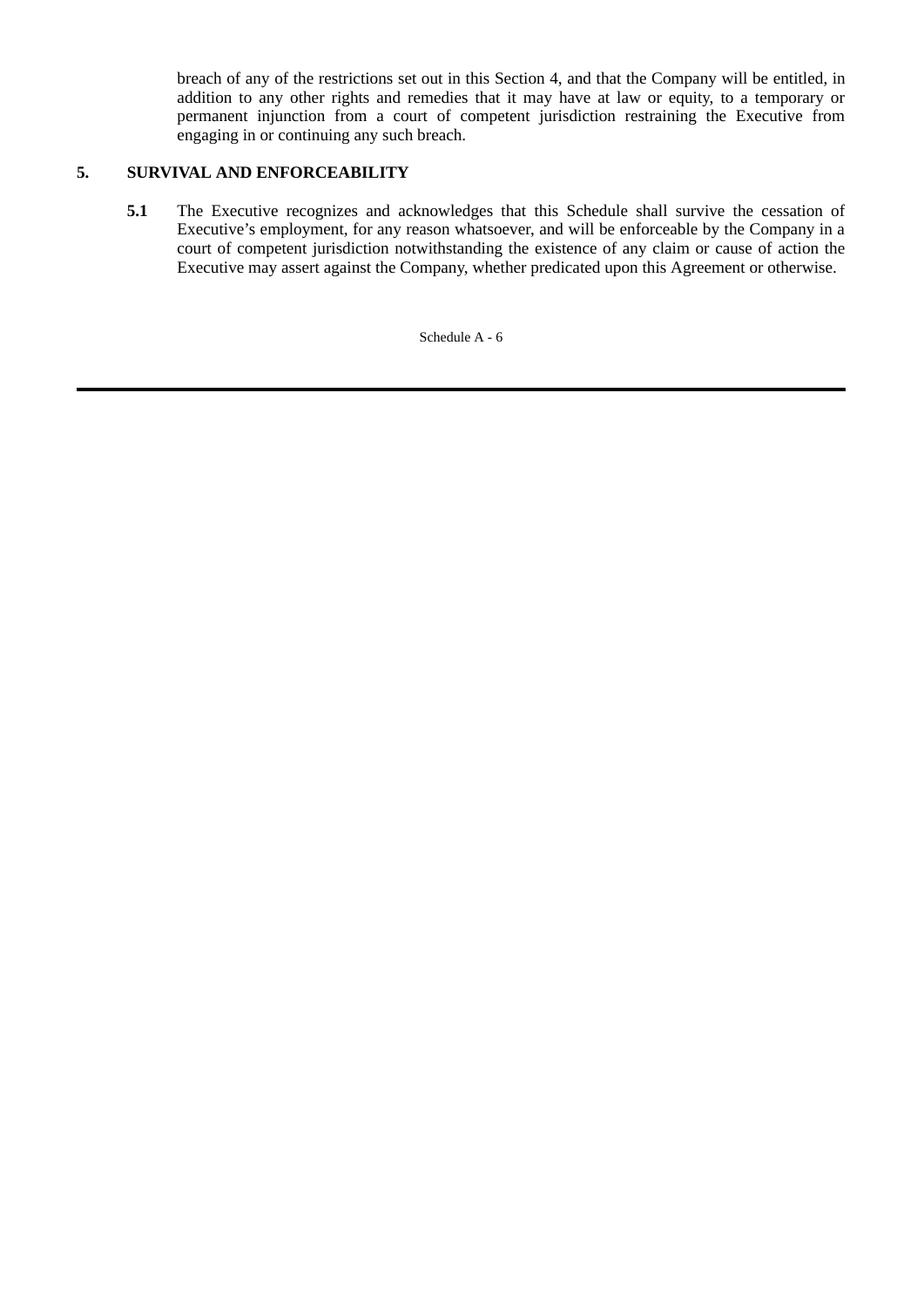breach of any of the restrictions set out in this Section 4, and that the Company will be entitled, in addition to any other rights and remedies that it may have at law or equity, to a temporary or permanent injunction from a court of competent jurisdiction restraining the Executive from engaging in or continuing any such breach.

**5. SURVIVAL AND ENFORCEABILITY**

**5.1** The Executive recognizes and acknowledges that this Schedule shall survive the cessation of Executive's employment, for any reason whatsoever, and will be enforceable by the Company in a court of competent jurisdiction notwithstanding the existence of any claim or cause of action the Executive may assert against the Company, whether predicated upon this Agreement or otherwise.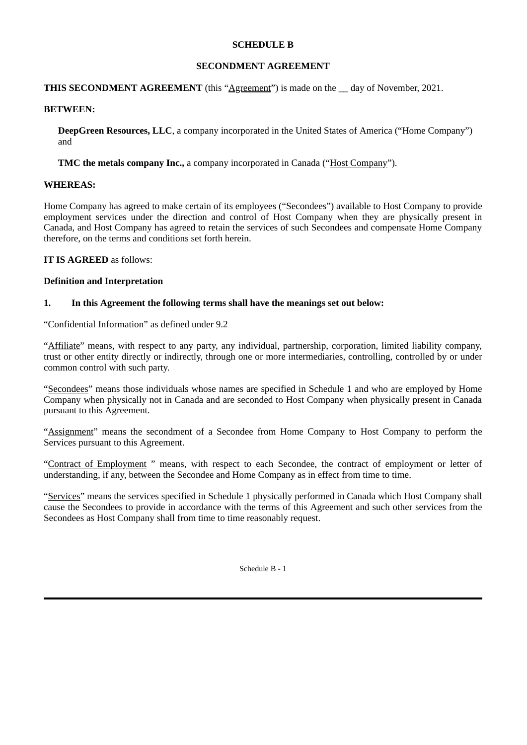**SCHEDULE B**

**SECONDMENT AGREEMENT**

**THIS SECONDMENT AGREEMENT** (this "Agreement") is made on the __ day of November, 2021.

**BETWEEN:**

**DeepGreen Resources, LLC**, a company incorporated in the United States of America ("Home Company") and

**TMC the metals company Inc.,** a company incorporated in Canada ("Host Company").

**WHEREAS:**

Home Company has agreed to make certain of its employees ("Secondees") available to Host Company to provide employment services under the direction and control of Host Company when they are physically present in Canada, and Host Company has agreed to retain the services of such Secondees and compensate Home Company therefore, on the terms and conditions set forth herein.

**IT IS AGREED** as follows:

**Definition and Interpretation**

**1. In this Agreement the following terms shall have the meanings set out below:**

"Confidential Information" as defined under 9.2

"Affiliate" means, with respect to any party, any individual, partnership, corporation, limited liability company, trust or other entity directly or indirectly, through one or more intermediaries, controlling, controlled by or under common control with such party.

"Secondees" means those individuals whose names are specified in Schedule 1 and who are employed by Home Company when physically not in Canada and are seconded to Host Company when physically present in Canada pursuant to this Agreement.

"Assignment" means the secondment of a Secondee from Home Company to Host Company to perform the Services pursuant to this Agreement.

"Contract of Employment " means, with respect to each Secondee, the contract of employment or letter of understanding, if any, between the Secondee and Home Company as in effect from time to time.

"Services" means the services specified in Schedule 1 physically performed in Canada which Host Company shall cause the Secondees to provide in accordance with the terms of this Agreement and such other services from the Secondees as Host Company shall from time to time reasonably request.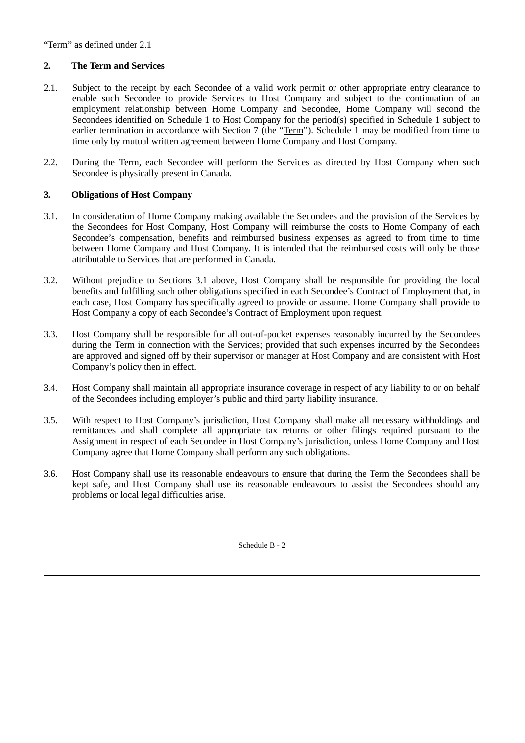"Term" as defined under 2.1

## 2. The Term and Services

2.1. Subject to the receipt by each Secondee of a valid work permit or other appropriate entry clearance to enable such Secondee to provide Services to Host Company and subject to the continuation of an employment relationship between Home Company and Secondee, Home Company will second the Secondees identified on Schedule 1 to Host Company for the period(s) specified in Schedule 1 subject to earlier termination in accordance with Section 7 (the "Term"). Schedule 1 may be modified from time to time only by mutual written agreement between Home Company and Host Company.

2.2. During the Term, each Secondee will perform the Services as directed by Host Company when such Secondee is physically present in Canada.

## 3. Obligations of Host Company

3.1. In consideration of Home Company making available the Secondees and the provision of the Services by the Secondees for Host Company, Host Company will reimburse the costs to Home Company of each Secondee's compensation, benefits and reimbursed business expenses as agreed to from time to time between Home Company and Host Company. It is intended that the reimbursed costs will only be those attributable to Services that are performed in Canada.

3.2. Without prejudice to Sections 3.1 above, Host Company shall be responsible for providing the local benefits and fulfilling such other obligations specified in each Secondee's Contract of Employment that, in each case, Host Company has specifically agreed to provide or assume. Home Company shall provide to Host Company a copy of each Secondee's Contract of Employment upon request.

3.3. Host Company shall be responsible for all out-of-pocket expenses reasonably incurred by the Secondees during the Term in connection with the Services; provided that such expenses incurred by the Secondees are approved and signed off by their supervisor or manager at Host Company and are consistent with Host Company's policy then in effect.

3.4. Host Company shall maintain all appropriate insurance coverage in respect of any liability to or on behalf of the Secondees including employer's public and third party liability insurance.

3.5. With respect to Host Company's jurisdiction, Host Company shall make all necessary withholdings and remittances and shall complete all appropriate tax returns or other filings required pursuant to the Assignment in respect of each Secondee in Host Company's jurisdiction, unless Home Company and Host Company agree that Home Company shall perform any such obligations.

3.6. Host Company shall use its reasonable endeavours to ensure that during the Term the Secondees shall be kept safe, and Host Company shall use its reasonable endeavours to assist the Secondees should any problems or local legal difficulties arise.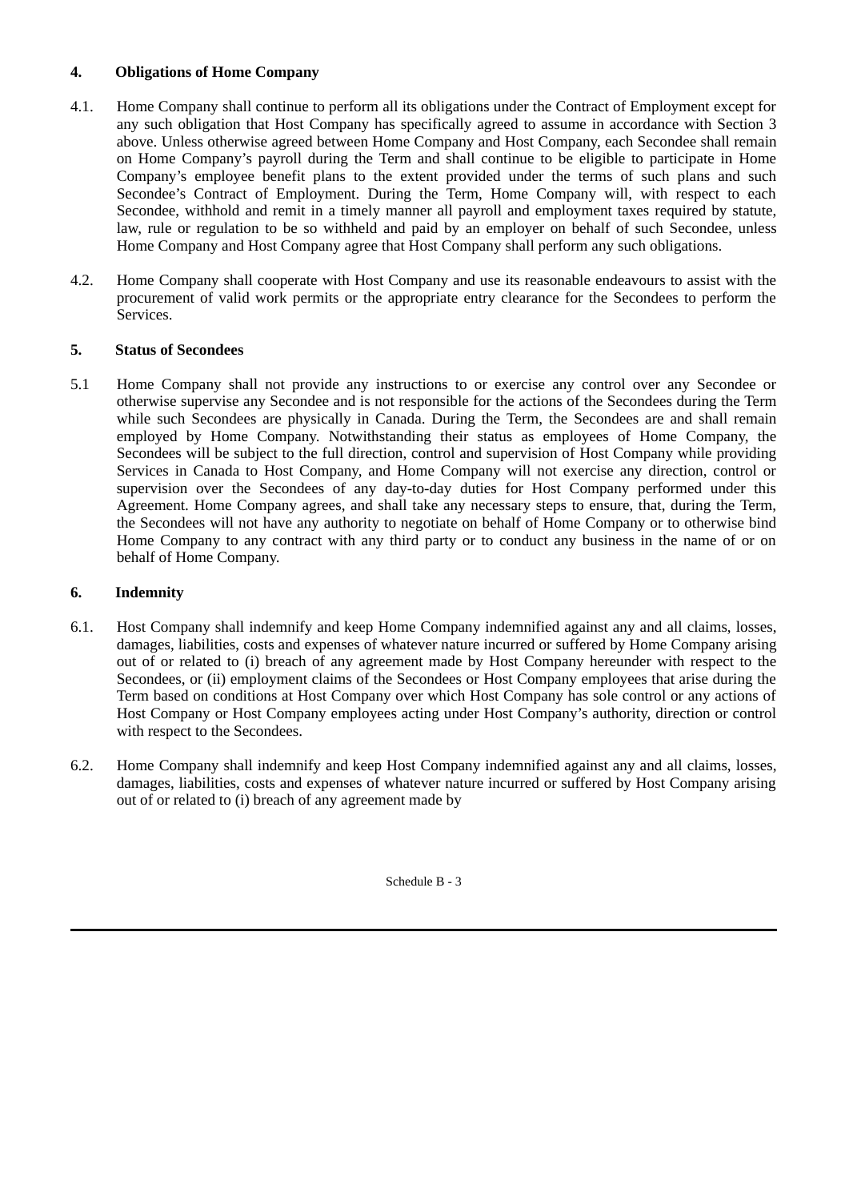**4. Obligations of Home Company**

4.1. Home Company shall continue to perform all its obligations under the Contract of Employment except for any such obligation that Host Company has specifically agreed to assume in accordance with Section 3 above. Unless otherwise agreed between Home Company and Host Company, each Secondee shall remain on Home Company's payroll during the Term and shall continue to be eligible to participate in Home Company's employee benefit plans to the extent provided under the terms of such plans and such Secondee's Contract of Employment. During the Term, Home Company will, with respect to each Secondee, withhold and remit in a timely manner all payroll and employment taxes required by statute, law, rule or regulation to be so withheld and paid by an employer on behalf of such Secondee, unless Home Company and Host Company agree that Host Company shall perform any such obligations.

4.2. Home Company shall cooperate with Host Company and use its reasonable endeavours to assist with the procurement of valid work permits or the appropriate entry clearance for the Secondees to perform the Services.

**5. Status of Secondees**

5.1 Home Company shall not provide any instructions to or exercise any control over any Secondee or otherwise supervise any Secondee and is not responsible for the actions of the Secondees during the Term while such Secondees are physically in Canada. During the Term, the Secondees are and shall remain employed by Home Company. Notwithstanding their status as employees of Home Company, the Secondees will be subject to the full direction, control and supervision of Host Company while providing Services in Canada to Host Company, and Home Company will not exercise any direction, control or supervision over the Secondees of any day-to-day duties for Host Company performed under this Agreement. Home Company agrees, and shall take any necessary steps to ensure, that, during the Term, the Secondees will not have any authority to negotiate on behalf of Home Company or to otherwise bind Home Company to any contract with any third party or to conduct any business in the name of or on behalf of Home Company.

**6. Indemnity**

6.1. Host Company shall indemnify and keep Home Company indemnified against any and all claims, losses, damages, liabilities, costs and expenses of whatever nature incurred or suffered by Home Company arising out of or related to (i) breach of any agreement made by Host Company hereunder with respect to the Secondees, or (ii) employment claims of the Secondees or Host Company employees that arise during the Term based on conditions at Host Company over which Host Company has sole control or any actions of Host Company or Host Company employees acting under Host Company's authority, direction or control with respect to the Secondees.

6.2. Home Company shall indemnify and keep Host Company indemnified against any and all claims, losses, damages, liabilities, costs and expenses of whatever nature incurred or suffered by Host Company arising out of or related to (i) breach of any agreement made by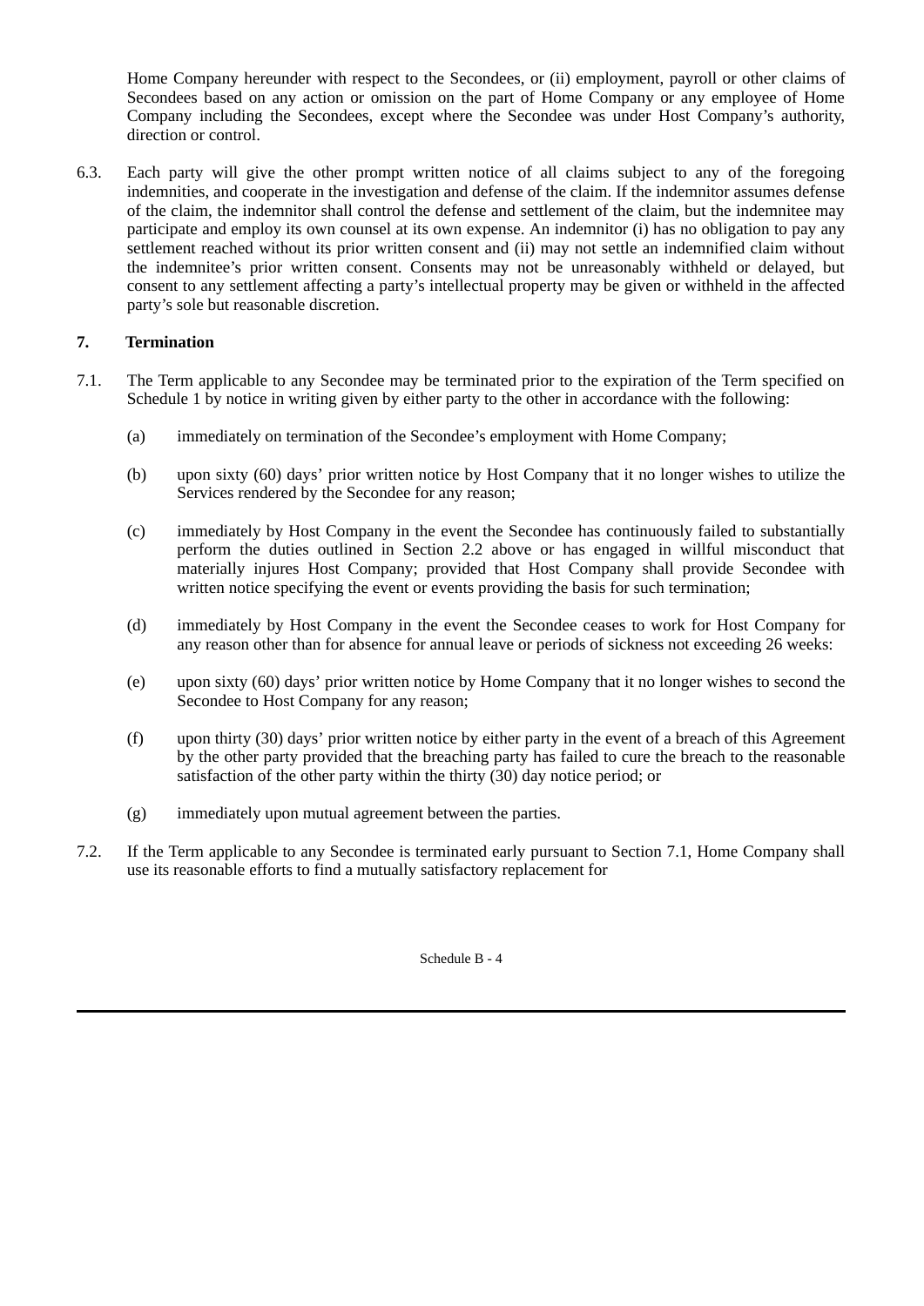Home Company hereunder with respect to the Secondees, or (ii) employment, payroll or other claims of Secondees based on any action or omission on the part of Home Company or any employee of Home Company including the Secondees, except where the Secondee was under Host Company's authority, direction or control.

6.3. Each party will give the other prompt written notice of all claims subject to any of the foregoing indemnities, and cooperate in the investigation and defense of the claim. If the indemnitor assumes defense of the claim, the indemnitor shall control the defense and settlement of the claim, but the indemnitee may participate and employ its own counsel at its own expense. An indemnitor (i) has no obligation to pay any settlement reached without its prior written consent and (ii) may not settle an indemnified claim without the indemnitee's prior written consent. Consents may not be unreasonably withheld or delayed, but consent to any settlement affecting a party's intellectual property may be given or withheld in the affected party's sole but reasonable discretion.

**7. Termination**

7.1. The Term applicable to any Secondee may be terminated prior to the expiration of the Term specified on Schedule 1 by notice in writing given by either party to the other in accordance with the following:

(a) immediately on termination of the Secondee's employment with Home Company;

(b) upon sixty (60) days' prior written notice by Host Company that it no longer wishes to utilize the Services rendered by the Secondee for any reason;

(c) immediately by Host Company in the event the Secondee has continuously failed to substantially perform the duties outlined in Section 2.2 above or has engaged in willful misconduct that materially injures Host Company; provided that Host Company shall provide Secondee with written notice specifying the event or events providing the basis for such termination;

(d) immediately by Host Company in the event the Secondee ceases to work for Host Company for any reason other than for absence for annual leave or periods of sickness not exceeding 26 weeks:

(e) upon sixty (60) days' prior written notice by Home Company that it no longer wishes to second the Secondee to Host Company for any reason;

(f) upon thirty (30) days' prior written notice by either party in the event of a breach of this Agreement by the other party provided that the breaching party has failed to cure the breach to the reasonable satisfaction of the other party within the thirty (30) day notice period; or

(g) immediately upon mutual agreement between the parties.

7.2. If the Term applicable to any Secondee is terminated early pursuant to Section 7.1, Home Company shall use its reasonable efforts to find a mutually satisfactory replacement for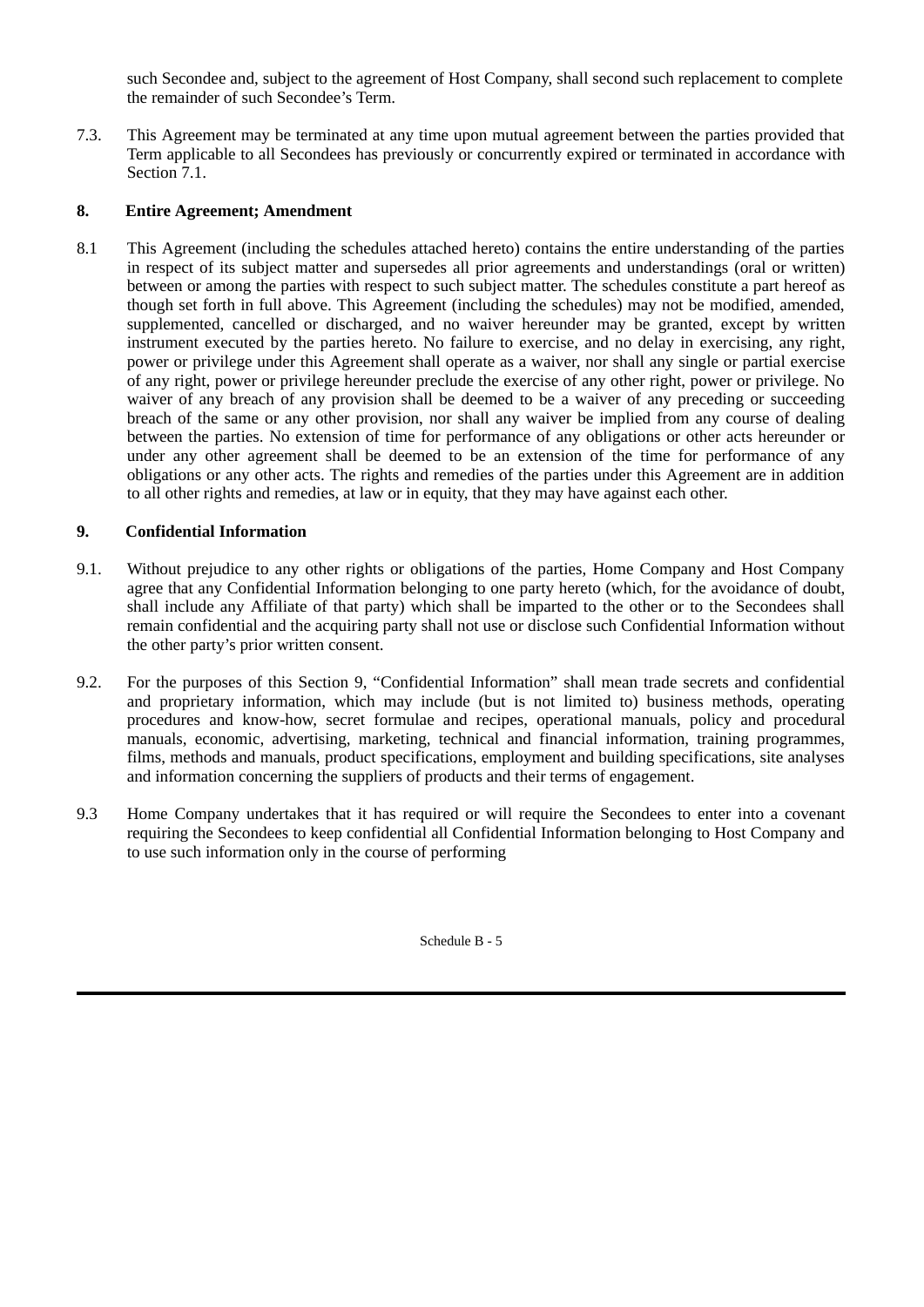such Secondee and, subject to the agreement of Host Company, shall second such replacement to complete the remainder of such Secondee's Term.

7.3. This Agreement may be terminated at any time upon mutual agreement between the parties provided that Term applicable to all Secondees has previously or concurrently expired or terminated in accordance with Section 7.1.

**8. Entire Agreement; Amendment**

8.1 This Agreement (including the schedules attached hereto) contains the entire understanding of the parties in respect of its subject matter and supersedes all prior agreements and understandings (oral or written) between or among the parties with respect to such subject matter. The schedules constitute a part hereof as though set forth in full above. This Agreement (including the schedules) may not be modified, amended, supplemented, cancelled or discharged, and no waiver hereunder may be granted, except by written instrument executed by the parties hereto. No failure to exercise, and no delay in exercising, any right, power or privilege under this Agreement shall operate as a waiver, nor shall any single or partial exercise of any right, power or privilege hereunder preclude the exercise of any other right, power or privilege. No waiver of any breach of any provision shall be deemed to be a waiver of any preceding or succeeding breach of the same or any other provision, nor shall any waiver be implied from any course of dealing between the parties. No extension of time for performance of any obligations or other acts hereunder or under any other agreement shall be deemed to be an extension of the time for performance of any obligations or any other acts. The rights and remedies of the parties under this Agreement are in addition to all other rights and remedies, at law or in equity, that they may have against each other.

**9. Confidential Information**

9.1. Without prejudice to any other rights or obligations of the parties, Home Company and Host Company agree that any Confidential Information belonging to one party hereto (which, for the avoidance of doubt, shall include any Affiliate of that party) which shall be imparted to the other or to the Secondees shall remain confidential and the acquiring party shall not use or disclose such Confidential Information without the other party's prior written consent.

9.2. For the purposes of this Section 9, "Confidential Information" shall mean trade secrets and confidential and proprietary information, which may include (but is not limited to) business methods, operating procedures and know-how, secret formulae and recipes, operational manuals, policy and procedural manuals, economic, advertising, marketing, technical and financial information, training programmes, films, methods and manuals, product specifications, employment and building specifications, site analyses and information concerning the suppliers of products and their terms of engagement.

9.3 Home Company undertakes that it has required or will require the Secondees to enter into a covenant requiring the Secondees to keep confidential all Confidential Information belonging to Host Company and to use such information only in the course of performing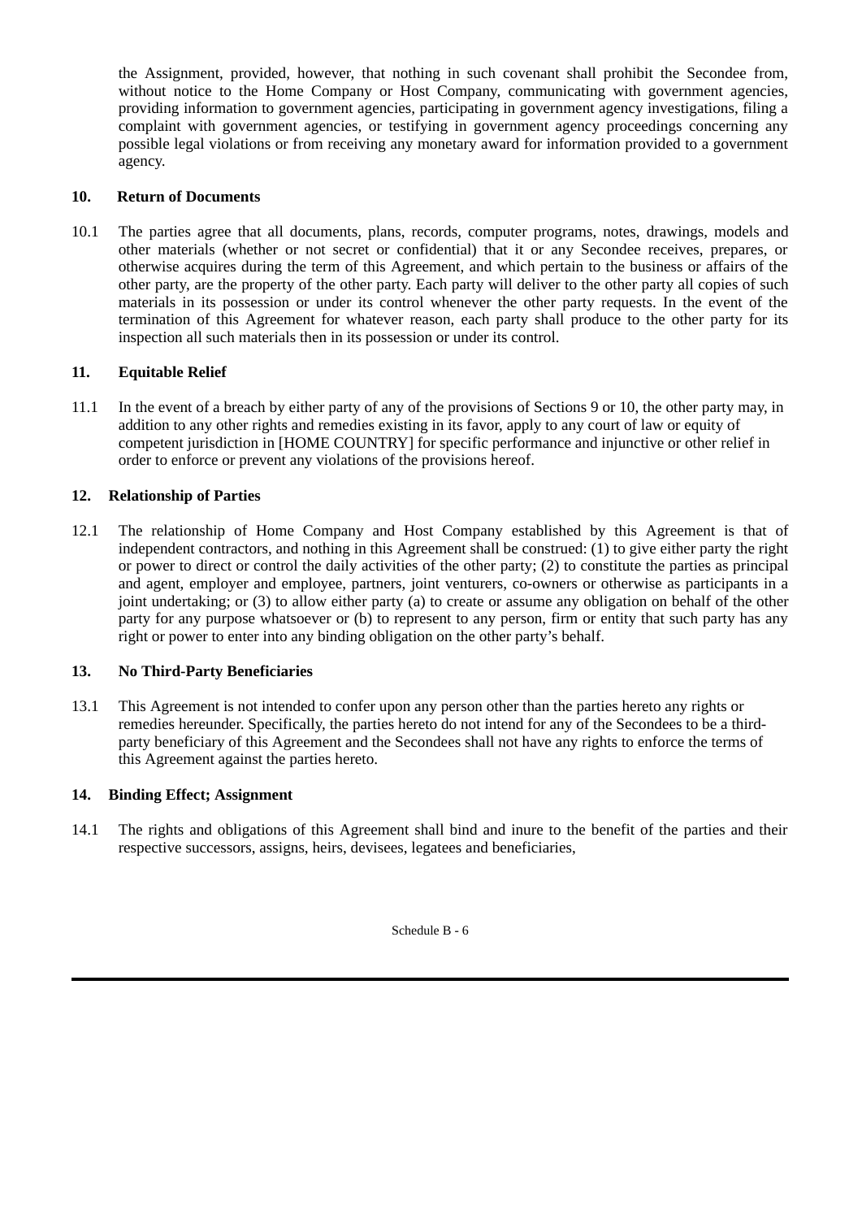the Assignment, provided, however, that nothing in such covenant shall prohibit the Secondee from, without notice to the Home Company or Host Company, communicating with government agencies, providing information to government agencies, participating in government agency investigations, filing a complaint with government agencies, or testifying in government agency proceedings concerning any possible legal violations or from receiving any monetary award for information provided to a government agency.

## 10. Return of Documents

10.1 The parties agree that all documents, plans, records, computer programs, notes, drawings, models and other materials (whether or not secret or confidential) that it or any Secondee receives, prepares, or otherwise acquires during the term of this Agreement, and which pertain to the business or affairs of the other party, are the property of the other party. Each party will deliver to the other party all copies of such materials in its possession or under its control whenever the other party requests. In the event of the termination of this Agreement for whatever reason, each party shall produce to the other party for its inspection all such materials then in its possession or under its control.

## 11. Equitable Relief

11.1 In the event of a breach by either party of any of the provisions of Sections 9 or 10, the other party may, in addition to any other rights and remedies existing in its favor, apply to any court of law or equity of competent jurisdiction in [HOME COUNTRY] for specific performance and injunctive or other relief in order to enforce or prevent any violations of the provisions hereof.

## 12. Relationship of Parties

12.1 The relationship of Home Company and Host Company established by this Agreement is that of independent contractors, and nothing in this Agreement shall be construed: (1) to give either party the right or power to direct or control the daily activities of the other party; (2) to constitute the parties as principal and agent, employer and employee, partners, joint venturers, co-owners or otherwise as participants in a joint undertaking; or (3) to allow either party (a) to create or assume any obligation on behalf of the other party for any purpose whatsoever or (b) to represent to any person, firm or entity that such party has any right or power to enter into any binding obligation on the other party's behalf.

## 13. No Third-Party Beneficiaries

13.1 This Agreement is not intended to confer upon any person other than the parties hereto any rights or remedies hereunder. Specifically, the parties hereto do not intend for any of the Secondees to be a third-party beneficiary of this Agreement and the Secondees shall not have any rights to enforce the terms of this Agreement against the parties hereto.

## 14. Binding Effect; Assignment

14.1 The rights and obligations of this Agreement shall bind and inure to the benefit of the parties and their respective successors, assigns, heirs, devisees, legatees and beneficiaries,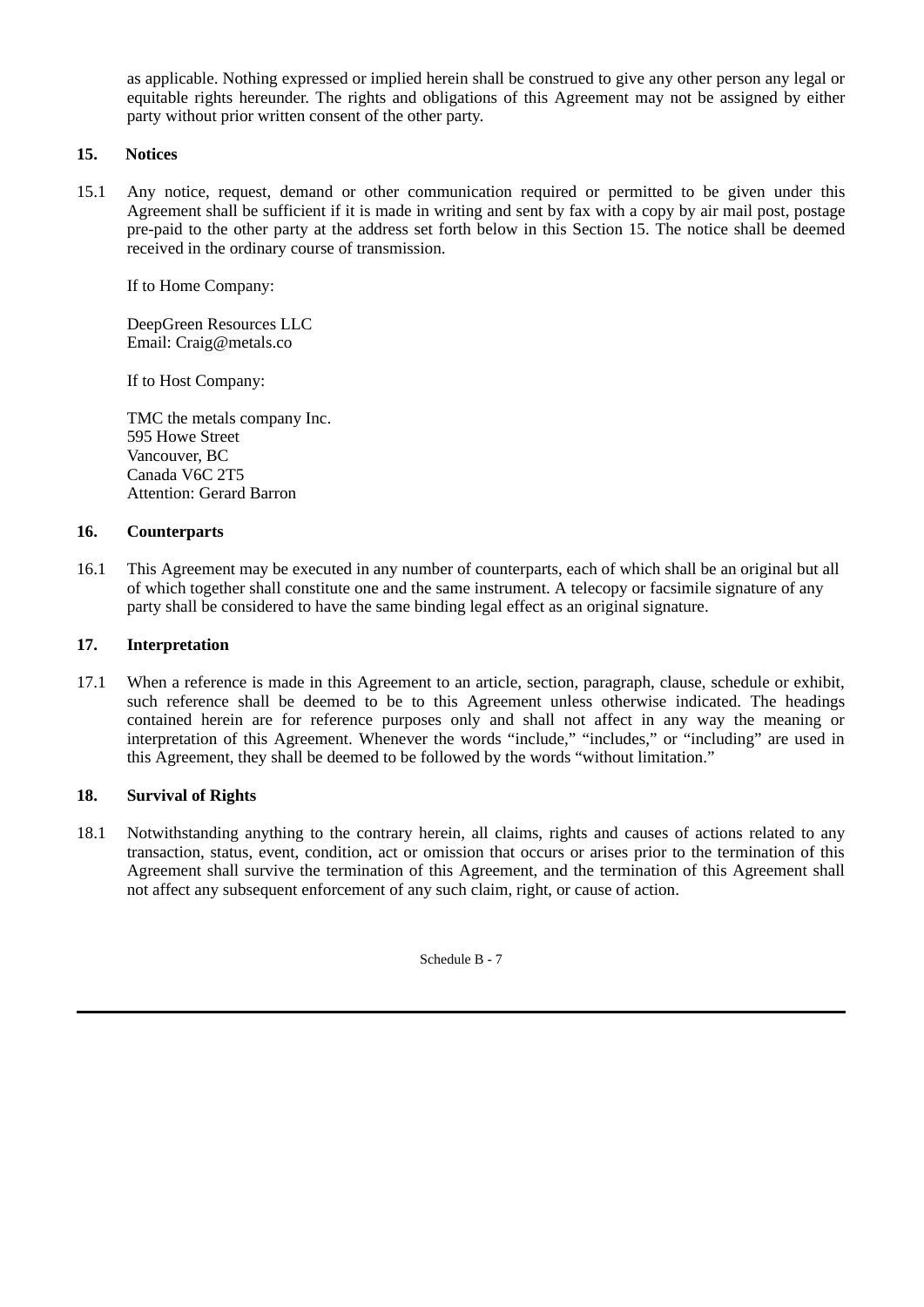as applicable. Nothing expressed or implied herein shall be construed to give any other person any legal or equitable rights hereunder. The rights and obligations of this Agreement may not be assigned by either party without prior written consent of the other party.

**15. Notices**

15.1 Any notice, request, demand or other communication required or permitted to be given under this Agreement shall be sufficient if it is made in writing and sent by fax with a copy by air mail post, postage pre-paid to the other party at the address set forth below in this Section 15. The notice shall be deemed received in the ordinary course of transmission.

If to Home Company:

DeepGreen Resources LLC
Email: Craig@metals.co

If to Host Company:

TMC the metals company Inc.
595 Howe Street
Vancouver, BC
Canada V6C 2T5
Attention: Gerard Barron

**16. Counterparts**

16.1 This Agreement may be executed in any number of counterparts, each of which shall be an original but all of which together shall constitute one and the same instrument. A telecopy or facsimile signature of any party shall be considered to have the same binding legal effect as an original signature.

**17. Interpretation**

17.1 When a reference is made in this Agreement to an article, section, paragraph, clause, schedule or exhibit, such reference shall be deemed to be to this Agreement unless otherwise indicated. The headings contained herein are for reference purposes only and shall not affect in any way the meaning or interpretation of this Agreement. Whenever the words "include," "includes," or "including" are used in this Agreement, they shall be deemed to be followed by the words "without limitation."

**18. Survival of Rights**

18.1 Notwithstanding anything to the contrary herein, all claims, rights and causes of actions related to any transaction, status, event, condition, act or omission that occurs or arises prior to the termination of this Agreement shall survive the termination of this Agreement, and the termination of this Agreement shall not affect any subsequent enforcement of any such claim, right, or cause of action.

Schedule B - 7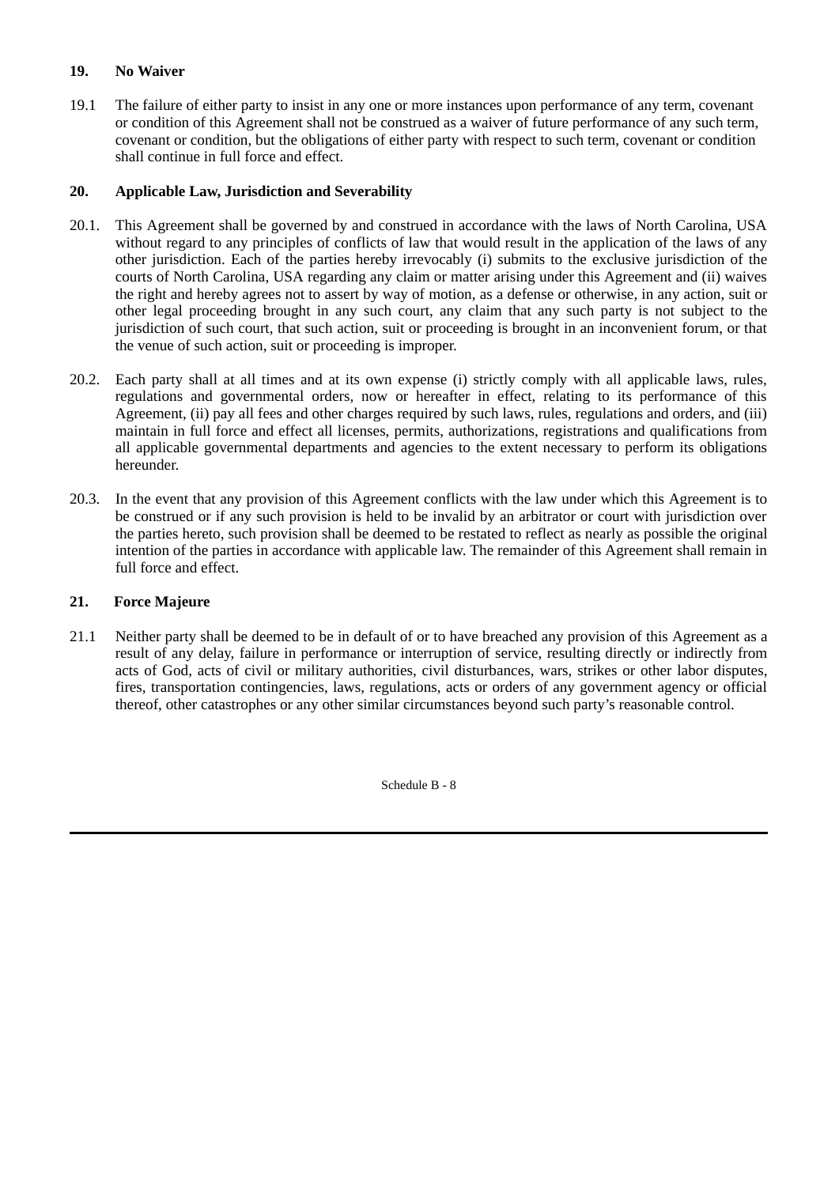## 19. No Waiver

19.1 The failure of either party to insist in any one or more instances upon performance of any term, covenant or condition of this Agreement shall not be construed as a waiver of future performance of any such term, covenant or condition, but the obligations of either party with respect to such term, covenant or condition shall continue in full force and effect.

## 20. Applicable Law, Jurisdiction and Severability

20.1. This Agreement shall be governed by and construed in accordance with the laws of North Carolina, USA without regard to any principles of conflicts of law that would result in the application of the laws of any other jurisdiction. Each of the parties hereby irrevocably (i) submits to the exclusive jurisdiction of the courts of North Carolina, USA regarding any claim or matter arising under this Agreement and (ii) waives the right and hereby agrees not to assert by way of motion, as a defense or otherwise, in any action, suit or other legal proceeding brought in any such court, any claim that any such party is not subject to the jurisdiction of such court, that such action, suit or proceeding is brought in an inconvenient forum, or that the venue of such action, suit or proceeding is improper.

20.2. Each party shall at all times and at its own expense (i) strictly comply with all applicable laws, rules, regulations and governmental orders, now or hereafter in effect, relating to its performance of this Agreement, (ii) pay all fees and other charges required by such laws, rules, regulations and orders, and (iii) maintain in full force and effect all licenses, permits, authorizations, registrations and qualifications from all applicable governmental departments and agencies to the extent necessary to perform its obligations hereunder.

20.3. In the event that any provision of this Agreement conflicts with the law under which this Agreement is to be construed or if any such provision is held to be invalid by an arbitrator or court with jurisdiction over the parties hereto, such provision shall be deemed to be restated to reflect as nearly as possible the original intention of the parties in accordance with applicable law. The remainder of this Agreement shall remain in full force and effect.

## 21. Force Majeure

21.1 Neither party shall be deemed to be in default of or to have breached any provision of this Agreement as a result of any delay, failure in performance or interruption of service, resulting directly or indirectly from acts of God, acts of civil or military authorities, civil disturbances, wars, strikes or other labor disputes, fires, transportation contingencies, laws, regulations, acts or orders of any government agency or official thereof, other catastrophes or any other similar circumstances beyond such party's reasonable control.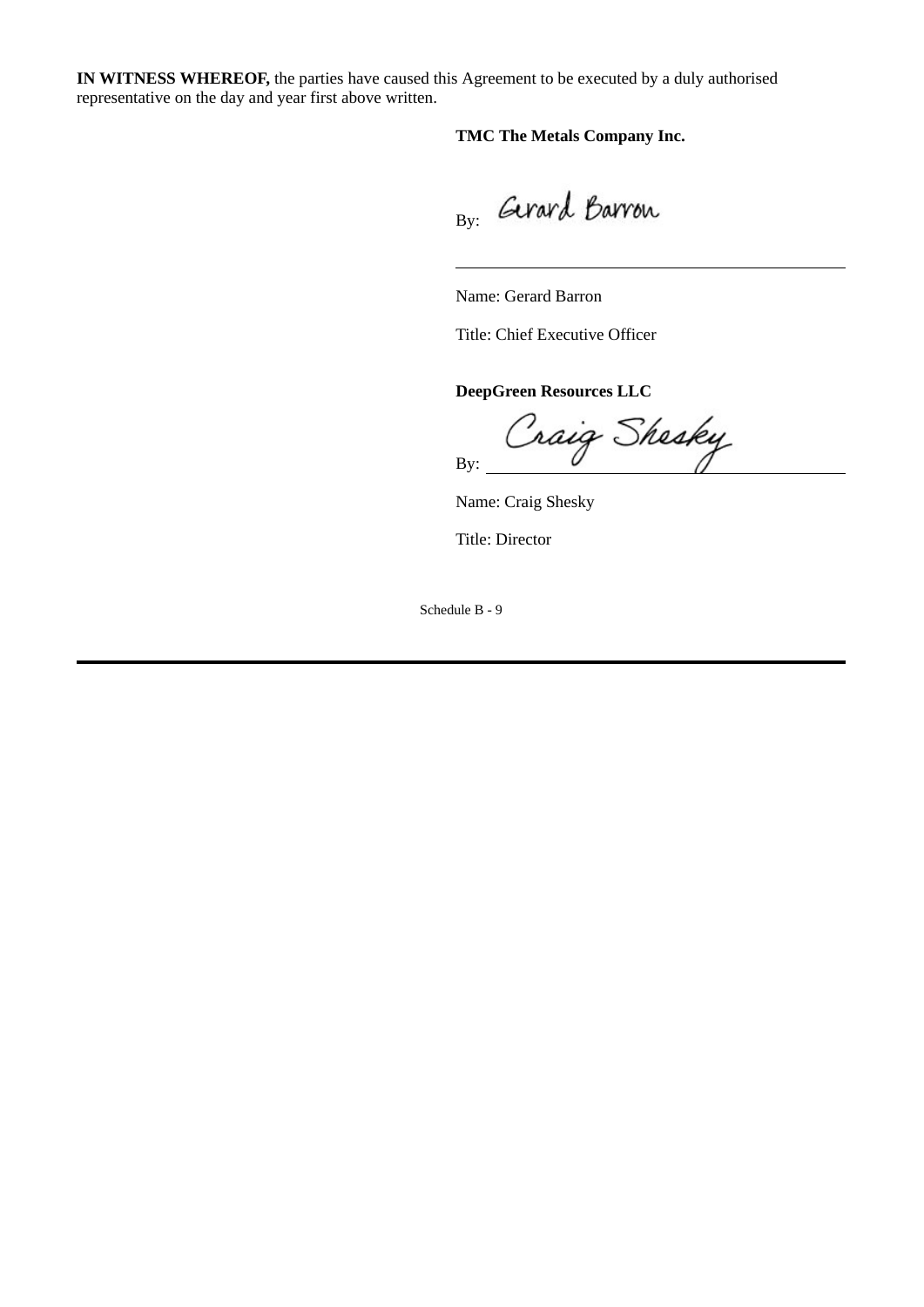**IN WITNESS WHEREOF,** the parties have caused this Agreement to be executed by a duly authorised representative on the day and year first above written.

**TMC The Metals Company Inc.**

By: Gerard Barron

Name: Gerard Barron

Title: Chief Executive Officer

**DeepGreen Resources LLC**

By: Craig Shesky

Name: Craig Shesky

Title: Director

Schedule B - 9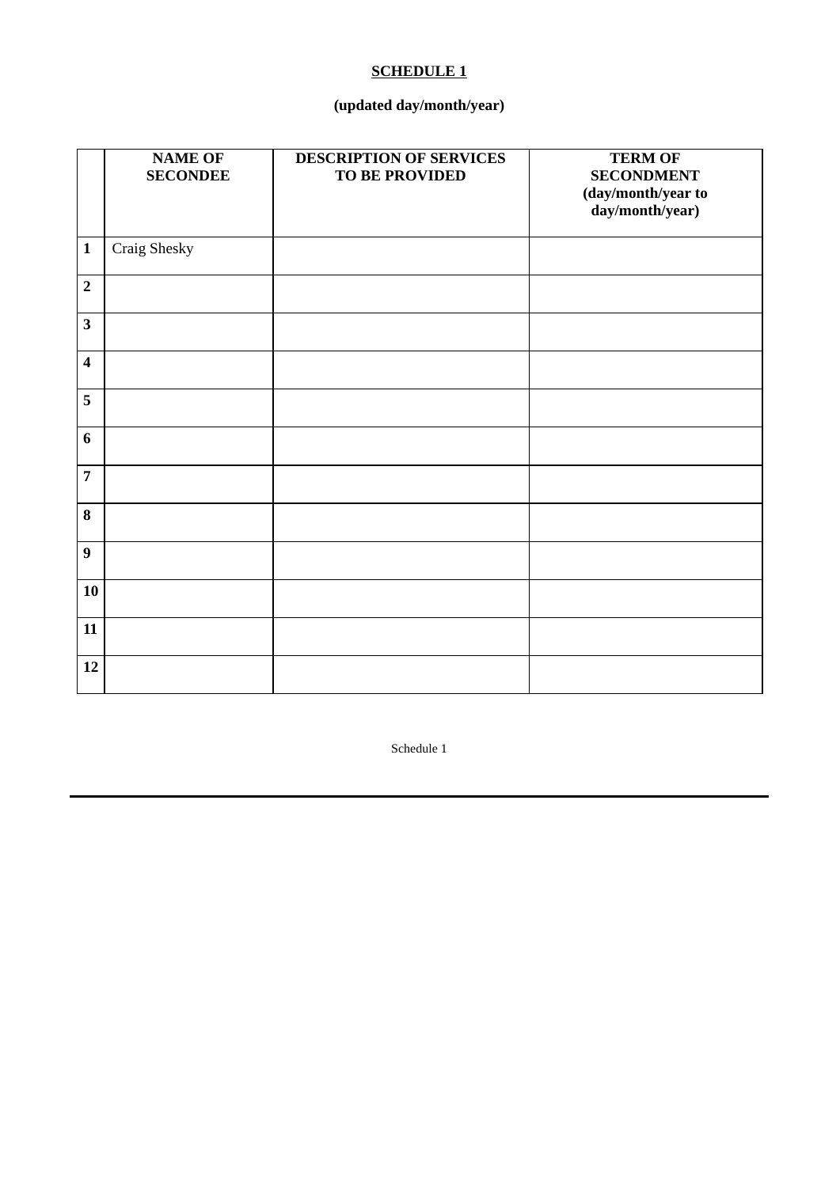**SCHEDULE 1**

**(updated day/month/year)**

| | **NAME OF SECONDEE** | **DESCRIPTION OF SERVICES TO BE PROVIDED** | **TERM OF SECONDMENT (day/month/year to day/month/year)** |
|---|---|---|---|
| **1** | Craig Shesky | | |
| **2** | | | |
| **3** | | | |
| **4** | | | |
| **5** | | | |
| **6** | | | |
| **7** | | | |
| **8** | | | |
| **9** | | | |
| **10** | | | |
| **11** | | | |
| **12** | | | |

Schedule 1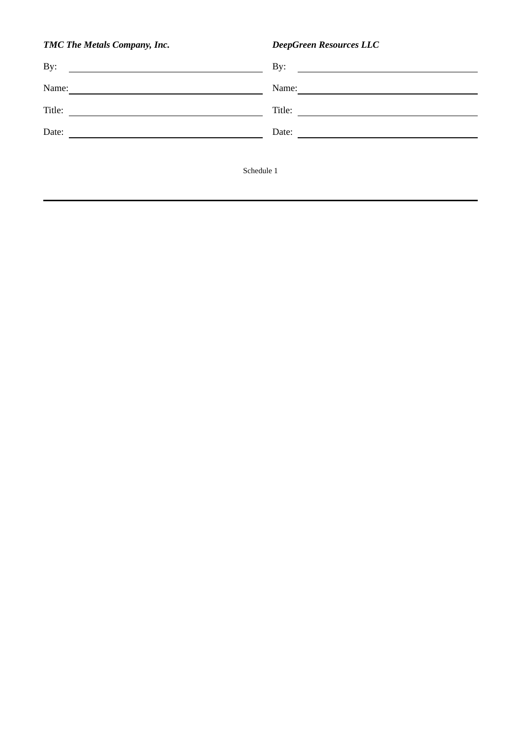| *TMC The Metals Company, Inc.* | *DeepGreen Resources LLC* |
| --- | --- |
| By: \_\_\_\_\_\_\_\_\_\_\_\_\_\_\_\_\_\_\_\_ | By: \_\_\_\_\_\_\_\_\_\_\_\_\_\_\_\_\_\_\_\_ |
| Name: \_\_\_\_\_\_\_\_\_\_\_\_\_\_\_\_\_\_\_\_ | Name: \_\_\_\_\_\_\_\_\_\_\_\_\_\_\_\_\_\_\_\_ |
| Title: \_\_\_\_\_\_\_\_\_\_\_\_\_\_\_\_\_\_\_\_ | Title: \_\_\_\_\_\_\_\_\_\_\_\_\_\_\_\_\_\_\_\_ |
| Date: \_\_\_\_\_\_\_\_\_\_\_\_\_\_\_\_\_\_\_\_ | Date: \_\_\_\_\_\_\_\_\_\_\_\_\_\_\_\_\_\_\_\_ |

Schedule 1

---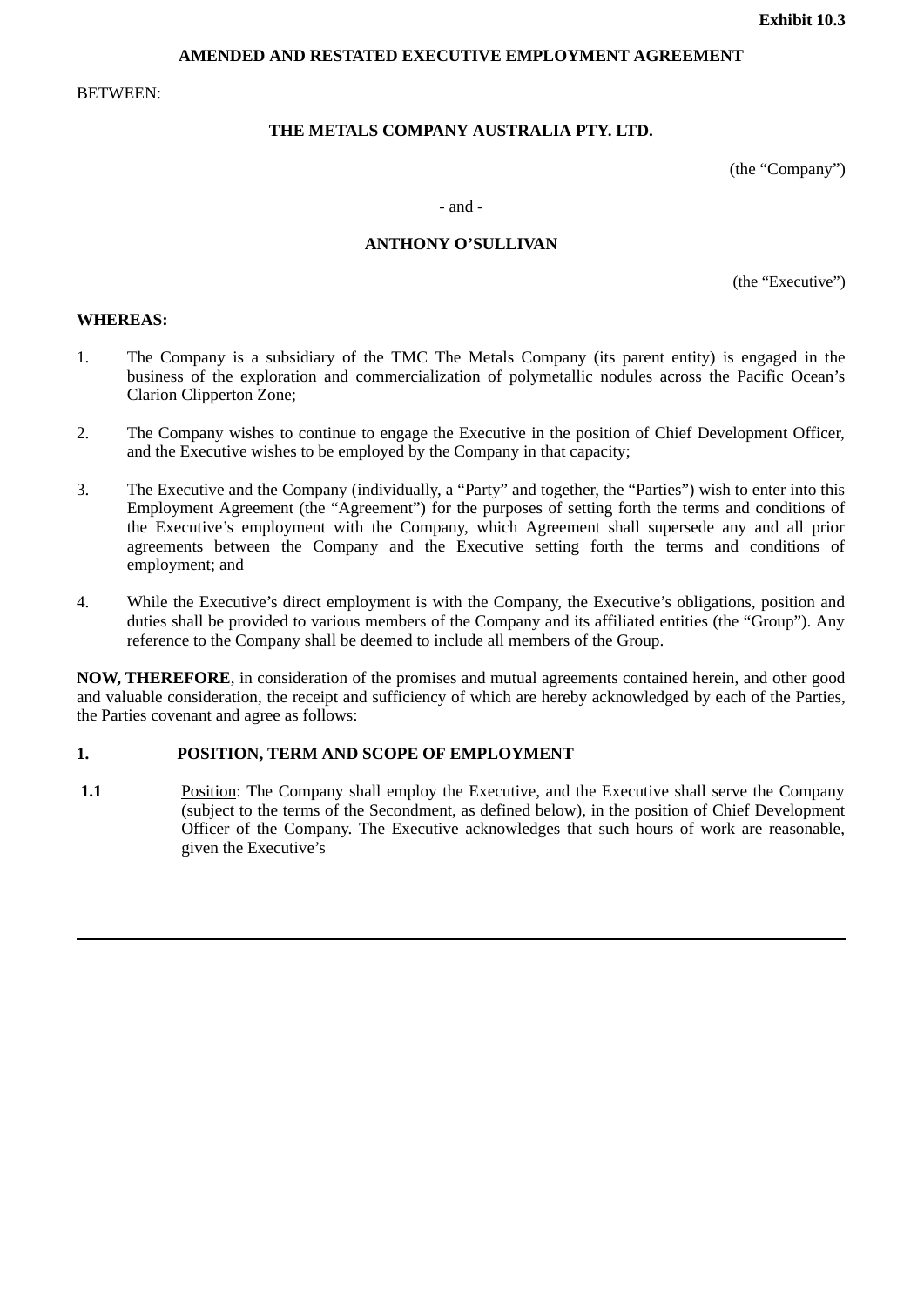**Exhibit 10.3**

**AMENDED AND RESTATED EXECUTIVE EMPLOYMENT AGREEMENT**

BETWEEN:

**THE METALS COMPANY AUSTRALIA PTY. LTD.**

(the “Company”)

- and -

**ANTHONY O’SULLIVAN**

(the “Executive”)

**WHEREAS:**

1. The Company is a subsidiary of the TMC The Metals Company (its parent entity) is engaged in the business of the exploration and commercialization of polymetallic nodules across the Pacific Ocean’s Clarion Clipperton Zone;

2. The Company wishes to continue to engage the Executive in the position of Chief Development Officer, and the Executive wishes to be employed by the Company in that capacity;

3. The Executive and the Company (individually, a “Party” and together, the “Parties”) wish to enter into this Employment Agreement (the “Agreement”) for the purposes of setting forth the terms and conditions of the Executive’s employment with the Company, which Agreement shall supersede any and all prior agreements between the Company and the Executive setting forth the terms and conditions of employment; and

4. While the Executive’s direct employment is with the Company, the Executive’s obligations, position and duties shall be provided to various members of the Company and its affiliated entities (the “Group”). Any reference to the Company shall be deemed to include all members of the Group.

**NOW, THEREFORE**, in consideration of the promises and mutual agreements contained herein, and other good and valuable consideration, the receipt and sufficiency of which are hereby acknowledged by each of the Parties, the Parties covenant and agree as follows:

**1. POSITION, TERM AND SCOPE OF EMPLOYMENT**

**1.1** Position: The Company shall employ the Executive, and the Executive shall serve the Company (subject to the terms of the Secondment, as defined below), in the position of Chief Development Officer of the Company. The Executive acknowledges that such hours of work are reasonable, given the Executive’s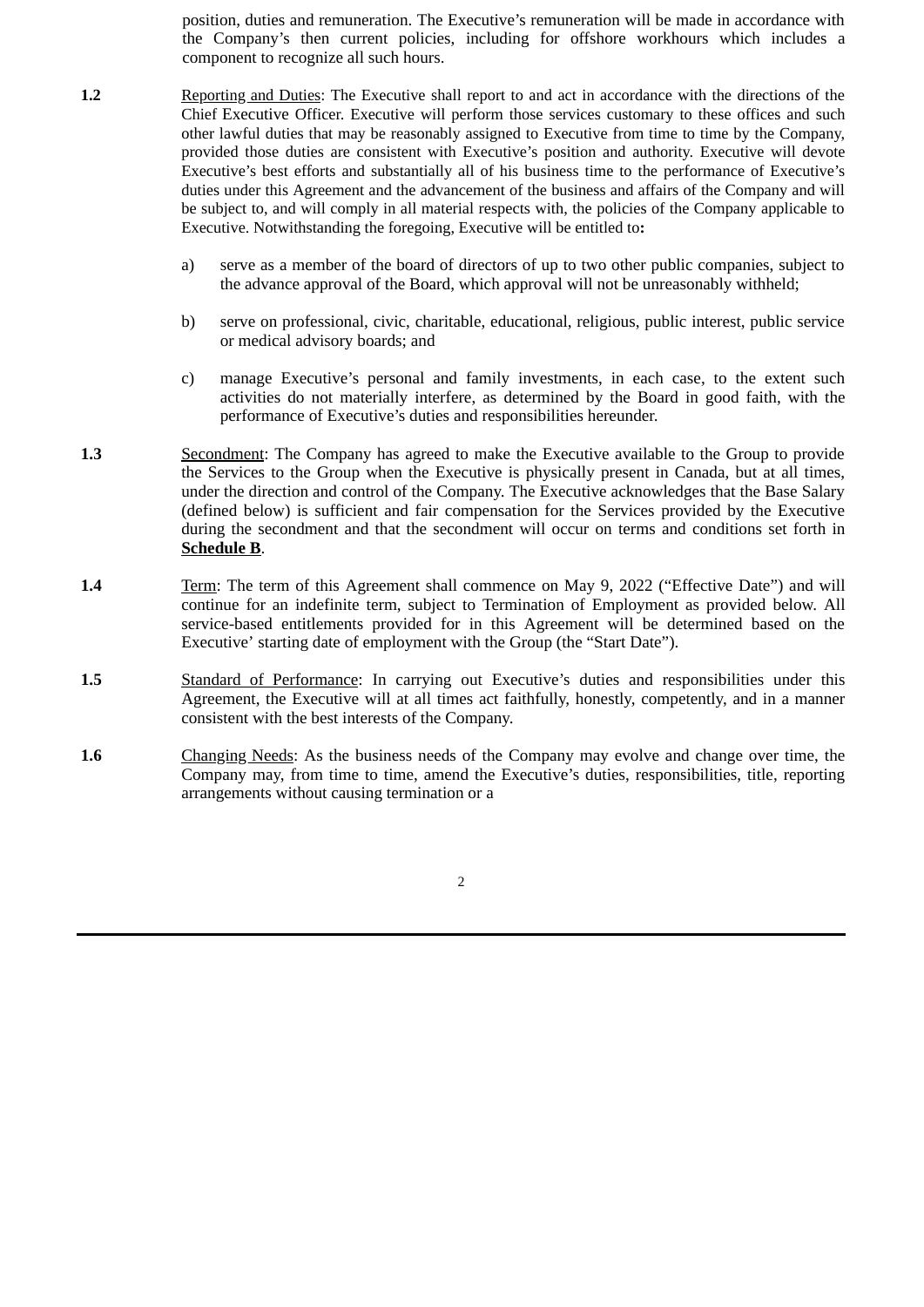position, duties and remuneration. The Executive's remuneration will be made in accordance with the Company's then current policies, including for offshore workhours which includes a component to recognize all such hours.

**1.2** <u>Reporting and Duties</u>: The Executive shall report to and act in accordance with the directions of the Chief Executive Officer. Executive will perform those services customary to these offices and such other lawful duties that may be reasonably assigned to Executive from time to time by the Company, provided those duties are consistent with Executive's position and authority. Executive will devote Executive's best efforts and substantially all of his business time to the performance of Executive's duties under this Agreement and the advancement of the business and affairs of the Company and will be subject to, and will comply in all material respects with, the policies of the Company applicable to Executive. Notwithstanding the foregoing, Executive will be entitled to**:**

a) serve as a member of the board of directors of up to two other public companies, subject to the advance approval of the Board, which approval will not be unreasonably withheld;

b) serve on professional, civic, charitable, educational, religious, public interest, public service or medical advisory boards; and

c) manage Executive's personal and family investments, in each case, to the extent such activities do not materially interfere, as determined by the Board in good faith, with the performance of Executive's duties and responsibilities hereunder.

**1.3** <u>Secondment</u>: The Company has agreed to make the Executive available to the Group to provide the Services to the Group when the Executive is physically present in Canada, but at all times, under the direction and control of the Company. The Executive acknowledges that the Base Salary (defined below) is sufficient and fair compensation for the Services provided by the Executive during the secondment and that the secondment will occur on terms and conditions set forth in **<u>Schedule B</u>**.

**1.4** <u>Term</u>: The term of this Agreement shall commence on May 9, 2022 ("Effective Date") and will continue for an indefinite term, subject to Termination of Employment as provided below. All service-based entitlements provided for in this Agreement will be determined based on the Executive' starting date of employment with the Group (the "Start Date").

**1.5** <u>Standard of Performance</u>: In carrying out Executive's duties and responsibilities under this Agreement, the Executive will at all times act faithfully, honestly, competently, and in a manner consistent with the best interests of the Company.

**1.6** <u>Changing Needs</u>: As the business needs of the Company may evolve and change over time, the Company may, from time to time, amend the Executive's duties, responsibilities, title, reporting arrangements without causing termination or a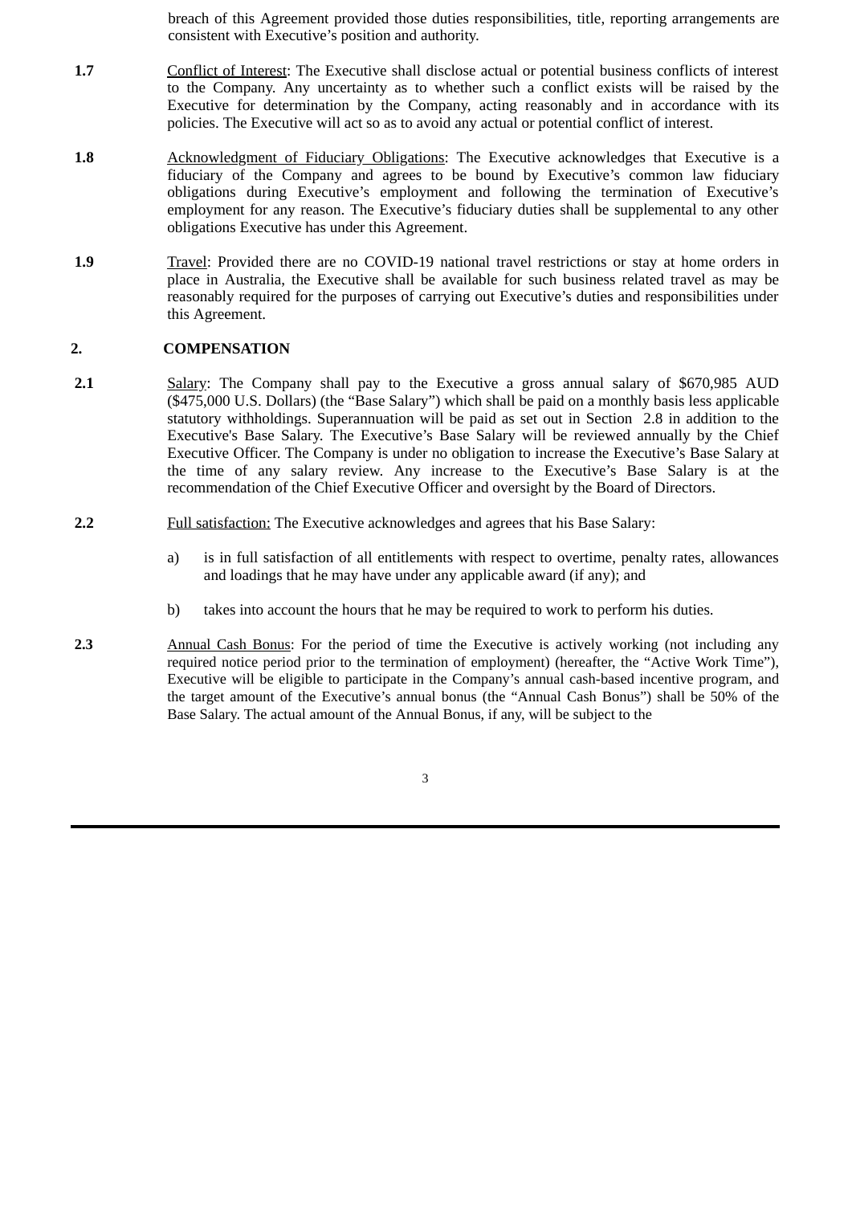breach of this Agreement provided those duties responsibilities, title, reporting arrangements are consistent with Executive's position and authority.

**1.7** Conflict of Interest: The Executive shall disclose actual or potential business conflicts of interest to the Company. Any uncertainty as to whether such a conflict exists will be raised by the Executive for determination by the Company, acting reasonably and in accordance with its policies. The Executive will act so as to avoid any actual or potential conflict of interest.

**1.8** Acknowledgment of Fiduciary Obligations: The Executive acknowledges that Executive is a fiduciary of the Company and agrees to be bound by Executive's common law fiduciary obligations during Executive's employment and following the termination of Executive's employment for any reason. The Executive's fiduciary duties shall be supplemental to any other obligations Executive has under this Agreement.

**1.9** Travel: Provided there are no COVID-19 national travel restrictions or stay at home orders in place in Australia, the Executive shall be available for such business related travel as may be reasonably required for the purposes of carrying out Executive's duties and responsibilities under this Agreement.

## 2. COMPENSATION

**2.1** Salary: The Company shall pay to the Executive a gross annual salary of $670,985 AUD ($475,000 U.S. Dollars) (the "Base Salary") which shall be paid on a monthly basis less applicable statutory withholdings. Superannuation will be paid as set out in Section 2.8 in addition to the Executive's Base Salary. The Executive's Base Salary will be reviewed annually by the Chief Executive Officer. The Company is under no obligation to increase the Executive's Base Salary at the time of any salary review. Any increase to the Executive's Base Salary is at the recommendation of the Chief Executive Officer and oversight by the Board of Directors.

**2.2** Full satisfaction: The Executive acknowledges and agrees that his Base Salary:

a) is in full satisfaction of all entitlements with respect to overtime, penalty rates, allowances and loadings that he may have under any applicable award (if any); and

b) takes into account the hours that he may be required to work to perform his duties.

**2.3** Annual Cash Bonus: For the period of time the Executive is actively working (not including any required notice period prior to the termination of employment) (hereafter, the "Active Work Time"), Executive will be eligible to participate in the Company's annual cash-based incentive program, and the target amount of the Executive's annual bonus (the "Annual Cash Bonus") shall be 50% of the Base Salary. The actual amount of the Annual Bonus, if any, will be subject to the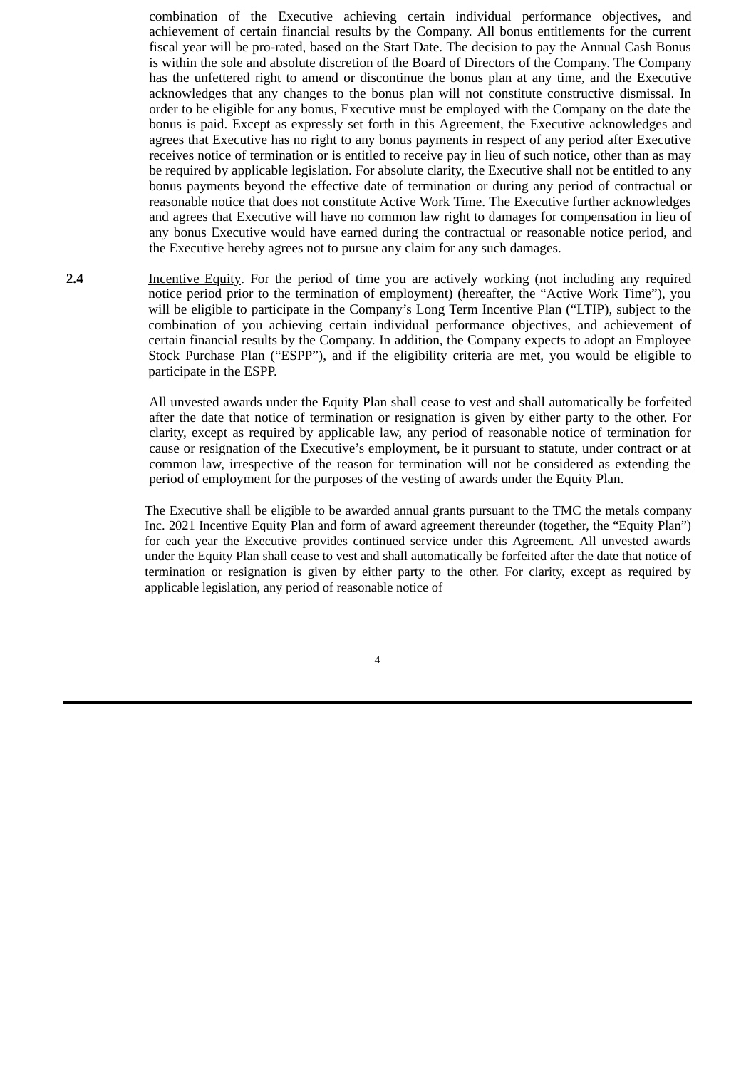combination of the Executive achieving certain individual performance objectives, and achievement of certain financial results by the Company. All bonus entitlements for the current fiscal year will be pro-rated, based on the Start Date. The decision to pay the Annual Cash Bonus is within the sole and absolute discretion of the Board of Directors of the Company. The Company has the unfettered right to amend or discontinue the bonus plan at any time, and the Executive acknowledges that any changes to the bonus plan will not constitute constructive dismissal. In order to be eligible for any bonus, Executive must be employed with the Company on the date the bonus is paid. Except as expressly set forth in this Agreement, the Executive acknowledges and agrees that Executive has no right to any bonus payments in respect of any period after Executive receives notice of termination or is entitled to receive pay in lieu of such notice, other than as may be required by applicable legislation. For absolute clarity, the Executive shall not be entitled to any bonus payments beyond the effective date of termination or during any period of contractual or reasonable notice that does not constitute Active Work Time. The Executive further acknowledges and agrees that Executive will have no common law right to damages for compensation in lieu of any bonus Executive would have earned during the contractual or reasonable notice period, and the Executive hereby agrees not to pursue any claim for any such damages.

**2.4** Incentive Equity. For the period of time you are actively working (not including any required notice period prior to the termination of employment) (hereafter, the "Active Work Time"), you will be eligible to participate in the Company's Long Term Incentive Plan ("LTIP"), subject to the combination of you achieving certain individual performance objectives, and achievement of certain financial results by the Company. In addition, the Company expects to adopt an Employee Stock Purchase Plan ("ESPP"), and if the eligibility criteria are met, you would be eligible to participate in the ESPP.

All unvested awards under the Equity Plan shall cease to vest and shall automatically be forfeited after the date that notice of termination or resignation is given by either party to the other. For clarity, except as required by applicable law, any period of reasonable notice of termination for cause or resignation of the Executive's employment, be it pursuant to statute, under contract or at common law, irrespective of the reason for termination will not be considered as extending the period of employment for the purposes of the vesting of awards under the Equity Plan.

The Executive shall be eligible to be awarded annual grants pursuant to the TMC the metals company Inc. 2021 Incentive Equity Plan and form of award agreement thereunder (together, the "Equity Plan") for each year the Executive provides continued service under this Agreement. All unvested awards under the Equity Plan shall cease to vest and shall automatically be forfeited after the date that notice of termination or resignation is given by either party to the other. For clarity, except as required by applicable legislation, any period of reasonable notice of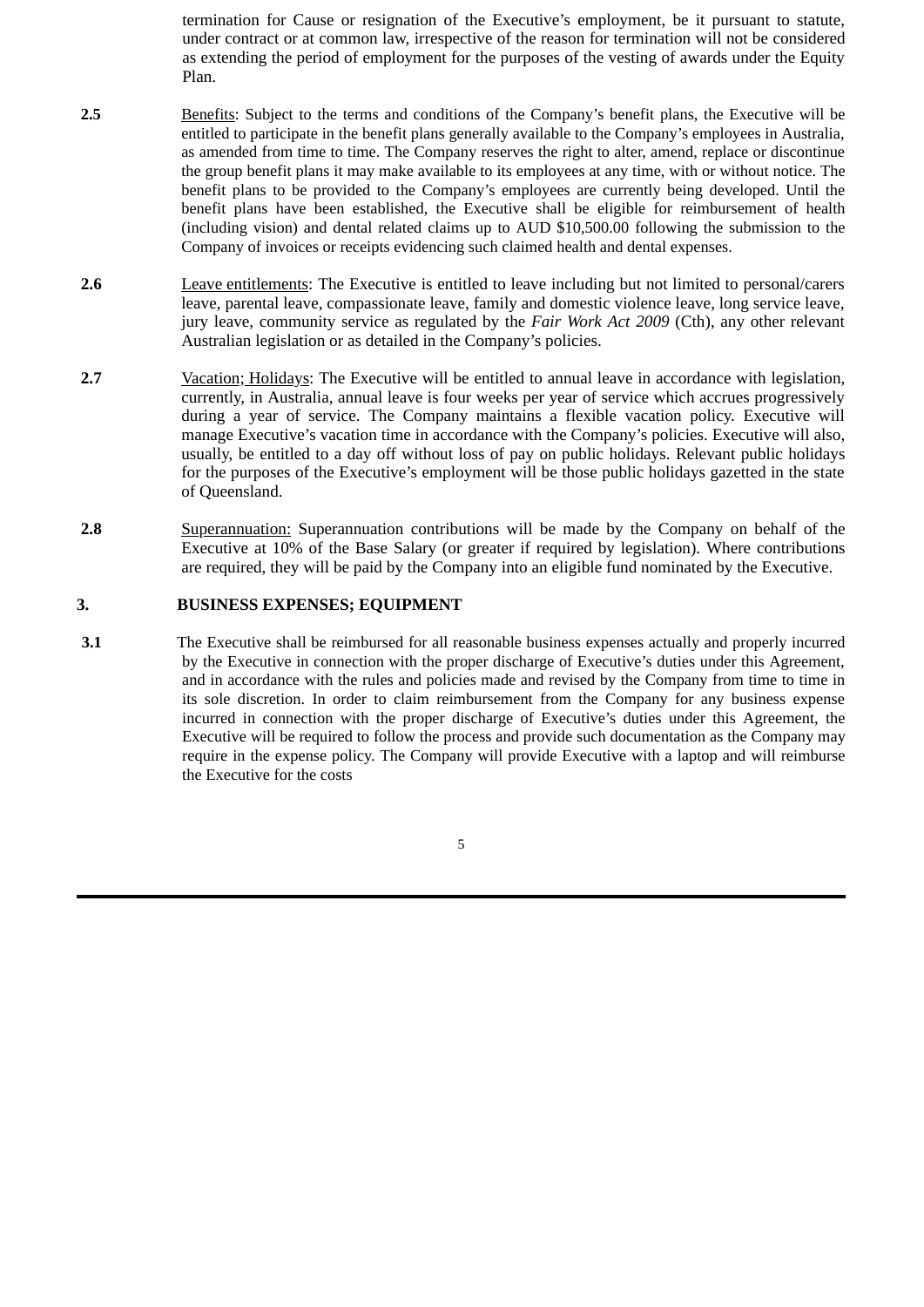termination for Cause or resignation of the Executive's employment, be it pursuant to statute, under contract or at common law, irrespective of the reason for termination will not be considered as extending the period of employment for the purposes of the vesting of awards under the Equity Plan.

**2.5** Benefits: Subject to the terms and conditions of the Company's benefit plans, the Executive will be entitled to participate in the benefit plans generally available to the Company's employees in Australia, as amended from time to time. The Company reserves the right to alter, amend, replace or discontinue the group benefit plans it may make available to its employees at any time, with or without notice. The benefit plans to be provided to the Company's employees are currently being developed. Until the benefit plans have been established, the Executive shall be eligible for reimbursement of health (including vision) and dental related claims up to AUD $10,500.00 following the submission to the Company of invoices or receipts evidencing such claimed health and dental expenses.

**2.6** Leave entitlements: The Executive is entitled to leave including but not limited to personal/carers leave, parental leave, compassionate leave, family and domestic violence leave, long service leave, jury leave, community service as regulated by the *Fair Work Act 2009* (Cth), any other relevant Australian legislation or as detailed in the Company's policies.

**2.7** Vacation; Holidays: The Executive will be entitled to annual leave in accordance with legislation, currently, in Australia, annual leave is four weeks per year of service which accrues progressively during a year of service. The Company maintains a flexible vacation policy. Executive will manage Executive's vacation time in accordance with the Company's policies. Executive will also, usually, be entitled to a day off without loss of pay on public holidays. Relevant public holidays for the purposes of the Executive's employment will be those public holidays gazetted in the state of Queensland.

**2.8** Superannuation: Superannuation contributions will be made by the Company on behalf of the Executive at 10% of the Base Salary (or greater if required by legislation). Where contributions are required, they will be paid by the Company into an eligible fund nominated by the Executive.

**3. BUSINESS EXPENSES; EQUIPMENT**

**3.1** The Executive shall be reimbursed for all reasonable business expenses actually and properly incurred by the Executive in connection with the proper discharge of Executive's duties under this Agreement, and in accordance with the rules and policies made and revised by the Company from time to time in its sole discretion. In order to claim reimbursement from the Company for any business expense incurred in connection with the proper discharge of Executive's duties under this Agreement, the Executive will be required to follow the process and provide such documentation as the Company may require in the expense policy. The Company will provide Executive with a laptop and will reimburse the Executive for the costs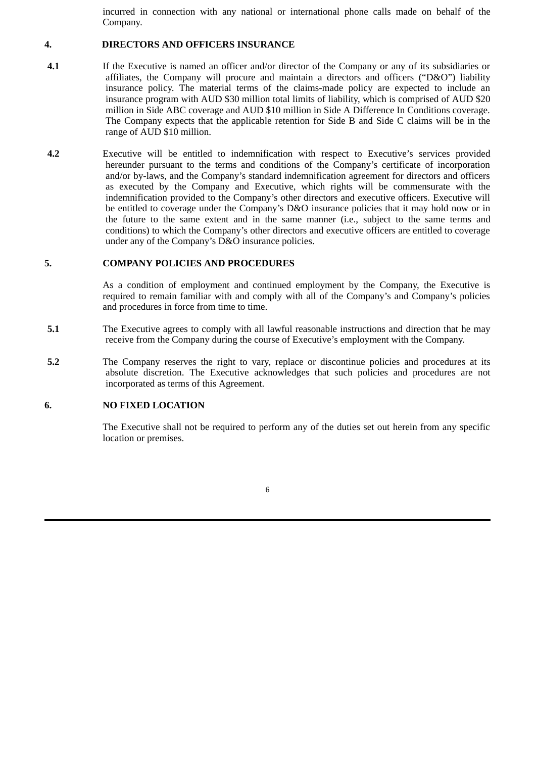incurred in connection with any national or international phone calls made on behalf of the Company.

**4. DIRECTORS AND OFFICERS INSURANCE**

**4.1** If the Executive is named an officer and/or director of the Company or any of its subsidiaries or affiliates, the Company will procure and maintain a directors and officers ("D&O") liability insurance policy. The material terms of the claims-made policy are expected to include an insurance program with AUD $30 million total limits of liability, which is comprised of AUD $20 million in Side ABC coverage and AUD $10 million in Side A Difference In Conditions coverage. The Company expects that the applicable retention for Side B and Side C claims will be in the range of AUD $10 million.

**4.2** Executive will be entitled to indemnification with respect to Executive's services provided hereunder pursuant to the terms and conditions of the Company's certificate of incorporation and/or by-laws, and the Company's standard indemnification agreement for directors and officers as executed by the Company and Executive, which rights will be commensurate with the indemnification provided to the Company's other directors and executive officers. Executive will be entitled to coverage under the Company's D&O insurance policies that it may hold now or in the future to the same extent and in the same manner (i.e., subject to the same terms and conditions) to which the Company's other directors and executive officers are entitled to coverage under any of the Company's D&O insurance policies.

**5. COMPANY POLICIES AND PROCEDURES**

As a condition of employment and continued employment by the Company, the Executive is required to remain familiar with and comply with all of the Company's and Company's policies and procedures in force from time to time.

**5.1** The Executive agrees to comply with all lawful reasonable instructions and direction that he may receive from the Company during the course of Executive's employment with the Company.

**5.2** The Company reserves the right to vary, replace or discontinue policies and procedures at its absolute discretion. The Executive acknowledges that such policies and procedures are not incorporated as terms of this Agreement.

**6. NO FIXED LOCATION**

The Executive shall not be required to perform any of the duties set out herein from any specific location or premises.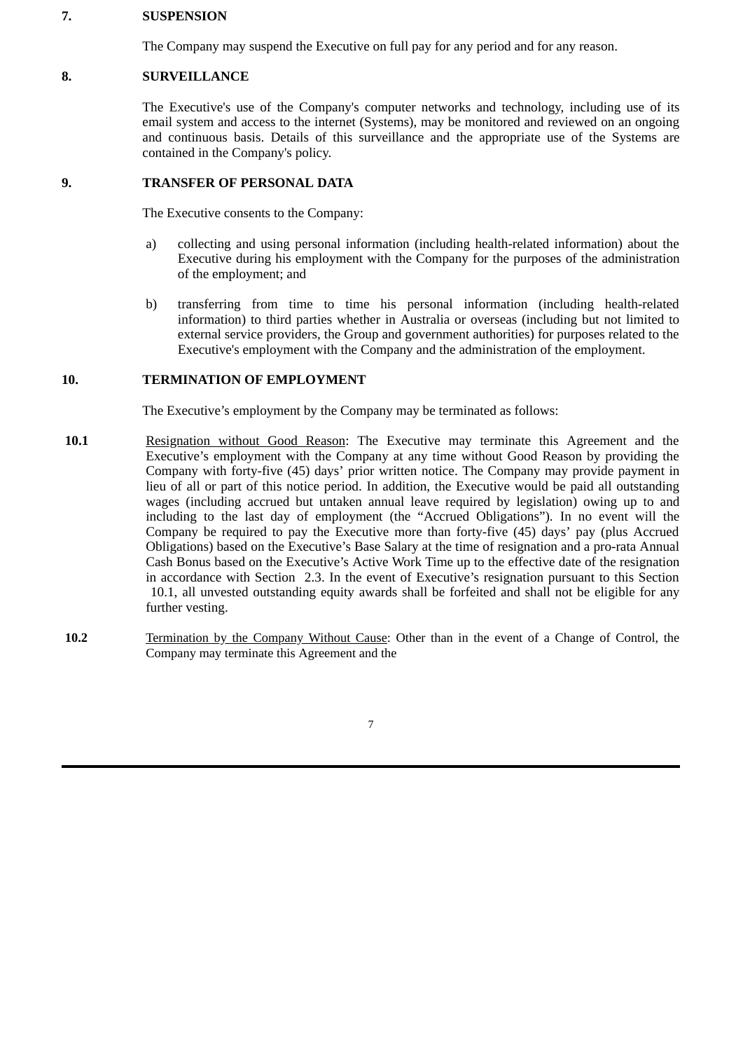## 7. SUSPENSION

The Company may suspend the Executive on full pay for any period and for any reason.

## 8. SURVEILLANCE

The Executive's use of the Company's computer networks and technology, including use of its email system and access to the internet (Systems), may be monitored and reviewed on an ongoing and continuous basis. Details of this surveillance and the appropriate use of the Systems are contained in the Company's policy.

## 9. TRANSFER OF PERSONAL DATA

The Executive consents to the Company:

a) collecting and using personal information (including health-related information) about the Executive during his employment with the Company for the purposes of the administration of the employment; and

b) transferring from time to time his personal information (including health-related information) to third parties whether in Australia or overseas (including but not limited to external service providers, the Group and government authorities) for purposes related to the Executive's employment with the Company and the administration of the employment.

## 10. TERMINATION OF EMPLOYMENT

The Executive's employment by the Company may be terminated as follows:

**10.1** Resignation without Good Reason: The Executive may terminate this Agreement and the Executive's employment with the Company at any time without Good Reason by providing the Company with forty-five (45) days' prior written notice. The Company may provide payment in lieu of all or part of this notice period. In addition, the Executive would be paid all outstanding wages (including accrued but untaken annual leave required by legislation) owing up to and including to the last day of employment (the "Accrued Obligations"). In no event will the Company be required to pay the Executive more than forty-five (45) days' pay (plus Accrued Obligations) based on the Executive's Base Salary at the time of resignation and a pro-rata Annual Cash Bonus based on the Executive's Active Work Time up to the effective date of the resignation in accordance with Section 2.3. In the event of Executive's resignation pursuant to this Section 10.1, all unvested outstanding equity awards shall be forfeited and shall not be eligible for any further vesting.

**10.2** Termination by the Company Without Cause: Other than in the event of a Change of Control, the Company may terminate this Agreement and the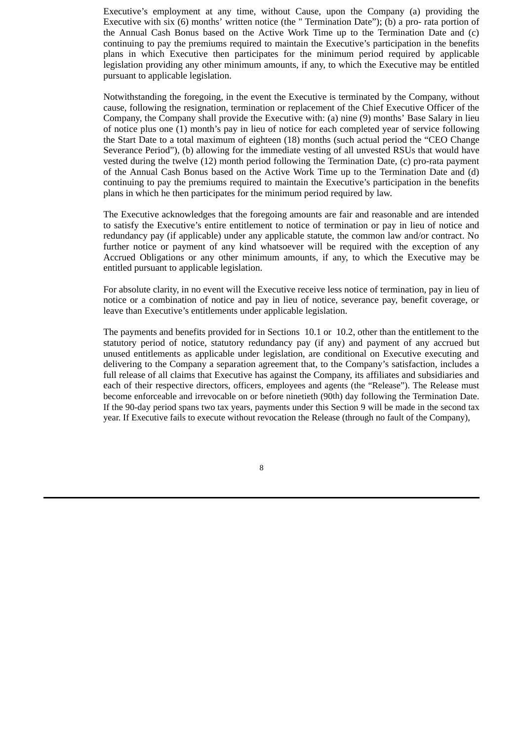Executive's employment at any time, without Cause, upon the Company (a) providing the Executive with six (6) months' written notice (the " Termination Date"); (b) a pro- rata portion of the Annual Cash Bonus based on the Active Work Time up to the Termination Date and (c) continuing to pay the premiums required to maintain the Executive's participation in the benefits plans in which Executive then participates for the minimum period required by applicable legislation providing any other minimum amounts, if any, to which the Executive may be entitled pursuant to applicable legislation.

Notwithstanding the foregoing, in the event the Executive is terminated by the Company, without cause, following the resignation, termination or replacement of the Chief Executive Officer of the Company, the Company shall provide the Executive with: (a) nine (9) months' Base Salary in lieu of notice plus one (1) month's pay in lieu of notice for each completed year of service following the Start Date to a total maximum of eighteen (18) months (such actual period the "CEO Change Severance Period"), (b) allowing for the immediate vesting of all unvested RSUs that would have vested during the twelve (12) month period following the Termination Date, (c) pro-rata payment of the Annual Cash Bonus based on the Active Work Time up to the Termination Date and (d) continuing to pay the premiums required to maintain the Executive's participation in the benefits plans in which he then participates for the minimum period required by law.

The Executive acknowledges that the foregoing amounts are fair and reasonable and are intended to satisfy the Executive's entire entitlement to notice of termination or pay in lieu of notice and redundancy pay (if applicable) under any applicable statute, the common law and/or contract. No further notice or payment of any kind whatsoever will be required with the exception of any Accrued Obligations or any other minimum amounts, if any, to which the Executive may be entitled pursuant to applicable legislation.

For absolute clarity, in no event will the Executive receive less notice of termination, pay in lieu of notice or a combination of notice and pay in lieu of notice, severance pay, benefit coverage, or leave than Executive's entitlements under applicable legislation.

The payments and benefits provided for in Sections 10.1 or 10.2, other than the entitlement to the statutory period of notice, statutory redundancy pay (if any) and payment of any accrued but unused entitlements as applicable under legislation, are conditional on Executive executing and delivering to the Company a separation agreement that, to the Company's satisfaction, includes a full release of all claims that Executive has against the Company, its affiliates and subsidiaries and each of their respective directors, officers, employees and agents (the "Release"). The Release must become enforceable and irrevocable on or before ninetieth (90th) day following the Termination Date. If the 90-day period spans two tax years, payments under this Section 9 will be made in the second tax year. If Executive fails to execute without revocation the Release (through no fault of the Company),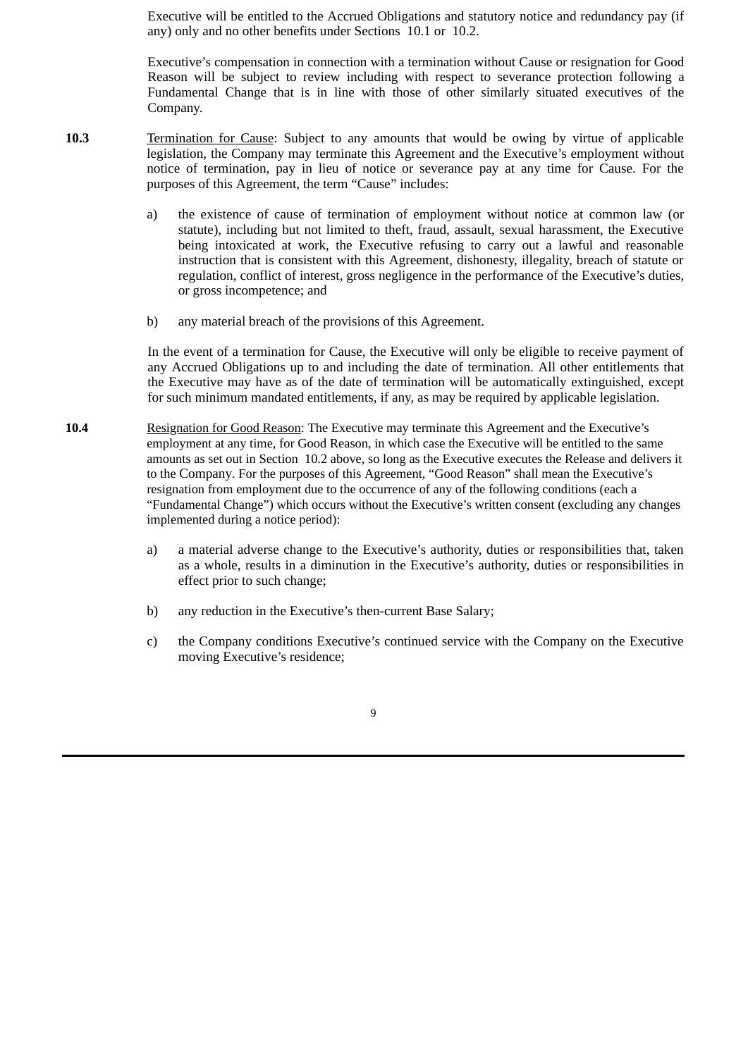Executive will be entitled to the Accrued Obligations and statutory notice and redundancy pay (if any) only and no other benefits under Sections 10.1 or 10.2.

Executive's compensation in connection with a termination without Cause or resignation for Good Reason will be subject to review including with respect to severance protection following a Fundamental Change that is in line with those of other similarly situated executives of the Company.

**10.3** Termination for Cause: Subject to any amounts that would be owing by virtue of applicable legislation, the Company may terminate this Agreement and the Executive's employment without notice of termination, pay in lieu of notice or severance pay at any time for Cause. For the purposes of this Agreement, the term "Cause" includes:

a) the existence of cause of termination of employment without notice at common law (or statute), including but not limited to theft, fraud, assault, sexual harassment, the Executive being intoxicated at work, the Executive refusing to carry out a lawful and reasonable instruction that is consistent with this Agreement, dishonesty, illegality, breach of statute or regulation, conflict of interest, gross negligence in the performance of the Executive's duties, or gross incompetence; and

b) any material breach of the provisions of this Agreement.

In the event of a termination for Cause, the Executive will only be eligible to receive payment of any Accrued Obligations up to and including the date of termination. All other entitlements that the Executive may have as of the date of termination will be automatically extinguished, except for such minimum mandated entitlements, if any, as may be required by applicable legislation.

**10.4** Resignation for Good Reason: The Executive may terminate this Agreement and the Executive's employment at any time, for Good Reason, in which case the Executive will be entitled to the same amounts as set out in Section 10.2 above, so long as the Executive executes the Release and delivers it to the Company. For the purposes of this Agreement, "Good Reason" shall mean the Executive's resignation from employment due to the occurrence of any of the following conditions (each a "Fundamental Change") which occurs without the Executive's written consent (excluding any changes implemented during a notice period):

a) a material adverse change to the Executive's authority, duties or responsibilities that, taken as a whole, results in a diminution in the Executive's authority, duties or responsibilities in effect prior to such change;

b) any reduction in the Executive's then-current Base Salary;

c) the Company conditions Executive's continued service with the Company on the Executive moving Executive's residence;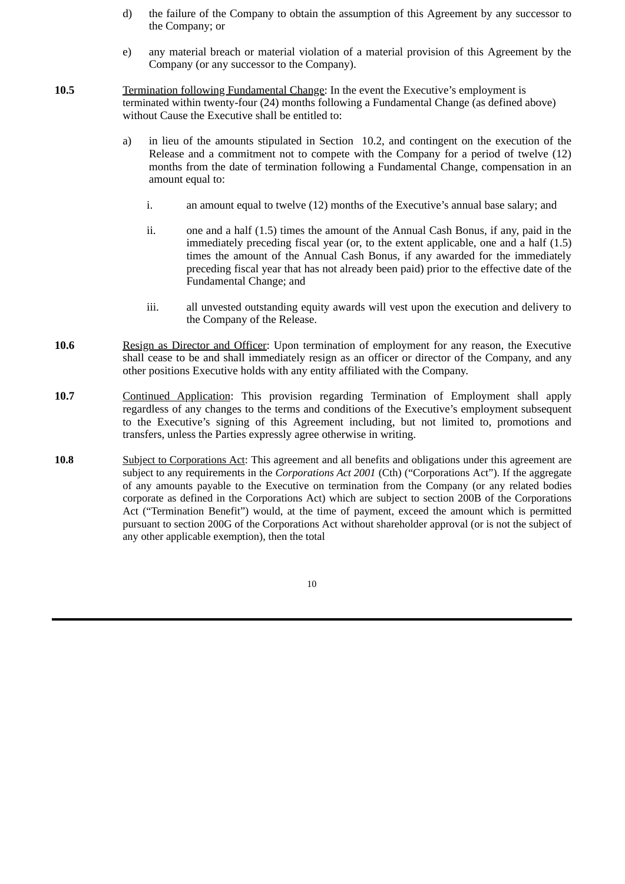d) the failure of the Company to obtain the assumption of this Agreement by any successor to the Company; or

e) any material breach or material violation of a material provision of this Agreement by the Company (or any successor to the Company).

**10.5** Termination following Fundamental Change: In the event the Executive's employment is terminated within twenty-four (24) months following a Fundamental Change (as defined above) without Cause the Executive shall be entitled to:

a) in lieu of the amounts stipulated in Section 10.2, and contingent on the execution of the Release and a commitment not to compete with the Company for a period of twelve (12) months from the date of termination following a Fundamental Change, compensation in an amount equal to:

   i. an amount equal to twelve (12) months of the Executive's annual base salary; and

   ii. one and a half (1.5) times the amount of the Annual Cash Bonus, if any, paid in the immediately preceding fiscal year (or, to the extent applicable, one and a half (1.5) times the amount of the Annual Cash Bonus, if any awarded for the immediately preceding fiscal year that has not already been paid) prior to the effective date of the Fundamental Change; and

   iii. all unvested outstanding equity awards will vest upon the execution and delivery to the Company of the Release.

**10.6** Resign as Director and Officer: Upon termination of employment for any reason, the Executive shall cease to be and shall immediately resign as an officer or director of the Company, and any other positions Executive holds with any entity affiliated with the Company.

**10.7** Continued Application: This provision regarding Termination of Employment shall apply regardless of any changes to the terms and conditions of the Executive's employment subsequent to the Executive's signing of this Agreement including, but not limited to, promotions and transfers, unless the Parties expressly agree otherwise in writing.

**10.8** Subject to Corporations Act: This agreement and all benefits and obligations under this agreement are subject to any requirements in the *Corporations Act 2001* (Cth) ("Corporations Act"). If the aggregate of any amounts payable to the Executive on termination from the Company (or any related bodies corporate as defined in the Corporations Act) which are subject to section 200B of the Corporations Act ("Termination Benefit") would, at the time of payment, exceed the amount which is permitted pursuant to section 200G of the Corporations Act without shareholder approval (or is not the subject of any other applicable exemption), then the total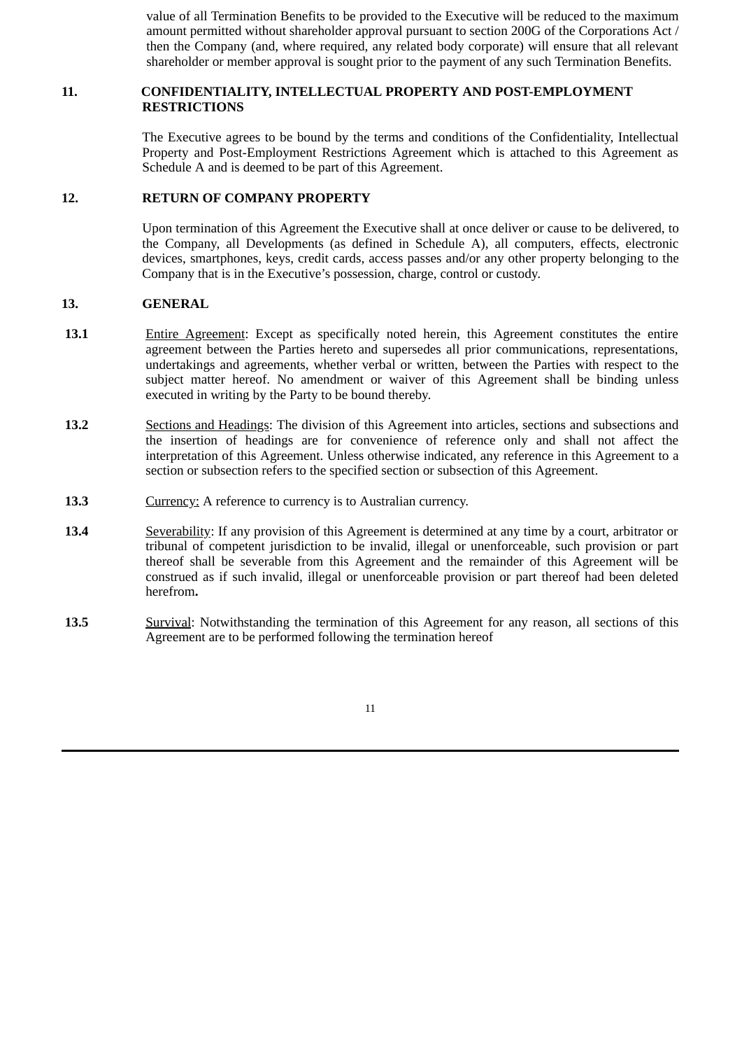value of all Termination Benefits to be provided to the Executive will be reduced to the maximum amount permitted without shareholder approval pursuant to section 200G of the Corporations Act / then the Company (and, where required, any related body corporate) will ensure that all relevant shareholder or member approval is sought prior to the payment of any such Termination Benefits.

## 11. CONFIDENTIALITY, INTELLECTUAL PROPERTY AND POST-EMPLOYMENT RESTRICTIONS

The Executive agrees to be bound by the terms and conditions of the Confidentiality, Intellectual Property and Post-Employment Restrictions Agreement which is attached to this Agreement as Schedule A and is deemed to be part of this Agreement.

## 12. RETURN OF COMPANY PROPERTY

Upon termination of this Agreement the Executive shall at once deliver or cause to be delivered, to the Company, all Developments (as defined in Schedule A), all computers, effects, electronic devices, smartphones, keys, credit cards, access passes and/or any other property belonging to the Company that is in the Executive's possession, charge, control or custody.

## 13. GENERAL

**13.1** Entire Agreement: Except as specifically noted herein, this Agreement constitutes the entire agreement between the Parties hereto and supersedes all prior communications, representations, undertakings and agreements, whether verbal or written, between the Parties with respect to the subject matter hereof. No amendment or waiver of this Agreement shall be binding unless executed in writing by the Party to be bound thereby.

**13.2** Sections and Headings: The division of this Agreement into articles, sections and subsections and the insertion of headings are for convenience of reference only and shall not affect the interpretation of this Agreement. Unless otherwise indicated, any reference in this Agreement to a section or subsection refers to the specified section or subsection of this Agreement.

**13.3** Currency: A reference to currency is to Australian currency.

**13.4** Severability: If any provision of this Agreement is determined at any time by a court, arbitrator or tribunal of competent jurisdiction to be invalid, illegal or unenforceable, such provision or part thereof shall be severable from this Agreement and the remainder of this Agreement will be construed as if such invalid, illegal or unenforceable provision or part thereof had been deleted herefrom**.**

**13.5** Survival: Notwithstanding the termination of this Agreement for any reason, all sections of this Agreement are to be performed following the termination hereof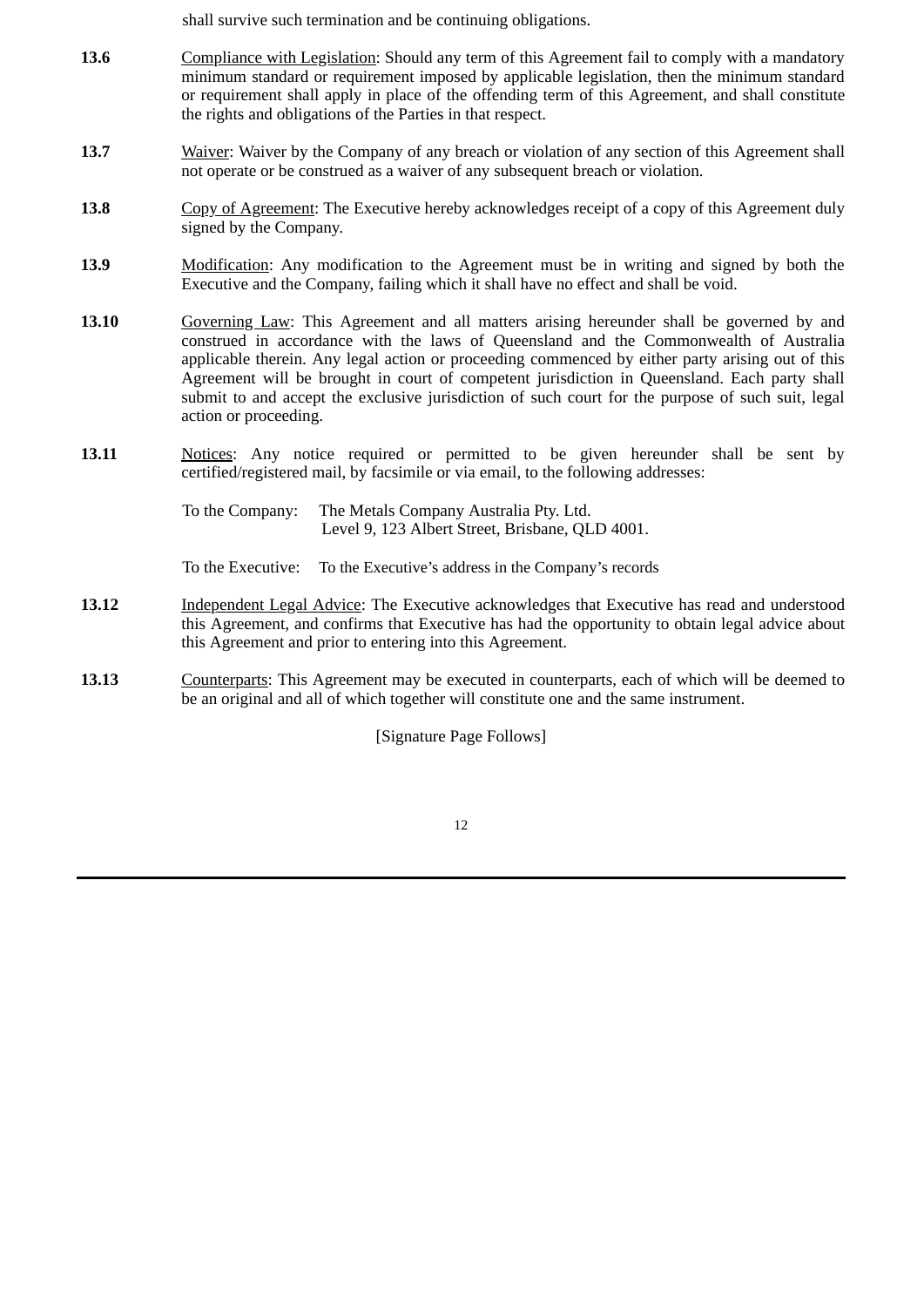shall survive such termination and be continuing obligations.

**13.6** Compliance with Legislation: Should any term of this Agreement fail to comply with a mandatory minimum standard or requirement imposed by applicable legislation, then the minimum standard or requirement shall apply in place of the offending term of this Agreement, and shall constitute the rights and obligations of the Parties in that respect.

**13.7** Waiver: Waiver by the Company of any breach or violation of any section of this Agreement shall not operate or be construed as a waiver of any subsequent breach or violation.

**13.8** Copy of Agreement: The Executive hereby acknowledges receipt of a copy of this Agreement duly signed by the Company.

**13.9** Modification: Any modification to the Agreement must be in writing and signed by both the Executive and the Company, failing which it shall have no effect and shall be void.

**13.10** Governing Law: This Agreement and all matters arising hereunder shall be governed by and construed in accordance with the laws of Queensland and the Commonwealth of Australia applicable therein. Any legal action or proceeding commenced by either party arising out of this Agreement will be brought in court of competent jurisdiction in Queensland. Each party shall submit to and accept the exclusive jurisdiction of such court for the purpose of such suit, legal action or proceeding.

**13.11** Notices: Any notice required or permitted to be given hereunder shall be sent by certified/registered mail, by facsimile or via email, to the following addresses:

To the Company: The Metals Company Australia Pty. Ltd.
Level 9, 123 Albert Street, Brisbane, QLD 4001.

To the Executive: To the Executive's address in the Company's records

**13.12** Independent Legal Advice: The Executive acknowledges that Executive has read and understood this Agreement, and confirms that Executive has had the opportunity to obtain legal advice about this Agreement and prior to entering into this Agreement.

**13.13** Counterparts: This Agreement may be executed in counterparts, each of which will be deemed to be an original and all of which together will constitute one and the same instrument.

[Signature Page Follows]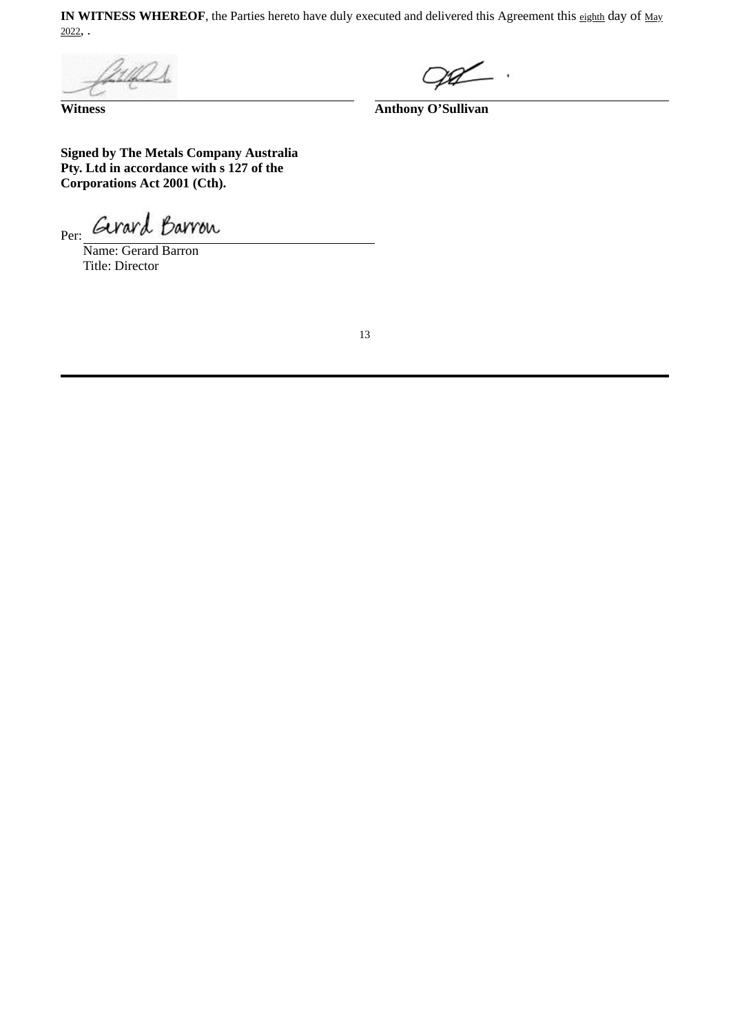**IN WITNESS WHEREOF**, the Parties hereto have duly executed and delivered this Agreement this eighth day of May 2022, .

| | |
|---|---|
| **Witness** | **Anthony O'Sullivan** |

**Signed by The Metals Company Australia Pty. Ltd in accordance with s 127 of the Corporations Act 2001 (Cth).**

Per: Gerard Barron

Name: Gerard Barron

Title: Director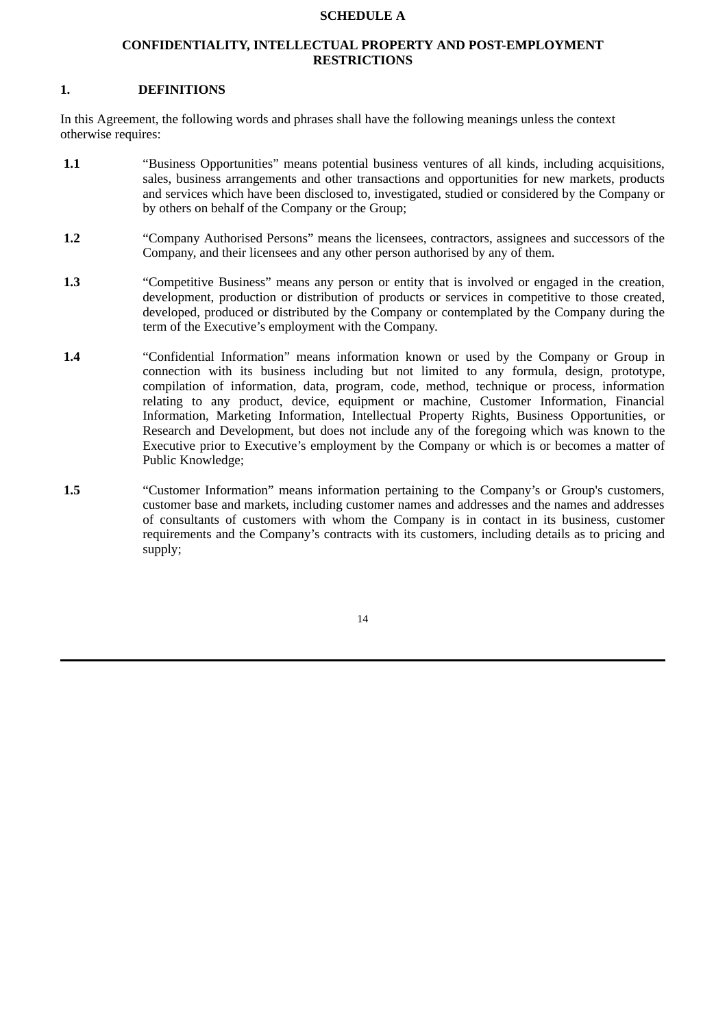# SCHEDULE A

## CONFIDENTIALITY, INTELLECTUAL PROPERTY AND POST-EMPLOYMENT RESTRICTIONS

### 1. DEFINITIONS

In this Agreement, the following words and phrases shall have the following meanings unless the context otherwise requires:

**1.1** “Business Opportunities” means potential business ventures of all kinds, including acquisitions, sales, business arrangements and other transactions and opportunities for new markets, products and services which have been disclosed to, investigated, studied or considered by the Company or by others on behalf of the Company or the Group;

**1.2** “Company Authorised Persons” means the licensees, contractors, assignees and successors of the Company, and their licensees and any other person authorised by any of them.

**1.3** “Competitive Business” means any person or entity that is involved or engaged in the creation, development, production or distribution of products or services in competitive to those created, developed, produced or distributed by the Company or contemplated by the Company during the term of the Executive’s employment with the Company.

**1.4** “Confidential Information” means information known or used by the Company or Group in connection with its business including but not limited to any formula, design, prototype, compilation of information, data, program, code, method, technique or process, information relating to any product, device, equipment or machine, Customer Information, Financial Information, Marketing Information, Intellectual Property Rights, Business Opportunities, or Research and Development, but does not include any of the foregoing which was known to the Executive prior to Executive’s employment by the Company or which is or becomes a matter of Public Knowledge;

**1.5** “Customer Information” means information pertaining to the Company’s or Group's customers, customer base and markets, including customer names and addresses and the names and addresses of consultants of customers with whom the Company is in contact in its business, customer requirements and the Company’s contracts with its customers, including details as to pricing and supply;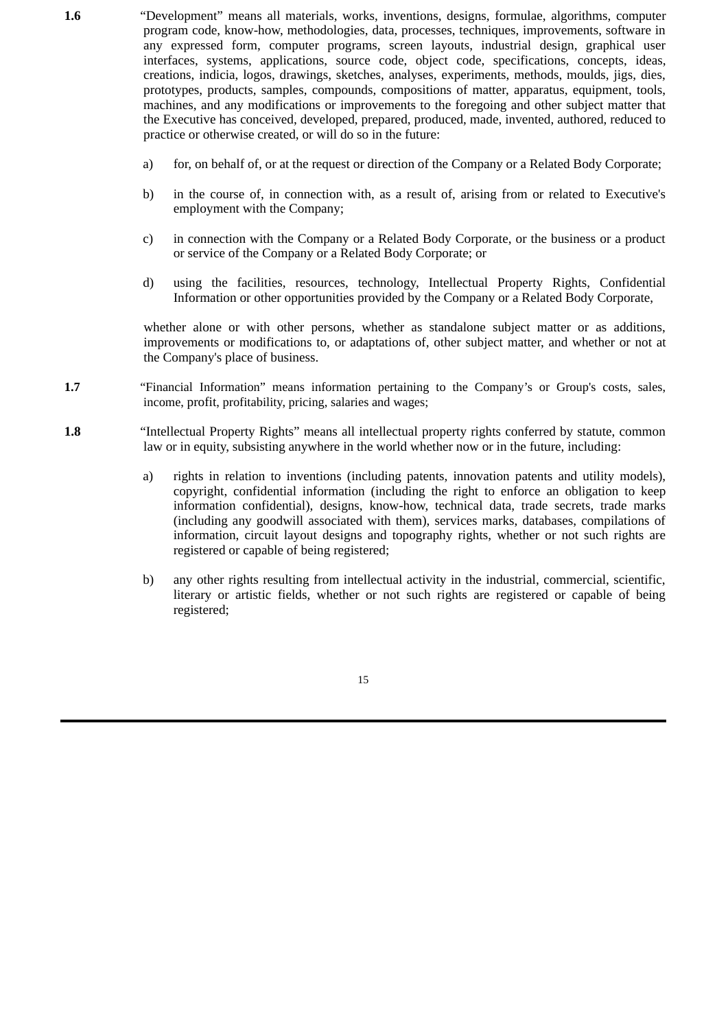**1.6** "Development" means all materials, works, inventions, designs, formulae, algorithms, computer program code, know-how, methodologies, data, processes, techniques, improvements, software in any expressed form, computer programs, screen layouts, industrial design, graphical user interfaces, systems, applications, source code, object code, specifications, concepts, ideas, creations, indicia, logos, drawings, sketches, analyses, experiments, methods, moulds, jigs, dies, prototypes, products, samples, compounds, compositions of matter, apparatus, equipment, tools, machines, and any modifications or improvements to the foregoing and other subject matter that the Executive has conceived, developed, prepared, produced, made, invented, authored, reduced to practice or otherwise created, or will do so in the future:

a) for, on behalf of, or at the request or direction of the Company or a Related Body Corporate;

b) in the course of, in connection with, as a result of, arising from or related to Executive's employment with the Company;

c) in connection with the Company or a Related Body Corporate, or the business or a product or service of the Company or a Related Body Corporate; or

d) using the facilities, resources, technology, Intellectual Property Rights, Confidential Information or other opportunities provided by the Company or a Related Body Corporate,

whether alone or with other persons, whether as standalone subject matter or as additions, improvements or modifications to, or adaptations of, other subject matter, and whether or not at the Company's place of business.

**1.7** "Financial Information" means information pertaining to the Company's or Group's costs, sales, income, profit, profitability, pricing, salaries and wages;

**1.8** "Intellectual Property Rights" means all intellectual property rights conferred by statute, common law or in equity, subsisting anywhere in the world whether now or in the future, including:

a) rights in relation to inventions (including patents, innovation patents and utility models), copyright, confidential information (including the right to enforce an obligation to keep information confidential), designs, know-how, technical data, trade secrets, trade marks (including any goodwill associated with them), services marks, databases, compilations of information, circuit layout designs and topography rights, whether or not such rights are registered or capable of being registered;

b) any other rights resulting from intellectual activity in the industrial, commercial, scientific, literary or artistic fields, whether or not such rights are registered or capable of being registered;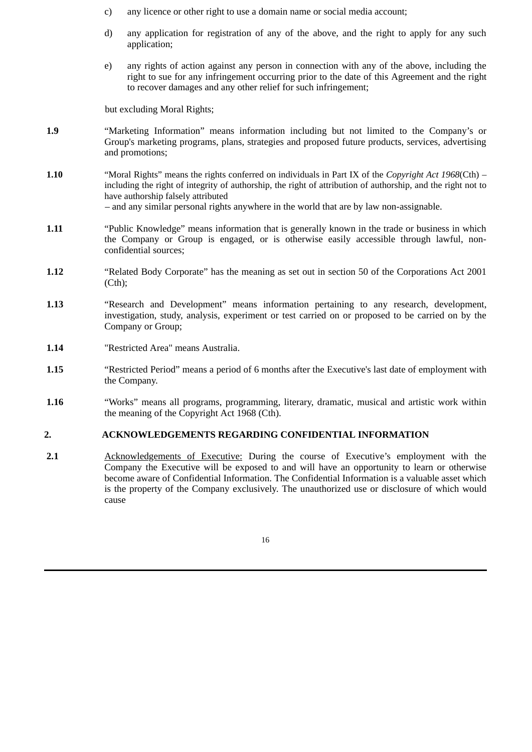c) any licence or other right to use a domain name or social media account;

d) any application for registration of any of the above, and the right to apply for any such application;

e) any rights of action against any person in connection with any of the above, including the right to sue for any infringement occurring prior to the date of this Agreement and the right to recover damages and any other relief for such infringement;

but excluding Moral Rights;

**1.9** “Marketing Information” means information including but not limited to the Company’s or Group's marketing programs, plans, strategies and proposed future products, services, advertising and promotions;

**1.10** “Moral Rights” means the rights conferred on individuals in Part IX of the *Copyright Act 1968*(Cth) – including the right of integrity of authorship, the right of attribution of authorship, and the right not to have authorship falsely attributed
– and any similar personal rights anywhere in the world that are by law non-assignable.

**1.11** “Public Knowledge” means information that is generally known in the trade or business in which the Company or Group is engaged, or is otherwise easily accessible through lawful, non-confidential sources;

**1.12** “Related Body Corporate” has the meaning as set out in section 50 of the Corporations Act 2001 (Cth);

**1.13** “Research and Development” means information pertaining to any research, development, investigation, study, analysis, experiment or test carried on or proposed to be carried on by the Company or Group;

**1.14** "Restricted Area" means Australia.

**1.15** “Restricted Period” means a period of 6 months after the Executive's last date of employment with the Company.

**1.16** “Works” means all programs, programming, literary, dramatic, musical and artistic work within the meaning of the Copyright Act 1968 (Cth).

## 2. ACKNOWLEDGEMENTS REGARDING CONFIDENTIAL INFORMATION

**2.1** Acknowledgements of Executive: During the course of Executive’s employment with the Company the Executive will be exposed to and will have an opportunity to learn or otherwise become aware of Confidential Information. The Confidential Information is a valuable asset which is the property of the Company exclusively. The unauthorized use or disclosure of which would cause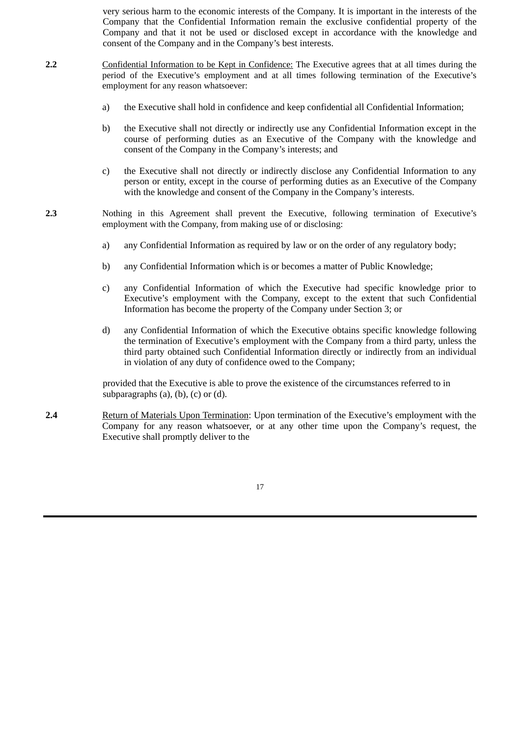very serious harm to the economic interests of the Company. It is important in the interests of the Company that the Confidential Information remain the exclusive confidential property of the Company and that it not be used or disclosed except in accordance with the knowledge and consent of the Company and in the Company's best interests.

**2.2** Confidential Information to be Kept in Confidence: The Executive agrees that at all times during the period of the Executive's employment and at all times following termination of the Executive's employment for any reason whatsoever:

a) the Executive shall hold in confidence and keep confidential all Confidential Information;

b) the Executive shall not directly or indirectly use any Confidential Information except in the course of performing duties as an Executive of the Company with the knowledge and consent of the Company in the Company's interests; and

c) the Executive shall not directly or indirectly disclose any Confidential Information to any person or entity, except in the course of performing duties as an Executive of the Company with the knowledge and consent of the Company in the Company's interests.

**2.3** Nothing in this Agreement shall prevent the Executive, following termination of Executive's employment with the Company, from making use of or disclosing:

a) any Confidential Information as required by law or on the order of any regulatory body;

b) any Confidential Information which is or becomes a matter of Public Knowledge;

c) any Confidential Information of which the Executive had specific knowledge prior to Executive's employment with the Company, except to the extent that such Confidential Information has become the property of the Company under Section 3; or

d) any Confidential Information of which the Executive obtains specific knowledge following the termination of Executive's employment with the Company from a third party, unless the third party obtained such Confidential Information directly or indirectly from an individual in violation of any duty of confidence owed to the Company;

provided that the Executive is able to prove the existence of the circumstances referred to in subparagraphs (a), (b), (c) or (d).

**2.4** Return of Materials Upon Termination: Upon termination of the Executive's employment with the Company for any reason whatsoever, or at any other time upon the Company's request, the Executive shall promptly deliver to the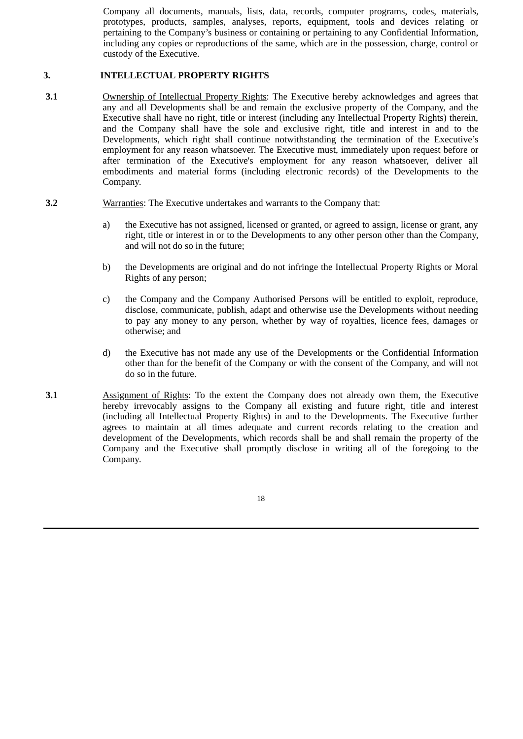Company all documents, manuals, lists, data, records, computer programs, codes, materials, prototypes, products, samples, analyses, reports, equipment, tools and devices relating or pertaining to the Company's business or containing or pertaining to any Confidential Information, including any copies or reproductions of the same, which are in the possession, charge, control or custody of the Executive.

## 3. INTELLECTUAL PROPERTY RIGHTS

**3.1** Ownership of Intellectual Property Rights: The Executive hereby acknowledges and agrees that any and all Developments shall be and remain the exclusive property of the Company, and the Executive shall have no right, title or interest (including any Intellectual Property Rights) therein, and the Company shall have the sole and exclusive right, title and interest in and to the Developments, which right shall continue notwithstanding the termination of the Executive's employment for any reason whatsoever. The Executive must, immediately upon request before or after termination of the Executive's employment for any reason whatsoever, deliver all embodiments and material forms (including electronic records) of the Developments to the Company.

**3.2** Warranties: The Executive undertakes and warrants to the Company that:

a) the Executive has not assigned, licensed or granted, or agreed to assign, license or grant, any right, title or interest in or to the Developments to any other person other than the Company, and will not do so in the future;

b) the Developments are original and do not infringe the Intellectual Property Rights or Moral Rights of any person;

c) the Company and the Company Authorised Persons will be entitled to exploit, reproduce, disclose, communicate, publish, adapt and otherwise use the Developments without needing to pay any money to any person, whether by way of royalties, licence fees, damages or otherwise; and

d) the Executive has not made any use of the Developments or the Confidential Information other than for the benefit of the Company or with the consent of the Company, and will not do so in the future.

**3.1** Assignment of Rights: To the extent the Company does not already own them, the Executive hereby irrevocably assigns to the Company all existing and future right, title and interest (including all Intellectual Property Rights) in and to the Developments. The Executive further agrees to maintain at all times adequate and current records relating to the creation and development of the Developments, which records shall be and shall remain the property of the Company and the Executive shall promptly disclose in writing all of the foregoing to the Company.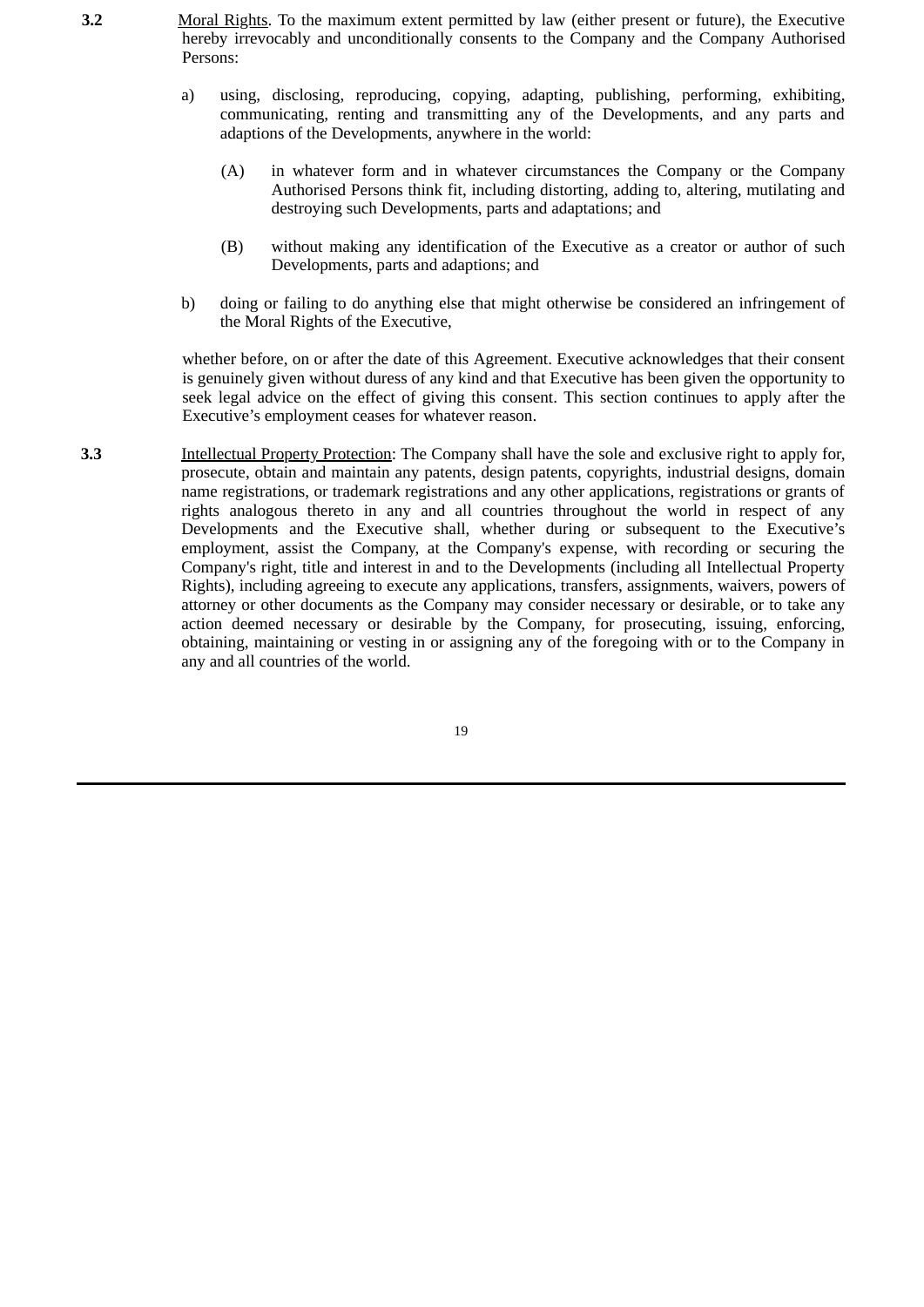**3.2** Moral Rights. To the maximum extent permitted by law (either present or future), the Executive hereby irrevocably and unconditionally consents to the Company and the Company Authorised Persons:

a) using, disclosing, reproducing, copying, adapting, publishing, performing, exhibiting, communicating, renting and transmitting any of the Developments, and any parts and adaptions of the Developments, anywhere in the world:

(A) in whatever form and in whatever circumstances the Company or the Company Authorised Persons think fit, including distorting, adding to, altering, mutilating and destroying such Developments, parts and adaptations; and

(B) without making any identification of the Executive as a creator or author of such Developments, parts and adaptions; and

b) doing or failing to do anything else that might otherwise be considered an infringement of the Moral Rights of the Executive,

whether before, on or after the date of this Agreement. Executive acknowledges that their consent is genuinely given without duress of any kind and that Executive has been given the opportunity to seek legal advice on the effect of giving this consent. This section continues to apply after the Executive's employment ceases for whatever reason.

**3.3** Intellectual Property Protection: The Company shall have the sole and exclusive right to apply for, prosecute, obtain and maintain any patents, design patents, copyrights, industrial designs, domain name registrations, or trademark registrations and any other applications, registrations or grants of rights analogous thereto in any and all countries throughout the world in respect of any Developments and the Executive shall, whether during or subsequent to the Executive's employment, assist the Company, at the Company's expense, with recording or securing the Company's right, title and interest in and to the Developments (including all Intellectual Property Rights), including agreeing to execute any applications, transfers, assignments, waivers, powers of attorney or other documents as the Company may consider necessary or desirable, or to take any action deemed necessary or desirable by the Company, for prosecuting, issuing, enforcing, obtaining, maintaining or vesting in or assigning any of the foregoing with or to the Company in any and all countries of the world.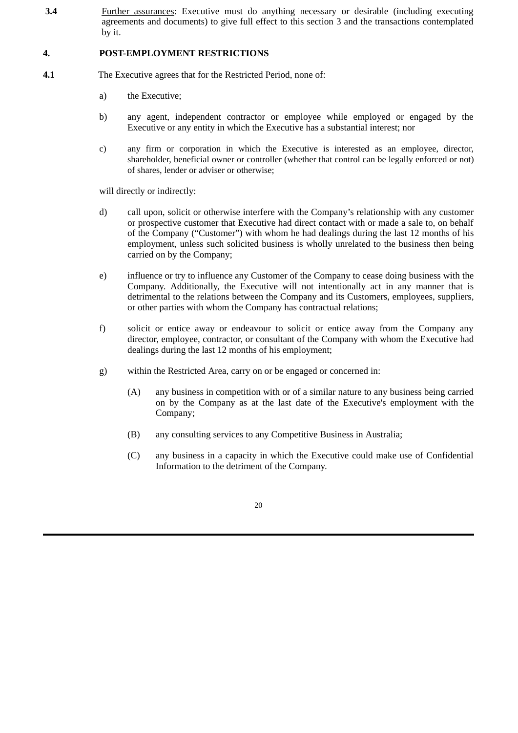**3.4** Further assurances: Executive must do anything necessary or desirable (including executing agreements and documents) to give full effect to this section 3 and the transactions contemplated by it.

## 4. POST-EMPLOYMENT RESTRICTIONS

**4.1** The Executive agrees that for the Restricted Period, none of:

a) the Executive;

b) any agent, independent contractor or employee while employed or engaged by the Executive or any entity in which the Executive has a substantial interest; nor

c) any firm or corporation in which the Executive is interested as an employee, director, shareholder, beneficial owner or controller (whether that control can be legally enforced or not) of shares, lender or adviser or otherwise;

will directly or indirectly:

d) call upon, solicit or otherwise interfere with the Company's relationship with any customer or prospective customer that Executive had direct contact with or made a sale to, on behalf of the Company ("Customer") with whom he had dealings during the last 12 months of his employment, unless such solicited business is wholly unrelated to the business then being carried on by the Company;

e) influence or try to influence any Customer of the Company to cease doing business with the Company. Additionally, the Executive will not intentionally act in any manner that is detrimental to the relations between the Company and its Customers, employees, suppliers, or other parties with whom the Company has contractual relations;

f) solicit or entice away or endeavour to solicit or entice away from the Company any director, employee, contractor, or consultant of the Company with whom the Executive had dealings during the last 12 months of his employment;

g) within the Restricted Area, carry on or be engaged or concerned in:

(A) any business in competition with or of a similar nature to any business being carried on by the Company as at the last date of the Executive's employment with the Company;

(B) any consulting services to any Competitive Business in Australia;

(C) any business in a capacity in which the Executive could make use of Confidential Information to the detriment of the Company.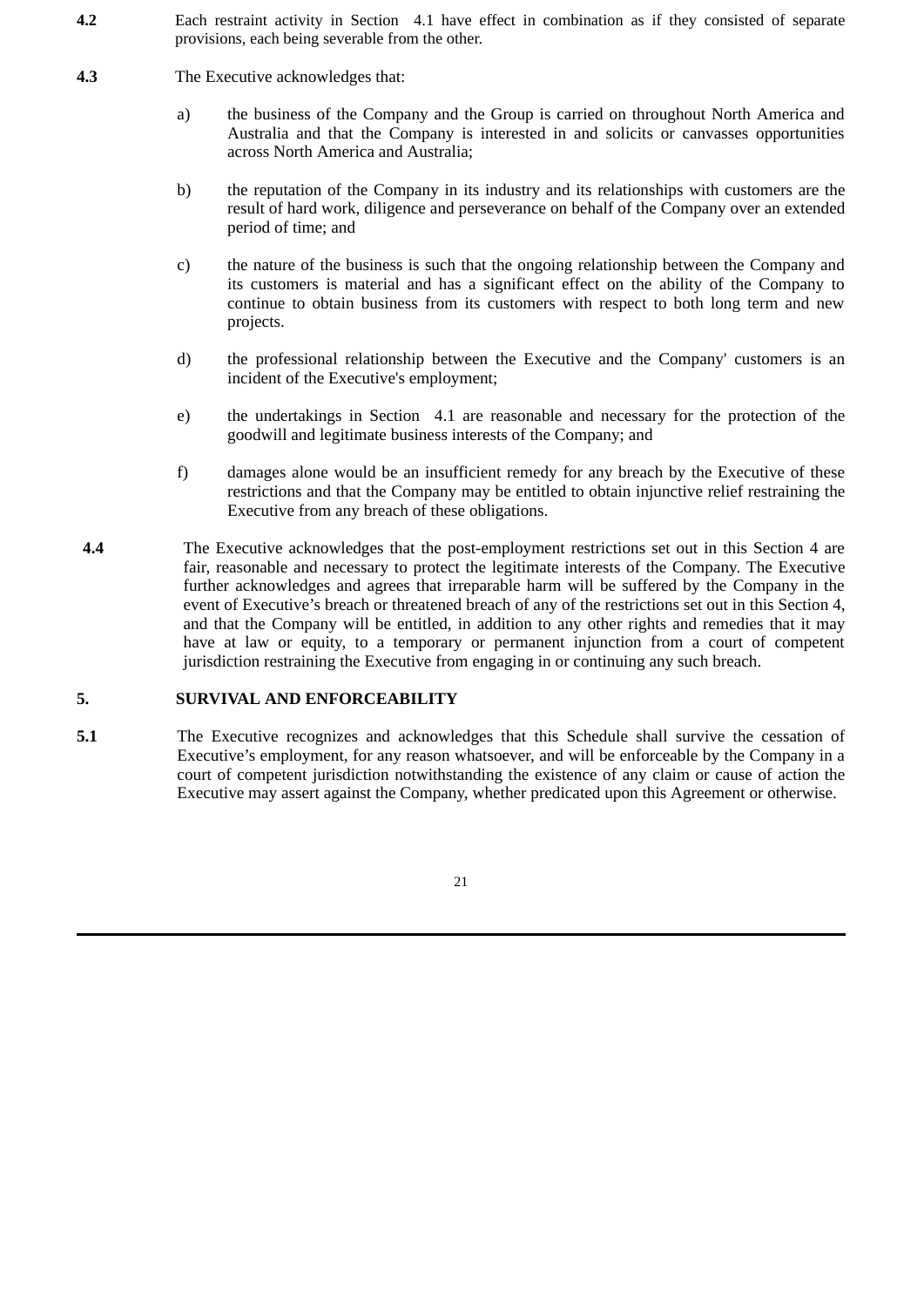**4.2** Each restraint activity in Section 4.1 have effect in combination as if they consisted of separate provisions, each being severable from the other.

**4.3** The Executive acknowledges that:

a) the business of the Company and the Group is carried on throughout North America and Australia and that the Company is interested in and solicits or canvasses opportunities across North America and Australia;

b) the reputation of the Company in its industry and its relationships with customers are the result of hard work, diligence and perseverance on behalf of the Company over an extended period of time; and

c) the nature of the business is such that the ongoing relationship between the Company and its customers is material and has a significant effect on the ability of the Company to continue to obtain business from its customers with respect to both long term and new projects.

d) the professional relationship between the Executive and the Company' customers is an incident of the Executive's employment;

e) the undertakings in Section 4.1 are reasonable and necessary for the protection of the goodwill and legitimate business interests of the Company; and

f) damages alone would be an insufficient remedy for any breach by the Executive of these restrictions and that the Company may be entitled to obtain injunctive relief restraining the Executive from any breach of these obligations.

**4.4** The Executive acknowledges that the post-employment restrictions set out in this Section 4 are fair, reasonable and necessary to protect the legitimate interests of the Company. The Executive further acknowledges and agrees that irreparable harm will be suffered by the Company in the event of Executive's breach or threatened breach of any of the restrictions set out in this Section 4, and that the Company will be entitled, in addition to any other rights and remedies that it may have at law or equity, to a temporary or permanent injunction from a court of competent jurisdiction restraining the Executive from engaging in or continuing any such breach.

## 5. SURVIVAL AND ENFORCEABILITY

**5.1** The Executive recognizes and acknowledges that this Schedule shall survive the cessation of Executive's employment, for any reason whatsoever, and will be enforceable by the Company in a court of competent jurisdiction notwithstanding the existence of any claim or cause of action the Executive may assert against the Company, whether predicated upon this Agreement or otherwise.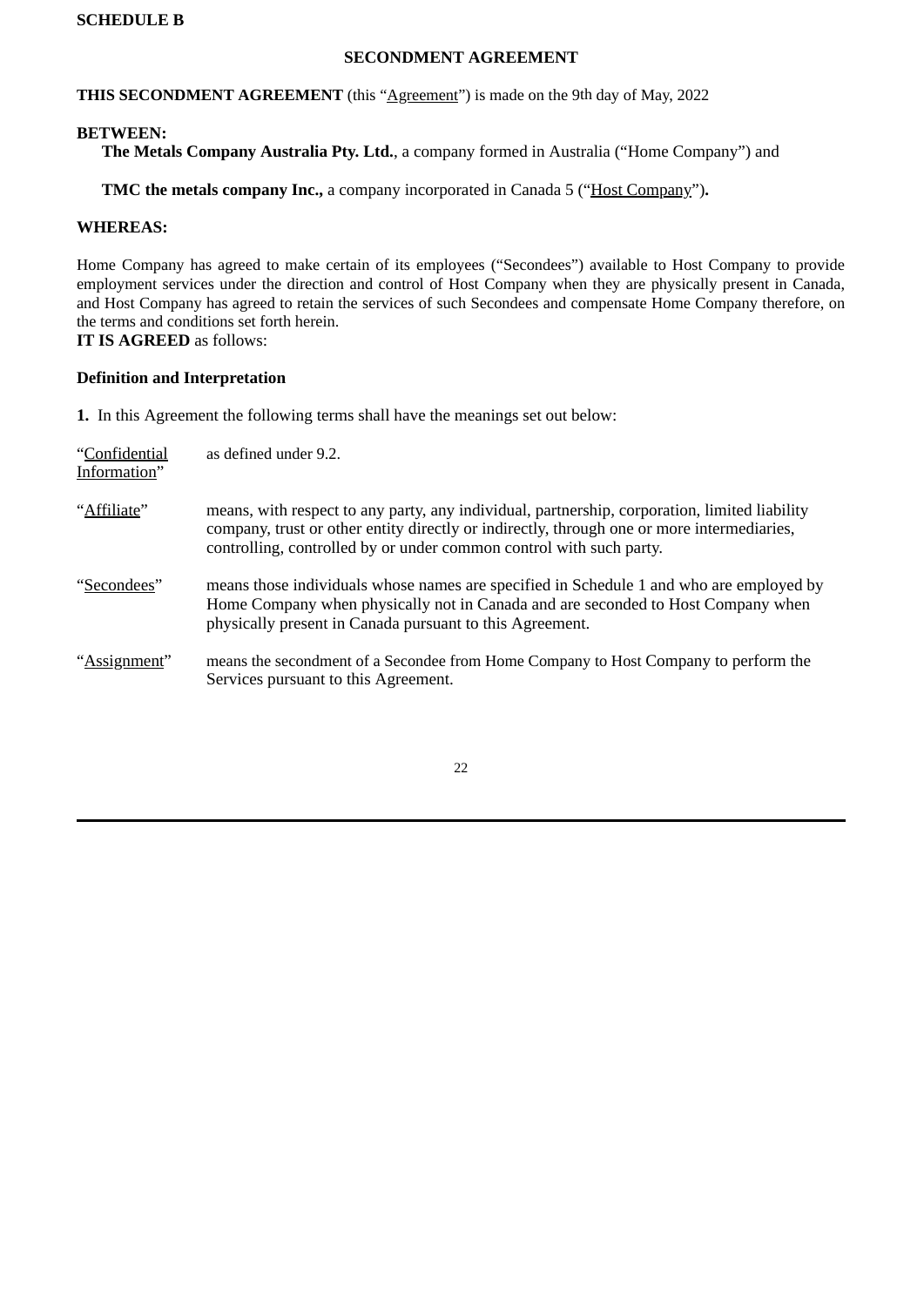**SCHEDULE B**

**SECONDMENT AGREEMENT**

**THIS SECONDMENT AGREEMENT** (this "Agreement") is made on the 9th day of May, 2022

**BETWEEN:**

**The Metals Company Australia Pty. Ltd.**, a company formed in Australia ("Home Company") and

**TMC the metals company Inc.,** a company incorporated in Canada 5 ("Host Company")**.**

**WHEREAS:**

Home Company has agreed to make certain of its employees ("Secondees") available to Host Company to provide employment services under the direction and control of Host Company when they are physically present in Canada, and Host Company has agreed to retain the services of such Secondees and compensate Home Company therefore, on the terms and conditions set forth herein.

**IT IS AGREED** as follows:

**Definition and Interpretation**

**1.** In this Agreement the following terms shall have the meanings set out below:

| | |
|---|---|
| "Confidential Information" | as defined under 9.2. |
| "Affiliate" | means, with respect to any party, any individual, partnership, corporation, limited liability company, trust or other entity directly or indirectly, through one or more intermediaries, controlling, controlled by or under common control with such party. |
| "Secondees" | means those individuals whose names are specified in Schedule 1 and who are employed by Home Company when physically not in Canada and are seconded to Host Company when physically present in Canada pursuant to this Agreement. |
| "Assignment" | means the secondment of a Secondee from Home Company to Host Company to perform the Services pursuant to this Agreement. |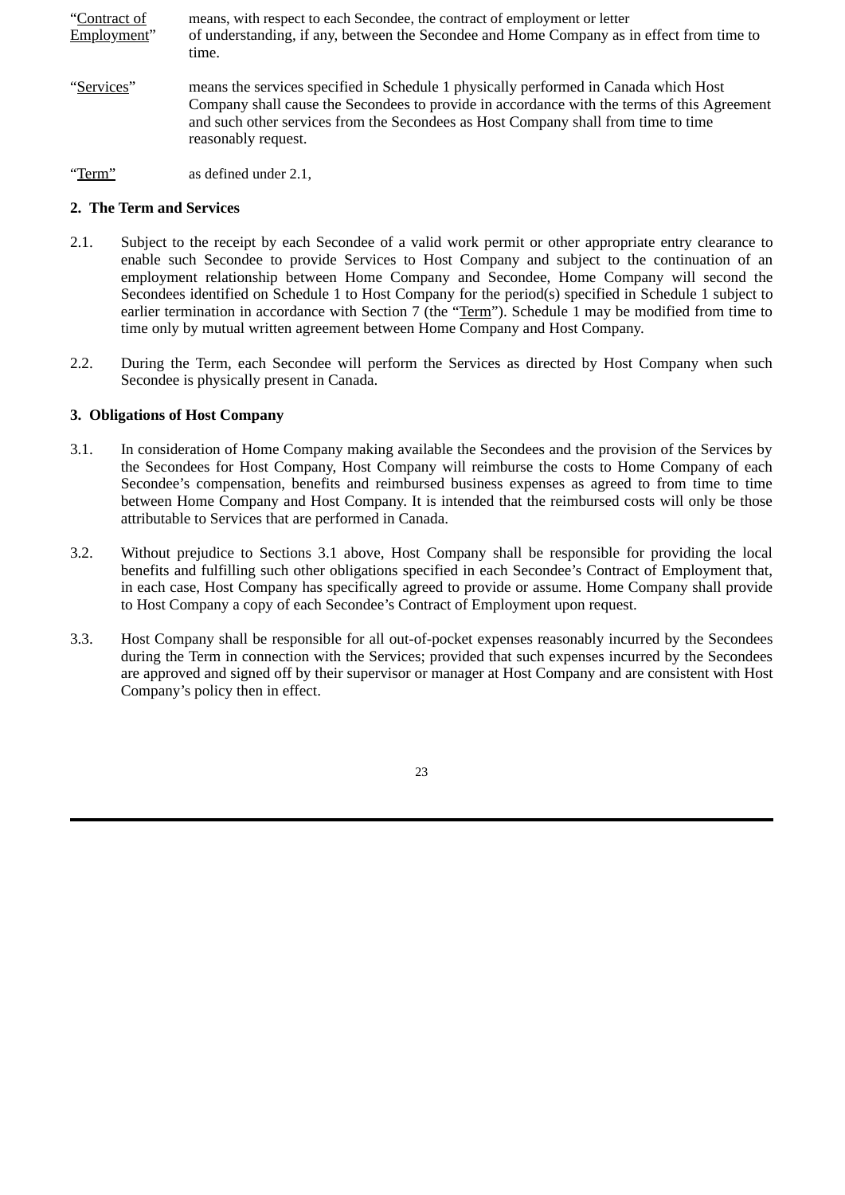"Contract of Employment" means, with respect to each Secondee, the contract of employment or letter of understanding, if any, between the Secondee and Home Company as in effect from time to time.

"Services" means the services specified in Schedule 1 physically performed in Canada which Host Company shall cause the Secondees to provide in accordance with the terms of this Agreement and such other services from the Secondees as Host Company shall from time to time reasonably request.

"Term" as defined under 2.1,

**2. The Term and Services**

2.1. Subject to the receipt by each Secondee of a valid work permit or other appropriate entry clearance to enable such Secondee to provide Services to Host Company and subject to the continuation of an employment relationship between Home Company and Secondee, Home Company will second the Secondees identified on Schedule 1 to Host Company for the period(s) specified in Schedule 1 subject to earlier termination in accordance with Section 7 (the "Term"). Schedule 1 may be modified from time to time only by mutual written agreement between Home Company and Host Company.

2.2. During the Term, each Secondee will perform the Services as directed by Host Company when such Secondee is physically present in Canada.

**3. Obligations of Host Company**

3.1. In consideration of Home Company making available the Secondees and the provision of the Services by the Secondees for Host Company, Host Company will reimburse the costs to Home Company of each Secondee's compensation, benefits and reimbursed business expenses as agreed to from time to time between Home Company and Host Company. It is intended that the reimbursed costs will only be those attributable to Services that are performed in Canada.

3.2. Without prejudice to Sections 3.1 above, Host Company shall be responsible for providing the local benefits and fulfilling such other obligations specified in each Secondee's Contract of Employment that, in each case, Host Company has specifically agreed to provide or assume. Home Company shall provide to Host Company a copy of each Secondee's Contract of Employment upon request.

3.3. Host Company shall be responsible for all out-of-pocket expenses reasonably incurred by the Secondees during the Term in connection with the Services; provided that such expenses incurred by the Secondees are approved and signed off by their supervisor or manager at Host Company and are consistent with Host Company's policy then in effect.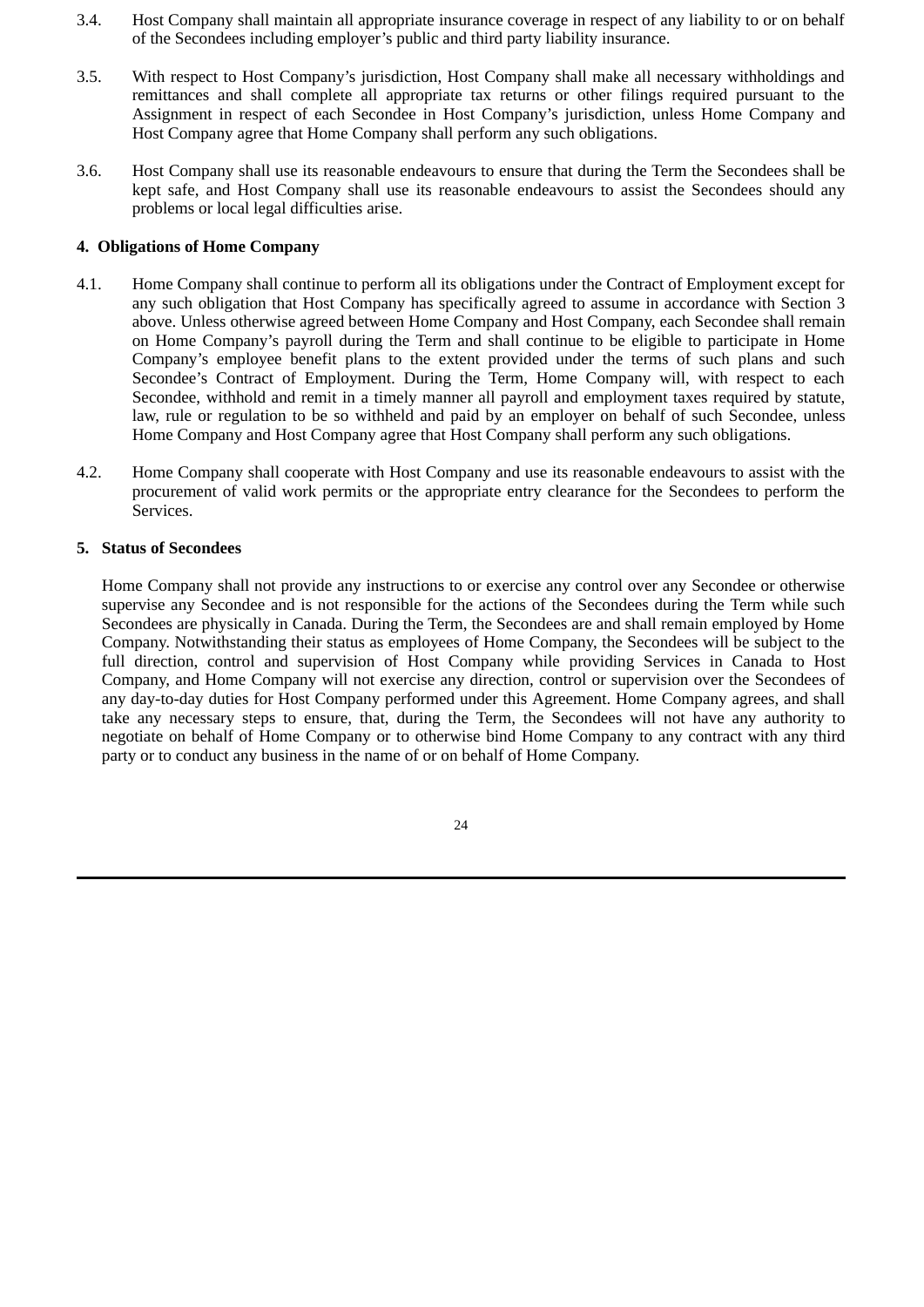3.4. Host Company shall maintain all appropriate insurance coverage in respect of any liability to or on behalf of the Secondees including employer's public and third party liability insurance.

3.5. With respect to Host Company's jurisdiction, Host Company shall make all necessary withholdings and remittances and shall complete all appropriate tax returns or other filings required pursuant to the Assignment in respect of each Secondee in Host Company's jurisdiction, unless Home Company and Host Company agree that Home Company shall perform any such obligations.

3.6. Host Company shall use its reasonable endeavours to ensure that during the Term the Secondees shall be kept safe, and Host Company shall use its reasonable endeavours to assist the Secondees should any problems or local legal difficulties arise.

**4. Obligations of Home Company**

4.1. Home Company shall continue to perform all its obligations under the Contract of Employment except for any such obligation that Host Company has specifically agreed to assume in accordance with Section 3 above. Unless otherwise agreed between Home Company and Host Company, each Secondee shall remain on Home Company's payroll during the Term and shall continue to be eligible to participate in Home Company's employee benefit plans to the extent provided under the terms of such plans and such Secondee's Contract of Employment. During the Term, Home Company will, with respect to each Secondee, withhold and remit in a timely manner all payroll and employment taxes required by statute, law, rule or regulation to be so withheld and paid by an employer on behalf of such Secondee, unless Home Company and Host Company agree that Host Company shall perform any such obligations.

4.2. Home Company shall cooperate with Host Company and use its reasonable endeavours to assist with the procurement of valid work permits or the appropriate entry clearance for the Secondees to perform the Services.

**5. Status of Secondees**

Home Company shall not provide any instructions to or exercise any control over any Secondee or otherwise supervise any Secondee and is not responsible for the actions of the Secondees during the Term while such Secondees are physically in Canada. During the Term, the Secondees are and shall remain employed by Home Company. Notwithstanding their status as employees of Home Company, the Secondees will be subject to the full direction, control and supervision of Host Company while providing Services in Canada to Host Company, and Home Company will not exercise any direction, control or supervision over the Secondees of any day-to-day duties for Host Company performed under this Agreement. Home Company agrees, and shall take any necessary steps to ensure, that, during the Term, the Secondees will not have any authority to negotiate on behalf of Home Company or to otherwise bind Home Company to any contract with any third party or to conduct any business in the name of or on behalf of Home Company.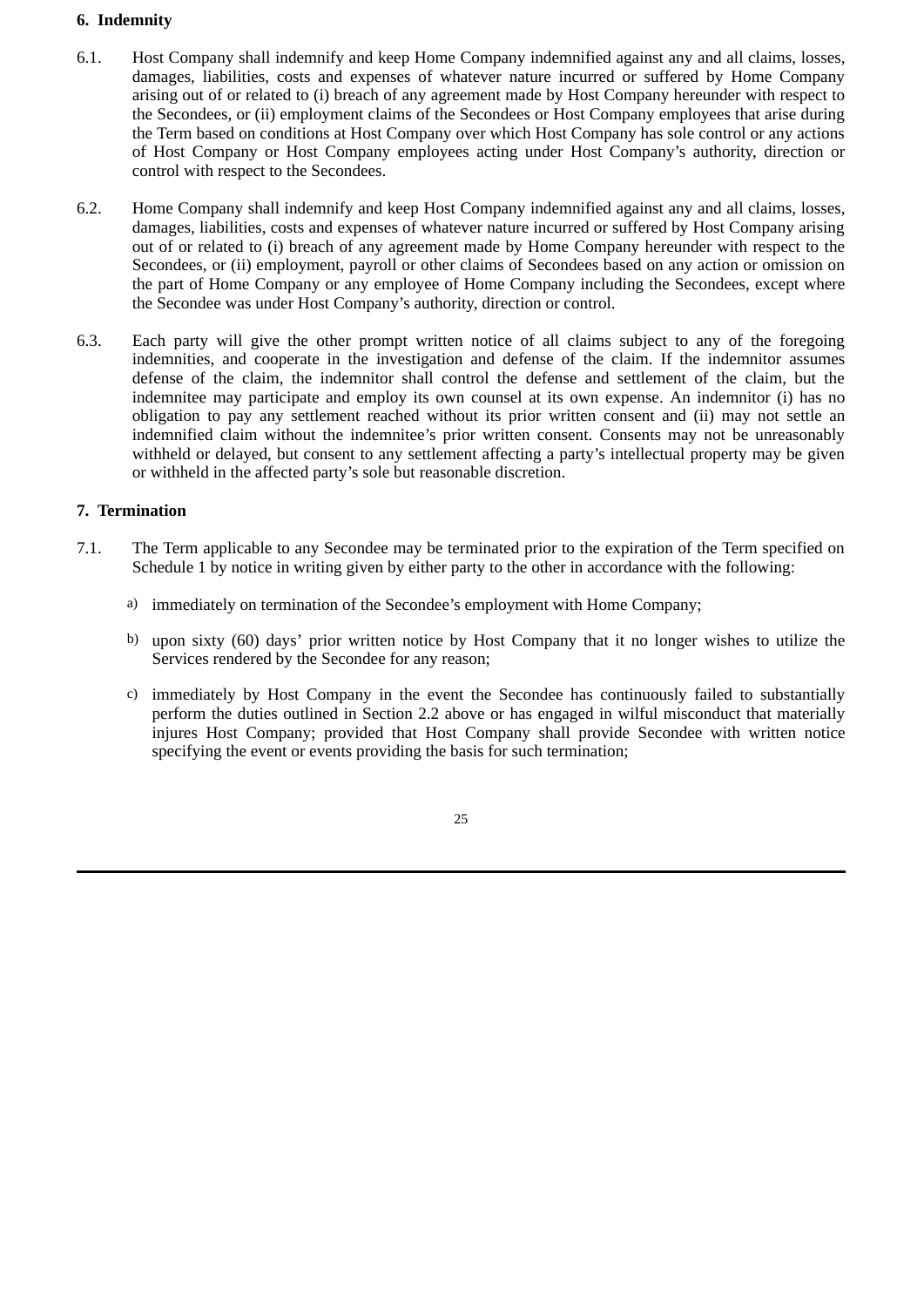## 6. Indemnity

6.1. Host Company shall indemnify and keep Home Company indemnified against any and all claims, losses, damages, liabilities, costs and expenses of whatever nature incurred or suffered by Home Company arising out of or related to (i) breach of any agreement made by Host Company hereunder with respect to the Secondees, or (ii) employment claims of the Secondees or Host Company employees that arise during the Term based on conditions at Host Company over which Host Company has sole control or any actions of Host Company or Host Company employees acting under Host Company's authority, direction or control with respect to the Secondees.

6.2. Home Company shall indemnify and keep Host Company indemnified against any and all claims, losses, damages, liabilities, costs and expenses of whatever nature incurred or suffered by Host Company arising out of or related to (i) breach of any agreement made by Home Company hereunder with respect to the Secondees, or (ii) employment, payroll or other claims of Secondees based on any action or omission on the part of Home Company or any employee of Home Company including the Secondees, except where the Secondee was under Host Company's authority, direction or control.

6.3. Each party will give the other prompt written notice of all claims subject to any of the foregoing indemnities, and cooperate in the investigation and defense of the claim. If the indemnitor assumes defense of the claim, the indemnitor shall control the defense and settlement of the claim, but the indemnitee may participate and employ its own counsel at its own expense. An indemnitor (i) has no obligation to pay any settlement reached without its prior written consent and (ii) may not settle an indemnified claim without the indemnitee's prior written consent. Consents may not be unreasonably withheld or delayed, but consent to any settlement affecting a party's intellectual property may be given or withheld in the affected party's sole but reasonable discretion.

## 7. Termination

7.1. The Term applicable to any Secondee may be terminated prior to the expiration of the Term specified on Schedule 1 by notice in writing given by either party to the other in accordance with the following:

a) immediately on termination of the Secondee's employment with Home Company;

b) upon sixty (60) days' prior written notice by Host Company that it no longer wishes to utilize the Services rendered by the Secondee for any reason;

c) immediately by Host Company in the event the Secondee has continuously failed to substantially perform the duties outlined in Section 2.2 above or has engaged in wilful misconduct that materially injures Host Company; provided that Host Company shall provide Secondee with written notice specifying the event or events providing the basis for such termination;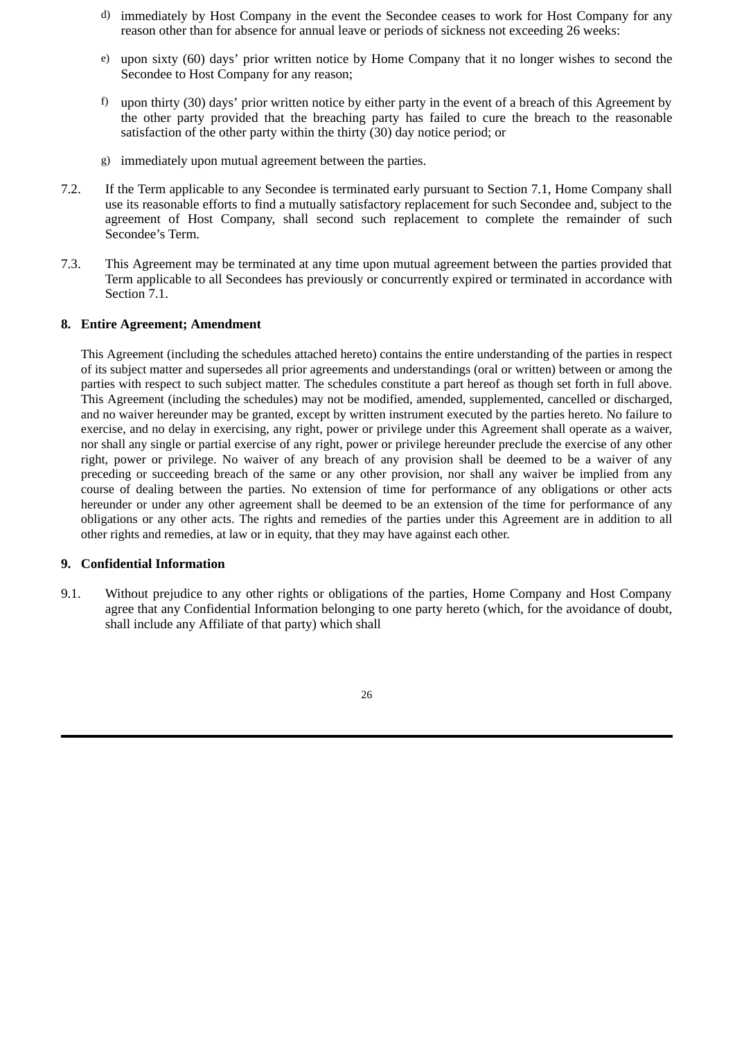d) immediately by Host Company in the event the Secondee ceases to work for Host Company for any reason other than for absence for annual leave or periods of sickness not exceeding 26 weeks:

e) upon sixty (60) days' prior written notice by Home Company that it no longer wishes to second the Secondee to Host Company for any reason;

f) upon thirty (30) days' prior written notice by either party in the event of a breach of this Agreement by the other party provided that the breaching party has failed to cure the breach to the reasonable satisfaction of the other party within the thirty (30) day notice period; or

g) immediately upon mutual agreement between the parties.

7.2. If the Term applicable to any Secondee is terminated early pursuant to Section 7.1, Home Company shall use its reasonable efforts to find a mutually satisfactory replacement for such Secondee and, subject to the agreement of Host Company, shall second such replacement to complete the remainder of such Secondee's Term.

7.3. This Agreement may be terminated at any time upon mutual agreement between the parties provided that Term applicable to all Secondees has previously or concurrently expired or terminated in accordance with Section 7.1.

**8. Entire Agreement; Amendment**

This Agreement (including the schedules attached hereto) contains the entire understanding of the parties in respect of its subject matter and supersedes all prior agreements and understandings (oral or written) between or among the parties with respect to such subject matter. The schedules constitute a part hereof as though set forth in full above. This Agreement (including the schedules) may not be modified, amended, supplemented, cancelled or discharged, and no waiver hereunder may be granted, except by written instrument executed by the parties hereto. No failure to exercise, and no delay in exercising, any right, power or privilege under this Agreement shall operate as a waiver, nor shall any single or partial exercise of any right, power or privilege hereunder preclude the exercise of any other right, power or privilege. No waiver of any breach of any provision shall be deemed to be a waiver of any preceding or succeeding breach of the same or any other provision, nor shall any waiver be implied from any course of dealing between the parties. No extension of time for performance of any obligations or other acts hereunder or under any other agreement shall be deemed to be an extension of the time for performance of any obligations or any other acts. The rights and remedies of the parties under this Agreement are in addition to all other rights and remedies, at law or in equity, that they may have against each other.

**9. Confidential Information**

9.1. Without prejudice to any other rights or obligations of the parties, Home Company and Host Company agree that any Confidential Information belonging to one party hereto (which, for the avoidance of doubt, shall include any Affiliate of that party) which shall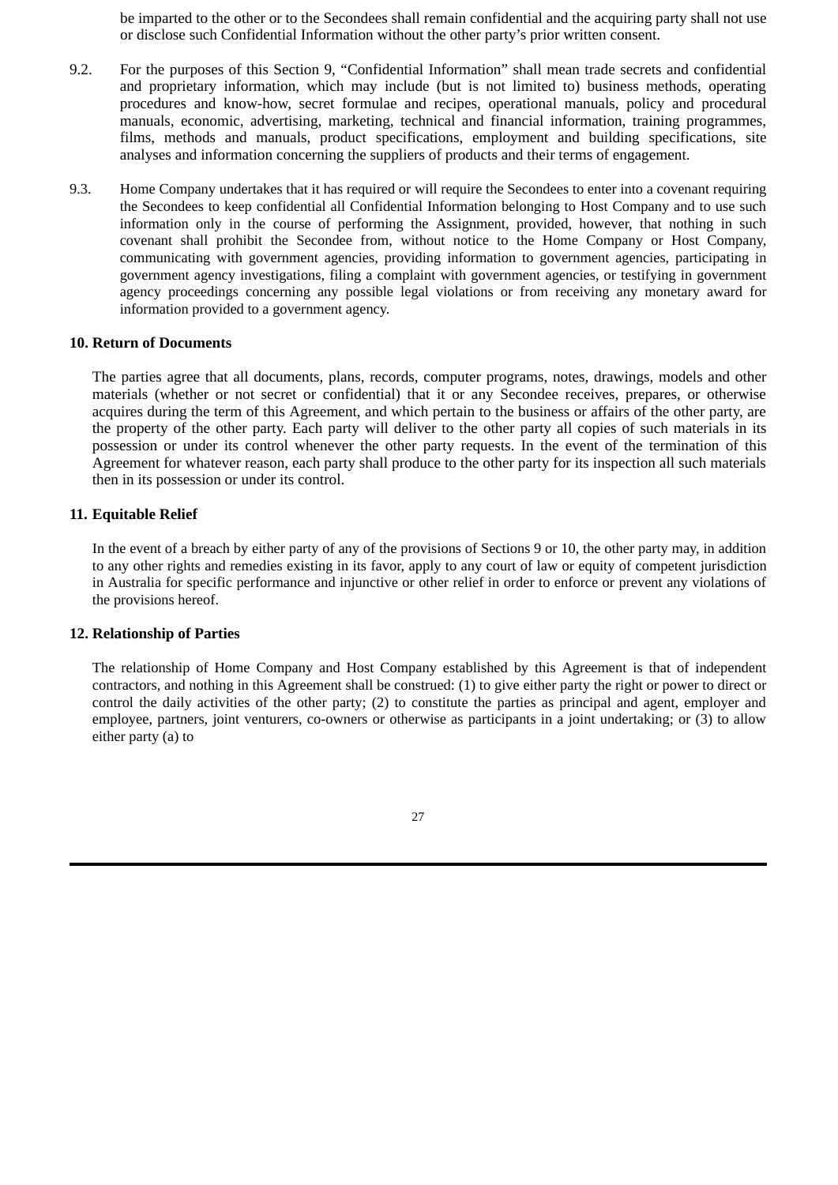be imparted to the other or to the Secondees shall remain confidential and the acquiring party shall not use or disclose such Confidential Information without the other party's prior written consent.

9.2. For the purposes of this Section 9, "Confidential Information" shall mean trade secrets and confidential and proprietary information, which may include (but is not limited to) business methods, operating procedures and know-how, secret formulae and recipes, operational manuals, policy and procedural manuals, economic, advertising, marketing, technical and financial information, training programmes, films, methods and manuals, product specifications, employment and building specifications, site analyses and information concerning the suppliers of products and their terms of engagement.

9.3. Home Company undertakes that it has required or will require the Secondees to enter into a covenant requiring the Secondees to keep confidential all Confidential Information belonging to Host Company and to use such information only in the course of performing the Assignment, provided, however, that nothing in such covenant shall prohibit the Secondee from, without notice to the Home Company or Host Company, communicating with government agencies, providing information to government agencies, participating in government agency investigations, filing a complaint with government agencies, or testifying in government agency proceedings concerning any possible legal violations or from receiving any monetary award for information provided to a government agency.

**10. Return of Documents**

The parties agree that all documents, plans, records, computer programs, notes, drawings, models and other materials (whether or not secret or confidential) that it or any Secondee receives, prepares, or otherwise acquires during the term of this Agreement, and which pertain to the business or affairs of the other party, are the property of the other party. Each party will deliver to the other party all copies of such materials in its possession or under its control whenever the other party requests. In the event of the termination of this Agreement for whatever reason, each party shall produce to the other party for its inspection all such materials then in its possession or under its control.

**11. Equitable Relief**

In the event of a breach by either party of any of the provisions of Sections 9 or 10, the other party may, in addition to any other rights and remedies existing in its favor, apply to any court of law or equity of competent jurisdiction in Australia for specific performance and injunctive or other relief in order to enforce or prevent any violations of the provisions hereof.

**12. Relationship of Parties**

The relationship of Home Company and Host Company established by this Agreement is that of independent contractors, and nothing in this Agreement shall be construed: (1) to give either party the right or power to direct or control the daily activities of the other party; (2) to constitute the parties as principal and agent, employer and employee, partners, joint venturers, co-owners or otherwise as participants in a joint undertaking; or (3) to allow either party (a) to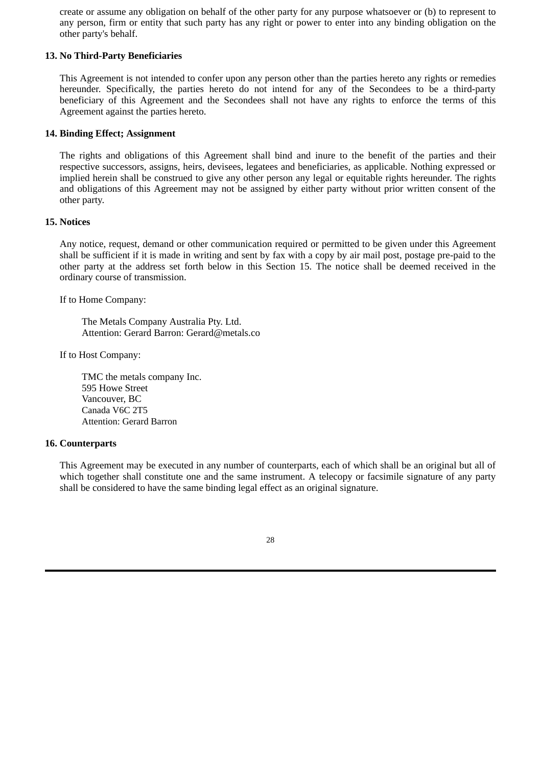create or assume any obligation on behalf of the other party for any purpose whatsoever or (b) to represent to any person, firm or entity that such party has any right or power to enter into any binding obligation on the other party's behalf.

**13. No Third-Party Beneficiaries**

This Agreement is not intended to confer upon any person other than the parties hereto any rights or remedies hereunder. Specifically, the parties hereto do not intend for any of the Secondees to be a third-party beneficiary of this Agreement and the Secondees shall not have any rights to enforce the terms of this Agreement against the parties hereto.

**14. Binding Effect; Assignment**

The rights and obligations of this Agreement shall bind and inure to the benefit of the parties and their respective successors, assigns, heirs, devisees, legatees and beneficiaries, as applicable. Nothing expressed or implied herein shall be construed to give any other person any legal or equitable rights hereunder. The rights and obligations of this Agreement may not be assigned by either party without prior written consent of the other party.

**15. Notices**

Any notice, request, demand or other communication required or permitted to be given under this Agreement shall be sufficient if it is made in writing and sent by fax with a copy by air mail post, postage pre-paid to the other party at the address set forth below in this Section 15. The notice shall be deemed received in the ordinary course of transmission.

If to Home Company:

The Metals Company Australia Pty. Ltd.
Attention: Gerard Barron: Gerard@metals.co

If to Host Company:

TMC the metals company Inc.
595 Howe Street
Vancouver, BC
Canada V6C 2T5
Attention: Gerard Barron

**16. Counterparts**

This Agreement may be executed in any number of counterparts, each of which shall be an original but all of which together shall constitute one and the same instrument. A telecopy or facsimile signature of any party shall be considered to have the same binding legal effect as an original signature.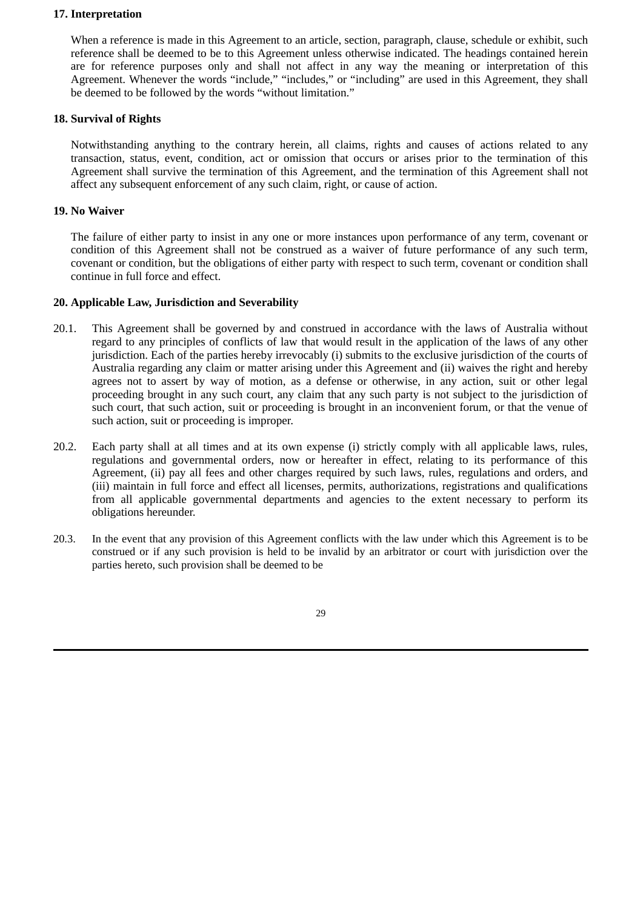**17. Interpretation**

When a reference is made in this Agreement to an article, section, paragraph, clause, schedule or exhibit, such reference shall be deemed to be to this Agreement unless otherwise indicated. The headings contained herein are for reference purposes only and shall not affect in any way the meaning or interpretation of this Agreement. Whenever the words “include,” “includes,” or “including” are used in this Agreement, they shall be deemed to be followed by the words “without limitation.”

**18. Survival of Rights**

Notwithstanding anything to the contrary herein, all claims, rights and causes of actions related to any transaction, status, event, condition, act or omission that occurs or arises prior to the termination of this Agreement shall survive the termination of this Agreement, and the termination of this Agreement shall not affect any subsequent enforcement of any such claim, right, or cause of action.

**19. No Waiver**

The failure of either party to insist in any one or more instances upon performance of any term, covenant or condition of this Agreement shall not be construed as a waiver of future performance of any such term, covenant or condition, but the obligations of either party with respect to such term, covenant or condition shall continue in full force and effect.

**20. Applicable Law, Jurisdiction and Severability**

20.1. This Agreement shall be governed by and construed in accordance with the laws of Australia without regard to any principles of conflicts of law that would result in the application of the laws of any other jurisdiction. Each of the parties hereby irrevocably (i) submits to the exclusive jurisdiction of the courts of Australia regarding any claim or matter arising under this Agreement and (ii) waives the right and hereby agrees not to assert by way of motion, as a defense or otherwise, in any action, suit or other legal proceeding brought in any such court, any claim that any such party is not subject to the jurisdiction of such court, that such action, suit or proceeding is brought in an inconvenient forum, or that the venue of such action, suit or proceeding is improper.

20.2. Each party shall at all times and at its own expense (i) strictly comply with all applicable laws, rules, regulations and governmental orders, now or hereafter in effect, relating to its performance of this Agreement, (ii) pay all fees and other charges required by such laws, rules, regulations and orders, and (iii) maintain in full force and effect all licenses, permits, authorizations, registrations and qualifications from all applicable governmental departments and agencies to the extent necessary to perform its obligations hereunder.

20.3. In the event that any provision of this Agreement conflicts with the law under which this Agreement is to be construed or if any such provision is held to be invalid by an arbitrator or court with jurisdiction over the parties hereto, such provision shall be deemed to be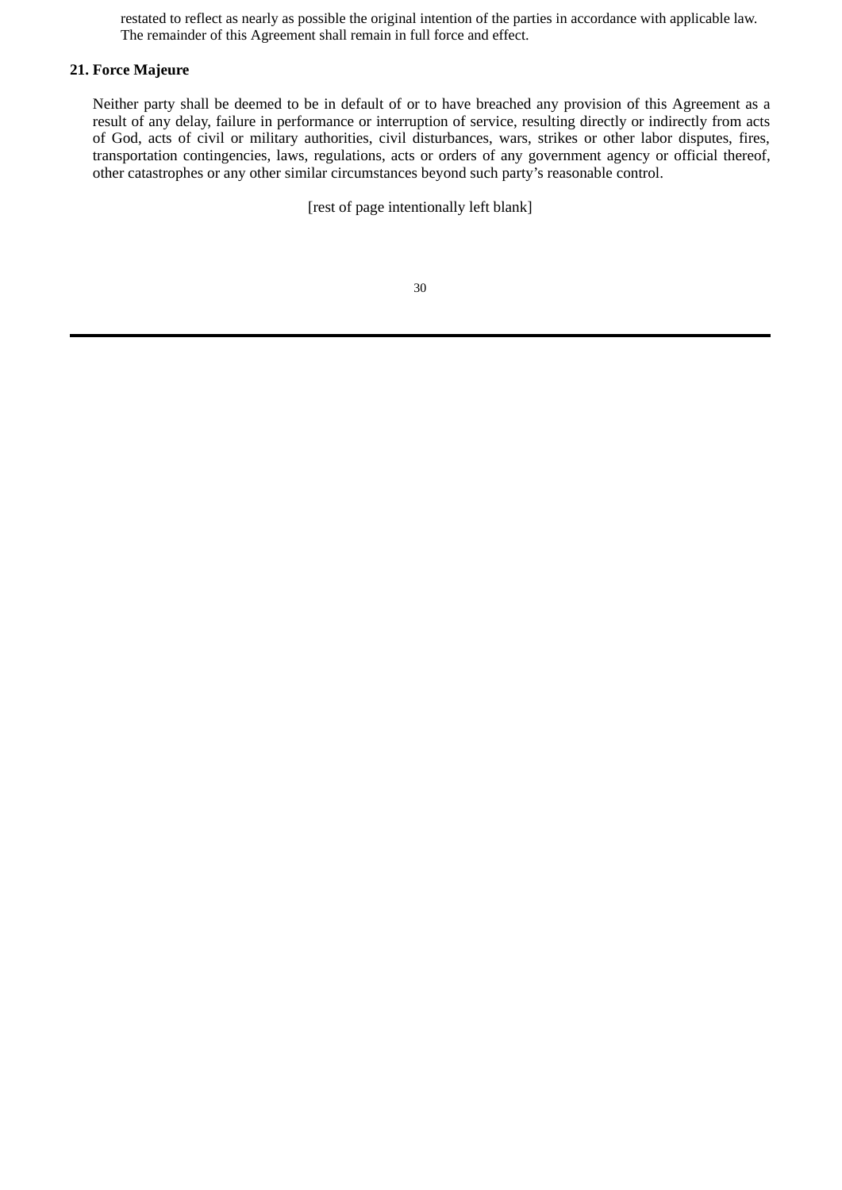restated to reflect as nearly as possible the original intention of the parties in accordance with applicable law. The remainder of this Agreement shall remain in full force and effect.

**21. Force Majeure**

Neither party shall be deemed to be in default of or to have breached any provision of this Agreement as a result of any delay, failure in performance or interruption of service, resulting directly or indirectly from acts of God, acts of civil or military authorities, civil disturbances, wars, strikes or other labor disputes, fires, transportation contingencies, laws, regulations, acts or orders of any government agency or official thereof, other catastrophes or any other similar circumstances beyond such party's reasonable control.

[rest of page intentionally left blank]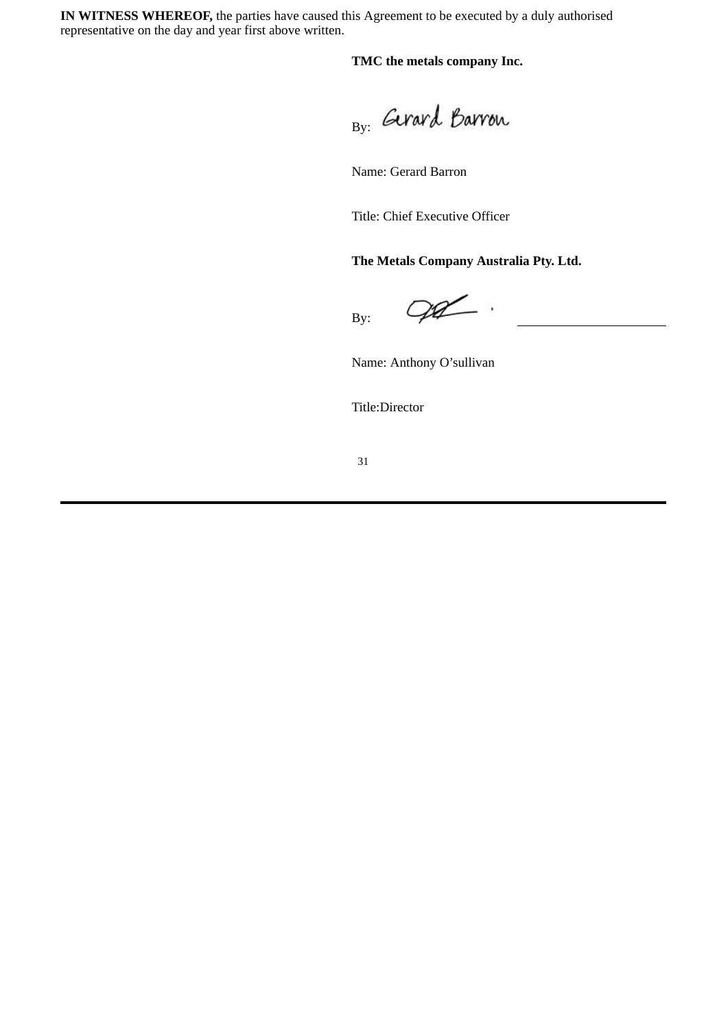**IN WITNESS WHEREOF,** the parties have caused this Agreement to be executed by a duly authorised representative on the day and year first above written.

**TMC the metals company Inc.**

By: Gerard Barron

Name: Gerard Barron

Title: Chief Executive Officer

**The Metals Company Australia Pty. Ltd.**

By: \_\_\_\_\_\_\_\_\_\_\_\_\_\_\_\_\_\_\_\_

Name: Anthony O'sullivan

Title:Director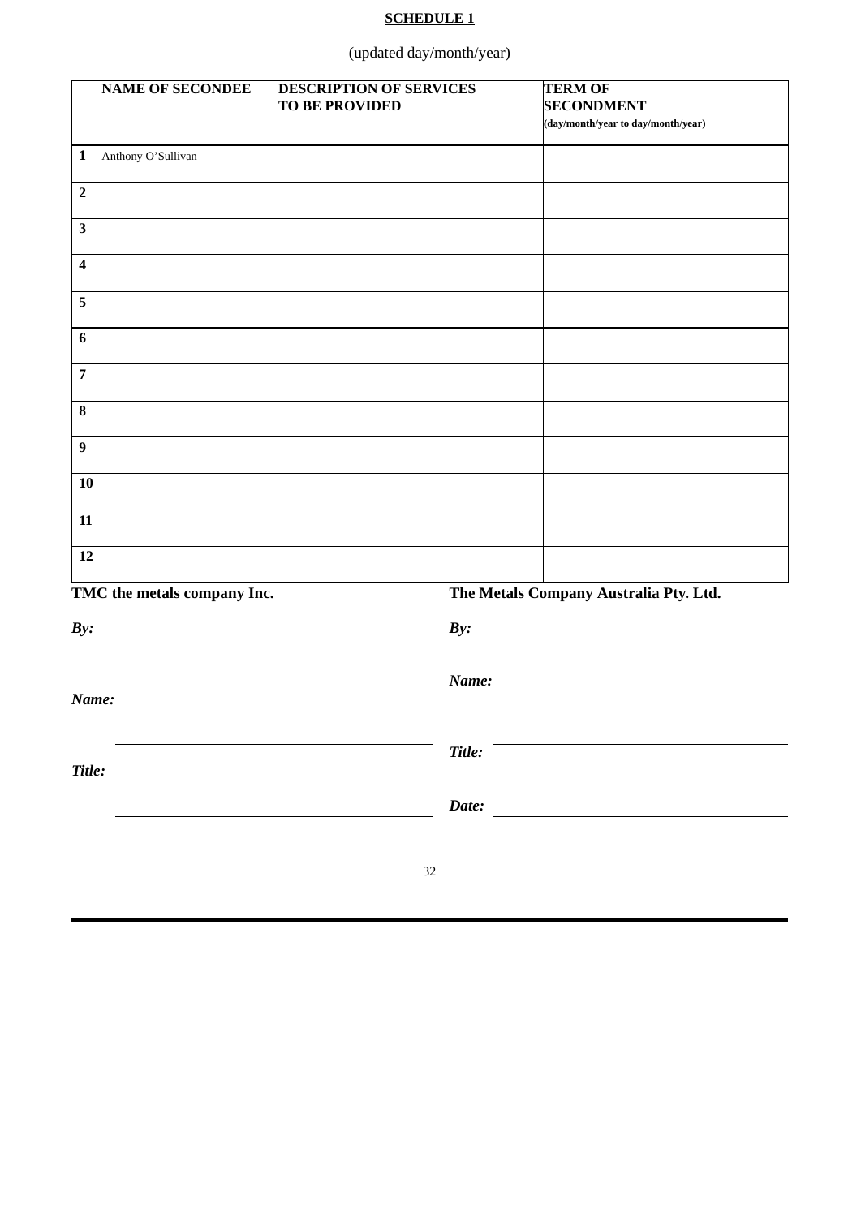**SCHEDULE 1**

(updated day/month/year)

| | NAME OF SECONDEE | DESCRIPTION OF SERVICES TO BE PROVIDED | TERM OF SECONDMENT (day/month/year to day/month/year) |
|---|---|---|---|
| 1 | Anthony O'Sullivan | | |
| 2 | | | |
| 3 | | | |
| 4 | | | |
| 5 | | | |
| 6 | | | |
| 7 | | | |
| 8 | | | |
| 9 | | | |
| 10 | | | |
| 11 | | | |
| 12 | | | |

**TMC the metals company Inc.**

***By:*** \_\_\_\_\_\_\_\_\_\_\_\_\_\_\_\_\_\_\_\_\_\_\_\_\_\_\_\_\_\_

***Name:*** \_\_\_\_\_\_\_\_\_\_\_\_\_\_\_\_\_\_\_\_\_\_\_\_\_\_\_\_\_\_

***Title:*** \_\_\_\_\_\_\_\_\_\_\_\_\_\_\_\_\_\_\_\_\_\_\_\_\_\_\_\_\_\_

**The Metals Company Australia Pty. Ltd.**

***By:***

***Name:*** \_\_\_\_\_\_\_\_\_\_\_\_\_\_\_\_\_\_\_\_\_\_\_\_\_\_\_\_\_\_

***Title:*** \_\_\_\_\_\_\_\_\_\_\_\_\_\_\_\_\_\_\_\_\_\_\_\_\_\_\_\_\_\_

***Date:*** \_\_\_\_\_\_\_\_\_\_\_\_\_\_\_\_\_\_\_\_\_\_\_\_\_\_\_\_\_\_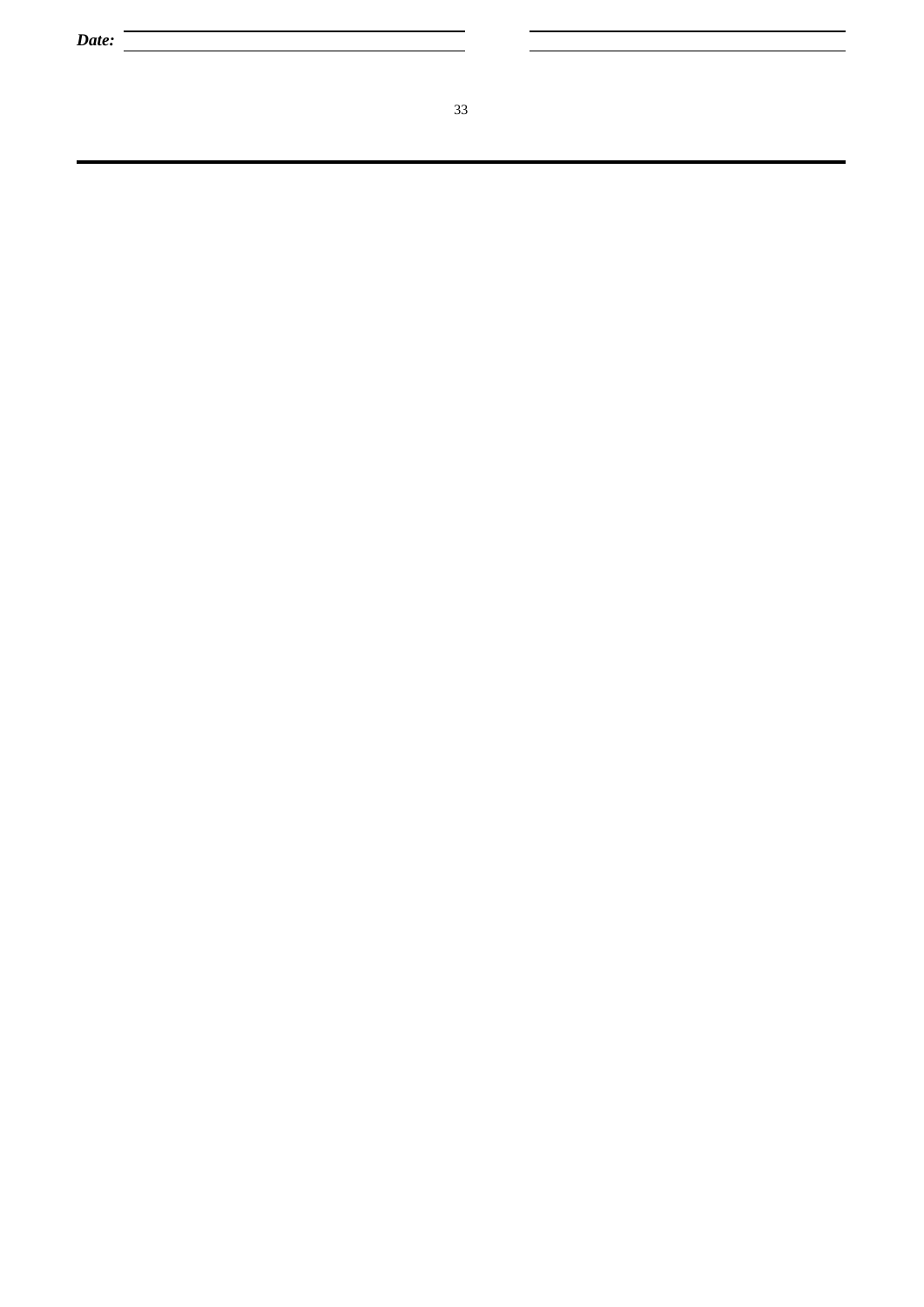*Date:*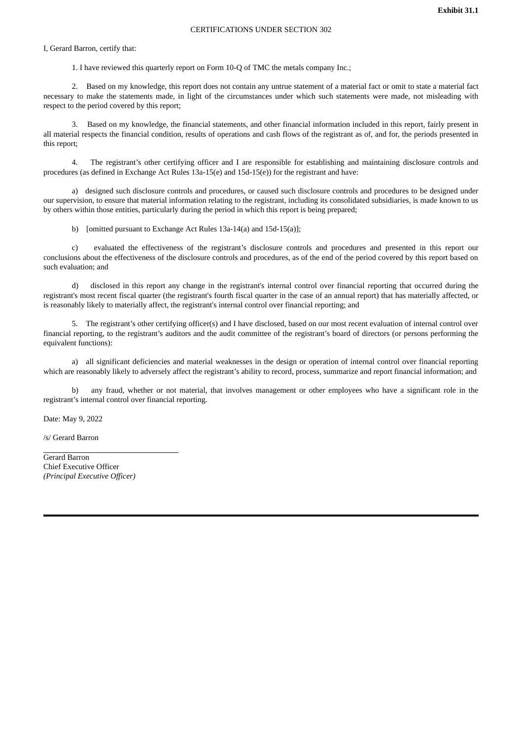**Exhibit 31.1**

CERTIFICATIONS UNDER SECTION 302

I, Gerard Barron, certify that:

1. I have reviewed this quarterly report on Form 10-Q of TMC the metals company Inc.;

2. Based on my knowledge, this report does not contain any untrue statement of a material fact or omit to state a material fact necessary to make the statements made, in light of the circumstances under which such statements were made, not misleading with respect to the period covered by this report;

3. Based on my knowledge, the financial statements, and other financial information included in this report, fairly present in all material respects the financial condition, results of operations and cash flows of the registrant as of, and for, the periods presented in this report;

4. The registrant's other certifying officer and I are responsible for establishing and maintaining disclosure controls and procedures (as defined in Exchange Act Rules 13a-15(e) and 15d-15(e)) for the registrant and have:

a) designed such disclosure controls and procedures, or caused such disclosure controls and procedures to be designed under our supervision, to ensure that material information relating to the registrant, including its consolidated subsidiaries, is made known to us by others within those entities, particularly during the period in which this report is being prepared;

b) [omitted pursuant to Exchange Act Rules 13a-14(a) and 15d-15(a)];

c) evaluated the effectiveness of the registrant's disclosure controls and procedures and presented in this report our conclusions about the effectiveness of the disclosure controls and procedures, as of the end of the period covered by this report based on such evaluation; and

d) disclosed in this report any change in the registrant's internal control over financial reporting that occurred during the registrant's most recent fiscal quarter (the registrant's fourth fiscal quarter in the case of an annual report) that has materially affected, or is reasonably likely to materially affect, the registrant's internal control over financial reporting; and

5. The registrant's other certifying officer(s) and I have disclosed, based on our most recent evaluation of internal control over financial reporting, to the registrant's auditors and the audit committee of the registrant's board of directors (or persons performing the equivalent functions):

a) all significant deficiencies and material weaknesses in the design or operation of internal control over financial reporting which are reasonably likely to adversely affect the registrant's ability to record, process, summarize and report financial information; and

b) any fraud, whether or not material, that involves management or other employees who have a significant role in the registrant's internal control over financial reporting.

Date: May 9, 2022

/s/ Gerard Barron

Gerard Barron
Chief Executive Officer
*(Principal Executive Officer)*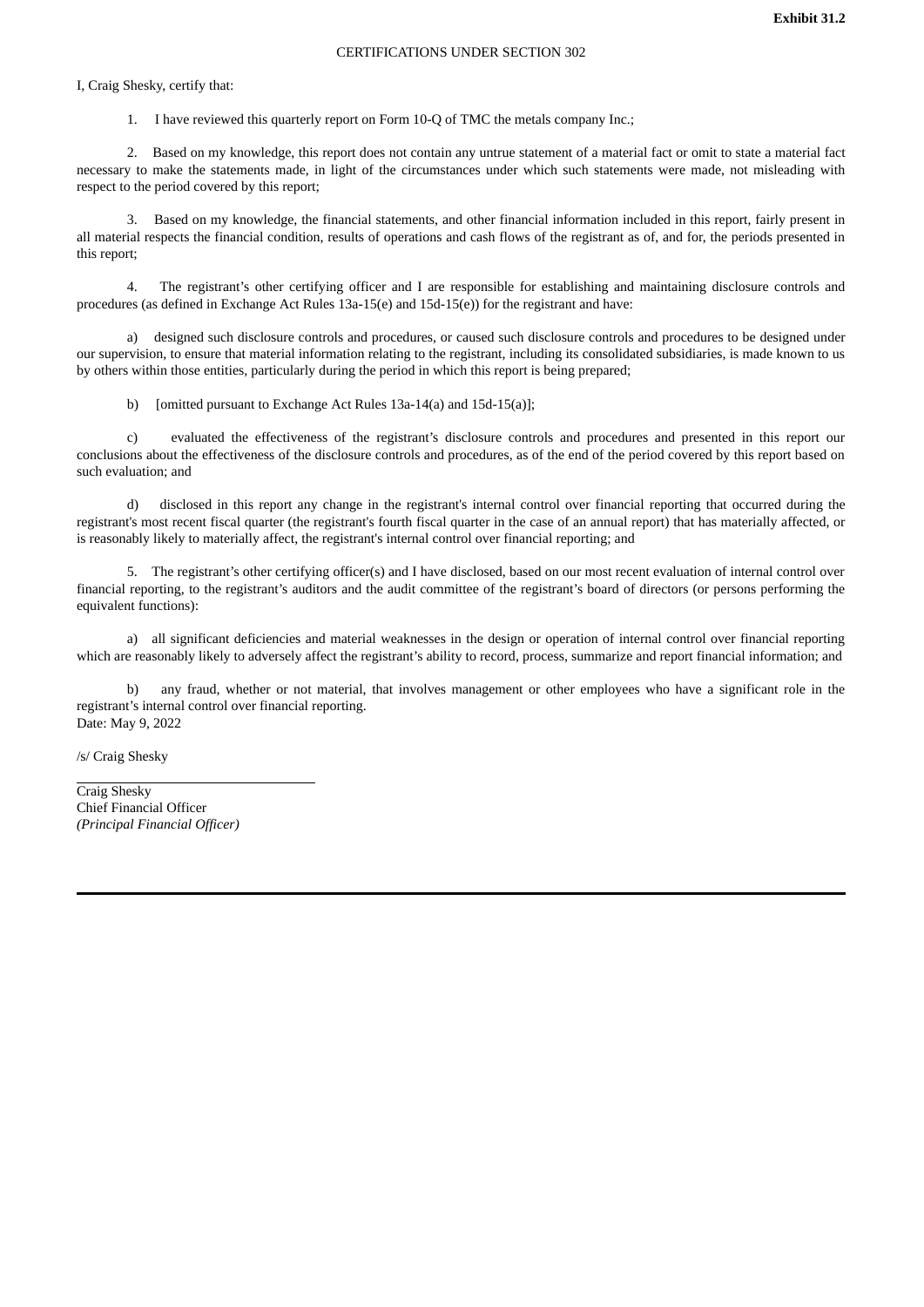**Exhibit 31.2**

CERTIFICATIONS UNDER SECTION 302

I, Craig Shesky, certify that:

1. I have reviewed this quarterly report on Form 10-Q of TMC the metals company Inc.;

2. Based on my knowledge, this report does not contain any untrue statement of a material fact or omit to state a material fact necessary to make the statements made, in light of the circumstances under which such statements were made, not misleading with respect to the period covered by this report;

3. Based on my knowledge, the financial statements, and other financial information included in this report, fairly present in all material respects the financial condition, results of operations and cash flows of the registrant as of, and for, the periods presented in this report;

4. The registrant's other certifying officer and I are responsible for establishing and maintaining disclosure controls and procedures (as defined in Exchange Act Rules 13a-15(e) and 15d-15(e)) for the registrant and have:

a) designed such disclosure controls and procedures, or caused such disclosure controls and procedures to be designed under our supervision, to ensure that material information relating to the registrant, including its consolidated subsidiaries, is made known to us by others within those entities, particularly during the period in which this report is being prepared;

b) [omitted pursuant to Exchange Act Rules 13a-14(a) and 15d-15(a)];

c) evaluated the effectiveness of the registrant's disclosure controls and procedures and presented in this report our conclusions about the effectiveness of the disclosure controls and procedures, as of the end of the period covered by this report based on such evaluation; and

d) disclosed in this report any change in the registrant's internal control over financial reporting that occurred during the registrant's most recent fiscal quarter (the registrant's fourth fiscal quarter in the case of an annual report) that has materially affected, or is reasonably likely to materially affect, the registrant's internal control over financial reporting; and

5. The registrant's other certifying officer(s) and I have disclosed, based on our most recent evaluation of internal control over financial reporting, to the registrant's auditors and the audit committee of the registrant's board of directors (or persons performing the equivalent functions):

a) all significant deficiencies and material weaknesses in the design or operation of internal control over financial reporting which are reasonably likely to adversely affect the registrant's ability to record, process, summarize and report financial information; and

b) any fraud, whether or not material, that involves management or other employees who have a significant role in the registrant's internal control over financial reporting.

Date: May 9, 2022

/s/ Craig Shesky

Craig Shesky
Chief Financial Officer
*(Principal Financial Officer)*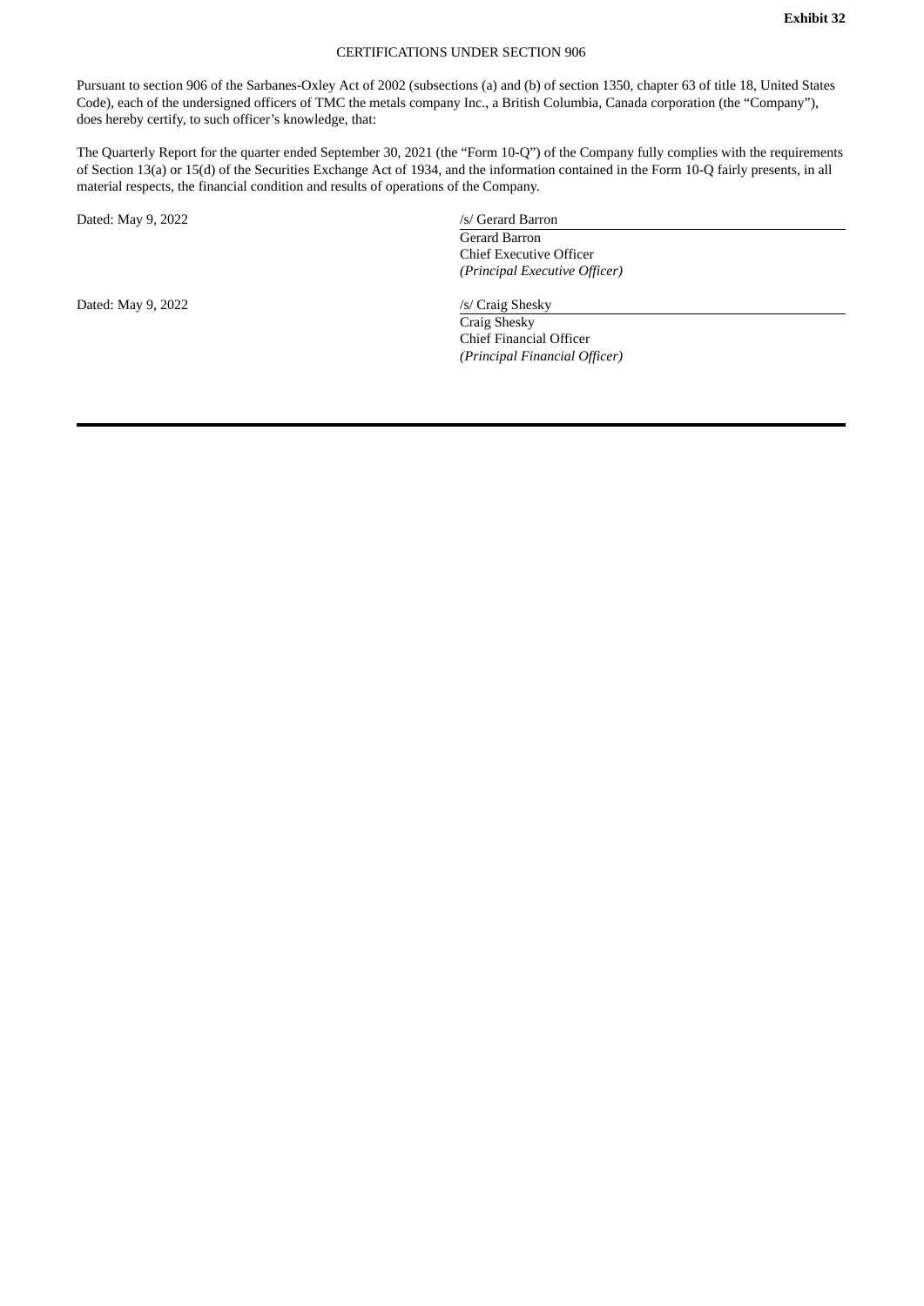**Exhibit 32**

CERTIFICATIONS UNDER SECTION 906

Pursuant to section 906 of the Sarbanes-Oxley Act of 2002 (subsections (a) and (b) of section 1350, chapter 63 of title 18, United States Code), each of the undersigned officers of TMC the metals company Inc., a British Columbia, Canada corporation (the "Company"), does hereby certify, to such officer's knowledge, that:

The Quarterly Report for the quarter ended September 30, 2021 (the "Form 10-Q") of the Company fully complies with the requirements of Section 13(a) or 15(d) of the Securities Exchange Act of 1934, and the information contained in the Form 10-Q fairly presents, in all material respects, the financial condition and results of operations of the Company.

Dated: May 9, 2022

/s/ Gerard Barron
Gerard Barron
Chief Executive Officer
*(Principal Executive Officer)*

Dated: May 9, 2022

/s/ Craig Shesky
Craig Shesky
Chief Financial Officer
*(Principal Financial Officer)*